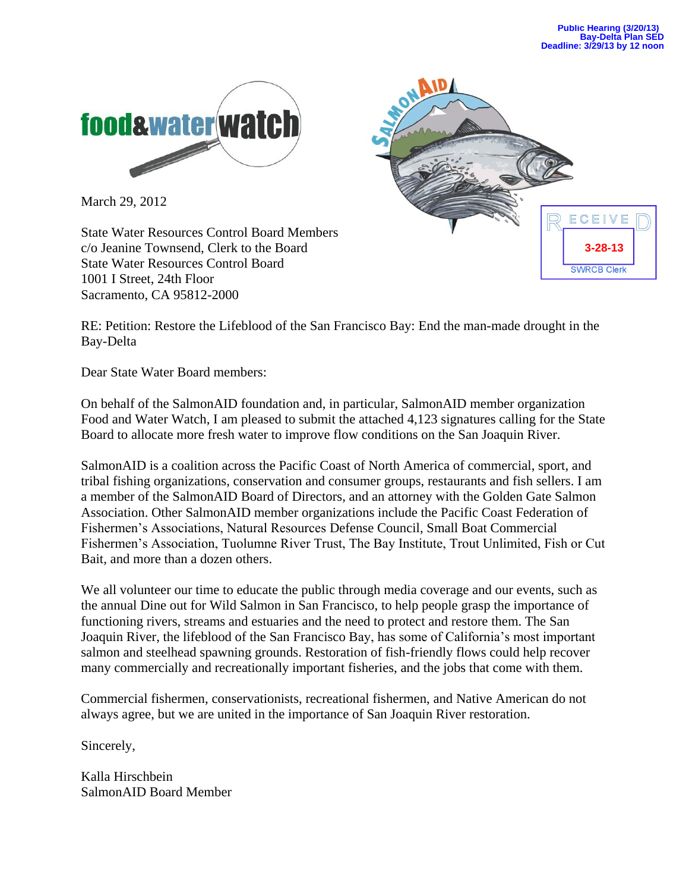Public Hearing (3/20/13)
Bay-Delta Plan SED
Deadline: 3/29/13 by 12 noon

food&waterwatch

SALMON AID

RECEIVED
3-28-13
SWRCB Clerk

March 29, 2012

State Water Resources Control Board Members
c/o Jeanine Townsend, Clerk to the Board
State Water Resources Control Board
1001 I Street, 24th Floor
Sacramento, CA 95812-2000

RE: Petition: Restore the Lifeblood of the San Francisco Bay: End the man-made drought in the Bay-Delta

Dear State Water Board members:

On behalf of the SalmonAID foundation and, in particular, SalmonAID member organization Food and Water Watch, I am pleased to submit the attached 4,123 signatures calling for the State Board to allocate more fresh water to improve flow conditions on the San Joaquin River.

SalmonAID is a coalition across the Pacific Coast of North America of commercial, sport, and tribal fishing organizations, conservation and consumer groups, restaurants and fish sellers. I am a member of the SalmonAID Board of Directors, and an attorney with the Golden Gate Salmon Association. Other SalmonAID member organizations include the Pacific Coast Federation of Fishermen's Associations, Natural Resources Defense Council, Small Boat Commercial Fishermen's Association, Tuolumne River Trust, The Bay Institute, Trout Unlimited, Fish or Cut Bait, and more than a dozen others.

We all volunteer our time to educate the public through media coverage and our events, such as the annual Dine out for Wild Salmon in San Francisco, to help people grasp the importance of functioning rivers, streams and estuaries and the need to protect and restore them. The San Joaquin River, the lifeblood of the San Francisco Bay, has some of California's most important salmon and steelhead spawning grounds. Restoration of fish-friendly flows could help recover many commercially and recreationally important fisheries, and the jobs that come with them.

Commercial fishermen, conservationists, recreational fishermen, and Native American do not always agree, but we are united in the importance of San Joaquin River restoration.

Sincerely,

Kalla Hirschbein
SalmonAID Board Member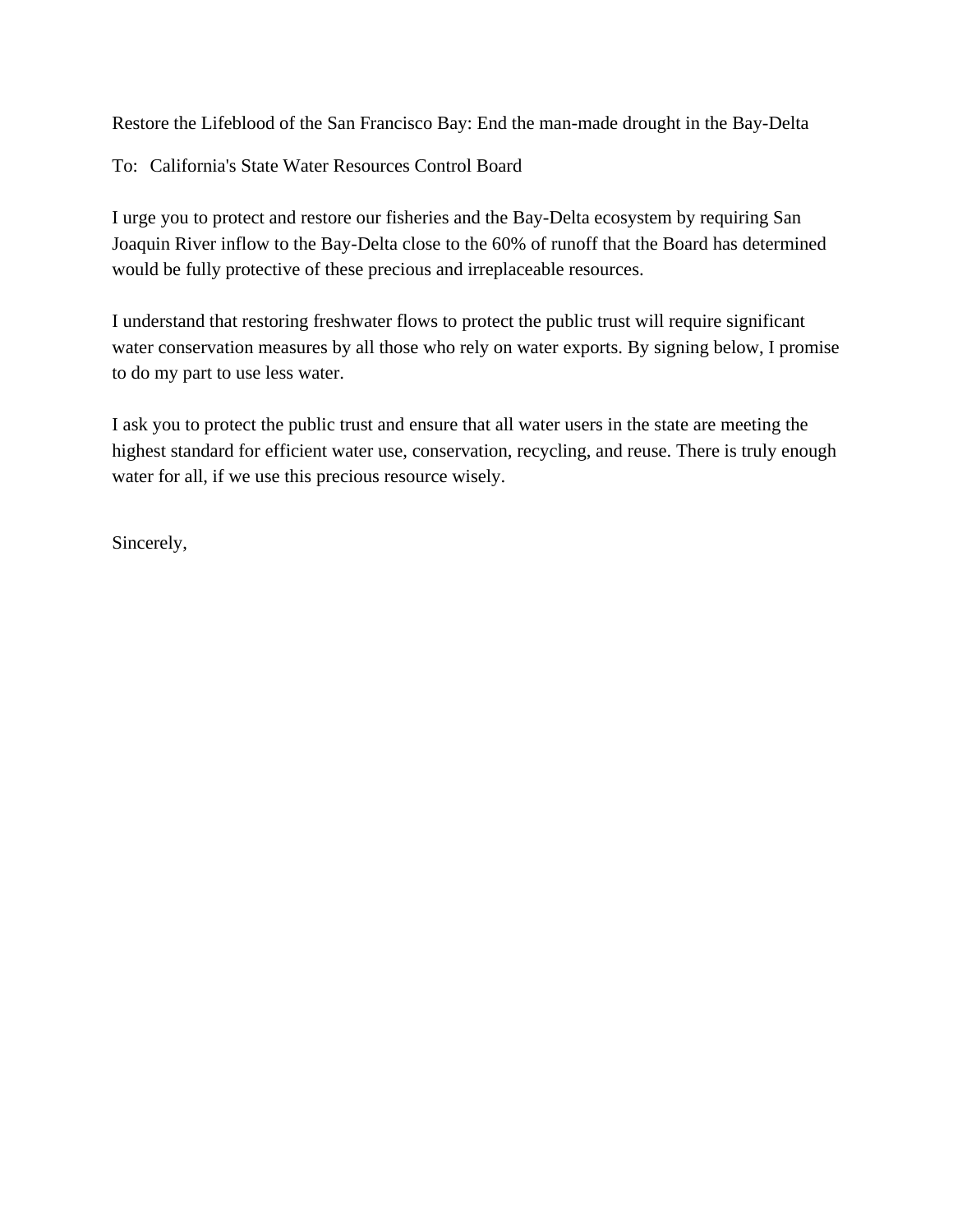Restore the Lifeblood of the San Francisco Bay: End the man-made drought in the Bay-Delta

To: California's State Water Resources Control Board

I urge you to protect and restore our fisheries and the Bay-Delta ecosystem by requiring San Joaquin River inflow to the Bay-Delta close to the 60% of runoff that the Board has determined would be fully protective of these precious and irreplaceable resources.

I understand that restoring freshwater flows to protect the public trust will require significant water conservation measures by all those who rely on water exports. By signing below, I promise to do my part to use less water.

I ask you to protect the public trust and ensure that all water users in the state are meeting the highest standard for efficient water use, conservation, recycling, and reuse. There is truly enough water for all, if we use this precious resource wisely.

Sincerely,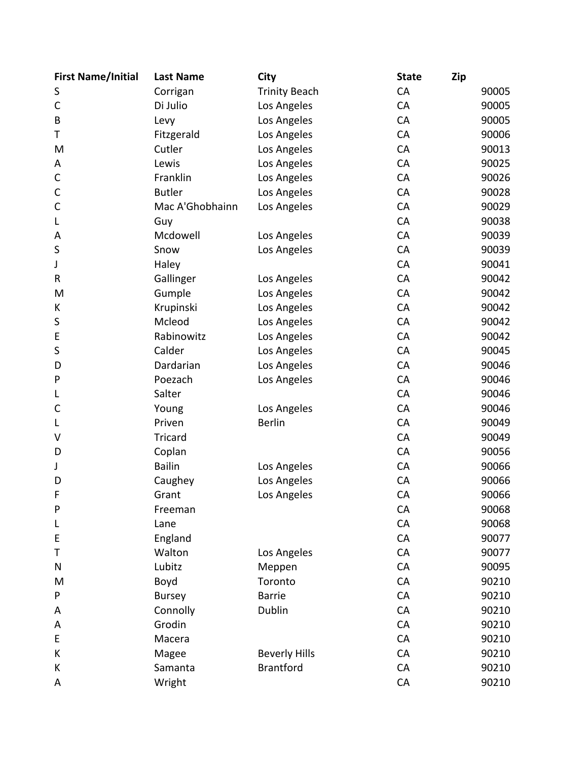| First Name/Initial | Last Name | City | State | Zip |
|---|---|---|---|---|
| S | Corrigan | Trinity Beach | CA | 90005 |
| C | Di Julio | Los Angeles | CA | 90005 |
| B | Levy | Los Angeles | CA | 90005 |
| T | Fitzgerald | Los Angeles | CA | 90006 |
| M | Cutler | Los Angeles | CA | 90013 |
| A | Lewis | Los Angeles | CA | 90025 |
| C | Franklin | Los Angeles | CA | 90026 |
| C | Butler | Los Angeles | CA | 90028 |
| C | Mac A'Ghobhainn | Los Angeles | CA | 90029 |
| L | Guy | | CA | 90038 |
| A | Mcdowell | Los Angeles | CA | 90039 |
| S | Snow | Los Angeles | CA | 90039 |
| J | Haley | | CA | 90041 |
| R | Gallinger | Los Angeles | CA | 90042 |
| M | Gumple | Los Angeles | CA | 90042 |
| K | Krupinski | Los Angeles | CA | 90042 |
| S | Mcleod | Los Angeles | CA | 90042 |
| E | Rabinowitz | Los Angeles | CA | 90042 |
| S | Calder | Los Angeles | CA | 90045 |
| D | Dardarian | Los Angeles | CA | 90046 |
| P | Poezach | Los Angeles | CA | 90046 |
| L | Salter | | CA | 90046 |
| C | Young | Los Angeles | CA | 90046 |
| L | Priven | Berlin | CA | 90049 |
| V | Tricard | | CA | 90049 |
| D | Coplan | | CA | 90056 |
| J | Bailin | Los Angeles | CA | 90066 |
| D | Caughey | Los Angeles | CA | 90066 |
| F | Grant | Los Angeles | CA | 90066 |
| P | Freeman | | CA | 90068 |
| L | Lane | | CA | 90068 |
| E | England | | CA | 90077 |
| T | Walton | Los Angeles | CA | 90077 |
| N | Lubitz | Meppen | CA | 90095 |
| M | Boyd | Toronto | CA | 90210 |
| P | Bursey | Barrie | CA | 90210 |
| A | Connolly | Dublin | CA | 90210 |
| A | Grodin | | CA | 90210 |
| E | Macera | | CA | 90210 |
| K | Magee | Beverly Hills | CA | 90210 |
| K | Samanta | Brantford | CA | 90210 |
| A | Wright | | CA | 90210 |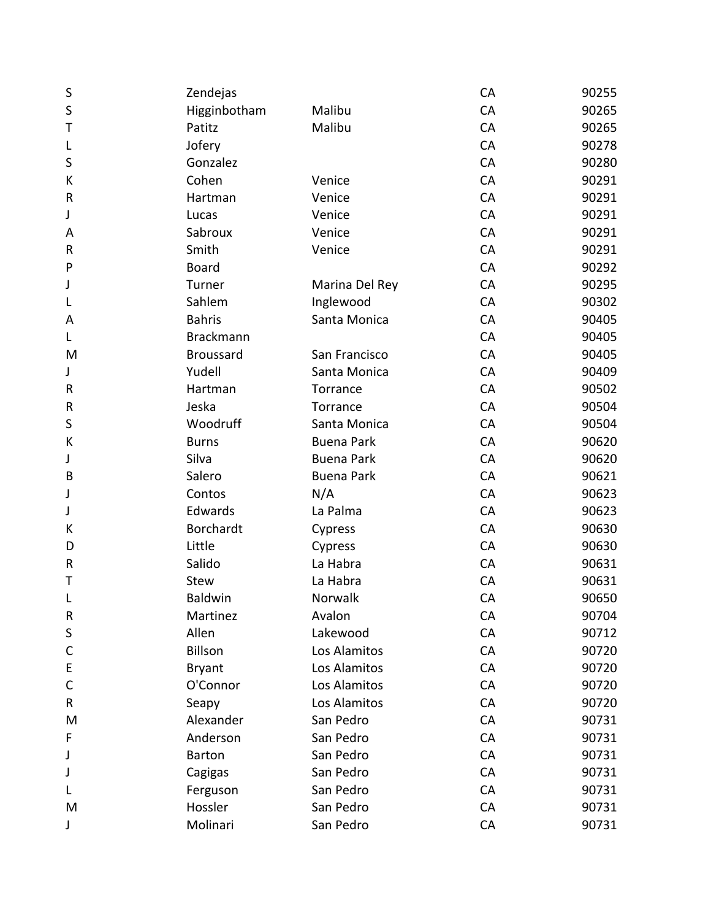| | | | | |
|---|---|---|---|---|
| S | Zendejas | | CA | 90255 |
| S | Higginbotham | Malibu | CA | 90265 |
| T | Patitz | Malibu | CA | 90265 |
| L | Jofery | | CA | 90278 |
| S | Gonzalez | | CA | 90280 |
| K | Cohen | Venice | CA | 90291 |
| R | Hartman | Venice | CA | 90291 |
| J | Lucas | Venice | CA | 90291 |
| A | Sabroux | Venice | CA | 90291 |
| R | Smith | Venice | CA | 90291 |
| P | Board | | CA | 90292 |
| J | Turner | Marina Del Rey | CA | 90295 |
| L | Sahlem | Inglewood | CA | 90302 |
| A | Bahris | Santa Monica | CA | 90405 |
| L | Brackmann | | CA | 90405 |
| M | Broussard | San Francisco | CA | 90405 |
| J | Yudell | Santa Monica | CA | 90409 |
| R | Hartman | Torrance | CA | 90502 |
| R | Jeska | Torrance | CA | 90504 |
| S | Woodruff | Santa Monica | CA | 90504 |
| K | Burns | Buena Park | CA | 90620 |
| J | Silva | Buena Park | CA | 90620 |
| B | Salero | Buena Park | CA | 90621 |
| J | Contos | N/A | CA | 90623 |
| J | Edwards | La Palma | CA | 90623 |
| K | Borchardt | Cypress | CA | 90630 |
| D | Little | Cypress | CA | 90630 |
| R | Salido | La Habra | CA | 90631 |
| T | Stew | La Habra | CA | 90631 |
| L | Baldwin | Norwalk | CA | 90650 |
| R | Martinez | Avalon | CA | 90704 |
| S | Allen | Lakewood | CA | 90712 |
| C | Billson | Los Alamitos | CA | 90720 |
| E | Bryant | Los Alamitos | CA | 90720 |
| C | O'Connor | Los Alamitos | CA | 90720 |
| R | Seapy | Los Alamitos | CA | 90720 |
| M | Alexander | San Pedro | CA | 90731 |
| F | Anderson | San Pedro | CA | 90731 |
| J | Barton | San Pedro | CA | 90731 |
| J | Cagigas | San Pedro | CA | 90731 |
| L | Ferguson | San Pedro | CA | 90731 |
| M | Hossler | San Pedro | CA | 90731 |
| J | Molinari | San Pedro | CA | 90731 |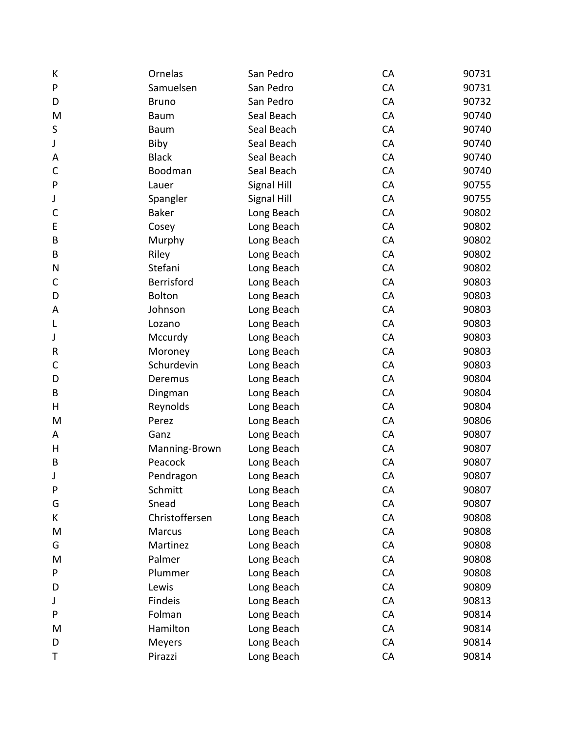| | | | | |
|---|---|---|---|---|
| K | Ornelas | San Pedro | CA | 90731 |
| P | Samuelsen | San Pedro | CA | 90731 |
| D | Bruno | San Pedro | CA | 90732 |
| M | Baum | Seal Beach | CA | 90740 |
| S | Baum | Seal Beach | CA | 90740 |
| J | Biby | Seal Beach | CA | 90740 |
| A | Black | Seal Beach | CA | 90740 |
| C | Boodman | Seal Beach | CA | 90740 |
| P | Lauer | Signal Hill | CA | 90755 |
| J | Spangler | Signal Hill | CA | 90755 |
| C | Baker | Long Beach | CA | 90802 |
| E | Cosey | Long Beach | CA | 90802 |
| B | Murphy | Long Beach | CA | 90802 |
| B | Riley | Long Beach | CA | 90802 |
| N | Stefani | Long Beach | CA | 90802 |
| C | Berrisford | Long Beach | CA | 90803 |
| D | Bolton | Long Beach | CA | 90803 |
| A | Johnson | Long Beach | CA | 90803 |
| L | Lozano | Long Beach | CA | 90803 |
| J | Mccurdy | Long Beach | CA | 90803 |
| R | Moroney | Long Beach | CA | 90803 |
| C | Schurdevin | Long Beach | CA | 90803 |
| D | Deremus | Long Beach | CA | 90804 |
| B | Dingman | Long Beach | CA | 90804 |
| H | Reynolds | Long Beach | CA | 90804 |
| M | Perez | Long Beach | CA | 90806 |
| A | Ganz | Long Beach | CA | 90807 |
| H | Manning-Brown | Long Beach | CA | 90807 |
| B | Peacock | Long Beach | CA | 90807 |
| J | Pendragon | Long Beach | CA | 90807 |
| P | Schmitt | Long Beach | CA | 90807 |
| G | Snead | Long Beach | CA | 90807 |
| K | Christoffersen | Long Beach | CA | 90808 |
| M | Marcus | Long Beach | CA | 90808 |
| G | Martinez | Long Beach | CA | 90808 |
| M | Palmer | Long Beach | CA | 90808 |
| P | Plummer | Long Beach | CA | 90808 |
| D | Lewis | Long Beach | CA | 90809 |
| J | Findeis | Long Beach | CA | 90813 |
| P | Folman | Long Beach | CA | 90814 |
| M | Hamilton | Long Beach | CA | 90814 |
| D | Meyers | Long Beach | CA | 90814 |
| T | Pirazzi | Long Beach | CA | 90814 |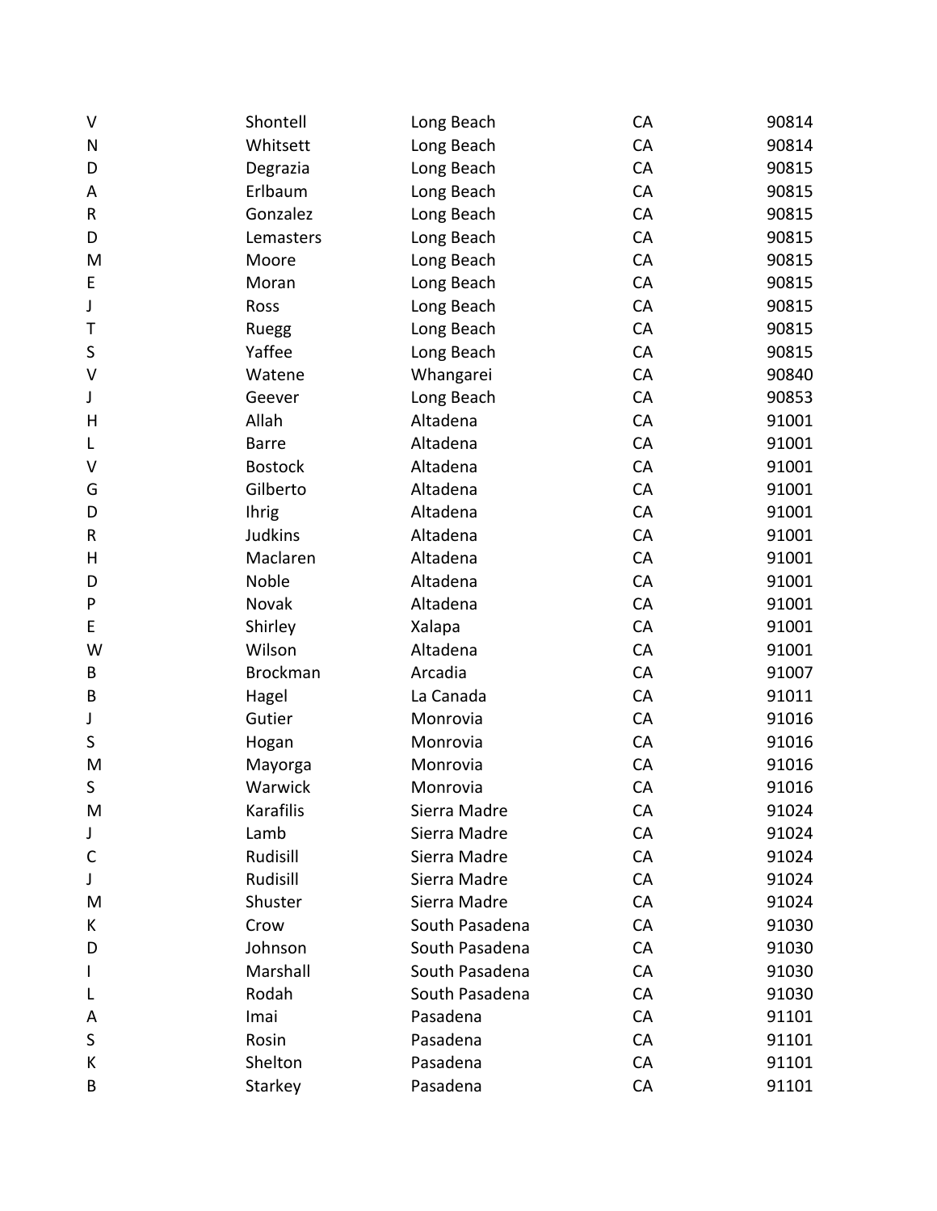| | | | | |
|---|---|---|---|---|
| V | Shontell | Long Beach | CA | 90814 |
| N | Whitsett | Long Beach | CA | 90814 |
| D | Degrazia | Long Beach | CA | 90815 |
| A | Erlbaum | Long Beach | CA | 90815 |
| R | Gonzalez | Long Beach | CA | 90815 |
| D | Lemasters | Long Beach | CA | 90815 |
| M | Moore | Long Beach | CA | 90815 |
| E | Moran | Long Beach | CA | 90815 |
| J | Ross | Long Beach | CA | 90815 |
| T | Ruegg | Long Beach | CA | 90815 |
| S | Yaffee | Long Beach | CA | 90815 |
| V | Watene | Whangarei | CA | 90840 |
| J | Geever | Long Beach | CA | 90853 |
| H | Allah | Altadena | CA | 91001 |
| L | Barre | Altadena | CA | 91001 |
| V | Bostock | Altadena | CA | 91001 |
| G | Gilberto | Altadena | CA | 91001 |
| D | Ihrig | Altadena | CA | 91001 |
| R | Judkins | Altadena | CA | 91001 |
| H | Maclaren | Altadena | CA | 91001 |
| D | Noble | Altadena | CA | 91001 |
| P | Novak | Altadena | CA | 91001 |
| E | Shirley | Xalapa | CA | 91001 |
| W | Wilson | Altadena | CA | 91001 |
| B | Brockman | Arcadia | CA | 91007 |
| B | Hagel | La Canada | CA | 91011 |
| J | Gutier | Monrovia | CA | 91016 |
| S | Hogan | Monrovia | CA | 91016 |
| M | Mayorga | Monrovia | CA | 91016 |
| S | Warwick | Monrovia | CA | 91016 |
| M | Karafilis | Sierra Madre | CA | 91024 |
| J | Lamb | Sierra Madre | CA | 91024 |
| C | Rudisill | Sierra Madre | CA | 91024 |
| J | Rudisill | Sierra Madre | CA | 91024 |
| M | Shuster | Sierra Madre | CA | 91024 |
| K | Crow | South Pasadena | CA | 91030 |
| D | Johnson | South Pasadena | CA | 91030 |
| I | Marshall | South Pasadena | CA | 91030 |
| L | Rodah | South Pasadena | CA | 91030 |
| A | Imai | Pasadena | CA | 91101 |
| S | Rosin | Pasadena | CA | 91101 |
| K | Shelton | Pasadena | CA | 91101 |
| B | Starkey | Pasadena | CA | 91101 |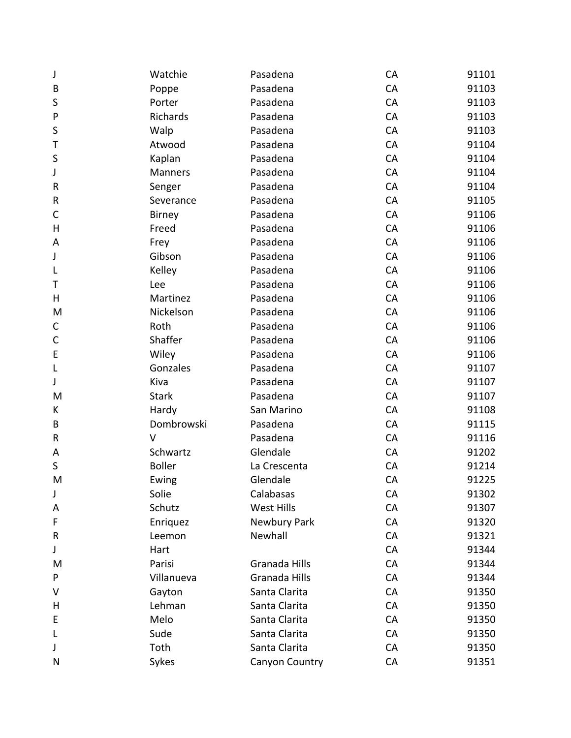| | | | | |
|---|---|---|---|---|
| J | Watchie | Pasadena | CA | 91101 |
| B | Poppe | Pasadena | CA | 91103 |
| S | Porter | Pasadena | CA | 91103 |
| P | Richards | Pasadena | CA | 91103 |
| S | Walp | Pasadena | CA | 91103 |
| T | Atwood | Pasadena | CA | 91104 |
| S | Kaplan | Pasadena | CA | 91104 |
| J | Manners | Pasadena | CA | 91104 |
| R | Senger | Pasadena | CA | 91104 |
| R | Severance | Pasadena | CA | 91105 |
| C | Birney | Pasadena | CA | 91106 |
| H | Freed | Pasadena | CA | 91106 |
| A | Frey | Pasadena | CA | 91106 |
| J | Gibson | Pasadena | CA | 91106 |
| L | Kelley | Pasadena | CA | 91106 |
| T | Lee | Pasadena | CA | 91106 |
| H | Martinez | Pasadena | CA | 91106 |
| M | Nickelson | Pasadena | CA | 91106 |
| C | Roth | Pasadena | CA | 91106 |
| C | Shaffer | Pasadena | CA | 91106 |
| E | Wiley | Pasadena | CA | 91106 |
| L | Gonzales | Pasadena | CA | 91107 |
| J | Kiva | Pasadena | CA | 91107 |
| M | Stark | Pasadena | CA | 91107 |
| K | Hardy | San Marino | CA | 91108 |
| B | Dombrowski | Pasadena | CA | 91115 |
| R | V | Pasadena | CA | 91116 |
| A | Schwartz | Glendale | CA | 91202 |
| S | Boller | La Crescenta | CA | 91214 |
| M | Ewing | Glendale | CA | 91225 |
| J | Solie | Calabasas | CA | 91302 |
| A | Schutz | West Hills | CA | 91307 |
| F | Enriquez | Newbury Park | CA | 91320 |
| R | Leemon | Newhall | CA | 91321 |
| J | Hart | | CA | 91344 |
| M | Parisi | Granada Hills | CA | 91344 |
| P | Villanueva | Granada Hills | CA | 91344 |
| V | Gayton | Santa Clarita | CA | 91350 |
| H | Lehman | Santa Clarita | CA | 91350 |
| E | Melo | Santa Clarita | CA | 91350 |
| L | Sude | Santa Clarita | CA | 91350 |
| J | Toth | Santa Clarita | CA | 91350 |
| N | Sykes | Canyon Country | CA | 91351 |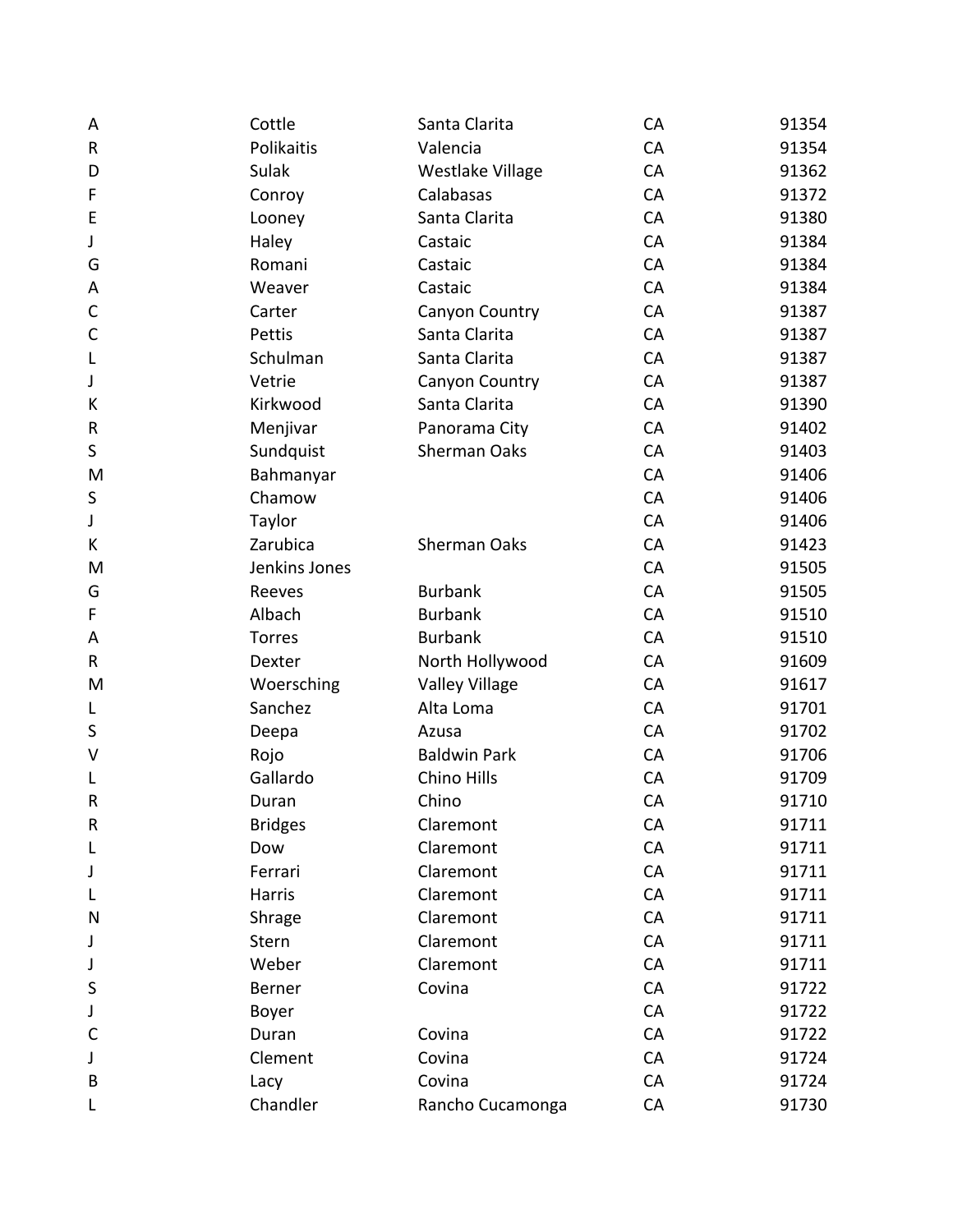| | | | | |
|---|---|---|---|---|
| A | Cottle | Santa Clarita | CA | 91354 |
| R | Polikaitis | Valencia | CA | 91354 |
| D | Sulak | Westlake Village | CA | 91362 |
| F | Conroy | Calabasas | CA | 91372 |
| E | Looney | Santa Clarita | CA | 91380 |
| J | Haley | Castaic | CA | 91384 |
| G | Romani | Castaic | CA | 91384 |
| A | Weaver | Castaic | CA | 91384 |
| C | Carter | Canyon Country | CA | 91387 |
| C | Pettis | Santa Clarita | CA | 91387 |
| L | Schulman | Santa Clarita | CA | 91387 |
| J | Vetrie | Canyon Country | CA | 91387 |
| K | Kirkwood | Santa Clarita | CA | 91390 |
| R | Menjivar | Panorama City | CA | 91402 |
| S | Sundquist | Sherman Oaks | CA | 91403 |
| M | Bahmanyar | | CA | 91406 |
| S | Chamow | | CA | 91406 |
| J | Taylor | | CA | 91406 |
| K | Zarubica | Sherman Oaks | CA | 91423 |
| M | Jenkins Jones | | CA | 91505 |
| G | Reeves | Burbank | CA | 91505 |
| F | Albach | Burbank | CA | 91510 |
| A | Torres | Burbank | CA | 91510 |
| R | Dexter | North Hollywood | CA | 91609 |
| M | Woersching | Valley Village | CA | 91617 |
| L | Sanchez | Alta Loma | CA | 91701 |
| S | Deepa | Azusa | CA | 91702 |
| V | Rojo | Baldwin Park | CA | 91706 |
| L | Gallardo | Chino Hills | CA | 91709 |
| R | Duran | Chino | CA | 91710 |
| R | Bridges | Claremont | CA | 91711 |
| L | Dow | Claremont | CA | 91711 |
| J | Ferrari | Claremont | CA | 91711 |
| L | Harris | Claremont | CA | 91711 |
| N | Shrage | Claremont | CA | 91711 |
| J | Stern | Claremont | CA | 91711 |
| J | Weber | Claremont | CA | 91711 |
| S | Berner | Covina | CA | 91722 |
| J | Boyer | | CA | 91722 |
| C | Duran | Covina | CA | 91722 |
| J | Clement | Covina | CA | 91724 |
| B | Lacy | Covina | CA | 91724 |
| L | Chandler | Rancho Cucamonga | CA | 91730 |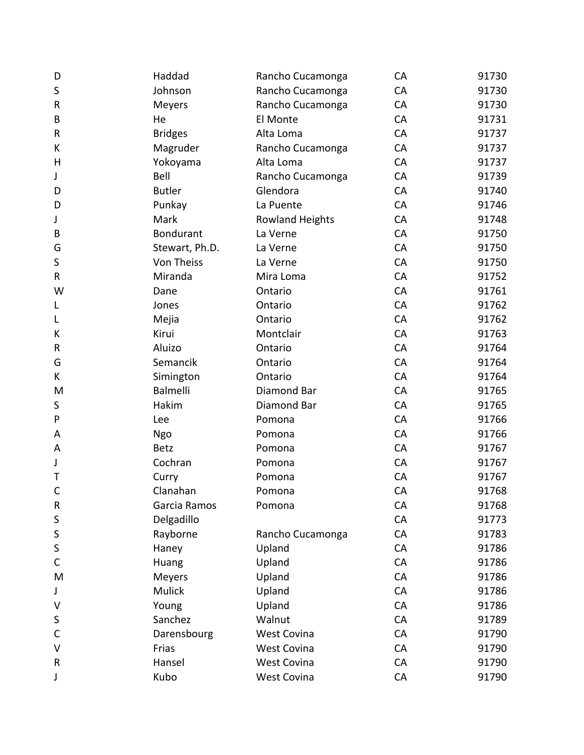| | | | | |
|---|---|---|---|---|
| D | Haddad | Rancho Cucamonga | CA | 91730 |
| S | Johnson | Rancho Cucamonga | CA | 91730 |
| R | Meyers | Rancho Cucamonga | CA | 91730 |
| B | He | El Monte | CA | 91731 |
| R | Bridges | Alta Loma | CA | 91737 |
| K | Magruder | Rancho Cucamonga | CA | 91737 |
| H | Yokoyama | Alta Loma | CA | 91737 |
| J | Bell | Rancho Cucamonga | CA | 91739 |
| D | Butler | Glendora | CA | 91740 |
| D | Punkay | La Puente | CA | 91746 |
| J | Mark | Rowland Heights | CA | 91748 |
| B | Bondurant | La Verne | CA | 91750 |
| G | Stewart, Ph.D. | La Verne | CA | 91750 |
| S | Von Theiss | La Verne | CA | 91750 |
| R | Miranda | Mira Loma | CA | 91752 |
| W | Dane | Ontario | CA | 91761 |
| L | Jones | Ontario | CA | 91762 |
| L | Mejia | Ontario | CA | 91762 |
| K | Kirui | Montclair | CA | 91763 |
| R | Aluizo | Ontario | CA | 91764 |
| G | Semancik | Ontario | CA | 91764 |
| K | Simington | Ontario | CA | 91764 |
| M | Balmelli | Diamond Bar | CA | 91765 |
| S | Hakim | Diamond Bar | CA | 91765 |
| P | Lee | Pomona | CA | 91766 |
| A | Ngo | Pomona | CA | 91766 |
| A | Betz | Pomona | CA | 91767 |
| J | Cochran | Pomona | CA | 91767 |
| T | Curry | Pomona | CA | 91767 |
| C | Clanahan | Pomona | CA | 91768 |
| R | Garcia Ramos | Pomona | CA | 91768 |
| S | Delgadillo | | CA | 91773 |
| S | Rayborne | Rancho Cucamonga | CA | 91783 |
| S | Haney | Upland | CA | 91786 |
| C | Huang | Upland | CA | 91786 |
| M | Meyers | Upland | CA | 91786 |
| J | Mulick | Upland | CA | 91786 |
| V | Young | Upland | CA | 91786 |
| S | Sanchez | Walnut | CA | 91789 |
| C | Darensbourg | West Covina | CA | 91790 |
| V | Frias | West Covina | CA | 91790 |
| R | Hansel | West Covina | CA | 91790 |
| J | Kubo | West Covina | CA | 91790 |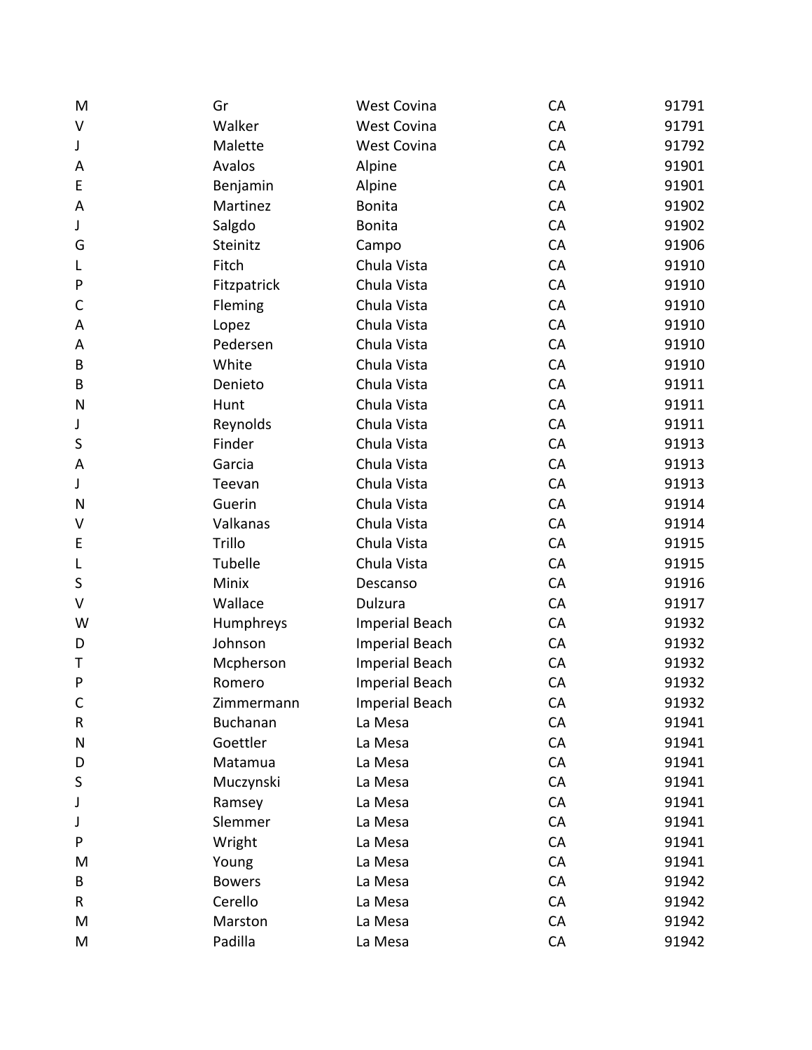| M | Gr | West Covina | CA | 91791 |
|---|---|---|---|---|
| V | Walker | West Covina | CA | 91791 |
| J | Malette | West Covina | CA | 91792 |
| A | Avalos | Alpine | CA | 91901 |
| E | Benjamin | Alpine | CA | 91901 |
| A | Martinez | Bonita | CA | 91902 |
| J | Salgdo | Bonita | CA | 91902 |
| G | Steinitz | Campo | CA | 91906 |
| L | Fitch | Chula Vista | CA | 91910 |
| P | Fitzpatrick | Chula Vista | CA | 91910 |
| C | Fleming | Chula Vista | CA | 91910 |
| A | Lopez | Chula Vista | CA | 91910 |
| A | Pedersen | Chula Vista | CA | 91910 |
| B | White | Chula Vista | CA | 91910 |
| B | Denieto | Chula Vista | CA | 91911 |
| N | Hunt | Chula Vista | CA | 91911 |
| J | Reynolds | Chula Vista | CA | 91911 |
| S | Finder | Chula Vista | CA | 91913 |
| A | Garcia | Chula Vista | CA | 91913 |
| J | Teevan | Chula Vista | CA | 91913 |
| N | Guerin | Chula Vista | CA | 91914 |
| V | Valkanas | Chula Vista | CA | 91914 |
| E | Trillo | Chula Vista | CA | 91915 |
| L | Tubelle | Chula Vista | CA | 91915 |
| S | Minix | Descanso | CA | 91916 |
| V | Wallace | Dulzura | CA | 91917 |
| W | Humphreys | Imperial Beach | CA | 91932 |
| D | Johnson | Imperial Beach | CA | 91932 |
| T | Mcpherson | Imperial Beach | CA | 91932 |
| P | Romero | Imperial Beach | CA | 91932 |
| C | Zimmermann | Imperial Beach | CA | 91932 |
| R | Buchanan | La Mesa | CA | 91941 |
| N | Goettler | La Mesa | CA | 91941 |
| D | Matamua | La Mesa | CA | 91941 |
| S | Muczynski | La Mesa | CA | 91941 |
| J | Ramsey | La Mesa | CA | 91941 |
| J | Slemmer | La Mesa | CA | 91941 |
| P | Wright | La Mesa | CA | 91941 |
| M | Young | La Mesa | CA | 91941 |
| B | Bowers | La Mesa | CA | 91942 |
| R | Cerello | La Mesa | CA | 91942 |
| M | Marston | La Mesa | CA | 91942 |
| M | Padilla | La Mesa | CA | 91942 |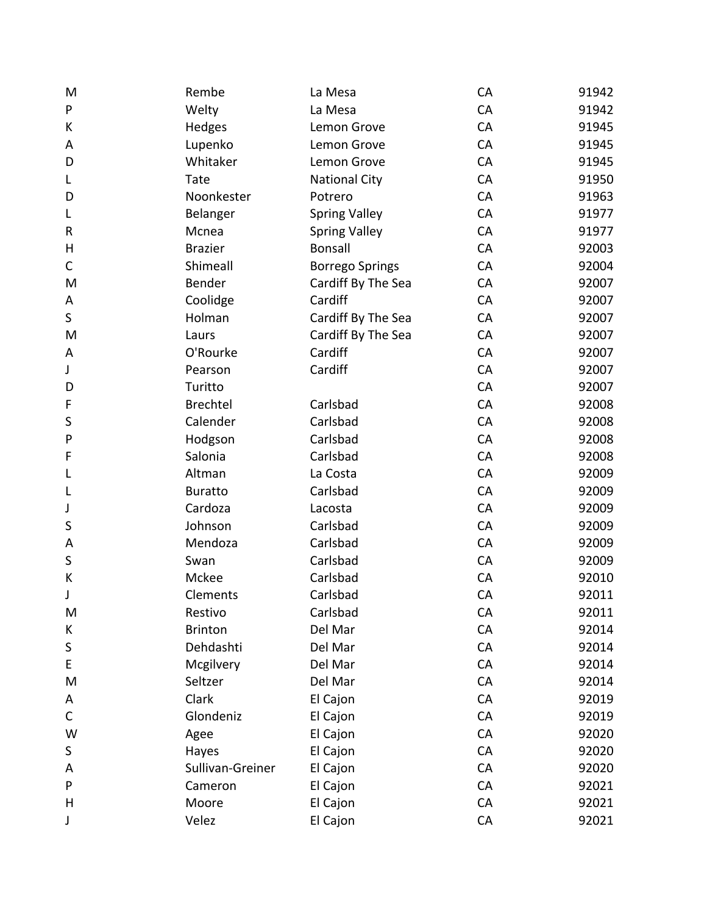| | | | | |
|---|---|---|---|---|
| M | Rembe | La Mesa | CA | 91942 |
| P | Welty | La Mesa | CA | 91942 |
| K | Hedges | Lemon Grove | CA | 91945 |
| A | Lupenko | Lemon Grove | CA | 91945 |
| D | Whitaker | Lemon Grove | CA | 91945 |
| L | Tate | National City | CA | 91950 |
| D | Noonkester | Potrero | CA | 91963 |
| L | Belanger | Spring Valley | CA | 91977 |
| R | Mcnea | Spring Valley | CA | 91977 |
| H | Brazier | Bonsall | CA | 92003 |
| C | Shimeall | Borrego Springs | CA | 92004 |
| M | Bender | Cardiff By The Sea | CA | 92007 |
| A | Coolidge | Cardiff | CA | 92007 |
| S | Holman | Cardiff By The Sea | CA | 92007 |
| M | Laurs | Cardiff By The Sea | CA | 92007 |
| A | O'Rourke | Cardiff | CA | 92007 |
| J | Pearson | Cardiff | CA | 92007 |
| D | Turitto | | CA | 92007 |
| F | Brechtel | Carlsbad | CA | 92008 |
| S | Calender | Carlsbad | CA | 92008 |
| P | Hodgson | Carlsbad | CA | 92008 |
| F | Salonia | Carlsbad | CA | 92008 |
| L | Altman | La Costa | CA | 92009 |
| L | Buratto | Carlsbad | CA | 92009 |
| J | Cardoza | Lacosta | CA | 92009 |
| S | Johnson | Carlsbad | CA | 92009 |
| A | Mendoza | Carlsbad | CA | 92009 |
| S | Swan | Carlsbad | CA | 92009 |
| K | Mckee | Carlsbad | CA | 92010 |
| J | Clements | Carlsbad | CA | 92011 |
| M | Restivo | Carlsbad | CA | 92011 |
| K | Brinton | Del Mar | CA | 92014 |
| S | Dehdashti | Del Mar | CA | 92014 |
| E | Mcgilvery | Del Mar | CA | 92014 |
| M | Seltzer | Del Mar | CA | 92014 |
| A | Clark | El Cajon | CA | 92019 |
| C | Glondeniz | El Cajon | CA | 92019 |
| W | Agee | El Cajon | CA | 92020 |
| S | Hayes | El Cajon | CA | 92020 |
| A | Sullivan-Greiner | El Cajon | CA | 92020 |
| P | Cameron | El Cajon | CA | 92021 |
| H | Moore | El Cajon | CA | 92021 |
| J | Velez | El Cajon | CA | 92021 |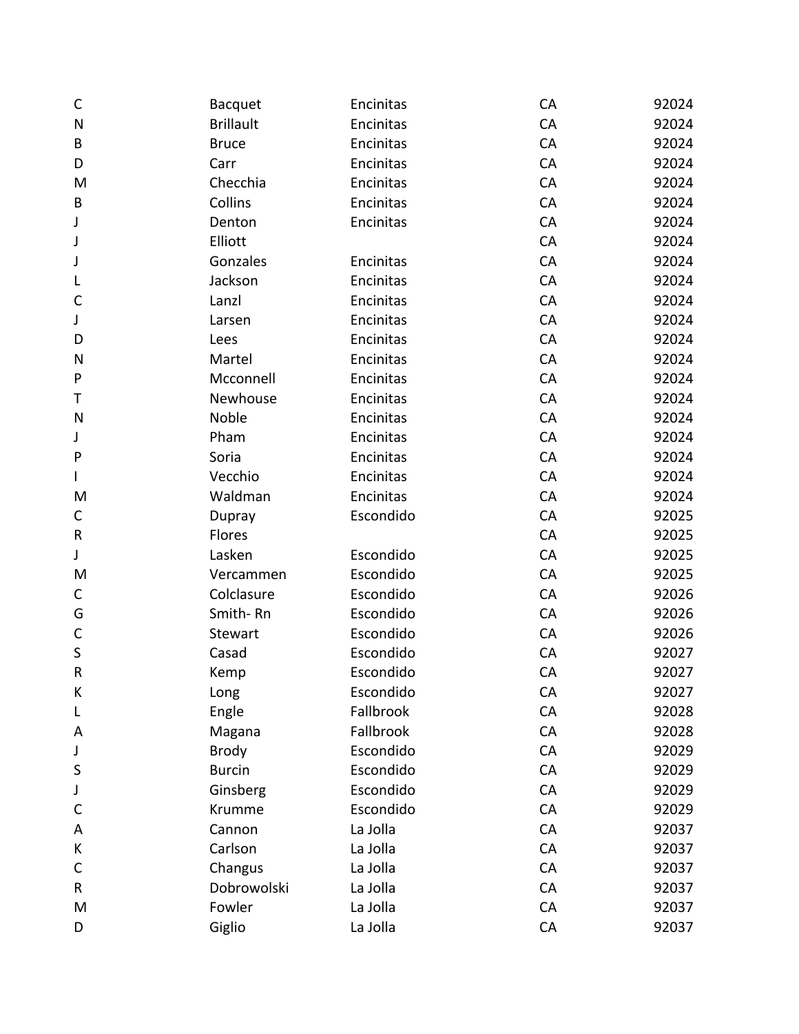| | | | | |
|---|---|---|---|---|
| C | Bacquet | Encinitas | CA | 92024 |
| N | Brillault | Encinitas | CA | 92024 |
| B | Bruce | Encinitas | CA | 92024 |
| D | Carr | Encinitas | CA | 92024 |
| M | Checchia | Encinitas | CA | 92024 |
| B | Collins | Encinitas | CA | 92024 |
| J | Denton | Encinitas | CA | 92024 |
| J | Elliott | | CA | 92024 |
| J | Gonzales | Encinitas | CA | 92024 |
| L | Jackson | Encinitas | CA | 92024 |
| C | Lanzl | Encinitas | CA | 92024 |
| J | Larsen | Encinitas | CA | 92024 |
| D | Lees | Encinitas | CA | 92024 |
| N | Martel | Encinitas | CA | 92024 |
| P | Mcconnell | Encinitas | CA | 92024 |
| T | Newhouse | Encinitas | CA | 92024 |
| N | Noble | Encinitas | CA | 92024 |
| J | Pham | Encinitas | CA | 92024 |
| P | Soria | Encinitas | CA | 92024 |
| I | Vecchio | Encinitas | CA | 92024 |
| M | Waldman | Encinitas | CA | 92024 |
| C | Dupray | Escondido | CA | 92025 |
| R | Flores | | CA | 92025 |
| J | Lasken | Escondido | CA | 92025 |
| M | Vercammen | Escondido | CA | 92025 |
| C | Colclasure | Escondido | CA | 92026 |
| G | Smith- Rn | Escondido | CA | 92026 |
| C | Stewart | Escondido | CA | 92026 |
| S | Casad | Escondido | CA | 92027 |
| R | Kemp | Escondido | CA | 92027 |
| K | Long | Escondido | CA | 92027 |
| L | Engle | Fallbrook | CA | 92028 |
| A | Magana | Fallbrook | CA | 92028 |
| J | Brody | Escondido | CA | 92029 |
| S | Burcin | Escondido | CA | 92029 |
| J | Ginsberg | Escondido | CA | 92029 |
| C | Krumme | Escondido | CA | 92029 |
| A | Cannon | La Jolla | CA | 92037 |
| K | Carlson | La Jolla | CA | 92037 |
| C | Changus | La Jolla | CA | 92037 |
| R | Dobrowolski | La Jolla | CA | 92037 |
| M | Fowler | La Jolla | CA | 92037 |
| D | Giglio | La Jolla | CA | 92037 |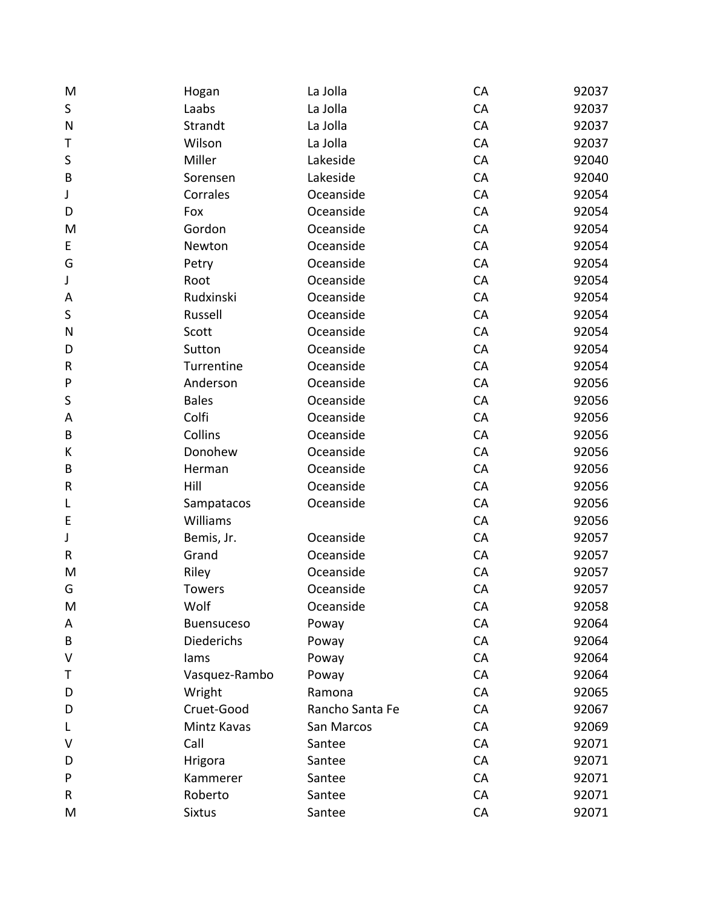| | | | | |
|---|---|---|---|---|
| M | Hogan | La Jolla | CA | 92037 |
| S | Laabs | La Jolla | CA | 92037 |
| N | Strandt | La Jolla | CA | 92037 |
| T | Wilson | La Jolla | CA | 92037 |
| S | Miller | Lakeside | CA | 92040 |
| B | Sorensen | Lakeside | CA | 92040 |
| J | Corrales | Oceanside | CA | 92054 |
| D | Fox | Oceanside | CA | 92054 |
| M | Gordon | Oceanside | CA | 92054 |
| E | Newton | Oceanside | CA | 92054 |
| G | Petry | Oceanside | CA | 92054 |
| J | Root | Oceanside | CA | 92054 |
| A | Rudxinski | Oceanside | CA | 92054 |
| S | Russell | Oceanside | CA | 92054 |
| N | Scott | Oceanside | CA | 92054 |
| D | Sutton | Oceanside | CA | 92054 |
| R | Turrentine | Oceanside | CA | 92054 |
| P | Anderson | Oceanside | CA | 92056 |
| S | Bales | Oceanside | CA | 92056 |
| A | Colfi | Oceanside | CA | 92056 |
| B | Collins | Oceanside | CA | 92056 |
| K | Donohew | Oceanside | CA | 92056 |
| B | Herman | Oceanside | CA | 92056 |
| R | Hill | Oceanside | CA | 92056 |
| L | Sampatacos | Oceanside | CA | 92056 |
| E | Williams | | CA | 92056 |
| J | Bemis, Jr. | Oceanside | CA | 92057 |
| R | Grand | Oceanside | CA | 92057 |
| M | Riley | Oceanside | CA | 92057 |
| G | Towers | Oceanside | CA | 92057 |
| M | Wolf | Oceanside | CA | 92058 |
| A | Buensuceso | Poway | CA | 92064 |
| B | Diederichs | Poway | CA | 92064 |
| V | Iams | Poway | CA | 92064 |
| T | Vasquez-Rambo | Poway | CA | 92064 |
| D | Wright | Ramona | CA | 92065 |
| D | Cruet-Good | Rancho Santa Fe | CA | 92067 |
| L | Mintz Kavas | San Marcos | CA | 92069 |
| V | Call | Santee | CA | 92071 |
| D | Hrigora | Santee | CA | 92071 |
| P | Kammerer | Santee | CA | 92071 |
| R | Roberto | Santee | CA | 92071 |
| M | Sixtus | Santee | CA | 92071 |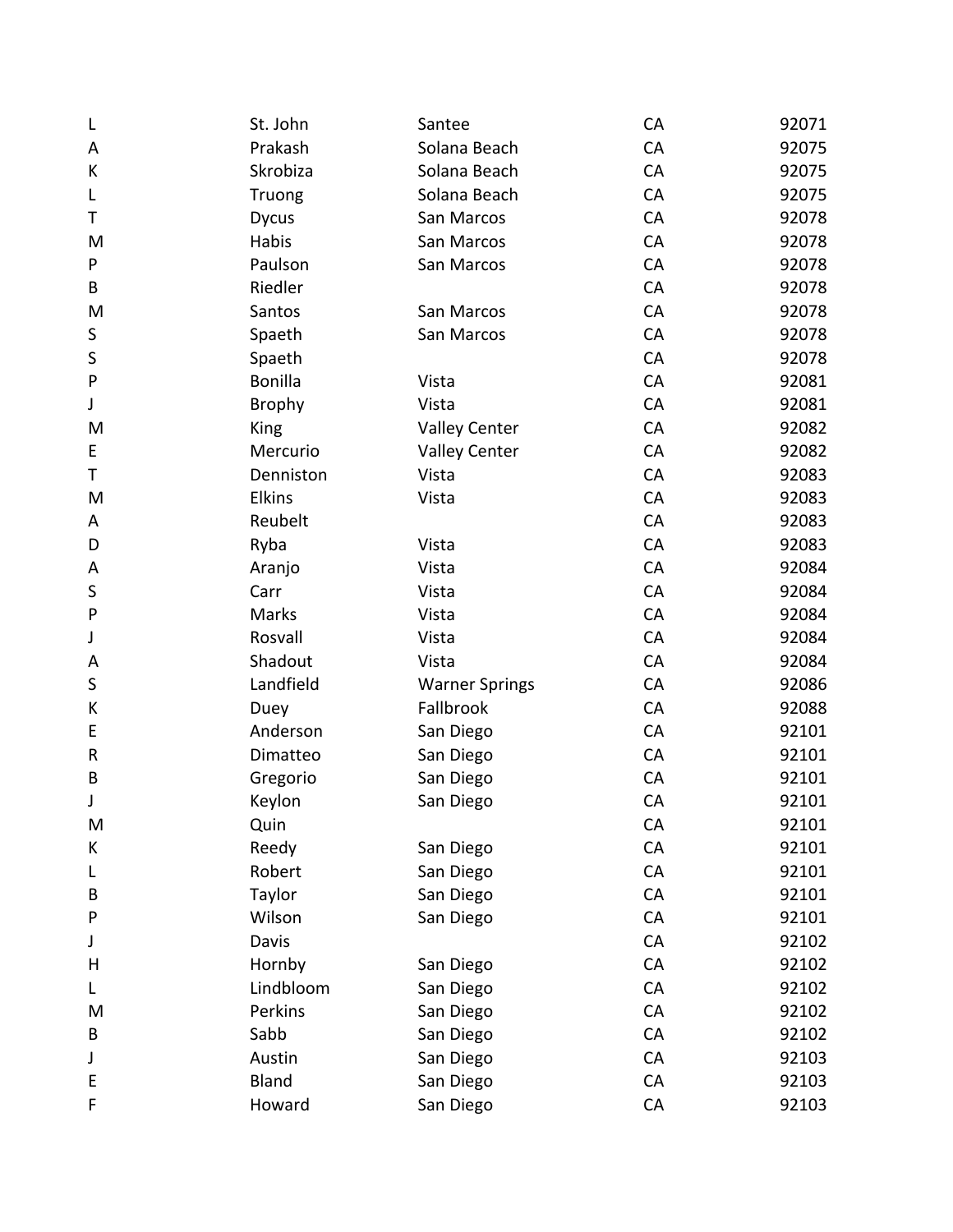| | | | | |
|---|---|---|---|---|
| L | St. John | Santee | CA | 92071 |
| A | Prakash | Solana Beach | CA | 92075 |
| K | Skrobiza | Solana Beach | CA | 92075 |
| L | Truong | Solana Beach | CA | 92075 |
| T | Dycus | San Marcos | CA | 92078 |
| M | Habis | San Marcos | CA | 92078 |
| P | Paulson | San Marcos | CA | 92078 |
| B | Riedler | | CA | 92078 |
| M | Santos | San Marcos | CA | 92078 |
| S | Spaeth | San Marcos | CA | 92078 |
| S | Spaeth | | CA | 92078 |
| P | Bonilla | Vista | CA | 92081 |
| J | Brophy | Vista | CA | 92081 |
| M | King | Valley Center | CA | 92082 |
| E | Mercurio | Valley Center | CA | 92082 |
| T | Denniston | Vista | CA | 92083 |
| M | Elkins | Vista | CA | 92083 |
| A | Reubelt | | CA | 92083 |
| D | Ryba | Vista | CA | 92083 |
| A | Aranjo | Vista | CA | 92084 |
| S | Carr | Vista | CA | 92084 |
| P | Marks | Vista | CA | 92084 |
| J | Rosvall | Vista | CA | 92084 |
| A | Shadout | Vista | CA | 92084 |
| S | Landfield | Warner Springs | CA | 92086 |
| K | Duey | Fallbrook | CA | 92088 |
| E | Anderson | San Diego | CA | 92101 |
| R | Dimatteo | San Diego | CA | 92101 |
| B | Gregorio | San Diego | CA | 92101 |
| J | Keylon | San Diego | CA | 92101 |
| M | Quin | | CA | 92101 |
| K | Reedy | San Diego | CA | 92101 |
| L | Robert | San Diego | CA | 92101 |
| B | Taylor | San Diego | CA | 92101 |
| P | Wilson | San Diego | CA | 92101 |
| J | Davis | | CA | 92102 |
| H | Hornby | San Diego | CA | 92102 |
| L | Lindbloom | San Diego | CA | 92102 |
| M | Perkins | San Diego | CA | 92102 |
| B | Sabb | San Diego | CA | 92102 |
| J | Austin | San Diego | CA | 92103 |
| E | Bland | San Diego | CA | 92103 |
| F | Howard | San Diego | CA | 92103 |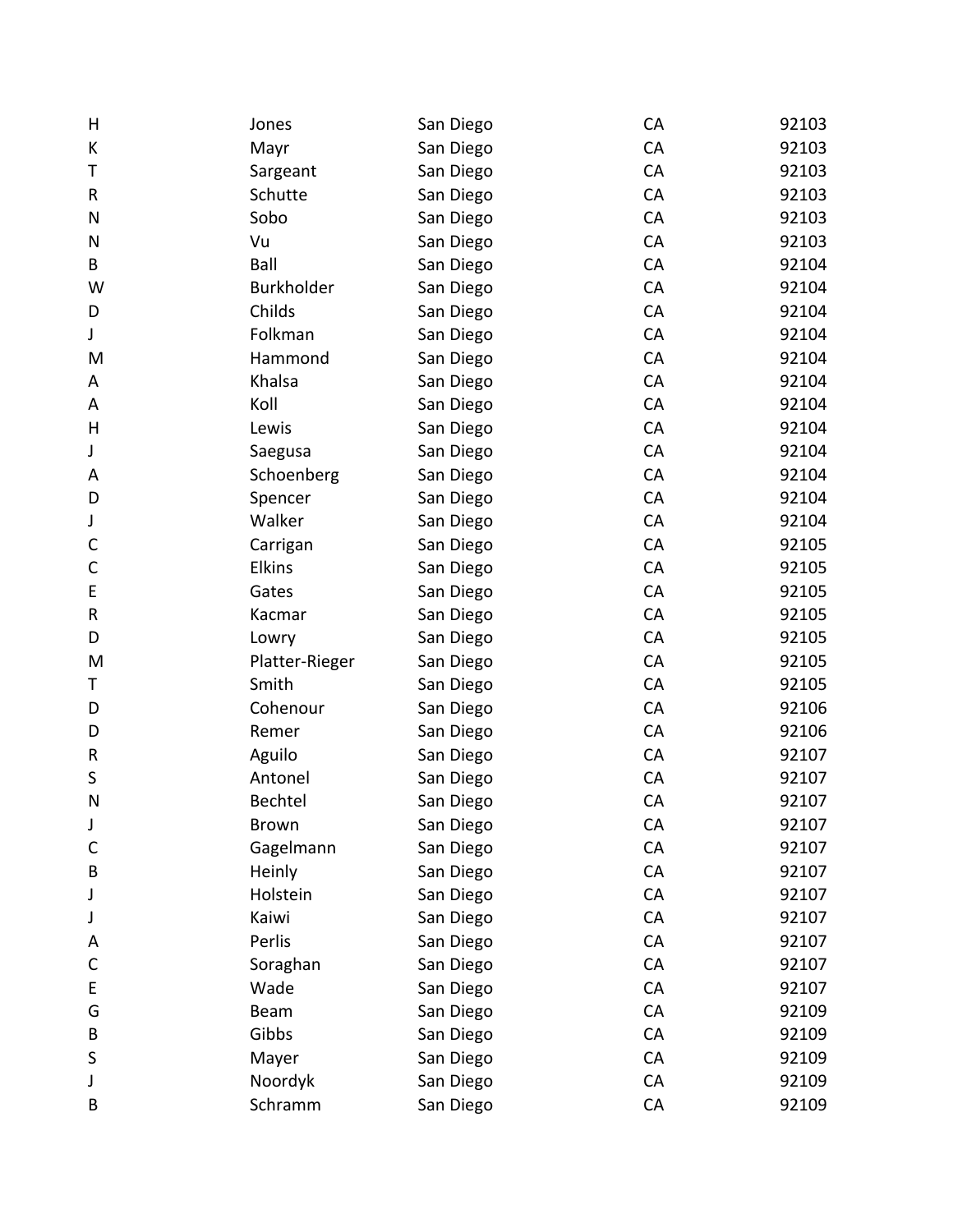| | | | | |
|---|---|---|---|---|
| H | Jones | San Diego | CA | 92103 |
| K | Mayr | San Diego | CA | 92103 |
| T | Sargeant | San Diego | CA | 92103 |
| R | Schutte | San Diego | CA | 92103 |
| N | Sobo | San Diego | CA | 92103 |
| N | Vu | San Diego | CA | 92103 |
| B | Ball | San Diego | CA | 92104 |
| W | Burkholder | San Diego | CA | 92104 |
| D | Childs | San Diego | CA | 92104 |
| J | Folkman | San Diego | CA | 92104 |
| M | Hammond | San Diego | CA | 92104 |
| A | Khalsa | San Diego | CA | 92104 |
| A | Koll | San Diego | CA | 92104 |
| H | Lewis | San Diego | CA | 92104 |
| J | Saegusa | San Diego | CA | 92104 |
| A | Schoenberg | San Diego | CA | 92104 |
| D | Spencer | San Diego | CA | 92104 |
| J | Walker | San Diego | CA | 92104 |
| C | Carrigan | San Diego | CA | 92105 |
| C | Elkins | San Diego | CA | 92105 |
| E | Gates | San Diego | CA | 92105 |
| R | Kacmar | San Diego | CA | 92105 |
| D | Lowry | San Diego | CA | 92105 |
| M | Platter-Rieger | San Diego | CA | 92105 |
| T | Smith | San Diego | CA | 92105 |
| D | Cohenour | San Diego | CA | 92106 |
| D | Remer | San Diego | CA | 92106 |
| R | Aguilo | San Diego | CA | 92107 |
| S | Antonel | San Diego | CA | 92107 |
| N | Bechtel | San Diego | CA | 92107 |
| J | Brown | San Diego | CA | 92107 |
| C | Gagelmann | San Diego | CA | 92107 |
| B | Heinly | San Diego | CA | 92107 |
| J | Holstein | San Diego | CA | 92107 |
| J | Kaiwi | San Diego | CA | 92107 |
| A | Perlis | San Diego | CA | 92107 |
| C | Soraghan | San Diego | CA | 92107 |
| E | Wade | San Diego | CA | 92107 |
| G | Beam | San Diego | CA | 92109 |
| B | Gibbs | San Diego | CA | 92109 |
| S | Mayer | San Diego | CA | 92109 |
| J | Noordyk | San Diego | CA | 92109 |
| B | Schramm | San Diego | CA | 92109 |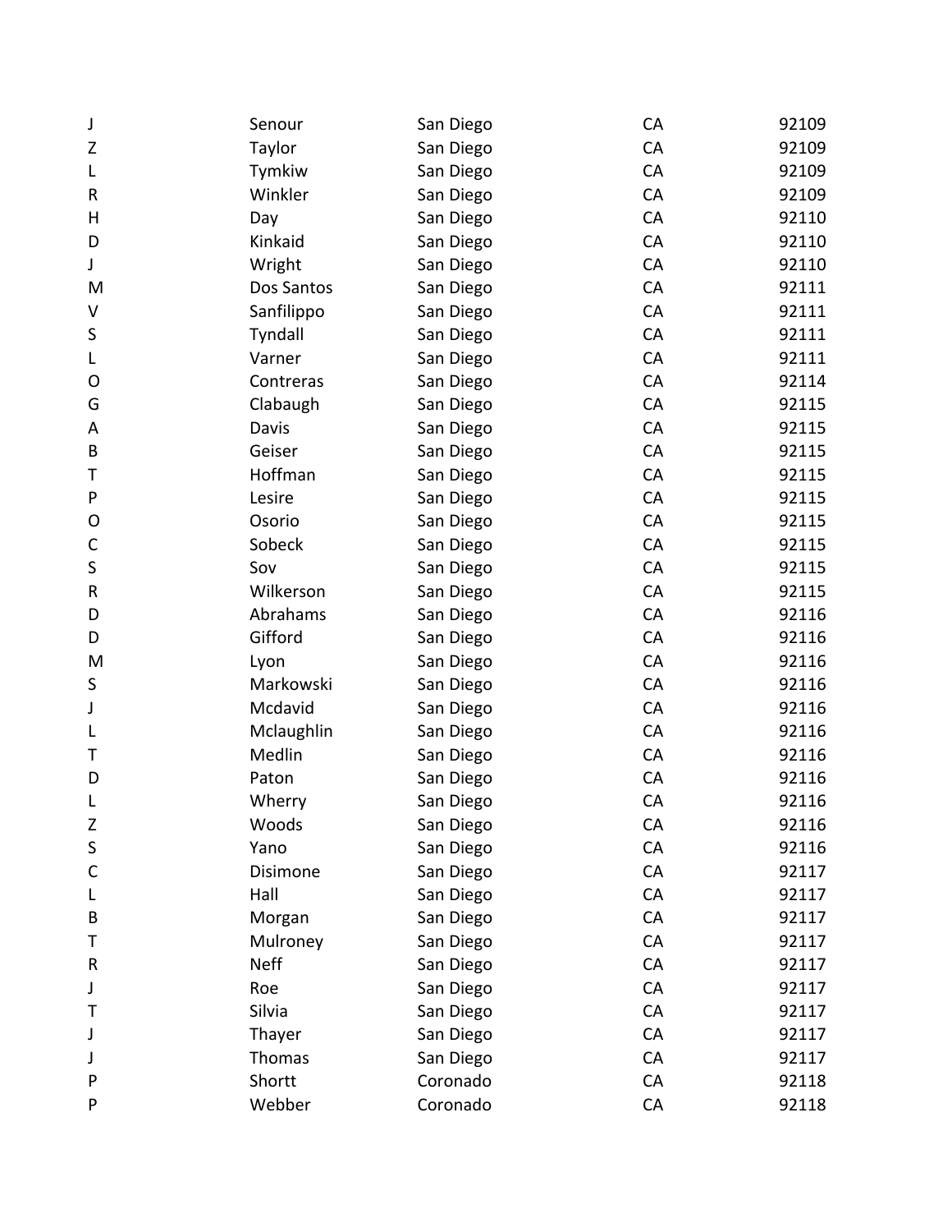| | | | | |
|---|---|---|---|---|
| J | Senour | San Diego | CA | 92109 |
| Z | Taylor | San Diego | CA | 92109 |
| L | Tymkiw | San Diego | CA | 92109 |
| R | Winkler | San Diego | CA | 92109 |
| H | Day | San Diego | CA | 92110 |
| D | Kinkaid | San Diego | CA | 92110 |
| J | Wright | San Diego | CA | 92110 |
| M | Dos Santos | San Diego | CA | 92111 |
| V | Sanfilippo | San Diego | CA | 92111 |
| S | Tyndall | San Diego | CA | 92111 |
| L | Varner | San Diego | CA | 92111 |
| O | Contreras | San Diego | CA | 92114 |
| G | Clabaugh | San Diego | CA | 92115 |
| A | Davis | San Diego | CA | 92115 |
| B | Geiser | San Diego | CA | 92115 |
| T | Hoffman | San Diego | CA | 92115 |
| P | Lesire | San Diego | CA | 92115 |
| O | Osorio | San Diego | CA | 92115 |
| C | Sobeck | San Diego | CA | 92115 |
| S | Sov | San Diego | CA | 92115 |
| R | Wilkerson | San Diego | CA | 92115 |
| D | Abrahams | San Diego | CA | 92116 |
| D | Gifford | San Diego | CA | 92116 |
| M | Lyon | San Diego | CA | 92116 |
| S | Markowski | San Diego | CA | 92116 |
| J | Mcdavid | San Diego | CA | 92116 |
| L | Mclaughlin | San Diego | CA | 92116 |
| T | Medlin | San Diego | CA | 92116 |
| D | Paton | San Diego | CA | 92116 |
| L | Wherry | San Diego | CA | 92116 |
| Z | Woods | San Diego | CA | 92116 |
| S | Yano | San Diego | CA | 92116 |
| C | Disimone | San Diego | CA | 92117 |
| L | Hall | San Diego | CA | 92117 |
| B | Morgan | San Diego | CA | 92117 |
| T | Mulroney | San Diego | CA | 92117 |
| R | Neff | San Diego | CA | 92117 |
| J | Roe | San Diego | CA | 92117 |
| T | Silvia | San Diego | CA | 92117 |
| J | Thayer | San Diego | CA | 92117 |
| J | Thomas | San Diego | CA | 92117 |
| P | Shortt | Coronado | CA | 92118 |
| P | Webber | Coronado | CA | 92118 |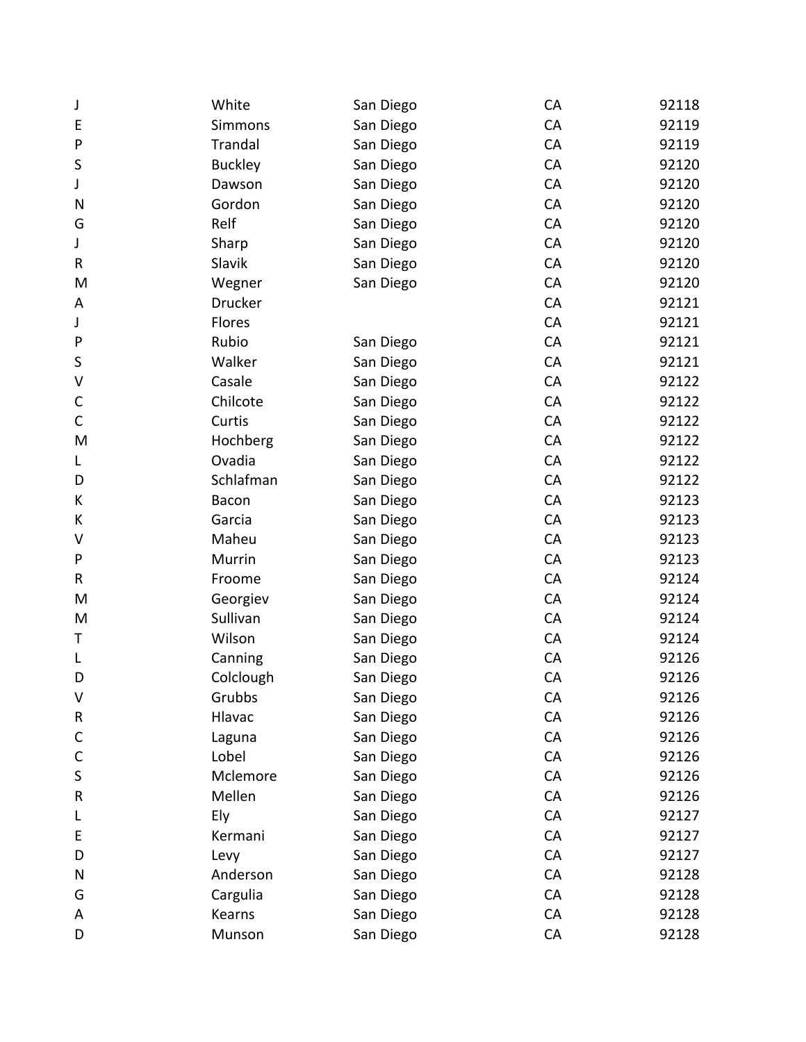| | | | | |
|---|---|---|---|---|
| J | White | San Diego | CA | 92118 |
| E | Simmons | San Diego | CA | 92119 |
| P | Trandal | San Diego | CA | 92119 |
| S | Buckley | San Diego | CA | 92120 |
| J | Dawson | San Diego | CA | 92120 |
| N | Gordon | San Diego | CA | 92120 |
| G | Relf | San Diego | CA | 92120 |
| J | Sharp | San Diego | CA | 92120 |
| R | Slavik | San Diego | CA | 92120 |
| M | Wegner | San Diego | CA | 92120 |
| A | Drucker | | CA | 92121 |
| J | Flores | | CA | 92121 |
| P | Rubio | San Diego | CA | 92121 |
| S | Walker | San Diego | CA | 92121 |
| V | Casale | San Diego | CA | 92122 |
| C | Chilcote | San Diego | CA | 92122 |
| C | Curtis | San Diego | CA | 92122 |
| M | Hochberg | San Diego | CA | 92122 |
| L | Ovadia | San Diego | CA | 92122 |
| D | Schlafman | San Diego | CA | 92122 |
| K | Bacon | San Diego | CA | 92123 |
| K | Garcia | San Diego | CA | 92123 |
| V | Maheu | San Diego | CA | 92123 |
| P | Murrin | San Diego | CA | 92123 |
| R | Froome | San Diego | CA | 92124 |
| M | Georgiev | San Diego | CA | 92124 |
| M | Sullivan | San Diego | CA | 92124 |
| T | Wilson | San Diego | CA | 92124 |
| L | Canning | San Diego | CA | 92126 |
| D | Colclough | San Diego | CA | 92126 |
| V | Grubbs | San Diego | CA | 92126 |
| R | Hlavac | San Diego | CA | 92126 |
| C | Laguna | San Diego | CA | 92126 |
| C | Lobel | San Diego | CA | 92126 |
| S | Mclemore | San Diego | CA | 92126 |
| R | Mellen | San Diego | CA | 92126 |
| L | Ely | San Diego | CA | 92127 |
| E | Kermani | San Diego | CA | 92127 |
| D | Levy | San Diego | CA | 92127 |
| N | Anderson | San Diego | CA | 92128 |
| G | Cargulia | San Diego | CA | 92128 |
| A | Kearns | San Diego | CA | 92128 |
| D | Munson | San Diego | CA | 92128 |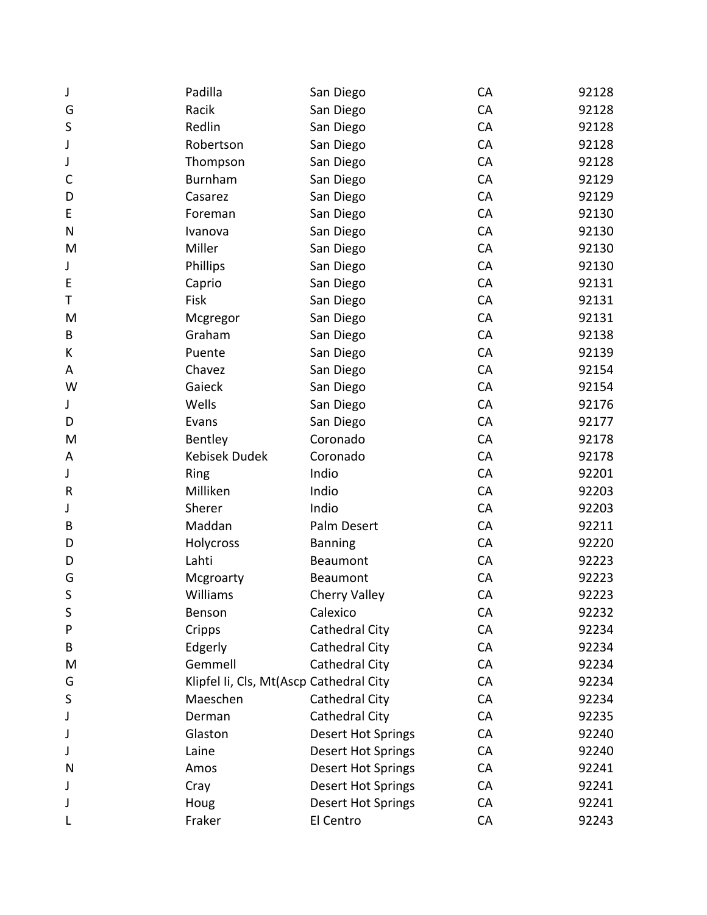| | | | | |
|---|---|---|---|---|
| J | Padilla | San Diego | CA | 92128 |
| G | Racik | San Diego | CA | 92128 |
| S | Redlin | San Diego | CA | 92128 |
| J | Robertson | San Diego | CA | 92128 |
| J | Thompson | San Diego | CA | 92128 |
| C | Burnham | San Diego | CA | 92129 |
| D | Casarez | San Diego | CA | 92129 |
| E | Foreman | San Diego | CA | 92130 |
| N | Ivanova | San Diego | CA | 92130 |
| M | Miller | San Diego | CA | 92130 |
| J | Phillips | San Diego | CA | 92130 |
| E | Caprio | San Diego | CA | 92131 |
| T | Fisk | San Diego | CA | 92131 |
| M | Mcgregor | San Diego | CA | 92131 |
| B | Graham | San Diego | CA | 92138 |
| K | Puente | San Diego | CA | 92139 |
| A | Chavez | San Diego | CA | 92154 |
| W | Gaieck | San Diego | CA | 92154 |
| J | Wells | San Diego | CA | 92176 |
| D | Evans | San Diego | CA | 92177 |
| M | Bentley | Coronado | CA | 92178 |
| A | Kebisek Dudek | Coronado | CA | 92178 |
| J | Ring | Indio | CA | 92201 |
| R | Milliken | Indio | CA | 92203 |
| J | Sherer | Indio | CA | 92203 |
| B | Maddan | Palm Desert | CA | 92211 |
| D | Holycross | Banning | CA | 92220 |
| D | Lahti | Beaumont | CA | 92223 |
| G | Mcgroarty | Beaumont | CA | 92223 |
| S | Williams | Cherry Valley | CA | 92223 |
| S | Benson | Calexico | CA | 92232 |
| P | Cripps | Cathedral City | CA | 92234 |
| B | Edgerly | Cathedral City | CA | 92234 |
| M | Gemmell | Cathedral City | CA | 92234 |
| G | Klipfel Ii, Cls, Mt(Ascp | Cathedral City | CA | 92234 |
| S | Maeschen | Cathedral City | CA | 92234 |
| J | Derman | Cathedral City | CA | 92235 |
| J | Glaston | Desert Hot Springs | CA | 92240 |
| J | Laine | Desert Hot Springs | CA | 92240 |
| N | Amos | Desert Hot Springs | CA | 92241 |
| J | Cray | Desert Hot Springs | CA | 92241 |
| J | Houg | Desert Hot Springs | CA | 92241 |
| L | Fraker | El Centro | CA | 92243 |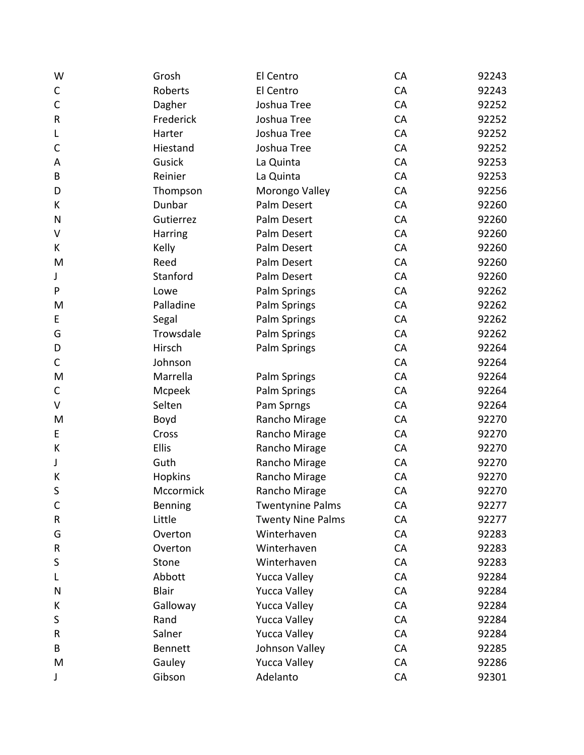| | | | | |
|---|---|---|---|---|
| W | Grosh | El Centro | CA | 92243 |
| C | Roberts | El Centro | CA | 92243 |
| C | Dagher | Joshua Tree | CA | 92252 |
| R | Frederick | Joshua Tree | CA | 92252 |
| L | Harter | Joshua Tree | CA | 92252 |
| C | Hiestand | Joshua Tree | CA | 92252 |
| A | Gusick | La Quinta | CA | 92253 |
| B | Reinier | La Quinta | CA | 92253 |
| D | Thompson | Morongo Valley | CA | 92256 |
| K | Dunbar | Palm Desert | CA | 92260 |
| N | Gutierrez | Palm Desert | CA | 92260 |
| V | Harring | Palm Desert | CA | 92260 |
| K | Kelly | Palm Desert | CA | 92260 |
| M | Reed | Palm Desert | CA | 92260 |
| J | Stanford | Palm Desert | CA | 92260 |
| P | Lowe | Palm Springs | CA | 92262 |
| M | Palladine | Palm Springs | CA | 92262 |
| E | Segal | Palm Springs | CA | 92262 |
| G | Trowsdale | Palm Springs | CA | 92262 |
| D | Hirsch | Palm Springs | CA | 92264 |
| C | Johnson | | CA | 92264 |
| M | Marrella | Palm Springs | CA | 92264 |
| C | Mcpeek | Palm Springs | CA | 92264 |
| V | Selten | Pam Sprngs | CA | 92264 |
| M | Boyd | Rancho Mirage | CA | 92270 |
| E | Cross | Rancho Mirage | CA | 92270 |
| K | Ellis | Rancho Mirage | CA | 92270 |
| J | Guth | Rancho Mirage | CA | 92270 |
| K | Hopkins | Rancho Mirage | CA | 92270 |
| S | Mccormick | Rancho Mirage | CA | 92270 |
| C | Benning | Twentynine Palms | CA | 92277 |
| R | Little | Twenty Nine Palms | CA | 92277 |
| G | Overton | Winterhaven | CA | 92283 |
| R | Overton | Winterhaven | CA | 92283 |
| S | Stone | Winterhaven | CA | 92283 |
| L | Abbott | Yucca Valley | CA | 92284 |
| N | Blair | Yucca Valley | CA | 92284 |
| K | Galloway | Yucca Valley | CA | 92284 |
| S | Rand | Yucca Valley | CA | 92284 |
| R | Salner | Yucca Valley | CA | 92284 |
| B | Bennett | Johnson Valley | CA | 92285 |
| M | Gauley | Yucca Valley | CA | 92286 |
| J | Gibson | Adelanto | CA | 92301 |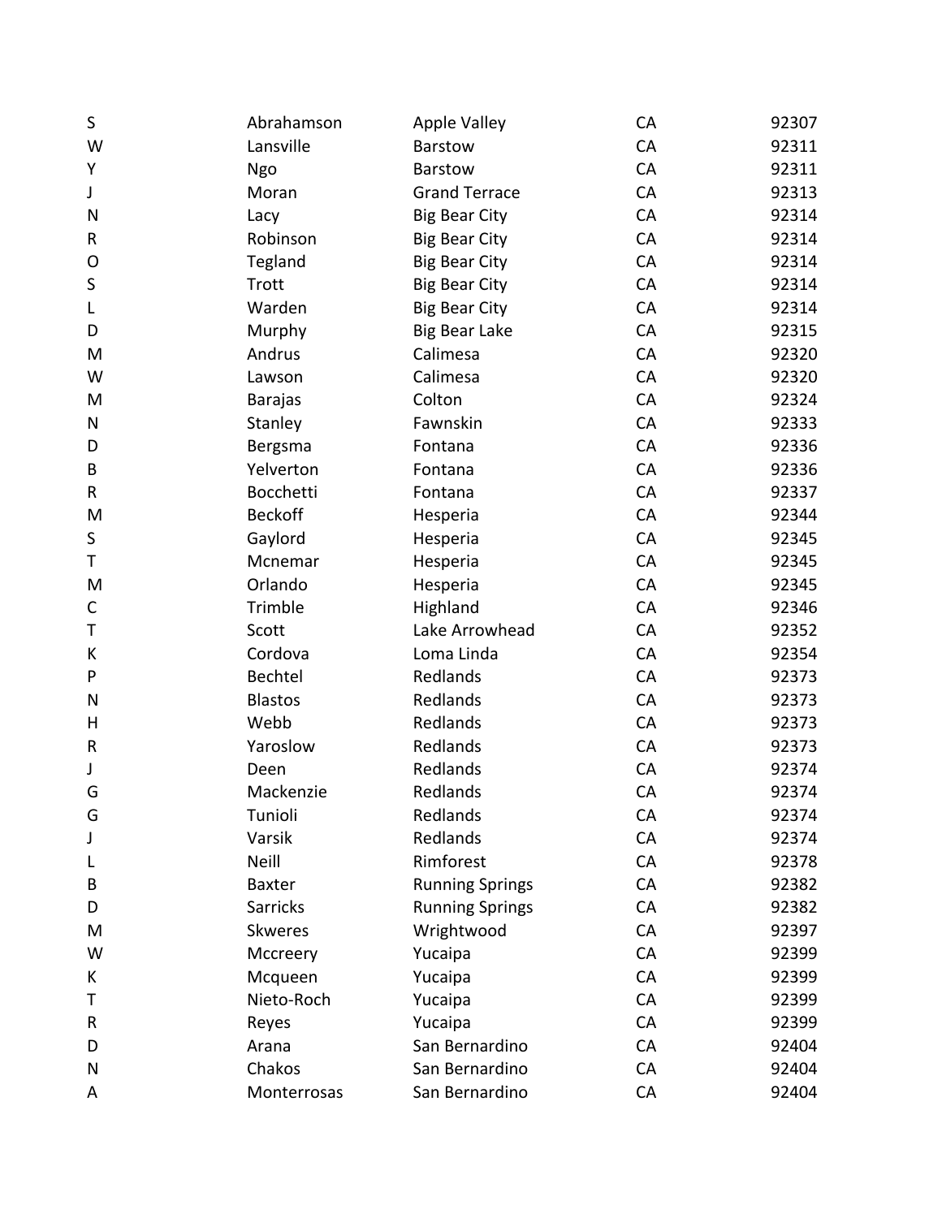| | | | | |
|---|---|---|---|---|
| S | Abrahamson | Apple Valley | CA | 92307 |
| W | Lansville | Barstow | CA | 92311 |
| Y | Ngo | Barstow | CA | 92311 |
| J | Moran | Grand Terrace | CA | 92313 |
| N | Lacy | Big Bear City | CA | 92314 |
| R | Robinson | Big Bear City | CA | 92314 |
| O | Tegland | Big Bear City | CA | 92314 |
| S | Trott | Big Bear City | CA | 92314 |
| L | Warden | Big Bear City | CA | 92314 |
| D | Murphy | Big Bear Lake | CA | 92315 |
| M | Andrus | Calimesa | CA | 92320 |
| W | Lawson | Calimesa | CA | 92320 |
| M | Barajas | Colton | CA | 92324 |
| N | Stanley | Fawnskin | CA | 92333 |
| D | Bergsma | Fontana | CA | 92336 |
| B | Yelverton | Fontana | CA | 92336 |
| R | Bocchetti | Fontana | CA | 92337 |
| M | Beckoff | Hesperia | CA | 92344 |
| S | Gaylord | Hesperia | CA | 92345 |
| T | Mcnemar | Hesperia | CA | 92345 |
| M | Orlando | Hesperia | CA | 92345 |
| C | Trimble | Highland | CA | 92346 |
| T | Scott | Lake Arrowhead | CA | 92352 |
| K | Cordova | Loma Linda | CA | 92354 |
| P | Bechtel | Redlands | CA | 92373 |
| N | Blastos | Redlands | CA | 92373 |
| H | Webb | Redlands | CA | 92373 |
| R | Yaroslow | Redlands | CA | 92373 |
| J | Deen | Redlands | CA | 92374 |
| G | Mackenzie | Redlands | CA | 92374 |
| G | Tunioli | Redlands | CA | 92374 |
| J | Varsik | Redlands | CA | 92374 |
| L | Neill | Rimforest | CA | 92378 |
| B | Baxter | Running Springs | CA | 92382 |
| D | Sarricks | Running Springs | CA | 92382 |
| M | Skweres | Wrightwood | CA | 92397 |
| W | Mccreery | Yucaipa | CA | 92399 |
| K | Mcqueen | Yucaipa | CA | 92399 |
| T | Nieto-Roch | Yucaipa | CA | 92399 |
| R | Reyes | Yucaipa | CA | 92399 |
| D | Arana | San Bernardino | CA | 92404 |
| N | Chakos | San Bernardino | CA | 92404 |
| A | Monterrosas | San Bernardino | CA | 92404 |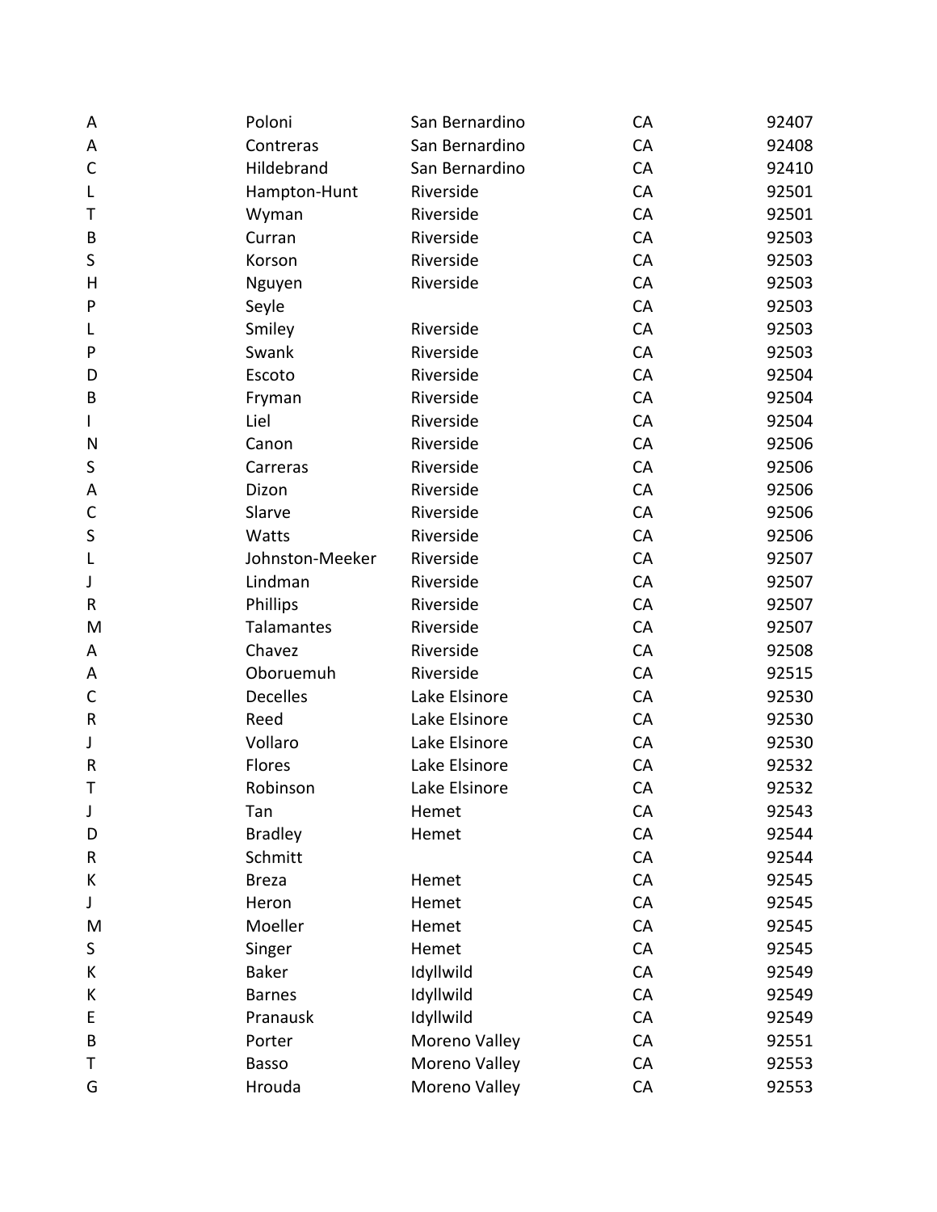| | | | | |
|---|---|---|---|---|
| A | Poloni | San Bernardino | CA | 92407 |
| A | Contreras | San Bernardino | CA | 92408 |
| C | Hildebrand | San Bernardino | CA | 92410 |
| L | Hampton-Hunt | Riverside | CA | 92501 |
| T | Wyman | Riverside | CA | 92501 |
| B | Curran | Riverside | CA | 92503 |
| S | Korson | Riverside | CA | 92503 |
| H | Nguyen | Riverside | CA | 92503 |
| P | Seyle | | CA | 92503 |
| L | Smiley | Riverside | CA | 92503 |
| P | Swank | Riverside | CA | 92503 |
| D | Escoto | Riverside | CA | 92504 |
| B | Fryman | Riverside | CA | 92504 |
| I | Liel | Riverside | CA | 92504 |
| N | Canon | Riverside | CA | 92506 |
| S | Carreras | Riverside | CA | 92506 |
| A | Dizon | Riverside | CA | 92506 |
| C | Slarve | Riverside | CA | 92506 |
| S | Watts | Riverside | CA | 92506 |
| L | Johnston-Meeker | Riverside | CA | 92507 |
| J | Lindman | Riverside | CA | 92507 |
| R | Phillips | Riverside | CA | 92507 |
| M | Talamantes | Riverside | CA | 92507 |
| A | Chavez | Riverside | CA | 92508 |
| A | Oboruemuh | Riverside | CA | 92515 |
| C | Decelles | Lake Elsinore | CA | 92530 |
| R | Reed | Lake Elsinore | CA | 92530 |
| J | Vollaro | Lake Elsinore | CA | 92530 |
| R | Flores | Lake Elsinore | CA | 92532 |
| T | Robinson | Lake Elsinore | CA | 92532 |
| J | Tan | Hemet | CA | 92543 |
| D | Bradley | Hemet | CA | 92544 |
| R | Schmitt | | CA | 92544 |
| K | Breza | Hemet | CA | 92545 |
| J | Heron | Hemet | CA | 92545 |
| M | Moeller | Hemet | CA | 92545 |
| S | Singer | Hemet | CA | 92545 |
| K | Baker | Idyllwild | CA | 92549 |
| K | Barnes | Idyllwild | CA | 92549 |
| E | Pranausk | Idyllwild | CA | 92549 |
| B | Porter | Moreno Valley | CA | 92551 |
| T | Basso | Moreno Valley | CA | 92553 |
| G | Hrouda | Moreno Valley | CA | 92553 |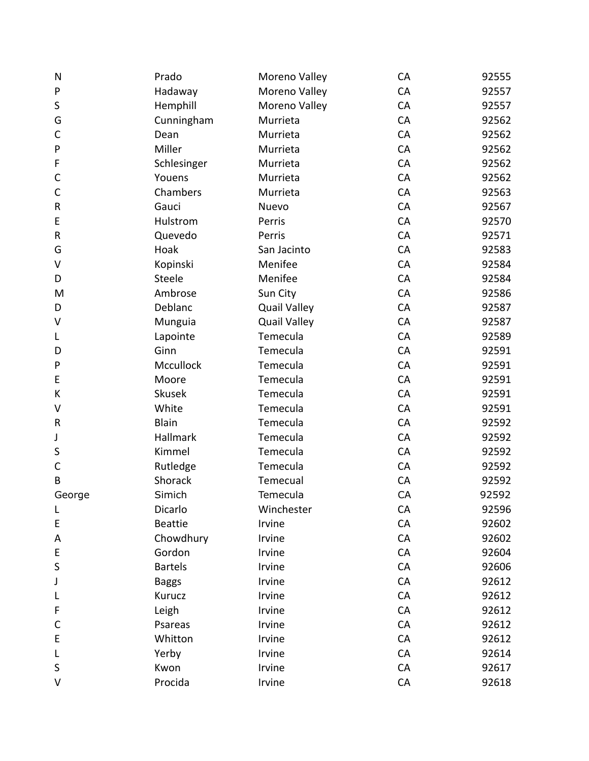| | | | | |
|---|---|---|---|---|
| N | Prado | Moreno Valley | CA | 92555 |
| P | Hadaway | Moreno Valley | CA | 92557 |
| S | Hemphill | Moreno Valley | CA | 92557 |
| G | Cunningham | Murrieta | CA | 92562 |
| C | Dean | Murrieta | CA | 92562 |
| P | Miller | Murrieta | CA | 92562 |
| F | Schlesinger | Murrieta | CA | 92562 |
| C | Youens | Murrieta | CA | 92562 |
| C | Chambers | Murrieta | CA | 92563 |
| R | Gauci | Nuevo | CA | 92567 |
| E | Hulstrom | Perris | CA | 92570 |
| R | Quevedo | Perris | CA | 92571 |
| G | Hoak | San Jacinto | CA | 92583 |
| V | Kopinski | Menifee | CA | 92584 |
| D | Steele | Menifee | CA | 92584 |
| M | Ambrose | Sun City | CA | 92586 |
| D | Deblanc | Quail Valley | CA | 92587 |
| V | Munguia | Quail Valley | CA | 92587 |
| L | Lapointe | Temecula | CA | 92589 |
| D | Ginn | Temecula | CA | 92591 |
| P | Mccullock | Temecula | CA | 92591 |
| E | Moore | Temecula | CA | 92591 |
| K | Skusek | Temecula | CA | 92591 |
| V | White | Temecula | CA | 92591 |
| R | Blain | Temecula | CA | 92592 |
| J | Hallmark | Temecula | CA | 92592 |
| S | Kimmel | Temecula | CA | 92592 |
| C | Rutledge | Temecula | CA | 92592 |
| B | Shorack | Temecual | CA | 92592 |
| George | Simich | Temecula | CA | 92592 |
| L | Dicarlo | Winchester | CA | 92596 |
| E | Beattie | Irvine | CA | 92602 |
| A | Chowdhury | Irvine | CA | 92602 |
| E | Gordon | Irvine | CA | 92604 |
| S | Bartels | Irvine | CA | 92606 |
| J | Baggs | Irvine | CA | 92612 |
| L | Kurucz | Irvine | CA | 92612 |
| F | Leigh | Irvine | CA | 92612 |
| C | Psareas | Irvine | CA | 92612 |
| E | Whitton | Irvine | CA | 92612 |
| L | Yerby | Irvine | CA | 92614 |
| S | Kwon | Irvine | CA | 92617 |
| V | Procida | Irvine | CA | 92618 |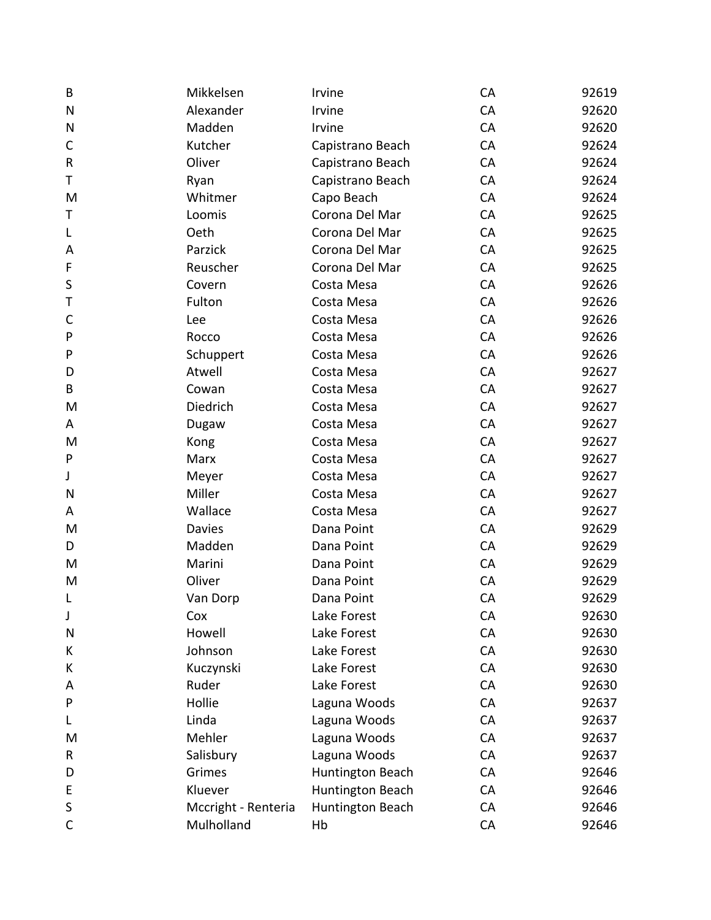| | | | | |
|---|---|---|---|---|
| B | Mikkelsen | Irvine | CA | 92619 |
| N | Alexander | Irvine | CA | 92620 |
| N | Madden | Irvine | CA | 92620 |
| C | Kutcher | Capistrano Beach | CA | 92624 |
| R | Oliver | Capistrano Beach | CA | 92624 |
| T | Ryan | Capistrano Beach | CA | 92624 |
| M | Whitmer | Capo Beach | CA | 92624 |
| T | Loomis | Corona Del Mar | CA | 92625 |
| L | Oeth | Corona Del Mar | CA | 92625 |
| A | Parzick | Corona Del Mar | CA | 92625 |
| F | Reuscher | Corona Del Mar | CA | 92625 |
| S | Covern | Costa Mesa | CA | 92626 |
| T | Fulton | Costa Mesa | CA | 92626 |
| C | Lee | Costa Mesa | CA | 92626 |
| P | Rocco | Costa Mesa | CA | 92626 |
| P | Schuppert | Costa Mesa | CA | 92626 |
| D | Atwell | Costa Mesa | CA | 92627 |
| B | Cowan | Costa Mesa | CA | 92627 |
| M | Diedrich | Costa Mesa | CA | 92627 |
| A | Dugaw | Costa Mesa | CA | 92627 |
| M | Kong | Costa Mesa | CA | 92627 |
| P | Marx | Costa Mesa | CA | 92627 |
| J | Meyer | Costa Mesa | CA | 92627 |
| N | Miller | Costa Mesa | CA | 92627 |
| A | Wallace | Costa Mesa | CA | 92627 |
| M | Davies | Dana Point | CA | 92629 |
| D | Madden | Dana Point | CA | 92629 |
| M | Marini | Dana Point | CA | 92629 |
| M | Oliver | Dana Point | CA | 92629 |
| L | Van Dorp | Dana Point | CA | 92629 |
| J | Cox | Lake Forest | CA | 92630 |
| N | Howell | Lake Forest | CA | 92630 |
| K | Johnson | Lake Forest | CA | 92630 |
| K | Kuczynski | Lake Forest | CA | 92630 |
| A | Ruder | Lake Forest | CA | 92630 |
| P | Hollie | Laguna Woods | CA | 92637 |
| L | Linda | Laguna Woods | CA | 92637 |
| M | Mehler | Laguna Woods | CA | 92637 |
| R | Salisbury | Laguna Woods | CA | 92637 |
| D | Grimes | Huntington Beach | CA | 92646 |
| E | Kluever | Huntington Beach | CA | 92646 |
| S | Mccright - Renteria | Huntington Beach | CA | 92646 |
| C | Mulholland | Hb | CA | 92646 |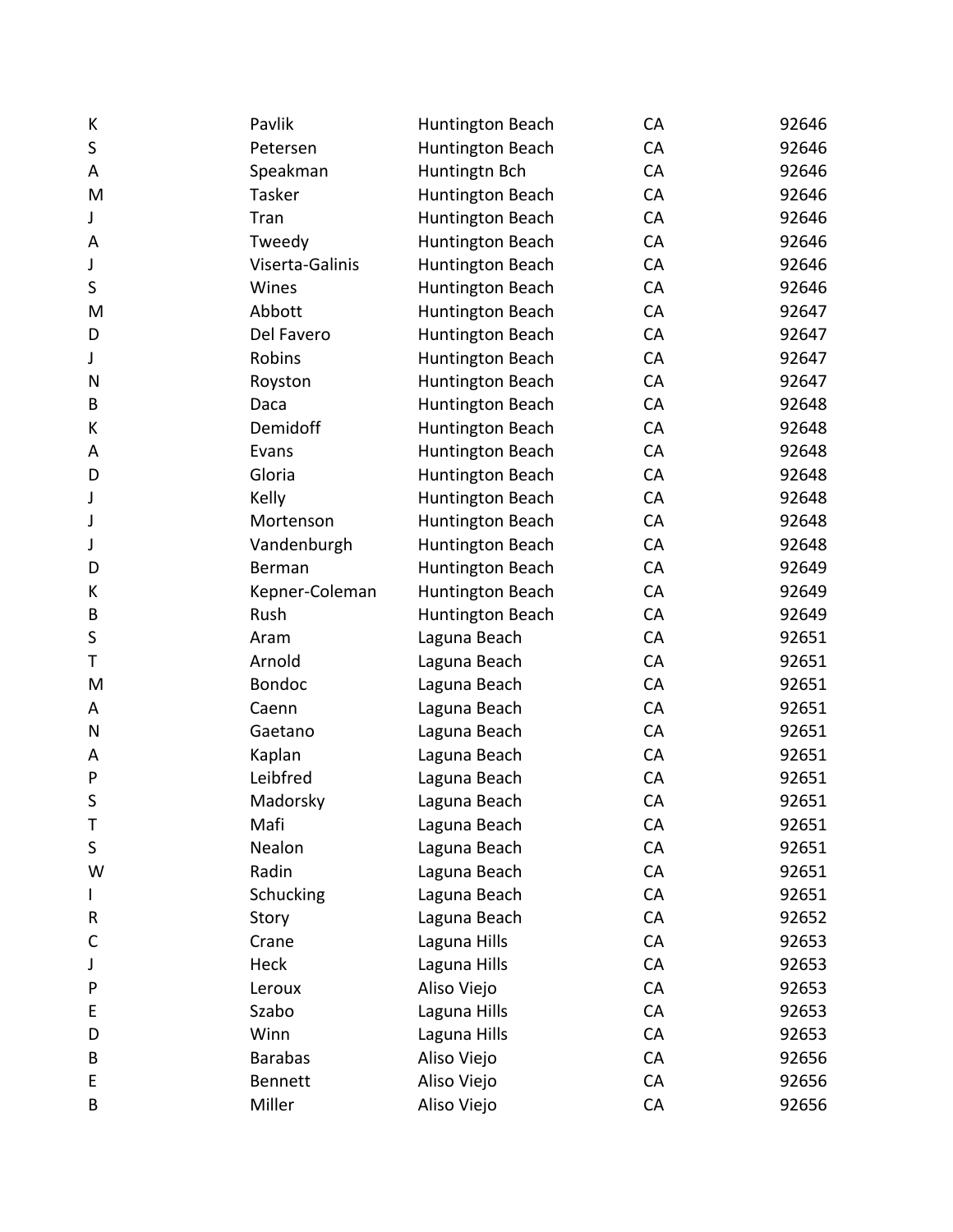| | | | | |
|---|---|---|---|---|
| K | Pavlik | Huntington Beach | CA | 92646 |
| S | Petersen | Huntington Beach | CA | 92646 |
| A | Speakman | Huntingtn Bch | CA | 92646 |
| M | Tasker | Huntington Beach | CA | 92646 |
| J | Tran | Huntington Beach | CA | 92646 |
| A | Tweedy | Huntington Beach | CA | 92646 |
| J | Viserta-Galinis | Huntington Beach | CA | 92646 |
| S | Wines | Huntington Beach | CA | 92646 |
| M | Abbott | Huntington Beach | CA | 92647 |
| D | Del Favero | Huntington Beach | CA | 92647 |
| J | Robins | Huntington Beach | CA | 92647 |
| N | Royston | Huntington Beach | CA | 92647 |
| B | Daca | Huntington Beach | CA | 92648 |
| K | Demidoff | Huntington Beach | CA | 92648 |
| A | Evans | Huntington Beach | CA | 92648 |
| D | Gloria | Huntington Beach | CA | 92648 |
| J | Kelly | Huntington Beach | CA | 92648 |
| J | Mortenson | Huntington Beach | CA | 92648 |
| J | Vandenburgh | Huntington Beach | CA | 92648 |
| D | Berman | Huntington Beach | CA | 92649 |
| K | Kepner-Coleman | Huntington Beach | CA | 92649 |
| B | Rush | Huntington Beach | CA | 92649 |
| S | Aram | Laguna Beach | CA | 92651 |
| T | Arnold | Laguna Beach | CA | 92651 |
| M | Bondoc | Laguna Beach | CA | 92651 |
| A | Caenn | Laguna Beach | CA | 92651 |
| N | Gaetano | Laguna Beach | CA | 92651 |
| A | Kaplan | Laguna Beach | CA | 92651 |
| P | Leibfred | Laguna Beach | CA | 92651 |
| S | Madorsky | Laguna Beach | CA | 92651 |
| T | Mafi | Laguna Beach | CA | 92651 |
| S | Nealon | Laguna Beach | CA | 92651 |
| W | Radin | Laguna Beach | CA | 92651 |
| I | Schucking | Laguna Beach | CA | 92651 |
| R | Story | Laguna Beach | CA | 92652 |
| C | Crane | Laguna Hills | CA | 92653 |
| J | Heck | Laguna Hills | CA | 92653 |
| P | Leroux | Aliso Viejo | CA | 92653 |
| E | Szabo | Laguna Hills | CA | 92653 |
| D | Winn | Laguna Hills | CA | 92653 |
| B | Barabas | Aliso Viejo | CA | 92656 |
| E | Bennett | Aliso Viejo | CA | 92656 |
| B | Miller | Aliso Viejo | CA | 92656 |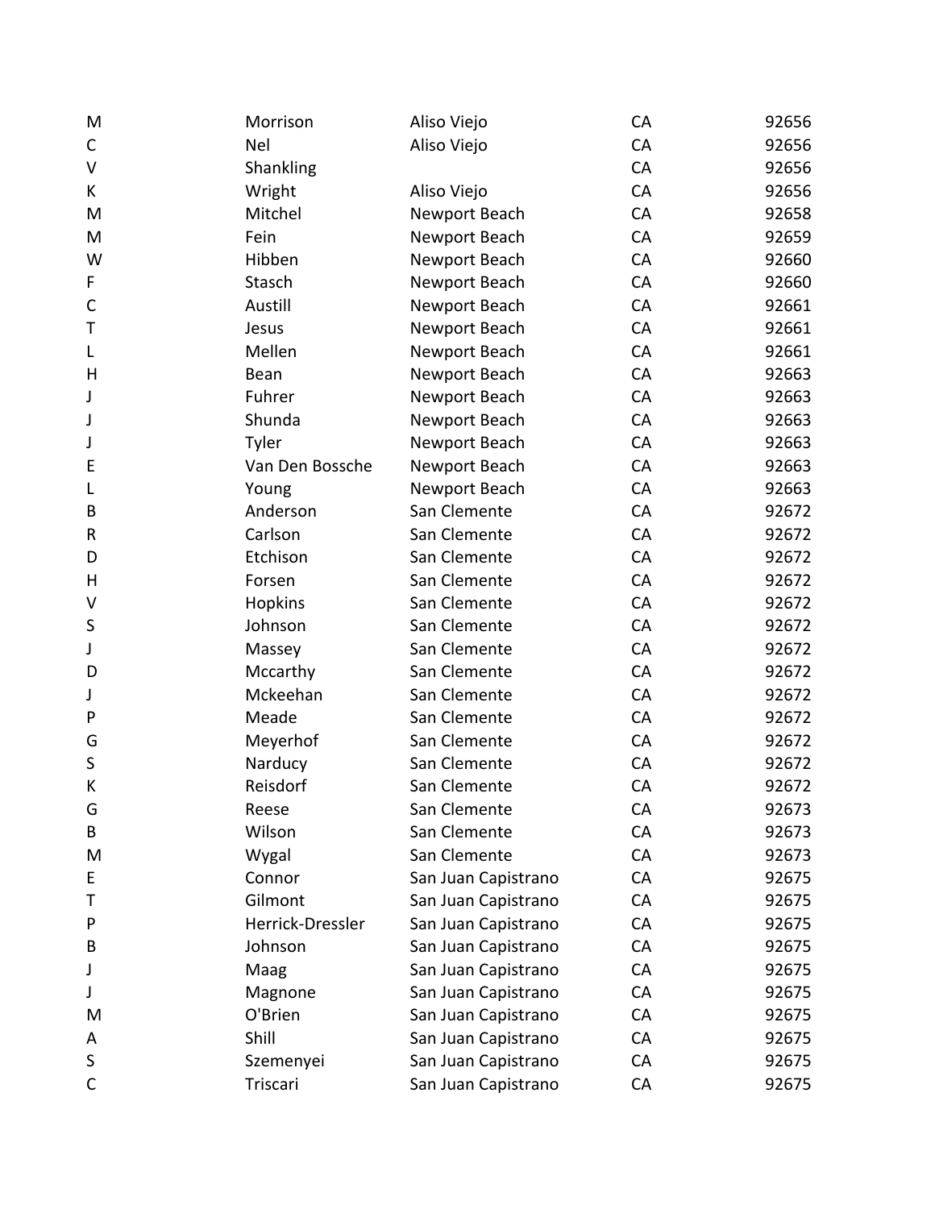| | | | | |
|---|---|---|---|---|
| M | Morrison | Aliso Viejo | CA | 92656 |
| C | Nel | Aliso Viejo | CA | 92656 |
| V | Shankling | | CA | 92656 |
| K | Wright | Aliso Viejo | CA | 92656 |
| M | Mitchel | Newport Beach | CA | 92658 |
| M | Fein | Newport Beach | CA | 92659 |
| W | Hibben | Newport Beach | CA | 92660 |
| F | Stasch | Newport Beach | CA | 92660 |
| C | Austill | Newport Beach | CA | 92661 |
| T | Jesus | Newport Beach | CA | 92661 |
| L | Mellen | Newport Beach | CA | 92661 |
| H | Bean | Newport Beach | CA | 92663 |
| J | Fuhrer | Newport Beach | CA | 92663 |
| J | Shunda | Newport Beach | CA | 92663 |
| J | Tyler | Newport Beach | CA | 92663 |
| E | Van Den Bossche | Newport Beach | CA | 92663 |
| L | Young | Newport Beach | CA | 92663 |
| B | Anderson | San Clemente | CA | 92672 |
| R | Carlson | San Clemente | CA | 92672 |
| D | Etchison | San Clemente | CA | 92672 |
| H | Forsen | San Clemente | CA | 92672 |
| V | Hopkins | San Clemente | CA | 92672 |
| S | Johnson | San Clemente | CA | 92672 |
| J | Massey | San Clemente | CA | 92672 |
| D | Mccarthy | San Clemente | CA | 92672 |
| J | Mckeehan | San Clemente | CA | 92672 |
| P | Meade | San Clemente | CA | 92672 |
| G | Meyerhof | San Clemente | CA | 92672 |
| S | Narducy | San Clemente | CA | 92672 |
| K | Reisdorf | San Clemente | CA | 92672 |
| G | Reese | San Clemente | CA | 92673 |
| B | Wilson | San Clemente | CA | 92673 |
| M | Wygal | San Clemente | CA | 92673 |
| E | Connor | San Juan Capistrano | CA | 92675 |
| T | Gilmont | San Juan Capistrano | CA | 92675 |
| P | Herrick-Dressler | San Juan Capistrano | CA | 92675 |
| B | Johnson | San Juan Capistrano | CA | 92675 |
| J | Maag | San Juan Capistrano | CA | 92675 |
| J | Magnone | San Juan Capistrano | CA | 92675 |
| M | O'Brien | San Juan Capistrano | CA | 92675 |
| A | Shill | San Juan Capistrano | CA | 92675 |
| S | Szemenyei | San Juan Capistrano | CA | 92675 |
| C | Triscari | San Juan Capistrano | CA | 92675 |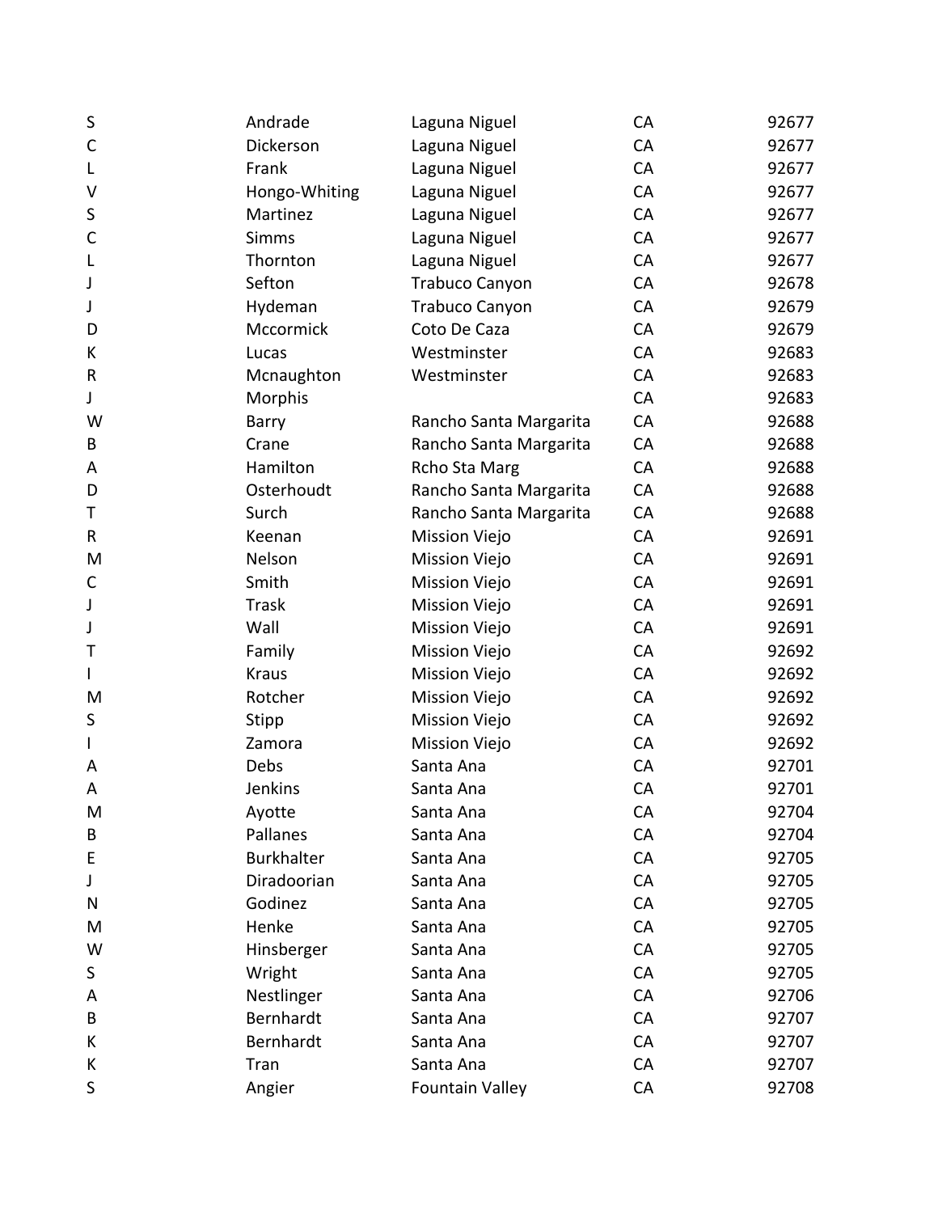| | | | | |
|---|---|---|---|---|
| S | Andrade | Laguna Niguel | CA | 92677 |
| C | Dickerson | Laguna Niguel | CA | 92677 |
| L | Frank | Laguna Niguel | CA | 92677 |
| V | Hongo-Whiting | Laguna Niguel | CA | 92677 |
| S | Martinez | Laguna Niguel | CA | 92677 |
| C | Simms | Laguna Niguel | CA | 92677 |
| L | Thornton | Laguna Niguel | CA | 92677 |
| J | Sefton | Trabuco Canyon | CA | 92678 |
| J | Hydeman | Trabuco Canyon | CA | 92679 |
| D | Mccormick | Coto De Caza | CA | 92679 |
| K | Lucas | Westminster | CA | 92683 |
| R | Mcnaughton | Westminster | CA | 92683 |
| J | Morphis | | CA | 92683 |
| W | Barry | Rancho Santa Margarita | CA | 92688 |
| B | Crane | Rancho Santa Margarita | CA | 92688 |
| A | Hamilton | Rcho Sta Marg | CA | 92688 |
| D | Osterhoudt | Rancho Santa Margarita | CA | 92688 |
| T | Surch | Rancho Santa Margarita | CA | 92688 |
| R | Keenan | Mission Viejo | CA | 92691 |
| M | Nelson | Mission Viejo | CA | 92691 |
| C | Smith | Mission Viejo | CA | 92691 |
| J | Trask | Mission Viejo | CA | 92691 |
| J | Wall | Mission Viejo | CA | 92691 |
| T | Family | Mission Viejo | CA | 92692 |
| I | Kraus | Mission Viejo | CA | 92692 |
| M | Rotcher | Mission Viejo | CA | 92692 |
| S | Stipp | Mission Viejo | CA | 92692 |
| I | Zamora | Mission Viejo | CA | 92692 |
| A | Debs | Santa Ana | CA | 92701 |
| A | Jenkins | Santa Ana | CA | 92701 |
| M | Ayotte | Santa Ana | CA | 92704 |
| B | Pallanes | Santa Ana | CA | 92704 |
| E | Burkhalter | Santa Ana | CA | 92705 |
| J | Diradoorian | Santa Ana | CA | 92705 |
| N | Godinez | Santa Ana | CA | 92705 |
| M | Henke | Santa Ana | CA | 92705 |
| W | Hinsberger | Santa Ana | CA | 92705 |
| S | Wright | Santa Ana | CA | 92705 |
| A | Nestlinger | Santa Ana | CA | 92706 |
| B | Bernhardt | Santa Ana | CA | 92707 |
| K | Bernhardt | Santa Ana | CA | 92707 |
| K | Tran | Santa Ana | CA | 92707 |
| S | Angier | Fountain Valley | CA | 92708 |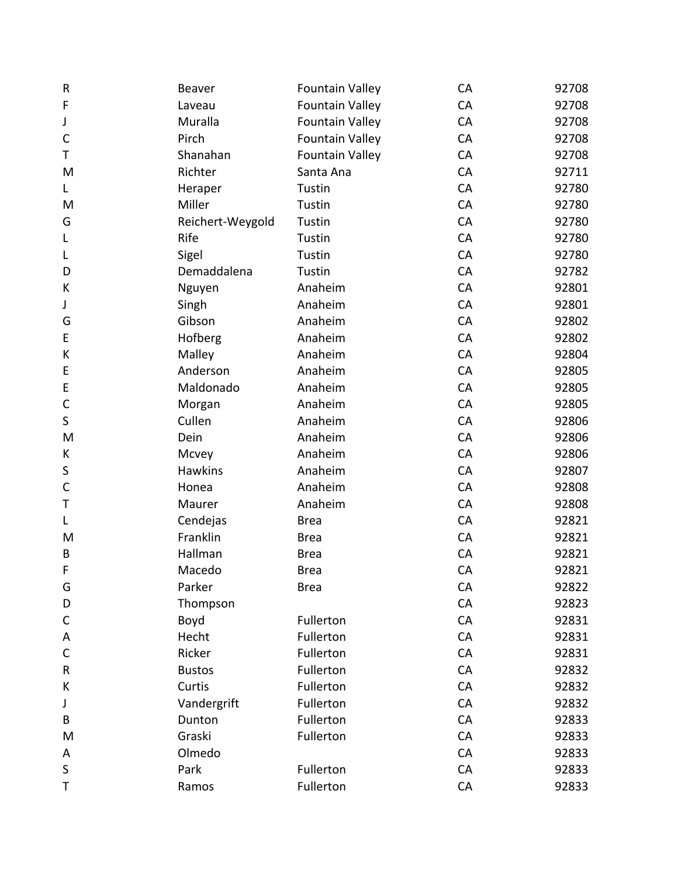| | | | | |
|---|---|---|---|---|
| R | Beaver | Fountain Valley | CA | 92708 |
| F | Laveau | Fountain Valley | CA | 92708 |
| J | Muralla | Fountain Valley | CA | 92708 |
| C | Pirch | Fountain Valley | CA | 92708 |
| T | Shanahan | Fountain Valley | CA | 92708 |
| M | Richter | Santa Ana | CA | 92711 |
| L | Heraper | Tustin | CA | 92780 |
| M | Miller | Tustin | CA | 92780 |
| G | Reichert-Weygold | Tustin | CA | 92780 |
| L | Rife | Tustin | CA | 92780 |
| L | Sigel | Tustin | CA | 92780 |
| D | Demaddalena | Tustin | CA | 92782 |
| K | Nguyen | Anaheim | CA | 92801 |
| J | Singh | Anaheim | CA | 92801 |
| G | Gibson | Anaheim | CA | 92802 |
| E | Hofberg | Anaheim | CA | 92802 |
| K | Malley | Anaheim | CA | 92804 |
| E | Anderson | Anaheim | CA | 92805 |
| E | Maldonado | Anaheim | CA | 92805 |
| C | Morgan | Anaheim | CA | 92805 |
| S | Cullen | Anaheim | CA | 92806 |
| M | Dein | Anaheim | CA | 92806 |
| K | Mcvey | Anaheim | CA | 92806 |
| S | Hawkins | Anaheim | CA | 92807 |
| C | Honea | Anaheim | CA | 92808 |
| T | Maurer | Anaheim | CA | 92808 |
| L | Cendejas | Brea | CA | 92821 |
| M | Franklin | Brea | CA | 92821 |
| B | Hallman | Brea | CA | 92821 |
| F | Macedo | Brea | CA | 92821 |
| G | Parker | Brea | CA | 92822 |
| D | Thompson | | CA | 92823 |
| C | Boyd | Fullerton | CA | 92831 |
| A | Hecht | Fullerton | CA | 92831 |
| C | Ricker | Fullerton | CA | 92831 |
| R | Bustos | Fullerton | CA | 92832 |
| K | Curtis | Fullerton | CA | 92832 |
| J | Vandergrift | Fullerton | CA | 92832 |
| B | Dunton | Fullerton | CA | 92833 |
| M | Graski | Fullerton | CA | 92833 |
| A | Olmedo | | CA | 92833 |
| S | Park | Fullerton | CA | 92833 |
| T | Ramos | Fullerton | CA | 92833 |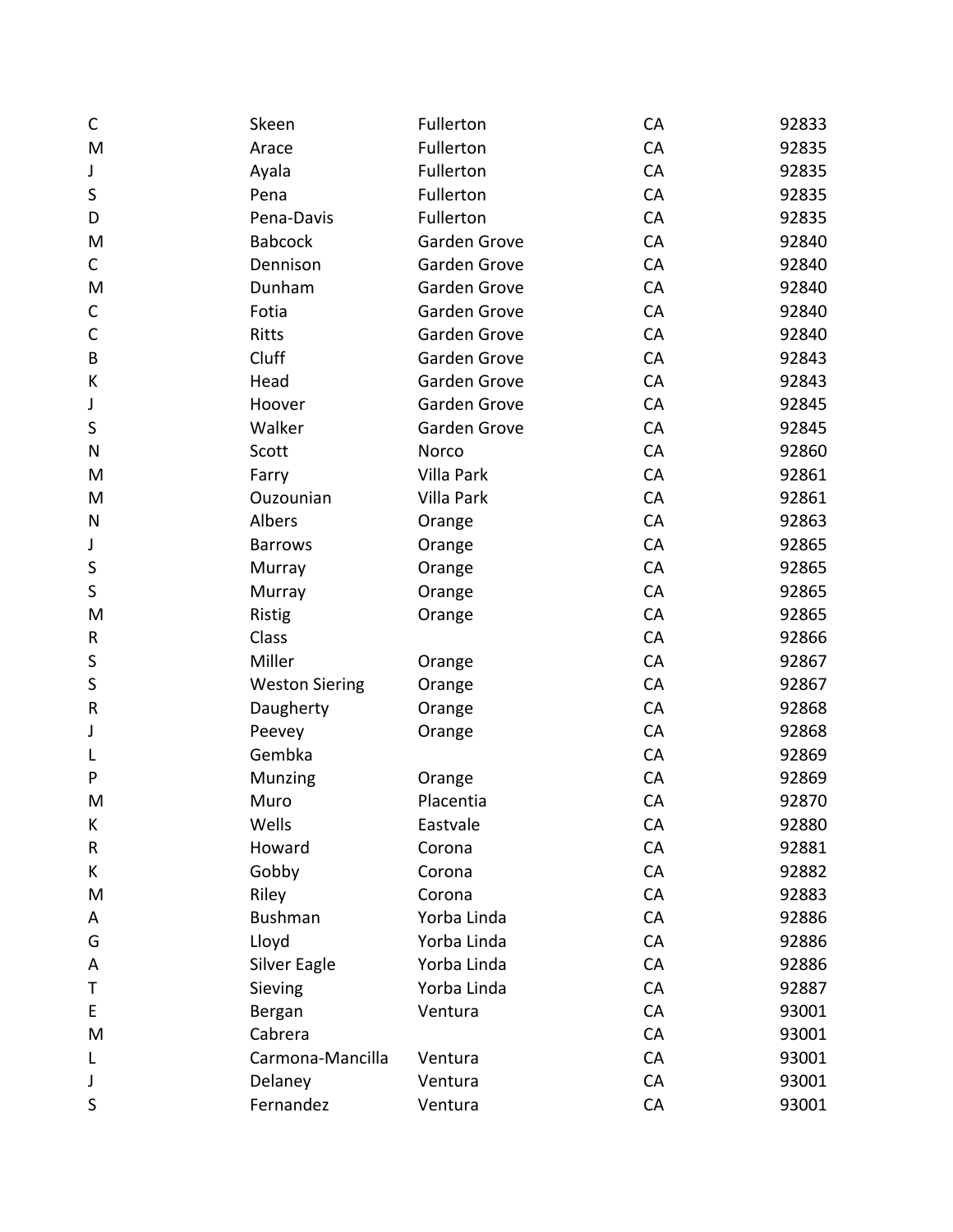| | | | | |
|---|---|---|---|---|
| C | Skeen | Fullerton | CA | 92833 |
| M | Arace | Fullerton | CA | 92835 |
| J | Ayala | Fullerton | CA | 92835 |
| S | Pena | Fullerton | CA | 92835 |
| D | Pena-Davis | Fullerton | CA | 92835 |
| M | Babcock | Garden Grove | CA | 92840 |
| C | Dennison | Garden Grove | CA | 92840 |
| M | Dunham | Garden Grove | CA | 92840 |
| C | Fotia | Garden Grove | CA | 92840 |
| C | Ritts | Garden Grove | CA | 92840 |
| B | Cluff | Garden Grove | CA | 92843 |
| K | Head | Garden Grove | CA | 92843 |
| J | Hoover | Garden Grove | CA | 92845 |
| S | Walker | Garden Grove | CA | 92845 |
| N | Scott | Norco | CA | 92860 |
| M | Farry | Villa Park | CA | 92861 |
| M | Ouzounian | Villa Park | CA | 92861 |
| N | Albers | Orange | CA | 92863 |
| J | Barrows | Orange | CA | 92865 |
| S | Murray | Orange | CA | 92865 |
| S | Murray | Orange | CA | 92865 |
| M | Ristig | Orange | CA | 92865 |
| R | Class | | CA | 92866 |
| S | Miller | Orange | CA | 92867 |
| S | Weston Siering | Orange | CA | 92867 |
| R | Daugherty | Orange | CA | 92868 |
| J | Peevey | Orange | CA | 92868 |
| L | Gembka | | CA | 92869 |
| P | Munzing | Orange | CA | 92869 |
| M | Muro | Placentia | CA | 92870 |
| K | Wells | Eastvale | CA | 92880 |
| R | Howard | Corona | CA | 92881 |
| K | Gobby | Corona | CA | 92882 |
| M | Riley | Corona | CA | 92883 |
| A | Bushman | Yorba Linda | CA | 92886 |
| G | Lloyd | Yorba Linda | CA | 92886 |
| A | Silver Eagle | Yorba Linda | CA | 92886 |
| T | Sieving | Yorba Linda | CA | 92887 |
| E | Bergan | Ventura | CA | 93001 |
| M | Cabrera | | CA | 93001 |
| L | Carmona-Mancilla | Ventura | CA | 93001 |
| J | Delaney | Ventura | CA | 93001 |
| S | Fernandez | Ventura | CA | 93001 |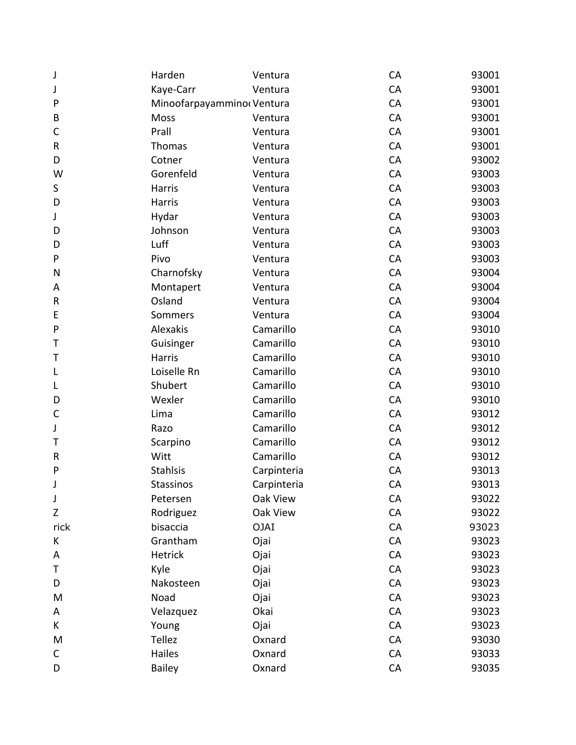| | | | | |
|---|---|---|---|---|
| J | Harden | Ventura | CA | 93001 |
| J | Kaye-Carr | Ventura | CA | 93001 |
| P | Minoofarpayamminoo | Ventura | CA | 93001 |
| B | Moss | Ventura | CA | 93001 |
| C | Prall | Ventura | CA | 93001 |
| R | Thomas | Ventura | CA | 93001 |
| D | Cotner | Ventura | CA | 93002 |
| W | Gorenfeld | Ventura | CA | 93003 |
| S | Harris | Ventura | CA | 93003 |
| D | Harris | Ventura | CA | 93003 |
| J | Hydar | Ventura | CA | 93003 |
| D | Johnson | Ventura | CA | 93003 |
| D | Luff | Ventura | CA | 93003 |
| P | Pivo | Ventura | CA | 93003 |
| N | Charnofsky | Ventura | CA | 93004 |
| A | Montapert | Ventura | CA | 93004 |
| R | Osland | Ventura | CA | 93004 |
| E | Sommers | Ventura | CA | 93004 |
| P | Alexakis | Camarillo | CA | 93010 |
| T | Guisinger | Camarillo | CA | 93010 |
| T | Harris | Camarillo | CA | 93010 |
| L | Loiselle Rn | Camarillo | CA | 93010 |
| L | Shubert | Camarillo | CA | 93010 |
| D | Wexler | Camarillo | CA | 93010 |
| C | Lima | Camarillo | CA | 93012 |
| J | Razo | Camarillo | CA | 93012 |
| T | Scarpino | Camarillo | CA | 93012 |
| R | Witt | Camarillo | CA | 93012 |
| P | Stahlsis | Carpinteria | CA | 93013 |
| J | Stassinos | Carpinteria | CA | 93013 |
| J | Petersen | Oak View | CA | 93022 |
| Z | Rodriguez | Oak View | CA | 93022 |
| rick | bisaccia | OJAI | CA | 93023 |
| K | Grantham | Ojai | CA | 93023 |
| A | Hetrick | Ojai | CA | 93023 |
| T | Kyle | Ojai | CA | 93023 |
| D | Nakosteen | Ojai | CA | 93023 |
| M | Noad | Ojai | CA | 93023 |
| A | Velazquez | Okai | CA | 93023 |
| K | Young | Ojai | CA | 93023 |
| M | Tellez | Oxnard | CA | 93030 |
| C | Hailes | Oxnard | CA | 93033 |
| D | Bailey | Oxnard | CA | 93035 |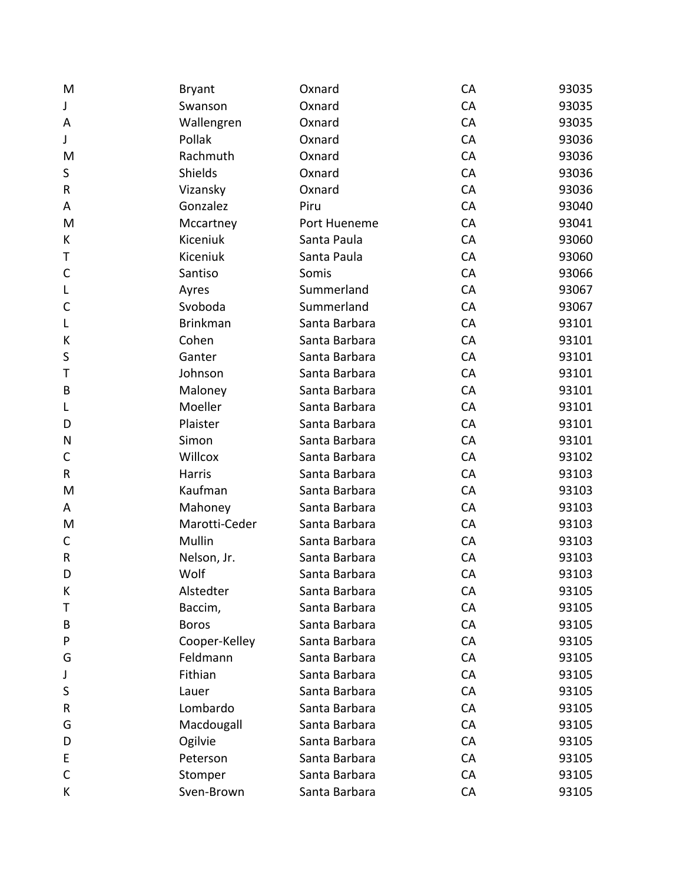| | | | | |
|---|---|---|---|---|
| M | Bryant | Oxnard | CA | 93035 |
| J | Swanson | Oxnard | CA | 93035 |
| A | Wallengren | Oxnard | CA | 93035 |
| J | Pollak | Oxnard | CA | 93036 |
| M | Rachmuth | Oxnard | CA | 93036 |
| S | Shields | Oxnard | CA | 93036 |
| R | Vizansky | Oxnard | CA | 93036 |
| A | Gonzalez | Piru | CA | 93040 |
| M | Mccartney | Port Hueneme | CA | 93041 |
| K | Kiceniuk | Santa Paula | CA | 93060 |
| T | Kiceniuk | Santa Paula | CA | 93060 |
| C | Santiso | Somis | CA | 93066 |
| L | Ayres | Summerland | CA | 93067 |
| C | Svoboda | Summerland | CA | 93067 |
| L | Brinkman | Santa Barbara | CA | 93101 |
| K | Cohen | Santa Barbara | CA | 93101 |
| S | Ganter | Santa Barbara | CA | 93101 |
| T | Johnson | Santa Barbara | CA | 93101 |
| B | Maloney | Santa Barbara | CA | 93101 |
| L | Moeller | Santa Barbara | CA | 93101 |
| D | Plaister | Santa Barbara | CA | 93101 |
| N | Simon | Santa Barbara | CA | 93101 |
| C | Willcox | Santa Barbara | CA | 93102 |
| R | Harris | Santa Barbara | CA | 93103 |
| M | Kaufman | Santa Barbara | CA | 93103 |
| A | Mahoney | Santa Barbara | CA | 93103 |
| M | Marotti-Ceder | Santa Barbara | CA | 93103 |
| C | Mullin | Santa Barbara | CA | 93103 |
| R | Nelson, Jr. | Santa Barbara | CA | 93103 |
| D | Wolf | Santa Barbara | CA | 93103 |
| K | Alstedter | Santa Barbara | CA | 93105 |
| T | Baccim, | Santa Barbara | CA | 93105 |
| B | Boros | Santa Barbara | CA | 93105 |
| P | Cooper-Kelley | Santa Barbara | CA | 93105 |
| G | Feldmann | Santa Barbara | CA | 93105 |
| J | Fithian | Santa Barbara | CA | 93105 |
| S | Lauer | Santa Barbara | CA | 93105 |
| R | Lombardo | Santa Barbara | CA | 93105 |
| G | Macdougall | Santa Barbara | CA | 93105 |
| D | Ogilvie | Santa Barbara | CA | 93105 |
| E | Peterson | Santa Barbara | CA | 93105 |
| C | Stomper | Santa Barbara | CA | 93105 |
| K | Sven-Brown | Santa Barbara | CA | 93105 |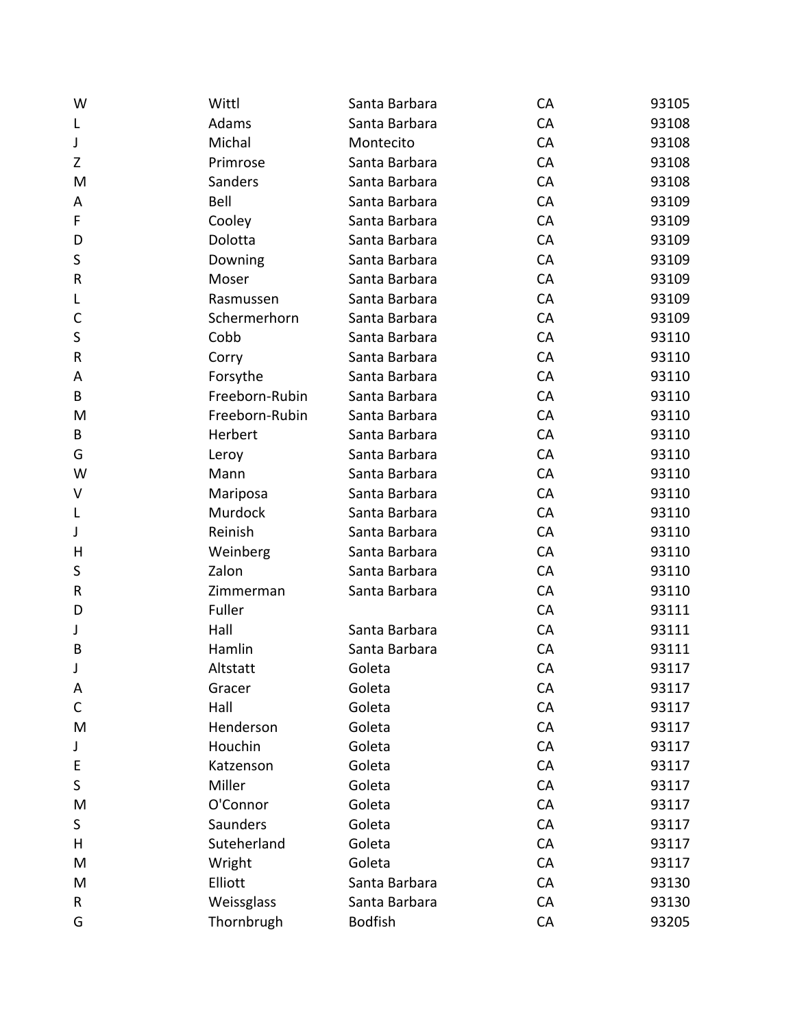| | | | | |
|---|---|---|---|---|
| W | Wittl | Santa Barbara | CA | 93105 |
| L | Adams | Santa Barbara | CA | 93108 |
| J | Michal | Montecito | CA | 93108 |
| Z | Primrose | Santa Barbara | CA | 93108 |
| M | Sanders | Santa Barbara | CA | 93108 |
| A | Bell | Santa Barbara | CA | 93109 |
| F | Cooley | Santa Barbara | CA | 93109 |
| D | Dolotta | Santa Barbara | CA | 93109 |
| S | Downing | Santa Barbara | CA | 93109 |
| R | Moser | Santa Barbara | CA | 93109 |
| L | Rasmussen | Santa Barbara | CA | 93109 |
| C | Schermerhorn | Santa Barbara | CA | 93109 |
| S | Cobb | Santa Barbara | CA | 93110 |
| R | Corry | Santa Barbara | CA | 93110 |
| A | Forsythe | Santa Barbara | CA | 93110 |
| B | Freeborn-Rubin | Santa Barbara | CA | 93110 |
| M | Freeborn-Rubin | Santa Barbara | CA | 93110 |
| B | Herbert | Santa Barbara | CA | 93110 |
| G | Leroy | Santa Barbara | CA | 93110 |
| W | Mann | Santa Barbara | CA | 93110 |
| V | Mariposa | Santa Barbara | CA | 93110 |
| L | Murdock | Santa Barbara | CA | 93110 |
| J | Reinish | Santa Barbara | CA | 93110 |
| H | Weinberg | Santa Barbara | CA | 93110 |
| S | Zalon | Santa Barbara | CA | 93110 |
| R | Zimmerman | Santa Barbara | CA | 93110 |
| D | Fuller | | CA | 93111 |
| J | Hall | Santa Barbara | CA | 93111 |
| B | Hamlin | Santa Barbara | CA | 93111 |
| J | Altstatt | Goleta | CA | 93117 |
| A | Gracer | Goleta | CA | 93117 |
| C | Hall | Goleta | CA | 93117 |
| M | Henderson | Goleta | CA | 93117 |
| J | Houchin | Goleta | CA | 93117 |
| E | Katzenson | Goleta | CA | 93117 |
| S | Miller | Goleta | CA | 93117 |
| M | O'Connor | Goleta | CA | 93117 |
| S | Saunders | Goleta | CA | 93117 |
| H | Suteherland | Goleta | CA | 93117 |
| M | Wright | Goleta | CA | 93117 |
| M | Elliott | Santa Barbara | CA | 93130 |
| R | Weissglass | Santa Barbara | CA | 93130 |
| G | Thornbrugh | Bodfish | CA | 93205 |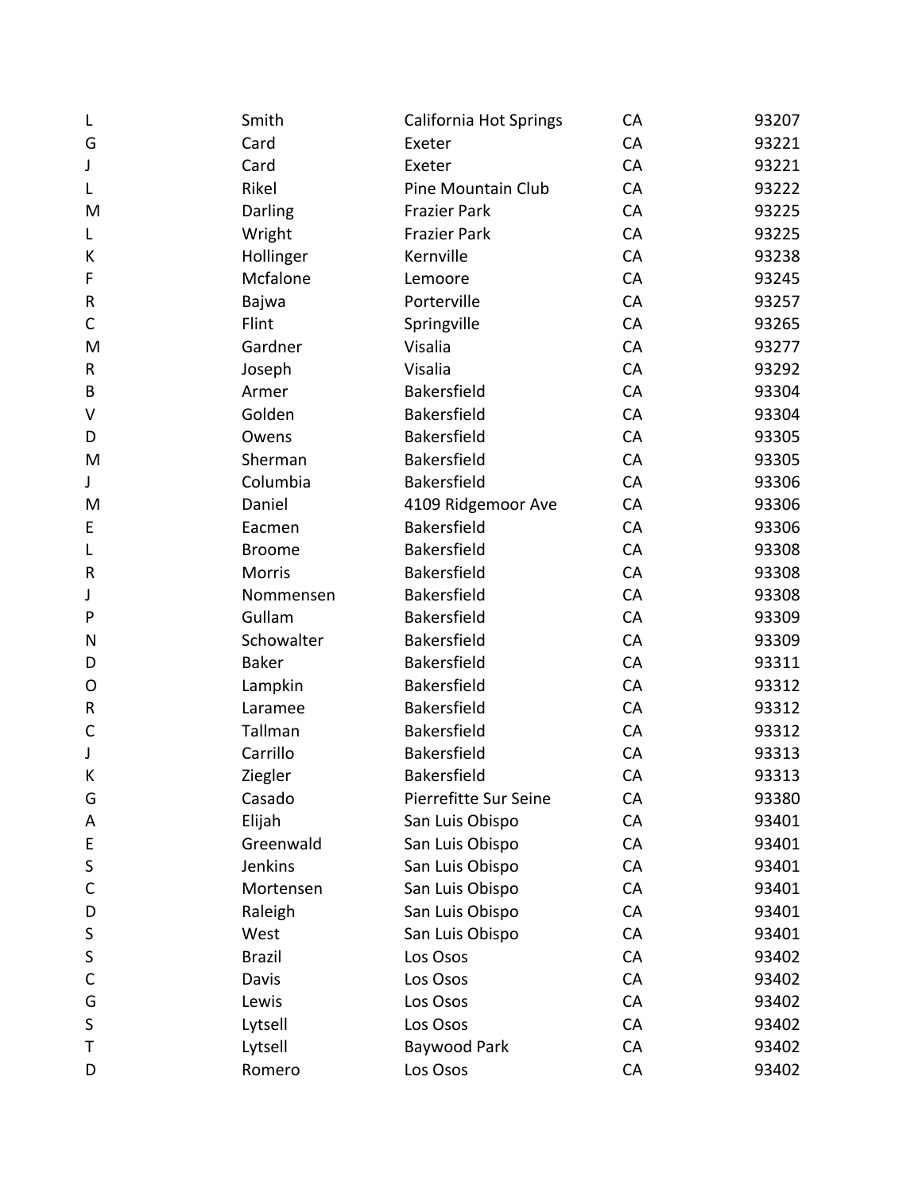| | | | | |
|---|---|---|---|---|
| L | Smith | California Hot Springs | CA | 93207 |
| G | Card | Exeter | CA | 93221 |
| J | Card | Exeter | CA | 93221 |
| L | Rikel | Pine Mountain Club | CA | 93222 |
| M | Darling | Frazier Park | CA | 93225 |
| L | Wright | Frazier Park | CA | 93225 |
| K | Hollinger | Kernville | CA | 93238 |
| F | Mcfalone | Lemoore | CA | 93245 |
| R | Bajwa | Porterville | CA | 93257 |
| C | Flint | Springville | CA | 93265 |
| M | Gardner | Visalia | CA | 93277 |
| R | Joseph | Visalia | CA | 93292 |
| B | Armer | Bakersfield | CA | 93304 |
| V | Golden | Bakersfield | CA | 93304 |
| D | Owens | Bakersfield | CA | 93305 |
| M | Sherman | Bakersfield | CA | 93305 |
| J | Columbia | Bakersfield | CA | 93306 |
| M | Daniel | 4109 Ridgemoor Ave | CA | 93306 |
| E | Eacmen | Bakersfield | CA | 93306 |
| L | Broome | Bakersfield | CA | 93308 |
| R | Morris | Bakersfield | CA | 93308 |
| J | Nommensen | Bakersfield | CA | 93308 |
| P | Gullam | Bakersfield | CA | 93309 |
| N | Schowalter | Bakersfield | CA | 93309 |
| D | Baker | Bakersfield | CA | 93311 |
| O | Lampkin | Bakersfield | CA | 93312 |
| R | Laramee | Bakersfield | CA | 93312 |
| C | Tallman | Bakersfield | CA | 93312 |
| J | Carrillo | Bakersfield | CA | 93313 |
| K | Ziegler | Bakersfield | CA | 93313 |
| G | Casado | Pierrefitte Sur Seine | CA | 93380 |
| A | Elijah | San Luis Obispo | CA | 93401 |
| E | Greenwald | San Luis Obispo | CA | 93401 |
| S | Jenkins | San Luis Obispo | CA | 93401 |
| C | Mortensen | San Luis Obispo | CA | 93401 |
| D | Raleigh | San Luis Obispo | CA | 93401 |
| S | West | San Luis Obispo | CA | 93401 |
| S | Brazil | Los Osos | CA | 93402 |
| C | Davis | Los Osos | CA | 93402 |
| G | Lewis | Los Osos | CA | 93402 |
| S | Lytsell | Los Osos | CA | 93402 |
| T | Lytsell | Baywood Park | CA | 93402 |
| D | Romero | Los Osos | CA | 93402 |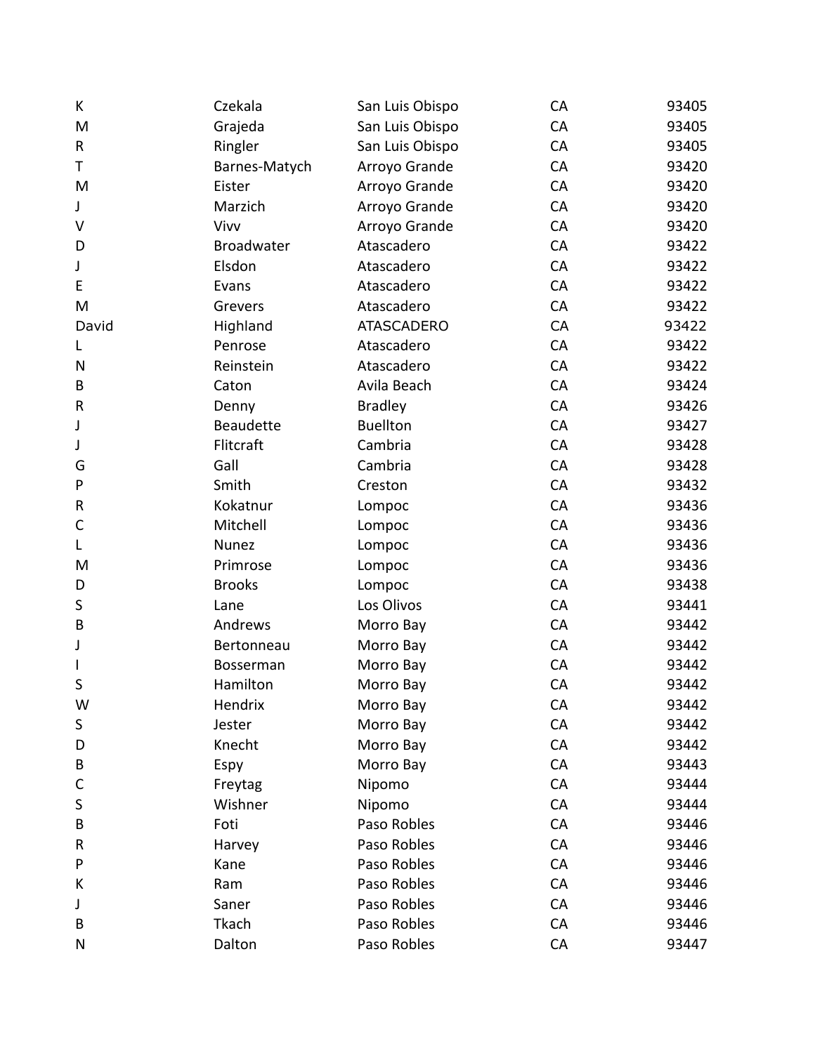| | | | | |
|---|---|---|---|---|
| K | Czekala | San Luis Obispo | CA | 93405 |
| M | Grajeda | San Luis Obispo | CA | 93405 |
| R | Ringler | San Luis Obispo | CA | 93405 |
| T | Barnes-Matych | Arroyo Grande | CA | 93420 |
| M | Eister | Arroyo Grande | CA | 93420 |
| J | Marzich | Arroyo Grande | CA | 93420 |
| V | Vivv | Arroyo Grande | CA | 93420 |
| D | Broadwater | Atascadero | CA | 93422 |
| J | Elsdon | Atascadero | CA | 93422 |
| E | Evans | Atascadero | CA | 93422 |
| M | Grevers | Atascadero | CA | 93422 |
| David | Highland | ATASCADERO | CA | 93422 |
| L | Penrose | Atascadero | CA | 93422 |
| N | Reinstein | Atascadero | CA | 93422 |
| B | Caton | Avila Beach | CA | 93424 |
| R | Denny | Bradley | CA | 93426 |
| J | Beaudette | Buellton | CA | 93427 |
| J | Flitcraft | Cambria | CA | 93428 |
| G | Gall | Cambria | CA | 93428 |
| P | Smith | Creston | CA | 93432 |
| R | Kokatnur | Lompoc | CA | 93436 |
| C | Mitchell | Lompoc | CA | 93436 |
| L | Nunez | Lompoc | CA | 93436 |
| M | Primrose | Lompoc | CA | 93436 |
| D | Brooks | Lompoc | CA | 93438 |
| S | Lane | Los Olivos | CA | 93441 |
| B | Andrews | Morro Bay | CA | 93442 |
| J | Bertonneau | Morro Bay | CA | 93442 |
| I | Bosserman | Morro Bay | CA | 93442 |
| S | Hamilton | Morro Bay | CA | 93442 |
| W | Hendrix | Morro Bay | CA | 93442 |
| S | Jester | Morro Bay | CA | 93442 |
| D | Knecht | Morro Bay | CA | 93442 |
| B | Espy | Morro Bay | CA | 93443 |
| C | Freytag | Nipomo | CA | 93444 |
| S | Wishner | Nipomo | CA | 93444 |
| B | Foti | Paso Robles | CA | 93446 |
| R | Harvey | Paso Robles | CA | 93446 |
| P | Kane | Paso Robles | CA | 93446 |
| K | Ram | Paso Robles | CA | 93446 |
| J | Saner | Paso Robles | CA | 93446 |
| B | Tkach | Paso Robles | CA | 93446 |
| N | Dalton | Paso Robles | CA | 93447 |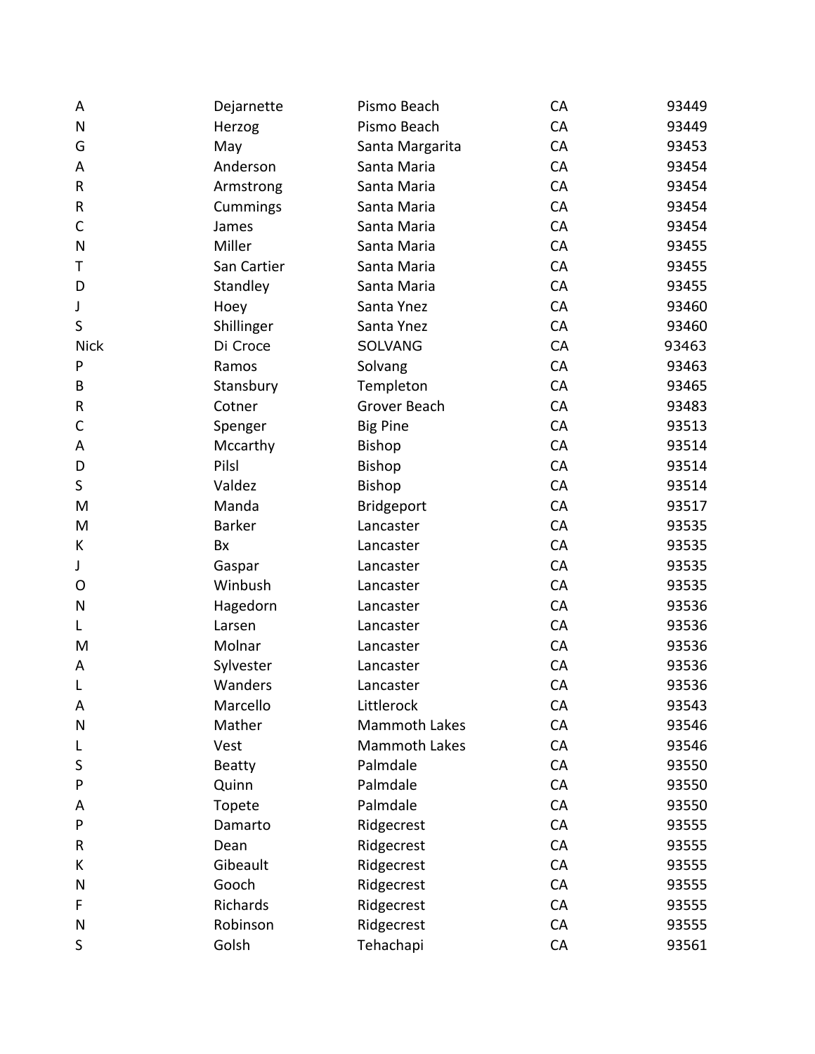| | | | | |
|---|---|---|---|---|
| A | Dejarnette | Pismo Beach | CA | 93449 |
| N | Herzog | Pismo Beach | CA | 93449 |
| G | May | Santa Margarita | CA | 93453 |
| A | Anderson | Santa Maria | CA | 93454 |
| R | Armstrong | Santa Maria | CA | 93454 |
| R | Cummings | Santa Maria | CA | 93454 |
| C | James | Santa Maria | CA | 93454 |
| N | Miller | Santa Maria | CA | 93455 |
| T | San Cartier | Santa Maria | CA | 93455 |
| D | Standley | Santa Maria | CA | 93455 |
| J | Hoey | Santa Ynez | CA | 93460 |
| S | Shillinger | Santa Ynez | CA | 93460 |
| Nick | Di Croce | SOLVANG | CA | 93463 |
| P | Ramos | Solvang | CA | 93463 |
| B | Stansbury | Templeton | CA | 93465 |
| R | Cotner | Grover Beach | CA | 93483 |
| C | Spenger | Big Pine | CA | 93513 |
| A | Mccarthy | Bishop | CA | 93514 |
| D | Pilsl | Bishop | CA | 93514 |
| S | Valdez | Bishop | CA | 93514 |
| M | Manda | Bridgeport | CA | 93517 |
| M | Barker | Lancaster | CA | 93535 |
| K | Bx | Lancaster | CA | 93535 |
| J | Gaspar | Lancaster | CA | 93535 |
| O | Winbush | Lancaster | CA | 93535 |
| N | Hagedorn | Lancaster | CA | 93536 |
| L | Larsen | Lancaster | CA | 93536 |
| M | Molnar | Lancaster | CA | 93536 |
| A | Sylvester | Lancaster | CA | 93536 |
| L | Wanders | Lancaster | CA | 93536 |
| A | Marcello | Littlerock | CA | 93543 |
| N | Mather | Mammoth Lakes | CA | 93546 |
| L | Vest | Mammoth Lakes | CA | 93546 |
| S | Beatty | Palmdale | CA | 93550 |
| P | Quinn | Palmdale | CA | 93550 |
| A | Topete | Palmdale | CA | 93550 |
| P | Damarto | Ridgecrest | CA | 93555 |
| R | Dean | Ridgecrest | CA | 93555 |
| K | Gibeault | Ridgecrest | CA | 93555 |
| N | Gooch | Ridgecrest | CA | 93555 |
| F | Richards | Ridgecrest | CA | 93555 |
| N | Robinson | Ridgecrest | CA | 93555 |
| S | Golsh | Tehachapi | CA | 93561 |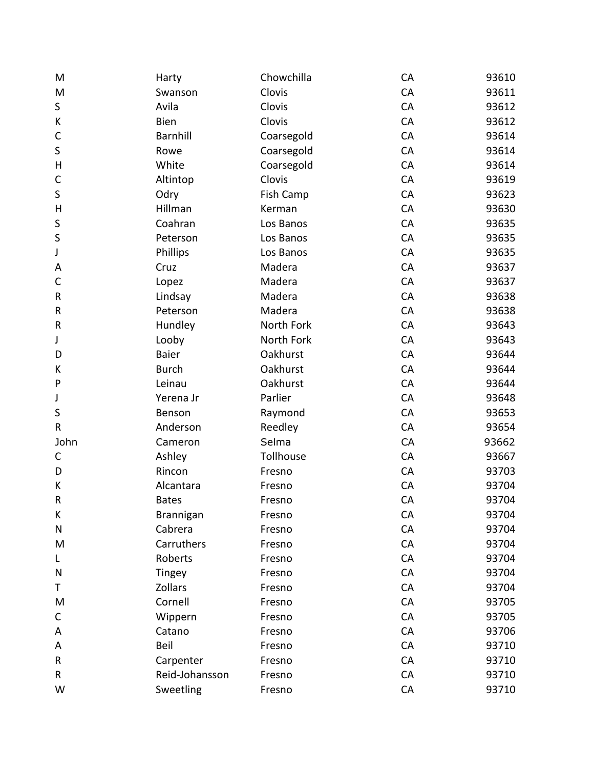| | | | | |
|---|---|---|---|---|
| M | Harty | Chowchilla | CA | 93610 |
| M | Swanson | Clovis | CA | 93611 |
| S | Avila | Clovis | CA | 93612 |
| K | Bien | Clovis | CA | 93612 |
| C | Barnhill | Coarsegold | CA | 93614 |
| S | Rowe | Coarsegold | CA | 93614 |
| H | White | Coarsegold | CA | 93614 |
| C | Altintop | Clovis | CA | 93619 |
| S | Odry | Fish Camp | CA | 93623 |
| H | Hillman | Kerman | CA | 93630 |
| S | Coahran | Los Banos | CA | 93635 |
| S | Peterson | Los Banos | CA | 93635 |
| J | Phillips | Los Banos | CA | 93635 |
| A | Cruz | Madera | CA | 93637 |
| C | Lopez | Madera | CA | 93637 |
| R | Lindsay | Madera | CA | 93638 |
| R | Peterson | Madera | CA | 93638 |
| R | Hundley | North Fork | CA | 93643 |
| J | Looby | North Fork | CA | 93643 |
| D | Baier | Oakhurst | CA | 93644 |
| K | Burch | Oakhurst | CA | 93644 |
| P | Leinau | Oakhurst | CA | 93644 |
| J | Yerena Jr | Parlier | CA | 93648 |
| S | Benson | Raymond | CA | 93653 |
| R | Anderson | Reedley | CA | 93654 |
| John | Cameron | Selma | CA | 93662 |
| C | Ashley | Tollhouse | CA | 93667 |
| D | Rincon | Fresno | CA | 93703 |
| K | Alcantara | Fresno | CA | 93704 |
| R | Bates | Fresno | CA | 93704 |
| K | Brannigan | Fresno | CA | 93704 |
| N | Cabrera | Fresno | CA | 93704 |
| M | Carruthers | Fresno | CA | 93704 |
| L | Roberts | Fresno | CA | 93704 |
| N | Tingey | Fresno | CA | 93704 |
| T | Zollars | Fresno | CA | 93704 |
| M | Cornell | Fresno | CA | 93705 |
| C | Wippern | Fresno | CA | 93705 |
| A | Catano | Fresno | CA | 93706 |
| A | Beil | Fresno | CA | 93710 |
| R | Carpenter | Fresno | CA | 93710 |
| R | Reid-Johansson | Fresno | CA | 93710 |
| W | Sweetling | Fresno | CA | 93710 |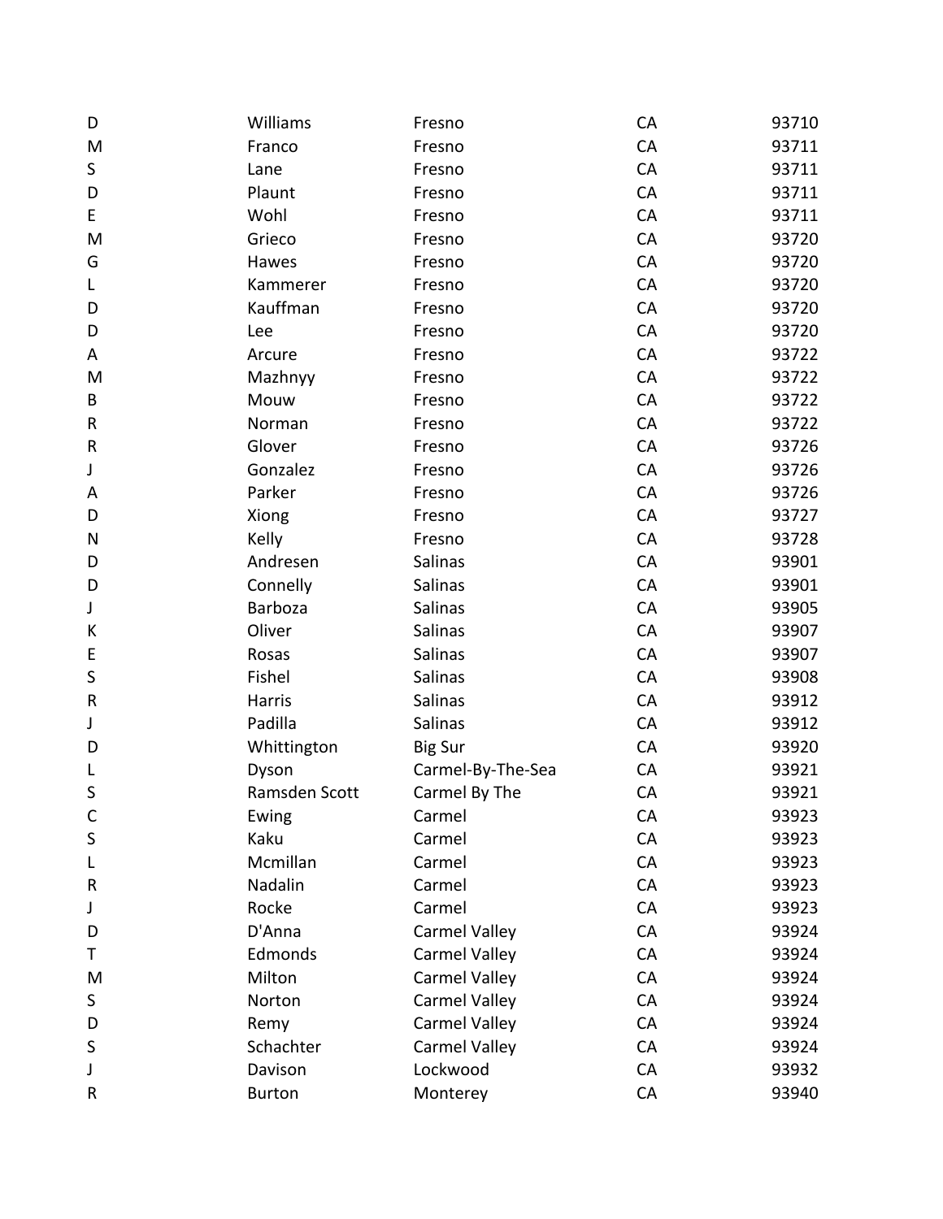| | | | | |
|---|---|---|---|---|
| D | Williams | Fresno | CA | 93710 |
| M | Franco | Fresno | CA | 93711 |
| S | Lane | Fresno | CA | 93711 |
| D | Plaunt | Fresno | CA | 93711 |
| E | Wohl | Fresno | CA | 93711 |
| M | Grieco | Fresno | CA | 93720 |
| G | Hawes | Fresno | CA | 93720 |
| L | Kammerer | Fresno | CA | 93720 |
| D | Kauffman | Fresno | CA | 93720 |
| D | Lee | Fresno | CA | 93720 |
| A | Arcure | Fresno | CA | 93722 |
| M | Mazhnyy | Fresno | CA | 93722 |
| B | Mouw | Fresno | CA | 93722 |
| R | Norman | Fresno | CA | 93722 |
| R | Glover | Fresno | CA | 93726 |
| J | Gonzalez | Fresno | CA | 93726 |
| A | Parker | Fresno | CA | 93726 |
| D | Xiong | Fresno | CA | 93727 |
| N | Kelly | Fresno | CA | 93728 |
| D | Andresen | Salinas | CA | 93901 |
| D | Connelly | Salinas | CA | 93901 |
| J | Barboza | Salinas | CA | 93905 |
| K | Oliver | Salinas | CA | 93907 |
| E | Rosas | Salinas | CA | 93907 |
| S | Fishel | Salinas | CA | 93908 |
| R | Harris | Salinas | CA | 93912 |
| J | Padilla | Salinas | CA | 93912 |
| D | Whittington | Big Sur | CA | 93920 |
| L | Dyson | Carmel-By-The-Sea | CA | 93921 |
| S | Ramsden Scott | Carmel By The | CA | 93921 |
| C | Ewing | Carmel | CA | 93923 |
| S | Kaku | Carmel | CA | 93923 |
| L | Mcmillan | Carmel | CA | 93923 |
| R | Nadalin | Carmel | CA | 93923 |
| J | Rocke | Carmel | CA | 93923 |
| D | D'Anna | Carmel Valley | CA | 93924 |
| T | Edmonds | Carmel Valley | CA | 93924 |
| M | Milton | Carmel Valley | CA | 93924 |
| S | Norton | Carmel Valley | CA | 93924 |
| D | Remy | Carmel Valley | CA | 93924 |
| S | Schachter | Carmel Valley | CA | 93924 |
| J | Davison | Lockwood | CA | 93932 |
| R | Burton | Monterey | CA | 93940 |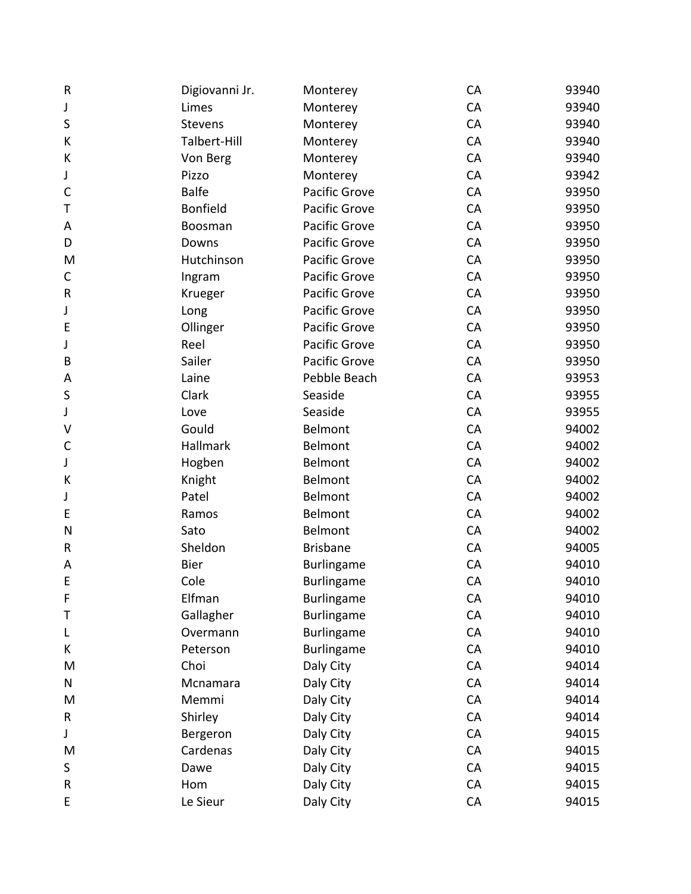| | | | | |
|---|---|---|---|---|
| R | Digiovanni Jr. | Monterey | CA | 93940 |
| J | Limes | Monterey | CA | 93940 |
| S | Stevens | Monterey | CA | 93940 |
| K | Talbert-Hill | Monterey | CA | 93940 |
| K | Von Berg | Monterey | CA | 93940 |
| J | Pizzo | Monterey | CA | 93942 |
| C | Balfe | Pacific Grove | CA | 93950 |
| T | Bonfield | Pacific Grove | CA | 93950 |
| A | Boosman | Pacific Grove | CA | 93950 |
| D | Downs | Pacific Grove | CA | 93950 |
| M | Hutchinson | Pacific Grove | CA | 93950 |
| C | Ingram | Pacific Grove | CA | 93950 |
| R | Krueger | Pacific Grove | CA | 93950 |
| J | Long | Pacific Grove | CA | 93950 |
| E | Ollinger | Pacific Grove | CA | 93950 |
| J | Reel | Pacific Grove | CA | 93950 |
| B | Sailer | Pacific Grove | CA | 93950 |
| A | Laine | Pebble Beach | CA | 93953 |
| S | Clark | Seaside | CA | 93955 |
| J | Love | Seaside | CA | 93955 |
| V | Gould | Belmont | CA | 94002 |
| C | Hallmark | Belmont | CA | 94002 |
| J | Hogben | Belmont | CA | 94002 |
| K | Knight | Belmont | CA | 94002 |
| J | Patel | Belmont | CA | 94002 |
| E | Ramos | Belmont | CA | 94002 |
| N | Sato | Belmont | CA | 94002 |
| R | Sheldon | Brisbane | CA | 94005 |
| A | Bier | Burlingame | CA | 94010 |
| E | Cole | Burlingame | CA | 94010 |
| F | Elfman | Burlingame | CA | 94010 |
| T | Gallagher | Burlingame | CA | 94010 |
| L | Overmann | Burlingame | CA | 94010 |
| K | Peterson | Burlingame | CA | 94010 |
| M | Choi | Daly City | CA | 94014 |
| N | Mcnamara | Daly City | CA | 94014 |
| M | Memmi | Daly City | CA | 94014 |
| R | Shirley | Daly City | CA | 94014 |
| J | Bergeron | Daly City | CA | 94015 |
| M | Cardenas | Daly City | CA | 94015 |
| S | Dawe | Daly City | CA | 94015 |
| R | Hom | Daly City | CA | 94015 |
| E | Le Sieur | Daly City | CA | 94015 |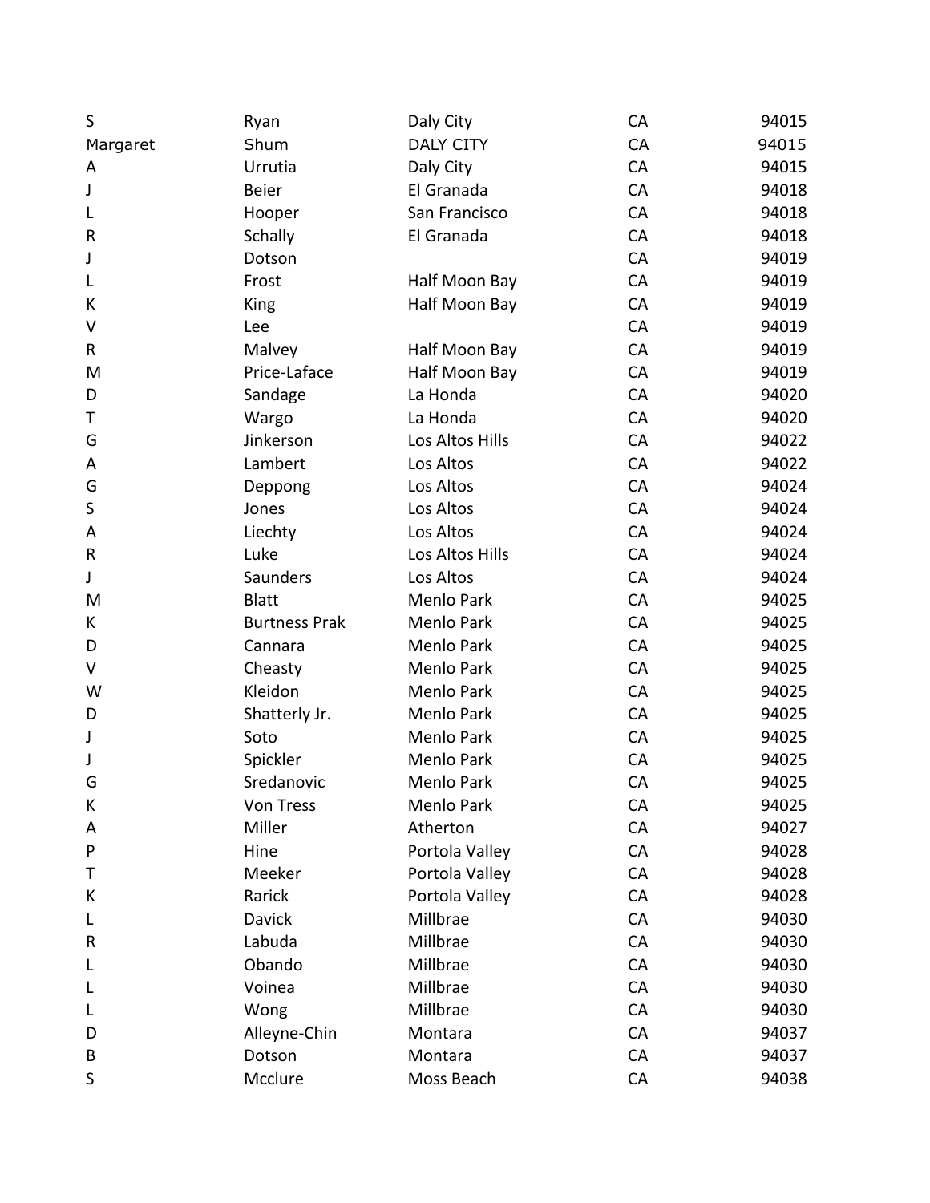| | | | | |
|---|---|---|---|---|
| S | Ryan | Daly City | CA | 94015 |
| Margaret | Shum | DALY CITY | CA | 94015 |
| A | Urrutia | Daly City | CA | 94015 |
| J | Beier | El Granada | CA | 94018 |
| L | Hooper | San Francisco | CA | 94018 |
| R | Schally | El Granada | CA | 94018 |
| J | Dotson | | CA | 94019 |
| L | Frost | Half Moon Bay | CA | 94019 |
| K | King | Half Moon Bay | CA | 94019 |
| V | Lee | | CA | 94019 |
| R | Malvey | Half Moon Bay | CA | 94019 |
| M | Price-Laface | Half Moon Bay | CA | 94019 |
| D | Sandage | La Honda | CA | 94020 |
| T | Wargo | La Honda | CA | 94020 |
| G | Jinkerson | Los Altos Hills | CA | 94022 |
| A | Lambert | Los Altos | CA | 94022 |
| G | Deppong | Los Altos | CA | 94024 |
| S | Jones | Los Altos | CA | 94024 |
| A | Liechty | Los Altos | CA | 94024 |
| R | Luke | Los Altos Hills | CA | 94024 |
| J | Saunders | Los Altos | CA | 94024 |
| M | Blatt | Menlo Park | CA | 94025 |
| K | Burtness Prak | Menlo Park | CA | 94025 |
| D | Cannara | Menlo Park | CA | 94025 |
| V | Cheasty | Menlo Park | CA | 94025 |
| W | Kleidon | Menlo Park | CA | 94025 |
| D | Shatterly Jr. | Menlo Park | CA | 94025 |
| J | Soto | Menlo Park | CA | 94025 |
| J | Spickler | Menlo Park | CA | 94025 |
| G | Sredanovic | Menlo Park | CA | 94025 |
| K | Von Tress | Menlo Park | CA | 94025 |
| A | Miller | Atherton | CA | 94027 |
| P | Hine | Portola Valley | CA | 94028 |
| T | Meeker | Portola Valley | CA | 94028 |
| K | Rarick | Portola Valley | CA | 94028 |
| L | Davick | Millbrae | CA | 94030 |
| R | Labuda | Millbrae | CA | 94030 |
| L | Obando | Millbrae | CA | 94030 |
| L | Voinea | Millbrae | CA | 94030 |
| L | Wong | Millbrae | CA | 94030 |
| D | Alleyne-Chin | Montara | CA | 94037 |
| B | Dotson | Montara | CA | 94037 |
| S | Mcclure | Moss Beach | CA | 94038 |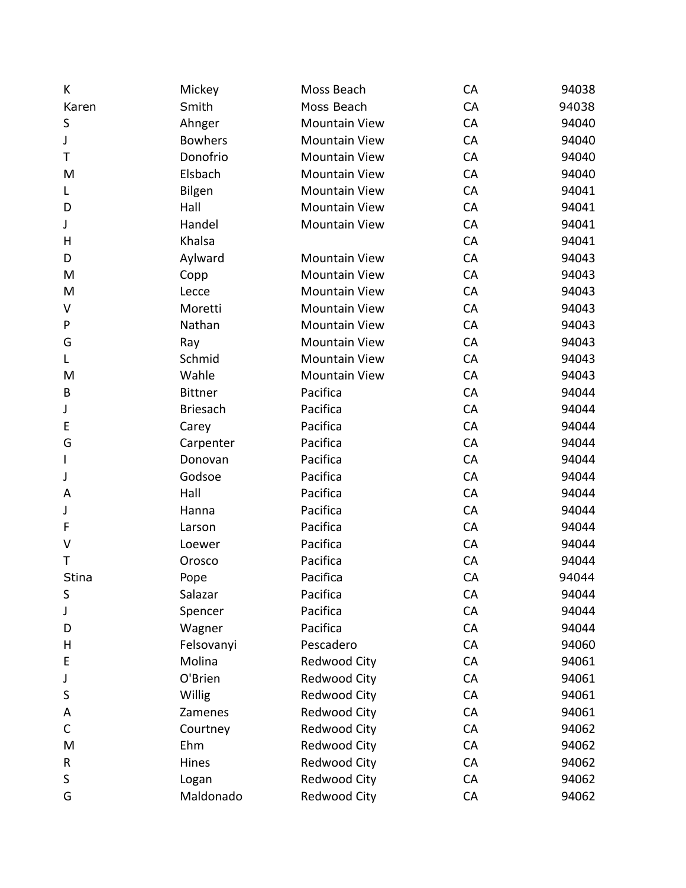| | | | | |
|---|---|---|---|---|
| K | Mickey | Moss Beach | CA | 94038 |
| Karen | Smith | Moss Beach | CA | 94038 |
| S | Ahnger | Mountain View | CA | 94040 |
| J | Bowhers | Mountain View | CA | 94040 |
| T | Donofrio | Mountain View | CA | 94040 |
| M | Elsbach | Mountain View | CA | 94040 |
| L | Bilgen | Mountain View | CA | 94041 |
| D | Hall | Mountain View | CA | 94041 |
| J | Handel | Mountain View | CA | 94041 |
| H | Khalsa | | CA | 94041 |
| D | Aylward | Mountain View | CA | 94043 |
| M | Copp | Mountain View | CA | 94043 |
| M | Lecce | Mountain View | CA | 94043 |
| V | Moretti | Mountain View | CA | 94043 |
| P | Nathan | Mountain View | CA | 94043 |
| G | Ray | Mountain View | CA | 94043 |
| L | Schmid | Mountain View | CA | 94043 |
| M | Wahle | Mountain View | CA | 94043 |
| B | Bittner | Pacifica | CA | 94044 |
| J | Briesach | Pacifica | CA | 94044 |
| E | Carey | Pacifica | CA | 94044 |
| G | Carpenter | Pacifica | CA | 94044 |
| I | Donovan | Pacifica | CA | 94044 |
| J | Godsoe | Pacifica | CA | 94044 |
| A | Hall | Pacifica | CA | 94044 |
| J | Hanna | Pacifica | CA | 94044 |
| F | Larson | Pacifica | CA | 94044 |
| V | Loewer | Pacifica | CA | 94044 |
| T | Orosco | Pacifica | CA | 94044 |
| Stina | Pope | Pacifica | CA | 94044 |
| S | Salazar | Pacifica | CA | 94044 |
| J | Spencer | Pacifica | CA | 94044 |
| D | Wagner | Pacifica | CA | 94044 |
| H | Felsovanyi | Pescadero | CA | 94060 |
| E | Molina | Redwood City | CA | 94061 |
| J | O'Brien | Redwood City | CA | 94061 |
| S | Willig | Redwood City | CA | 94061 |
| A | Zamenes | Redwood City | CA | 94061 |
| C | Courtney | Redwood City | CA | 94062 |
| M | Ehm | Redwood City | CA | 94062 |
| R | Hines | Redwood City | CA | 94062 |
| S | Logan | Redwood City | CA | 94062 |
| G | Maldonado | Redwood City | CA | 94062 |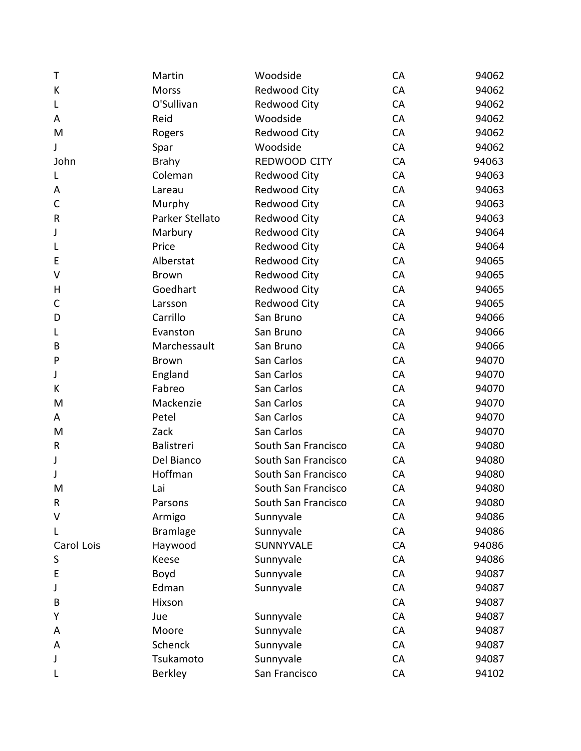| | | | | |
|---|---|---|---|---|
| T | Martin | Woodside | CA | 94062 |
| K | Morss | Redwood City | CA | 94062 |
| L | O'Sullivan | Redwood City | CA | 94062 |
| A | Reid | Woodside | CA | 94062 |
| M | Rogers | Redwood City | CA | 94062 |
| J | Spar | Woodside | CA | 94062 |
| John | Brahy | REDWOOD CITY | CA | 94063 |
| L | Coleman | Redwood City | CA | 94063 |
| A | Lareau | Redwood City | CA | 94063 |
| C | Murphy | Redwood City | CA | 94063 |
| R | Parker Stellato | Redwood City | CA | 94063 |
| J | Marbury | Redwood City | CA | 94064 |
| L | Price | Redwood City | CA | 94064 |
| E | Alberstat | Redwood City | CA | 94065 |
| V | Brown | Redwood City | CA | 94065 |
| H | Goedhart | Redwood City | CA | 94065 |
| C | Larsson | Redwood City | CA | 94065 |
| D | Carrillo | San Bruno | CA | 94066 |
| L | Evanston | San Bruno | CA | 94066 |
| B | Marchessault | San Bruno | CA | 94066 |
| P | Brown | San Carlos | CA | 94070 |
| J | England | San Carlos | CA | 94070 |
| K | Fabreo | San Carlos | CA | 94070 |
| M | Mackenzie | San Carlos | CA | 94070 |
| A | Petel | San Carlos | CA | 94070 |
| M | Zack | San Carlos | CA | 94070 |
| R | Balistreri | South San Francisco | CA | 94080 |
| J | Del Bianco | South San Francisco | CA | 94080 |
| J | Hoffman | South San Francisco | CA | 94080 |
| M | Lai | South San Francisco | CA | 94080 |
| R | Parsons | South San Francisco | CA | 94080 |
| V | Armigo | Sunnyvale | CA | 94086 |
| L | Bramlage | Sunnyvale | CA | 94086 |
| Carol Lois | Haywood | SUNNYVALE | CA | 94086 |
| S | Keese | Sunnyvale | CA | 94086 |
| E | Boyd | Sunnyvale | CA | 94087 |
| J | Edman | Sunnyvale | CA | 94087 |
| B | Hixson | | CA | 94087 |
| Y | Jue | Sunnyvale | CA | 94087 |
| A | Moore | Sunnyvale | CA | 94087 |
| A | Schenck | Sunnyvale | CA | 94087 |
| J | Tsukamoto | Sunnyvale | CA | 94087 |
| L | Berkley | San Francisco | CA | 94102 |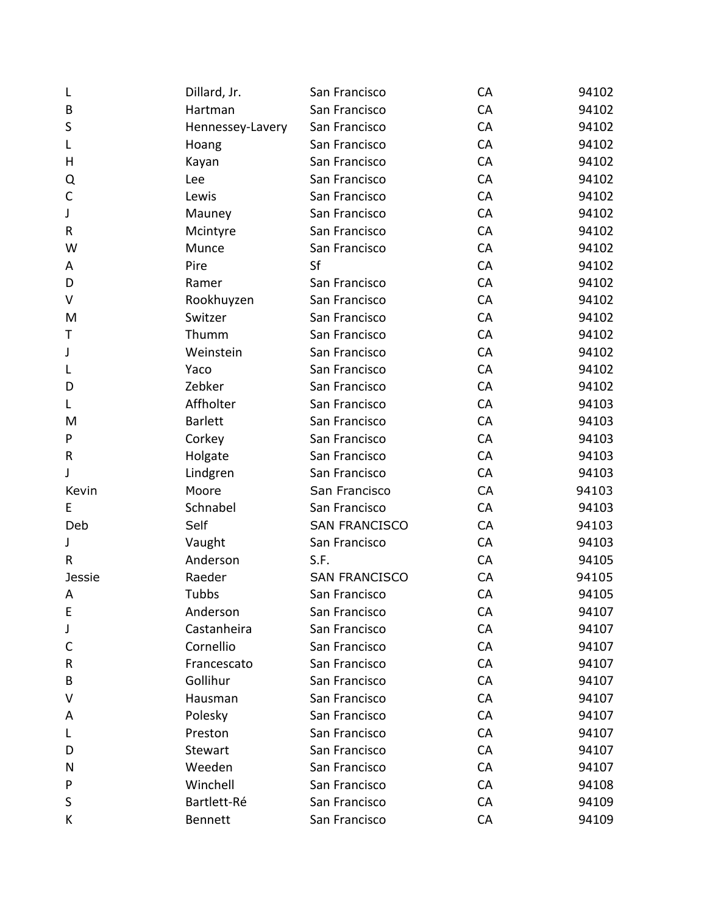| | | | | |
|---|---|---|---|---|
| L | Dillard, Jr. | San Francisco | CA | 94102 |
| B | Hartman | San Francisco | CA | 94102 |
| S | Hennessey-Lavery | San Francisco | CA | 94102 |
| L | Hoang | San Francisco | CA | 94102 |
| H | Kayan | San Francisco | CA | 94102 |
| Q | Lee | San Francisco | CA | 94102 |
| C | Lewis | San Francisco | CA | 94102 |
| J | Mauney | San Francisco | CA | 94102 |
| R | Mcintyre | San Francisco | CA | 94102 |
| W | Munce | San Francisco | CA | 94102 |
| A | Pire | Sf | CA | 94102 |
| D | Ramer | San Francisco | CA | 94102 |
| V | Rookhuyzen | San Francisco | CA | 94102 |
| M | Switzer | San Francisco | CA | 94102 |
| T | Thumm | San Francisco | CA | 94102 |
| J | Weinstein | San Francisco | CA | 94102 |
| L | Yaco | San Francisco | CA | 94102 |
| D | Zebker | San Francisco | CA | 94102 |
| L | Affholter | San Francisco | CA | 94103 |
| M | Barlett | San Francisco | CA | 94103 |
| P | Corkey | San Francisco | CA | 94103 |
| R | Holgate | San Francisco | CA | 94103 |
| J | Lindgren | San Francisco | CA | 94103 |
| Kevin | Moore | San Francisco | CA | 94103 |
| E | Schnabel | San Francisco | CA | 94103 |
| Deb | Self | SAN FRANCISCO | CA | 94103 |
| J | Vaught | San Francisco | CA | 94103 |
| R | Anderson | S.F. | CA | 94105 |
| Jessie | Raeder | SAN FRANCISCO | CA | 94105 |
| A | Tubbs | San Francisco | CA | 94105 |
| E | Anderson | San Francisco | CA | 94107 |
| J | Castanheira | San Francisco | CA | 94107 |
| C | Cornellio | San Francisco | CA | 94107 |
| R | Francescato | San Francisco | CA | 94107 |
| B | Gollihur | San Francisco | CA | 94107 |
| V | Hausman | San Francisco | CA | 94107 |
| A | Polesky | San Francisco | CA | 94107 |
| L | Preston | San Francisco | CA | 94107 |
| D | Stewart | San Francisco | CA | 94107 |
| N | Weeden | San Francisco | CA | 94107 |
| P | Winchell | San Francisco | CA | 94108 |
| S | Bartlett-Ré | San Francisco | CA | 94109 |
| K | Bennett | San Francisco | CA | 94109 |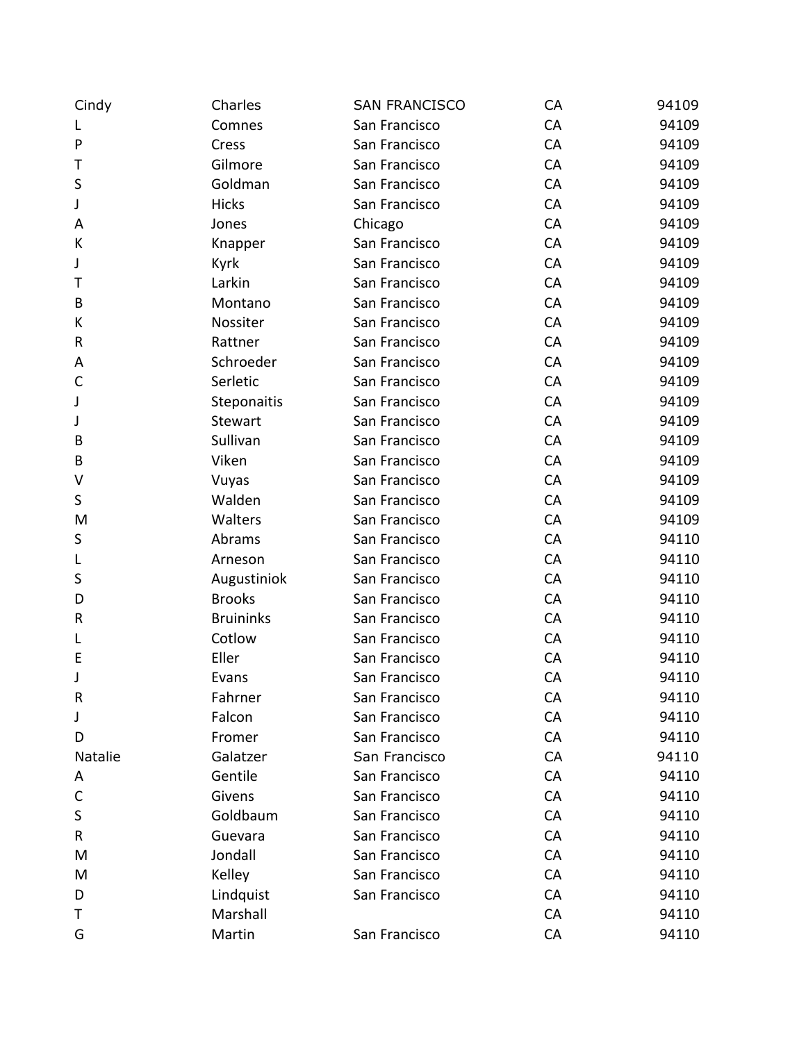| | | | | |
|---|---|---|---|---|
| Cindy | Charles | SAN FRANCISCO | CA | 94109 |
| L | Comnes | San Francisco | CA | 94109 |
| P | Cress | San Francisco | CA | 94109 |
| T | Gilmore | San Francisco | CA | 94109 |
| S | Goldman | San Francisco | CA | 94109 |
| J | Hicks | San Francisco | CA | 94109 |
| A | Jones | Chicago | CA | 94109 |
| K | Knapper | San Francisco | CA | 94109 |
| J | Kyrk | San Francisco | CA | 94109 |
| T | Larkin | San Francisco | CA | 94109 |
| B | Montano | San Francisco | CA | 94109 |
| K | Nossiter | San Francisco | CA | 94109 |
| R | Rattner | San Francisco | CA | 94109 |
| A | Schroeder | San Francisco | CA | 94109 |
| C | Serletic | San Francisco | CA | 94109 |
| J | Steponaitis | San Francisco | CA | 94109 |
| J | Stewart | San Francisco | CA | 94109 |
| B | Sullivan | San Francisco | CA | 94109 |
| B | Viken | San Francisco | CA | 94109 |
| V | Vuyas | San Francisco | CA | 94109 |
| S | Walden | San Francisco | CA | 94109 |
| M | Walters | San Francisco | CA | 94109 |
| S | Abrams | San Francisco | CA | 94110 |
| L | Arneson | San Francisco | CA | 94110 |
| S | Augustiniok | San Francisco | CA | 94110 |
| D | Brooks | San Francisco | CA | 94110 |
| R | Bruininks | San Francisco | CA | 94110 |
| L | Cotlow | San Francisco | CA | 94110 |
| E | Eller | San Francisco | CA | 94110 |
| J | Evans | San Francisco | CA | 94110 |
| R | Fahrner | San Francisco | CA | 94110 |
| J | Falcon | San Francisco | CA | 94110 |
| D | Fromer | San Francisco | CA | 94110 |
| Natalie | Galatzer | San Francisco | CA | 94110 |
| A | Gentile | San Francisco | CA | 94110 |
| C | Givens | San Francisco | CA | 94110 |
| S | Goldbaum | San Francisco | CA | 94110 |
| R | Guevara | San Francisco | CA | 94110 |
| M | Jondall | San Francisco | CA | 94110 |
| M | Kelley | San Francisco | CA | 94110 |
| D | Lindquist | San Francisco | CA | 94110 |
| T | Marshall | | CA | 94110 |
| G | Martin | San Francisco | CA | 94110 |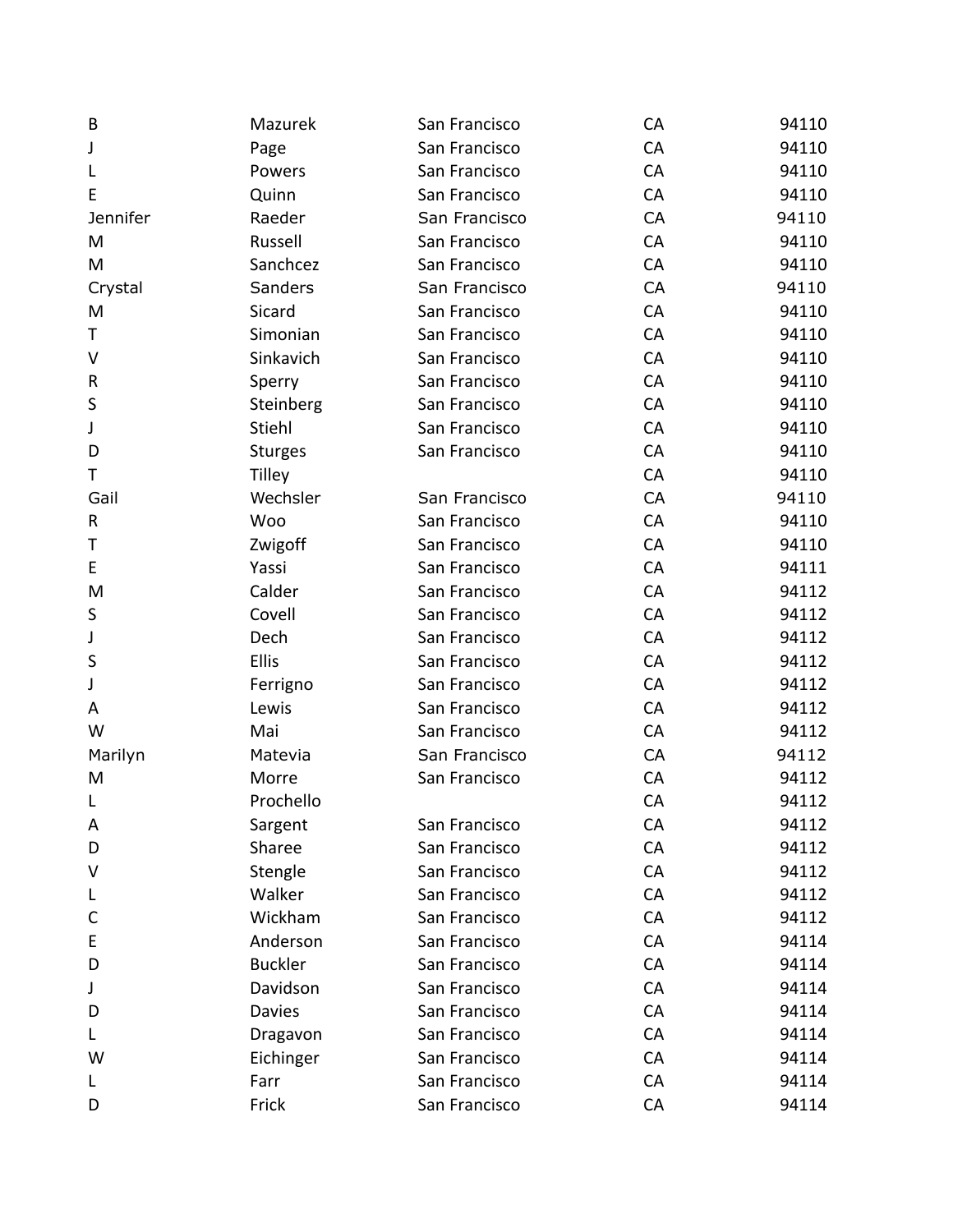| | | | | |
|---|---|---|---|---|
| B | Mazurek | San Francisco | CA | 94110 |
| J | Page | San Francisco | CA | 94110 |
| L | Powers | San Francisco | CA | 94110 |
| E | Quinn | San Francisco | CA | 94110 |
| Jennifer | Raeder | San Francisco | CA | 94110 |
| M | Russell | San Francisco | CA | 94110 |
| M | Sanchcez | San Francisco | CA | 94110 |
| Crystal | Sanders | San Francisco | CA | 94110 |
| M | Sicard | San Francisco | CA | 94110 |
| T | Simonian | San Francisco | CA | 94110 |
| V | Sinkavich | San Francisco | CA | 94110 |
| R | Sperry | San Francisco | CA | 94110 |
| S | Steinberg | San Francisco | CA | 94110 |
| J | Stiehl | San Francisco | CA | 94110 |
| D | Sturges | San Francisco | CA | 94110 |
| T | Tilley | | CA | 94110 |
| Gail | Wechsler | San Francisco | CA | 94110 |
| R | Woo | San Francisco | CA | 94110 |
| T | Zwigoff | San Francisco | CA | 94110 |
| E | Yassi | San Francisco | CA | 94111 |
| M | Calder | San Francisco | CA | 94112 |
| S | Covell | San Francisco | CA | 94112 |
| J | Dech | San Francisco | CA | 94112 |
| S | Ellis | San Francisco | CA | 94112 |
| J | Ferrigno | San Francisco | CA | 94112 |
| A | Lewis | San Francisco | CA | 94112 |
| W | Mai | San Francisco | CA | 94112 |
| Marilyn | Matevia | San Francisco | CA | 94112 |
| M | Morre | San Francisco | CA | 94112 |
| L | Prochello | | CA | 94112 |
| A | Sargent | San Francisco | CA | 94112 |
| D | Sharee | San Francisco | CA | 94112 |
| V | Stengle | San Francisco | CA | 94112 |
| L | Walker | San Francisco | CA | 94112 |
| C | Wickham | San Francisco | CA | 94112 |
| E | Anderson | San Francisco | CA | 94114 |
| D | Buckler | San Francisco | CA | 94114 |
| J | Davidson | San Francisco | CA | 94114 |
| D | Davies | San Francisco | CA | 94114 |
| L | Dragavon | San Francisco | CA | 94114 |
| W | Eichinger | San Francisco | CA | 94114 |
| L | Farr | San Francisco | CA | 94114 |
| D | Frick | San Francisco | CA | 94114 |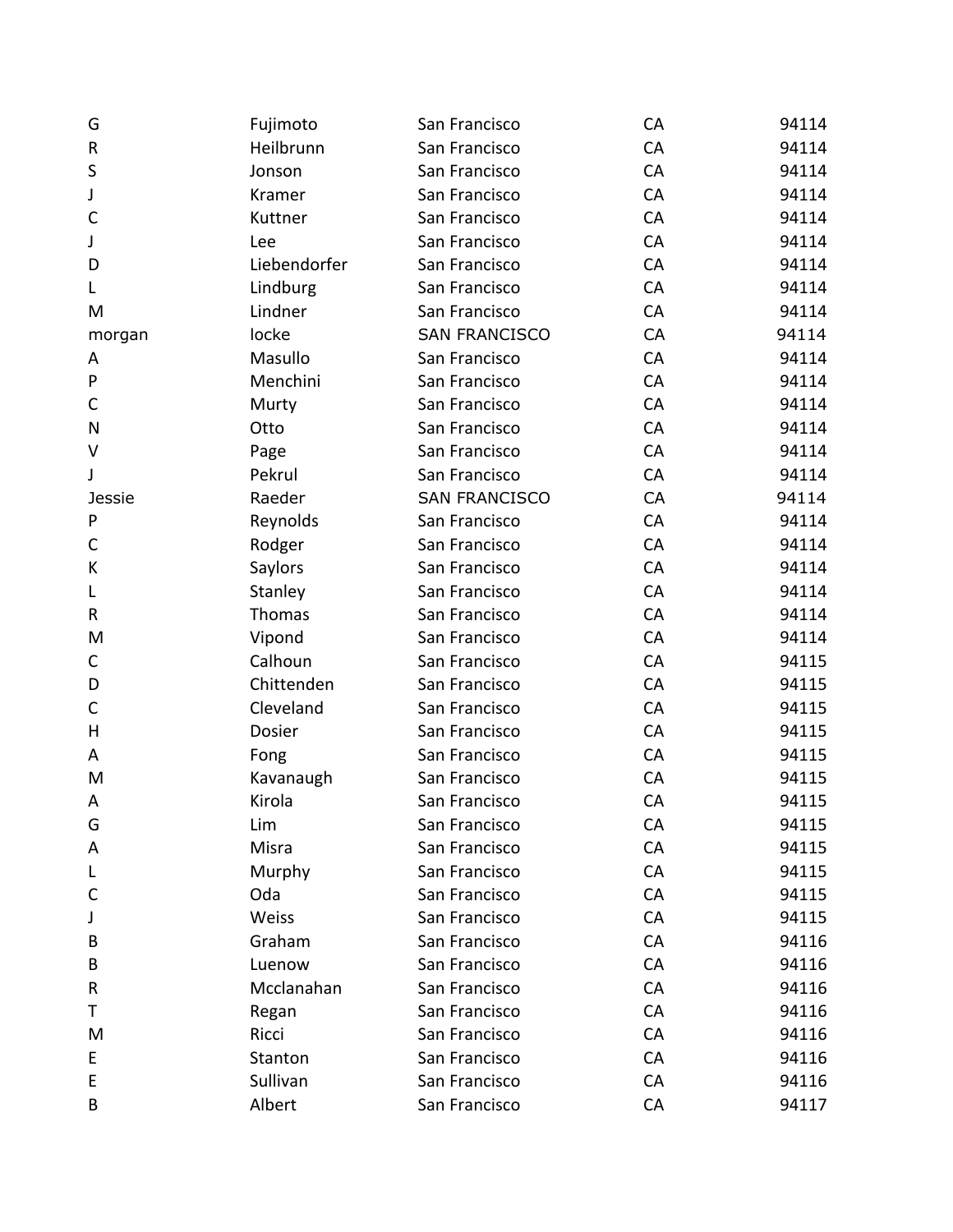| G | Fujimoto | San Francisco | CA | 94114 |
|---|---|---|---|---|
| R | Heilbrunn | San Francisco | CA | 94114 |
| S | Jonson | San Francisco | CA | 94114 |
| J | Kramer | San Francisco | CA | 94114 |
| C | Kuttner | San Francisco | CA | 94114 |
| J | Lee | San Francisco | CA | 94114 |
| D | Liebendorfer | San Francisco | CA | 94114 |
| L | Lindburg | San Francisco | CA | 94114 |
| M | Lindner | San Francisco | CA | 94114 |
| morgan | locke | SAN FRANCISCO | CA | 94114 |
| A | Masullo | San Francisco | CA | 94114 |
| P | Menchini | San Francisco | CA | 94114 |
| C | Murty | San Francisco | CA | 94114 |
| N | Otto | San Francisco | CA | 94114 |
| V | Page | San Francisco | CA | 94114 |
| J | Pekrul | San Francisco | CA | 94114 |
| Jessie | Raeder | SAN FRANCISCO | CA | 94114 |
| P | Reynolds | San Francisco | CA | 94114 |
| C | Rodger | San Francisco | CA | 94114 |
| K | Saylors | San Francisco | CA | 94114 |
| L | Stanley | San Francisco | CA | 94114 |
| R | Thomas | San Francisco | CA | 94114 |
| M | Vipond | San Francisco | CA | 94114 |
| C | Calhoun | San Francisco | CA | 94115 |
| D | Chittenden | San Francisco | CA | 94115 |
| C | Cleveland | San Francisco | CA | 94115 |
| H | Dosier | San Francisco | CA | 94115 |
| A | Fong | San Francisco | CA | 94115 |
| M | Kavanaugh | San Francisco | CA | 94115 |
| A | Kirola | San Francisco | CA | 94115 |
| G | Lim | San Francisco | CA | 94115 |
| A | Misra | San Francisco | CA | 94115 |
| L | Murphy | San Francisco | CA | 94115 |
| C | Oda | San Francisco | CA | 94115 |
| J | Weiss | San Francisco | CA | 94115 |
| B | Graham | San Francisco | CA | 94116 |
| B | Luenow | San Francisco | CA | 94116 |
| R | Mcclanahan | San Francisco | CA | 94116 |
| T | Regan | San Francisco | CA | 94116 |
| M | Ricci | San Francisco | CA | 94116 |
| E | Stanton | San Francisco | CA | 94116 |
| E | Sullivan | San Francisco | CA | 94116 |
| B | Albert | San Francisco | CA | 94117 |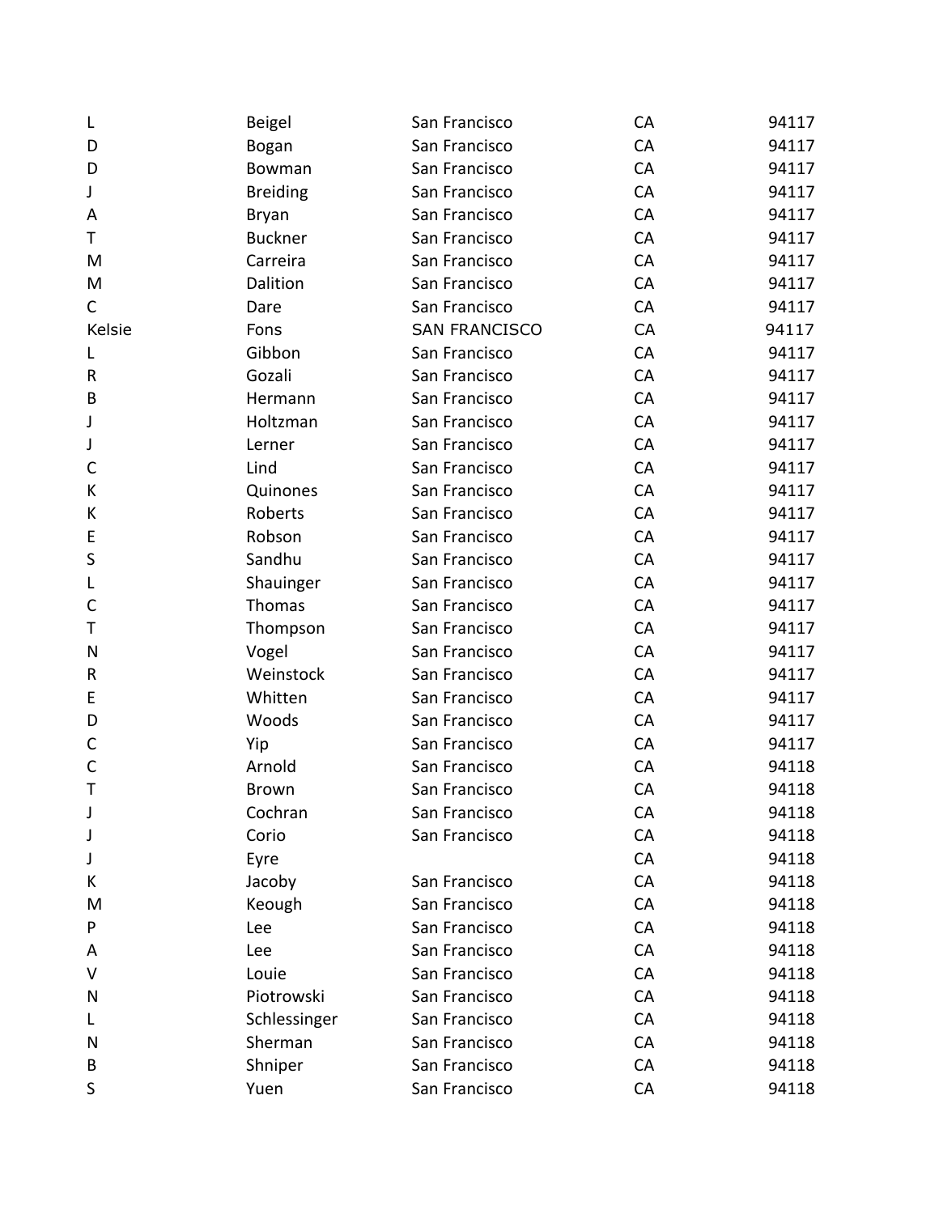| | | | | |
|---|---|---|---|---|
| L | Beigel | San Francisco | CA | 94117 |
| D | Bogan | San Francisco | CA | 94117 |
| D | Bowman | San Francisco | CA | 94117 |
| J | Breiding | San Francisco | CA | 94117 |
| A | Bryan | San Francisco | CA | 94117 |
| T | Buckner | San Francisco | CA | 94117 |
| M | Carreira | San Francisco | CA | 94117 |
| M | Dalition | San Francisco | CA | 94117 |
| C | Dare | San Francisco | CA | 94117 |
| Kelsie | Fons | SAN FRANCISCO | CA | 94117 |
| L | Gibbon | San Francisco | CA | 94117 |
| R | Gozali | San Francisco | CA | 94117 |
| B | Hermann | San Francisco | CA | 94117 |
| J | Holtzman | San Francisco | CA | 94117 |
| J | Lerner | San Francisco | CA | 94117 |
| C | Lind | San Francisco | CA | 94117 |
| K | Quinones | San Francisco | CA | 94117 |
| K | Roberts | San Francisco | CA | 94117 |
| E | Robson | San Francisco | CA | 94117 |
| S | Sandhu | San Francisco | CA | 94117 |
| L | Shauinger | San Francisco | CA | 94117 |
| C | Thomas | San Francisco | CA | 94117 |
| T | Thompson | San Francisco | CA | 94117 |
| N | Vogel | San Francisco | CA | 94117 |
| R | Weinstock | San Francisco | CA | 94117 |
| E | Whitten | San Francisco | CA | 94117 |
| D | Woods | San Francisco | CA | 94117 |
| C | Yip | San Francisco | CA | 94117 |
| C | Arnold | San Francisco | CA | 94118 |
| T | Brown | San Francisco | CA | 94118 |
| J | Cochran | San Francisco | CA | 94118 |
| J | Corio | San Francisco | CA | 94118 |
| J | Eyre | | CA | 94118 |
| K | Jacoby | San Francisco | CA | 94118 |
| M | Keough | San Francisco | CA | 94118 |
| P | Lee | San Francisco | CA | 94118 |
| A | Lee | San Francisco | CA | 94118 |
| V | Louie | San Francisco | CA | 94118 |
| N | Piotrowski | San Francisco | CA | 94118 |
| L | Schlessinger | San Francisco | CA | 94118 |
| N | Sherman | San Francisco | CA | 94118 |
| B | Shniper | San Francisco | CA | 94118 |
| S | Yuen | San Francisco | CA | 94118 |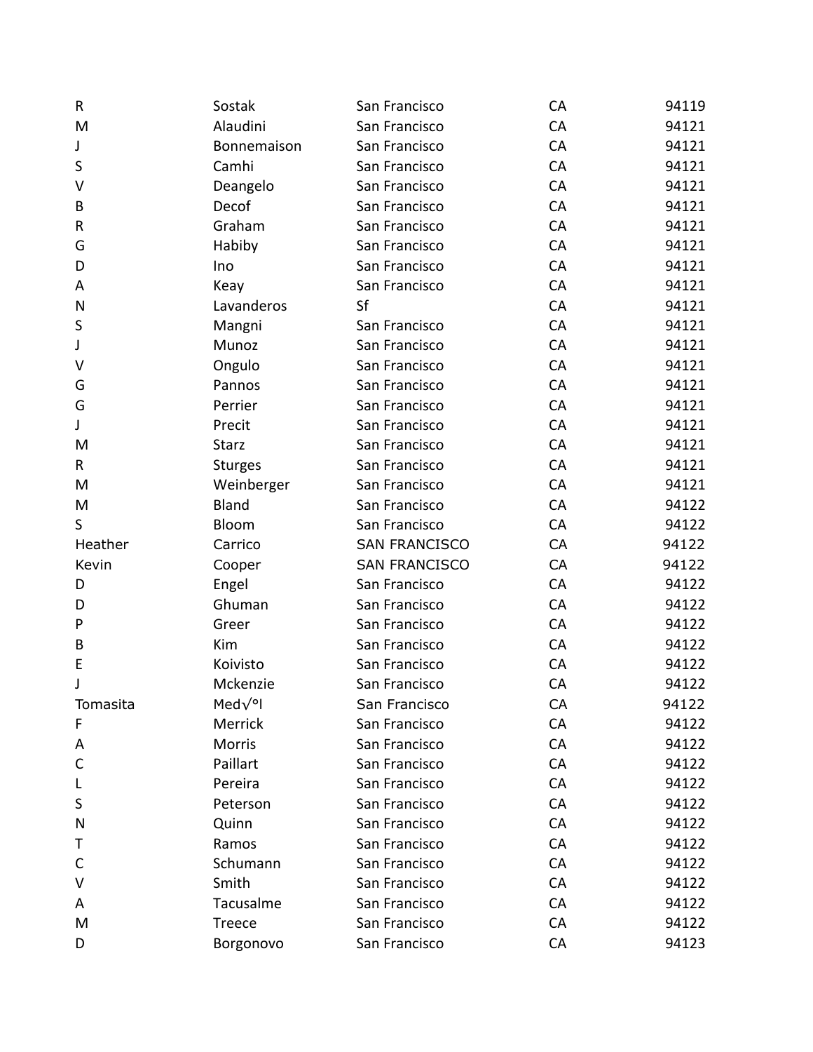| | | | | |
|---|---|---|---|---|
| R | Sostak | San Francisco | CA | 94119 |
| M | Alaudini | San Francisco | CA | 94121 |
| J | Bonnemaison | San Francisco | CA | 94121 |
| S | Camhi | San Francisco | CA | 94121 |
| V | Deangelo | San Francisco | CA | 94121 |
| B | Decof | San Francisco | CA | 94121 |
| R | Graham | San Francisco | CA | 94121 |
| G | Habiby | San Francisco | CA | 94121 |
| D | Ino | San Francisco | CA | 94121 |
| A | Keay | San Francisco | CA | 94121 |
| N | Lavanderos | Sf | CA | 94121 |
| S | Mangni | San Francisco | CA | 94121 |
| J | Munoz | San Francisco | CA | 94121 |
| V | Ongulo | San Francisco | CA | 94121 |
| G | Pannos | San Francisco | CA | 94121 |
| G | Perrier | San Francisco | CA | 94121 |
| J | Precit | San Francisco | CA | 94121 |
| M | Starz | San Francisco | CA | 94121 |
| R | Sturges | San Francisco | CA | 94121 |
| M | Weinberger | San Francisco | CA | 94121 |
| M | Bland | San Francisco | CA | 94122 |
| S | Bloom | San Francisco | CA | 94122 |
| Heather | Carrico | SAN FRANCISCO | CA | 94122 |
| Kevin | Cooper | SAN FRANCISCO | CA | 94122 |
| D | Engel | San Francisco | CA | 94122 |
| D | Ghuman | San Francisco | CA | 94122 |
| P | Greer | San Francisco | CA | 94122 |
| B | Kim | San Francisco | CA | 94122 |
| E | Koivisto | San Francisco | CA | 94122 |
| J | Mckenzie | San Francisco | CA | 94122 |
| Tomasita | Med√°l | San Francisco | CA | 94122 |
| F | Merrick | San Francisco | CA | 94122 |
| A | Morris | San Francisco | CA | 94122 |
| C | Paillart | San Francisco | CA | 94122 |
| L | Pereira | San Francisco | CA | 94122 |
| S | Peterson | San Francisco | CA | 94122 |
| N | Quinn | San Francisco | CA | 94122 |
| T | Ramos | San Francisco | CA | 94122 |
| C | Schumann | San Francisco | CA | 94122 |
| V | Smith | San Francisco | CA | 94122 |
| A | Tacusalme | San Francisco | CA | 94122 |
| M | Treece | San Francisco | CA | 94122 |
| D | Borgonovo | San Francisco | CA | 94123 |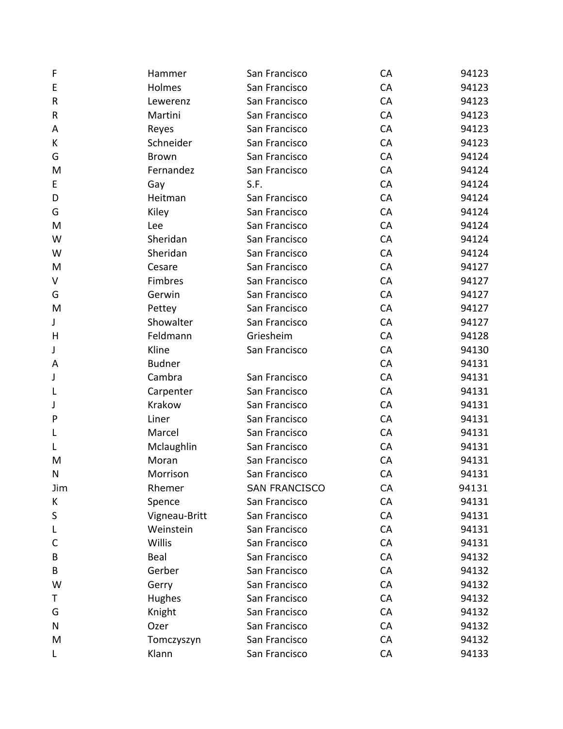| | | | | |
|---|---|---|---|---|
| F | Hammer | San Francisco | CA | 94123 |
| E | Holmes | San Francisco | CA | 94123 |
| R | Lewerenz | San Francisco | CA | 94123 |
| R | Martini | San Francisco | CA | 94123 |
| A | Reyes | San Francisco | CA | 94123 |
| K | Schneider | San Francisco | CA | 94123 |
| G | Brown | San Francisco | CA | 94124 |
| M | Fernandez | San Francisco | CA | 94124 |
| E | Gay | S.F. | CA | 94124 |
| D | Heitman | San Francisco | CA | 94124 |
| G | Kiley | San Francisco | CA | 94124 |
| M | Lee | San Francisco | CA | 94124 |
| W | Sheridan | San Francisco | CA | 94124 |
| W | Sheridan | San Francisco | CA | 94124 |
| M | Cesare | San Francisco | CA | 94127 |
| V | Fimbres | San Francisco | CA | 94127 |
| G | Gerwin | San Francisco | CA | 94127 |
| M | Pettey | San Francisco | CA | 94127 |
| J | Showalter | San Francisco | CA | 94127 |
| H | Feldmann | Griesheim | CA | 94128 |
| J | Kline | San Francisco | CA | 94130 |
| A | Budner | | CA | 94131 |
| J | Cambra | San Francisco | CA | 94131 |
| L | Carpenter | San Francisco | CA | 94131 |
| J | Krakow | San Francisco | CA | 94131 |
| P | Liner | San Francisco | CA | 94131 |
| L | Marcel | San Francisco | CA | 94131 |
| L | Mclaughlin | San Francisco | CA | 94131 |
| M | Moran | San Francisco | CA | 94131 |
| N | Morrison | San Francisco | CA | 94131 |
| Jim | Rhemer | SAN FRANCISCO | CA | 94131 |
| K | Spence | San Francisco | CA | 94131 |
| S | Vigneau-Britt | San Francisco | CA | 94131 |
| L | Weinstein | San Francisco | CA | 94131 |
| C | Willis | San Francisco | CA | 94131 |
| B | Beal | San Francisco | CA | 94132 |
| B | Gerber | San Francisco | CA | 94132 |
| W | Gerry | San Francisco | CA | 94132 |
| T | Hughes | San Francisco | CA | 94132 |
| G | Knight | San Francisco | CA | 94132 |
| N | Ozer | San Francisco | CA | 94132 |
| M | Tomczyszyn | San Francisco | CA | 94132 |
| L | Klann | San Francisco | CA | 94133 |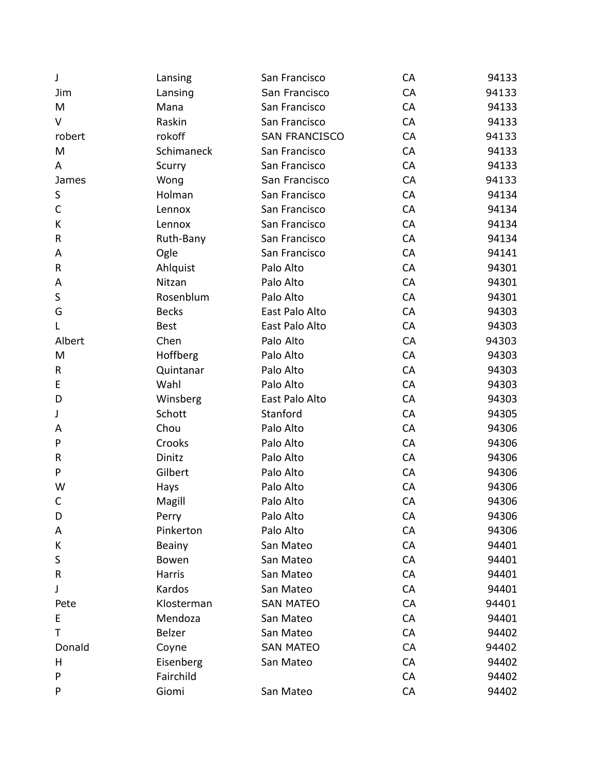| | | | | |
|---|---|---|---|---|
| J | Lansing | San Francisco | CA | 94133 |
| Jim | Lansing | San Francisco | CA | 94133 |
| M | Mana | San Francisco | CA | 94133 |
| V | Raskin | San Francisco | CA | 94133 |
| robert | rokoff | SAN FRANCISCO | CA | 94133 |
| M | Schimaneck | San Francisco | CA | 94133 |
| A | Scurry | San Francisco | CA | 94133 |
| James | Wong | San Francisco | CA | 94133 |
| S | Holman | San Francisco | CA | 94134 |
| C | Lennox | San Francisco | CA | 94134 |
| K | Lennox | San Francisco | CA | 94134 |
| R | Ruth-Bany | San Francisco | CA | 94134 |
| A | Ogle | San Francisco | CA | 94141 |
| R | Ahlquist | Palo Alto | CA | 94301 |
| A | Nitzan | Palo Alto | CA | 94301 |
| S | Rosenblum | Palo Alto | CA | 94301 |
| G | Becks | East Palo Alto | CA | 94303 |
| L | Best | East Palo Alto | CA | 94303 |
| Albert | Chen | Palo Alto | CA | 94303 |
| M | Hoffberg | Palo Alto | CA | 94303 |
| R | Quintanar | Palo Alto | CA | 94303 |
| E | Wahl | Palo Alto | CA | 94303 |
| D | Winsberg | East Palo Alto | CA | 94303 |
| J | Schott | Stanford | CA | 94305 |
| A | Chou | Palo Alto | CA | 94306 |
| P | Crooks | Palo Alto | CA | 94306 |
| R | Dinitz | Palo Alto | CA | 94306 |
| P | Gilbert | Palo Alto | CA | 94306 |
| W | Hays | Palo Alto | CA | 94306 |
| C | Magill | Palo Alto | CA | 94306 |
| D | Perry | Palo Alto | CA | 94306 |
| A | Pinkerton | Palo Alto | CA | 94306 |
| K | Beainy | San Mateo | CA | 94401 |
| S | Bowen | San Mateo | CA | 94401 |
| R | Harris | San Mateo | CA | 94401 |
| J | Kardos | San Mateo | CA | 94401 |
| Pete | Klosterman | SAN MATEO | CA | 94401 |
| E | Mendoza | San Mateo | CA | 94401 |
| T | Belzer | San Mateo | CA | 94402 |
| Donald | Coyne | SAN MATEO | CA | 94402 |
| H | Eisenberg | San Mateo | CA | 94402 |
| P | Fairchild | | CA | 94402 |
| P | Giomi | San Mateo | CA | 94402 |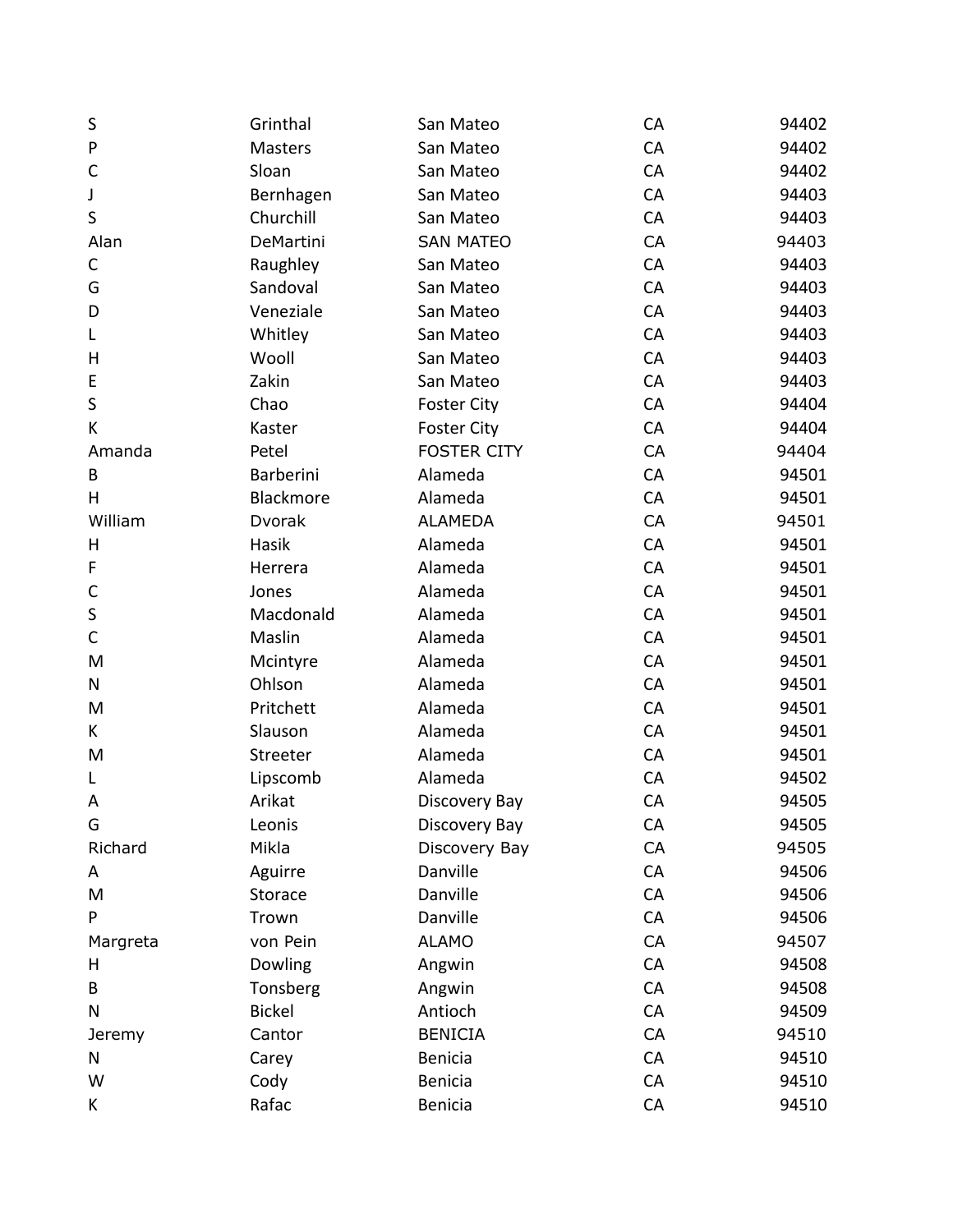| | | | | |
|---|---|---|---|---|
| S | Grinthal | San Mateo | CA | 94402 |
| P | Masters | San Mateo | CA | 94402 |
| C | Sloan | San Mateo | CA | 94402 |
| J | Bernhagen | San Mateo | CA | 94403 |
| S | Churchill | San Mateo | CA | 94403 |
| Alan | DeMartini | SAN MATEO | CA | 94403 |
| C | Raughley | San Mateo | CA | 94403 |
| G | Sandoval | San Mateo | CA | 94403 |
| D | Veneziale | San Mateo | CA | 94403 |
| L | Whitley | San Mateo | CA | 94403 |
| H | Wooll | San Mateo | CA | 94403 |
| E | Zakin | San Mateo | CA | 94403 |
| S | Chao | Foster City | CA | 94404 |
| K | Kaster | Foster City | CA | 94404 |
| Amanda | Petel | FOSTER CITY | CA | 94404 |
| B | Barberini | Alameda | CA | 94501 |
| H | Blackmore | Alameda | CA | 94501 |
| William | Dvorak | ALAMEDA | CA | 94501 |
| H | Hasik | Alameda | CA | 94501 |
| F | Herrera | Alameda | CA | 94501 |
| C | Jones | Alameda | CA | 94501 |
| S | Macdonald | Alameda | CA | 94501 |
| C | Maslin | Alameda | CA | 94501 |
| M | Mcintyre | Alameda | CA | 94501 |
| N | Ohlson | Alameda | CA | 94501 |
| M | Pritchett | Alameda | CA | 94501 |
| K | Slauson | Alameda | CA | 94501 |
| M | Streeter | Alameda | CA | 94501 |
| L | Lipscomb | Alameda | CA | 94502 |
| A | Arikat | Discovery Bay | CA | 94505 |
| G | Leonis | Discovery Bay | CA | 94505 |
| Richard | Mikla | Discovery Bay | CA | 94505 |
| A | Aguirre | Danville | CA | 94506 |
| M | Storace | Danville | CA | 94506 |
| P | Trown | Danville | CA | 94506 |
| Margreta | von Pein | ALAMO | CA | 94507 |
| H | Dowling | Angwin | CA | 94508 |
| B | Tonsberg | Angwin | CA | 94508 |
| N | Bickel | Antioch | CA | 94509 |
| Jeremy | Cantor | BENICIA | CA | 94510 |
| N | Carey | Benicia | CA | 94510 |
| W | Cody | Benicia | CA | 94510 |
| K | Rafac | Benicia | CA | 94510 |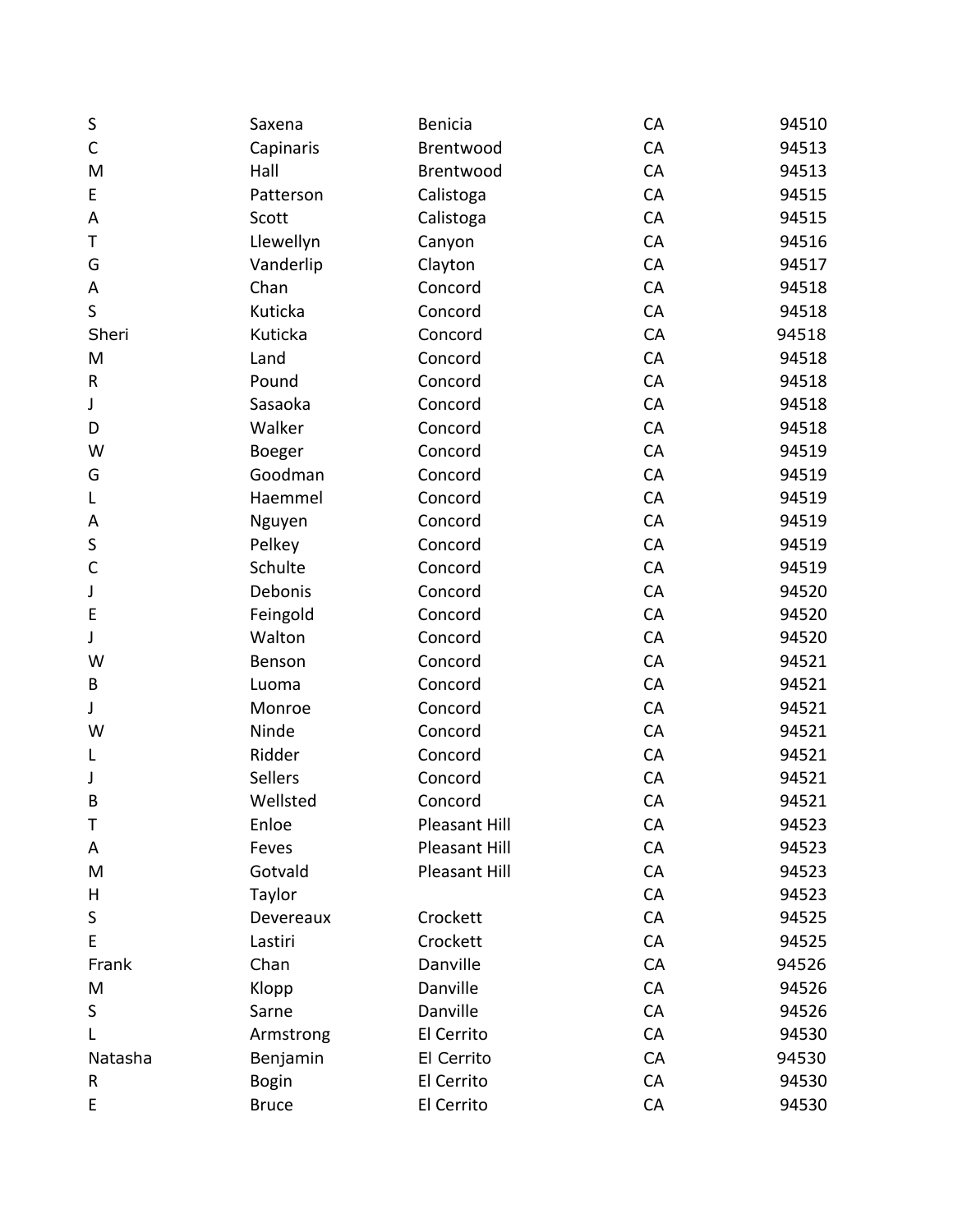| | | | | |
|---|---|---|---|---|
| S | Saxena | Benicia | CA | 94510 |
| C | Capinaris | Brentwood | CA | 94513 |
| M | Hall | Brentwood | CA | 94513 |
| E | Patterson | Calistoga | CA | 94515 |
| A | Scott | Calistoga | CA | 94515 |
| T | Llewellyn | Canyon | CA | 94516 |
| G | Vanderlip | Clayton | CA | 94517 |
| A | Chan | Concord | CA | 94518 |
| S | Kuticka | Concord | CA | 94518 |
| Sheri | Kuticka | Concord | CA | 94518 |
| M | Land | Concord | CA | 94518 |
| R | Pound | Concord | CA | 94518 |
| J | Sasaoka | Concord | CA | 94518 |
| D | Walker | Concord | CA | 94518 |
| W | Boeger | Concord | CA | 94519 |
| G | Goodman | Concord | CA | 94519 |
| L | Haemmel | Concord | CA | 94519 |
| A | Nguyen | Concord | CA | 94519 |
| S | Pelkey | Concord | CA | 94519 |
| C | Schulte | Concord | CA | 94519 |
| J | Debonis | Concord | CA | 94520 |
| E | Feingold | Concord | CA | 94520 |
| J | Walton | Concord | CA | 94520 |
| W | Benson | Concord | CA | 94521 |
| B | Luoma | Concord | CA | 94521 |
| J | Monroe | Concord | CA | 94521 |
| W | Ninde | Concord | CA | 94521 |
| L | Ridder | Concord | CA | 94521 |
| J | Sellers | Concord | CA | 94521 |
| B | Wellsted | Concord | CA | 94521 |
| T | Enloe | Pleasant Hill | CA | 94523 |
| A | Feves | Pleasant Hill | CA | 94523 |
| M | Gotvald | Pleasant Hill | CA | 94523 |
| H | Taylor | | CA | 94523 |
| S | Devereaux | Crockett | CA | 94525 |
| E | Lastiri | Crockett | CA | 94525 |
| Frank | Chan | Danville | CA | 94526 |
| M | Klopp | Danville | CA | 94526 |
| S | Sarne | Danville | CA | 94526 |
| L | Armstrong | El Cerrito | CA | 94530 |
| Natasha | Benjamin | El Cerrito | CA | 94530 |
| R | Bogin | El Cerrito | CA | 94530 |
| E | Bruce | El Cerrito | CA | 94530 |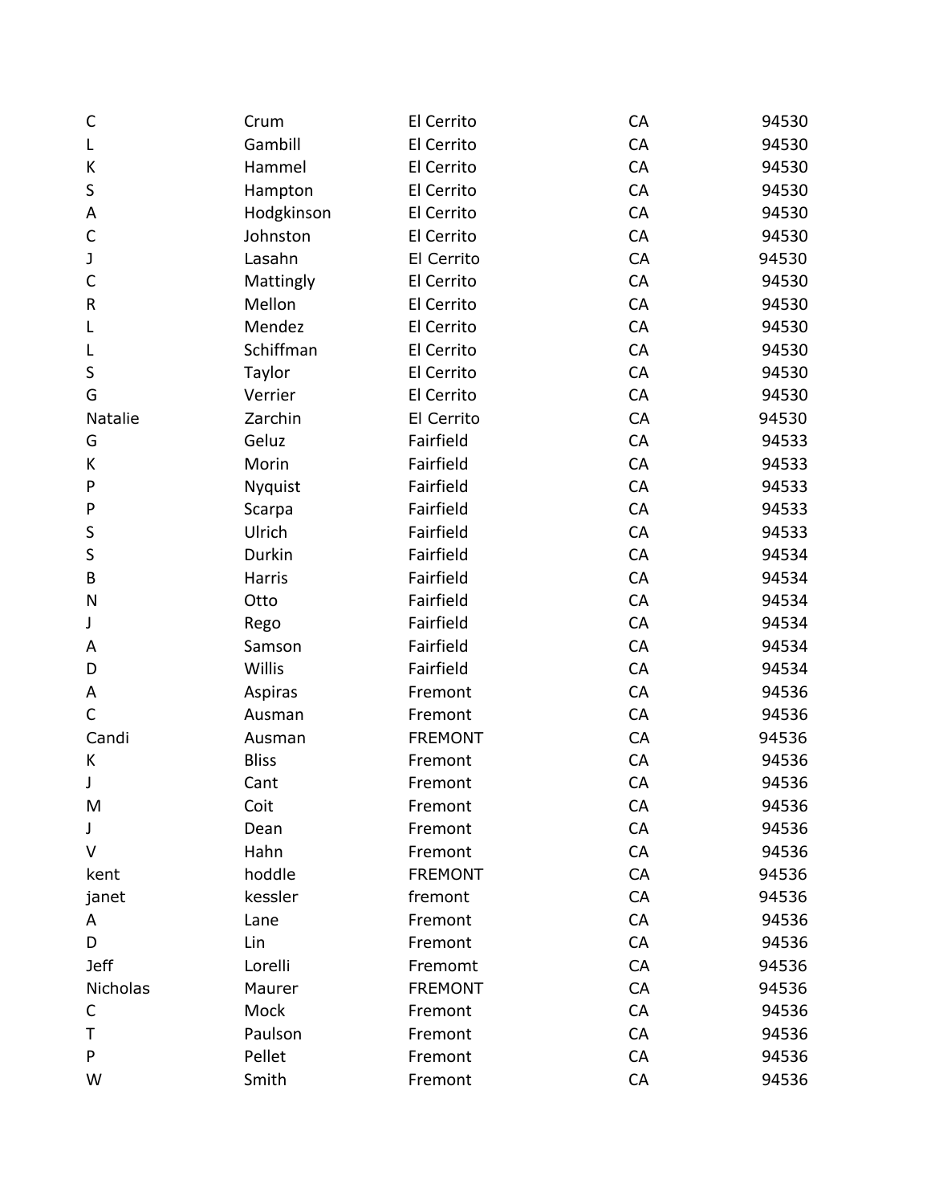| | | | | |
|---|---|---|---|---|
| C | Crum | El Cerrito | CA | 94530 |
| L | Gambill | El Cerrito | CA | 94530 |
| K | Hammel | El Cerrito | CA | 94530 |
| S | Hampton | El Cerrito | CA | 94530 |
| A | Hodgkinson | El Cerrito | CA | 94530 |
| C | Johnston | El Cerrito | CA | 94530 |
| J | Lasahn | El Cerrito | CA | 94530 |
| C | Mattingly | El Cerrito | CA | 94530 |
| R | Mellon | El Cerrito | CA | 94530 |
| L | Mendez | El Cerrito | CA | 94530 |
| L | Schiffman | El Cerrito | CA | 94530 |
| S | Taylor | El Cerrito | CA | 94530 |
| G | Verrier | El Cerrito | CA | 94530 |
| Natalie | Zarchin | El Cerrito | CA | 94530 |
| G | Geluz | Fairfield | CA | 94533 |
| K | Morin | Fairfield | CA | 94533 |
| P | Nyquist | Fairfield | CA | 94533 |
| P | Scarpa | Fairfield | CA | 94533 |
| S | Ulrich | Fairfield | CA | 94533 |
| S | Durkin | Fairfield | CA | 94534 |
| B | Harris | Fairfield | CA | 94534 |
| N | Otto | Fairfield | CA | 94534 |
| J | Rego | Fairfield | CA | 94534 |
| A | Samson | Fairfield | CA | 94534 |
| D | Willis | Fairfield | CA | 94534 |
| A | Aspiras | Fremont | CA | 94536 |
| C | Ausman | Fremont | CA | 94536 |
| Candi | Ausman | FREMONT | CA | 94536 |
| K | Bliss | Fremont | CA | 94536 |
| J | Cant | Fremont | CA | 94536 |
| M | Coit | Fremont | CA | 94536 |
| J | Dean | Fremont | CA | 94536 |
| V | Hahn | Fremont | CA | 94536 |
| kent | hoddle | FREMONT | CA | 94536 |
| janet | kessler | fremont | CA | 94536 |
| A | Lane | Fremont | CA | 94536 |
| D | Lin | Fremont | CA | 94536 |
| Jeff | Lorelli | Fremomt | CA | 94536 |
| Nicholas | Maurer | FREMONT | CA | 94536 |
| C | Mock | Fremont | CA | 94536 |
| T | Paulson | Fremont | CA | 94536 |
| P | Pellet | Fremont | CA | 94536 |
| W | Smith | Fremont | CA | 94536 |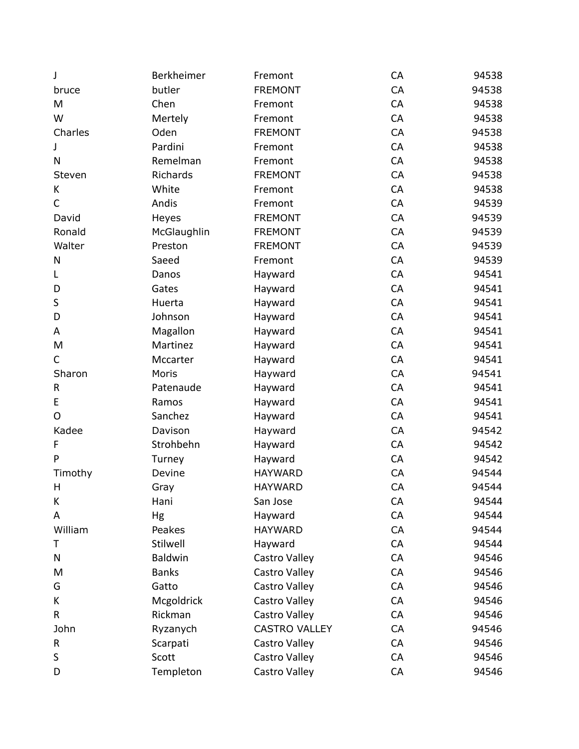| | | | | |
|---|---|---|---|---|
| J | Berkheimer | Fremont | CA | 94538 |
| bruce | butler | FREMONT | CA | 94538 |
| M | Chen | Fremont | CA | 94538 |
| W | Mertely | Fremont | CA | 94538 |
| Charles | Oden | FREMONT | CA | 94538 |
| J | Pardini | Fremont | CA | 94538 |
| N | Remelman | Fremont | CA | 94538 |
| Steven | Richards | FREMONT | CA | 94538 |
| K | White | Fremont | CA | 94538 |
| C | Andis | Fremont | CA | 94539 |
| David | Heyes | FREMONT | CA | 94539 |
| Ronald | McGlaughlin | FREMONT | CA | 94539 |
| Walter | Preston | FREMONT | CA | 94539 |
| N | Saeed | Fremont | CA | 94539 |
| L | Danos | Hayward | CA | 94541 |
| D | Gates | Hayward | CA | 94541 |
| S | Huerta | Hayward | CA | 94541 |
| D | Johnson | Hayward | CA | 94541 |
| A | Magallon | Hayward | CA | 94541 |
| M | Martinez | Hayward | CA | 94541 |
| C | Mccarter | Hayward | CA | 94541 |
| Sharon | Moris | Hayward | CA | 94541 |
| R | Patenaude | Hayward | CA | 94541 |
| E | Ramos | Hayward | CA | 94541 |
| O | Sanchez | Hayward | CA | 94541 |
| Kadee | Davison | Hayward | CA | 94542 |
| F | Strohbehn | Hayward | CA | 94542 |
| P | Turney | Hayward | CA | 94542 |
| Timothy | Devine | HAYWARD | CA | 94544 |
| H | Gray | HAYWARD | CA | 94544 |
| K | Hani | San Jose | CA | 94544 |
| A | Hg | Hayward | CA | 94544 |
| William | Peakes | HAYWARD | CA | 94544 |
| T | Stilwell | Hayward | CA | 94544 |
| N | Baldwin | Castro Valley | CA | 94546 |
| M | Banks | Castro Valley | CA | 94546 |
| G | Gatto | Castro Valley | CA | 94546 |
| K | Mcgoldrick | Castro Valley | CA | 94546 |
| R | Rickman | Castro Valley | CA | 94546 |
| John | Ryzanych | CASTRO VALLEY | CA | 94546 |
| R | Scarpati | Castro Valley | CA | 94546 |
| S | Scott | Castro Valley | CA | 94546 |
| D | Templeton | Castro Valley | CA | 94546 |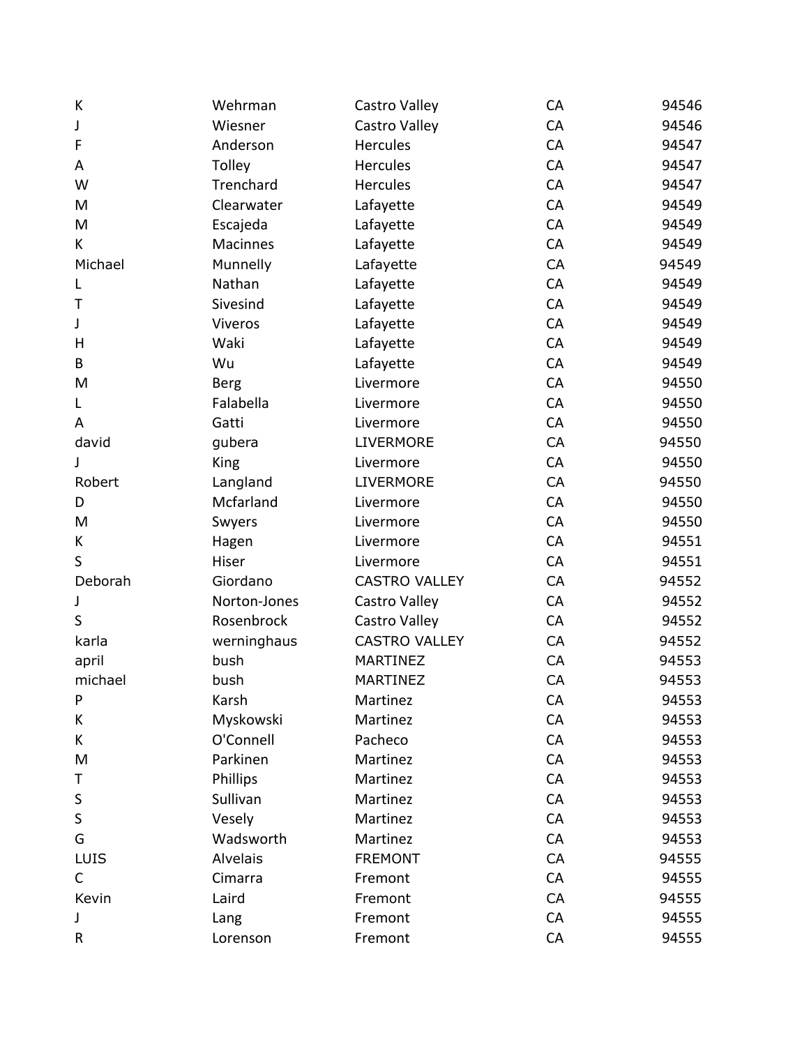| | | | | |
|---|---|---|---|---|
| K | Wehrman | Castro Valley | CA | 94546 |
| J | Wiesner | Castro Valley | CA | 94546 |
| F | Anderson | Hercules | CA | 94547 |
| A | Tolley | Hercules | CA | 94547 |
| W | Trenchard | Hercules | CA | 94547 |
| M | Clearwater | Lafayette | CA | 94549 |
| M | Escajeda | Lafayette | CA | 94549 |
| K | Macinnes | Lafayette | CA | 94549 |
| Michael | Munnelly | Lafayette | CA | 94549 |
| L | Nathan | Lafayette | CA | 94549 |
| T | Sivesind | Lafayette | CA | 94549 |
| J | Viveros | Lafayette | CA | 94549 |
| H | Waki | Lafayette | CA | 94549 |
| B | Wu | Lafayette | CA | 94549 |
| M | Berg | Livermore | CA | 94550 |
| L | Falabella | Livermore | CA | 94550 |
| A | Gatti | Livermore | CA | 94550 |
| david | gubera | LIVERMORE | CA | 94550 |
| J | King | Livermore | CA | 94550 |
| Robert | Langland | LIVERMORE | CA | 94550 |
| D | Mcfarland | Livermore | CA | 94550 |
| M | Swyers | Livermore | CA | 94550 |
| K | Hagen | Livermore | CA | 94551 |
| S | Hiser | Livermore | CA | 94551 |
| Deborah | Giordano | CASTRO VALLEY | CA | 94552 |
| J | Norton-Jones | Castro Valley | CA | 94552 |
| S | Rosenbrock | Castro Valley | CA | 94552 |
| karla | werninghaus | CASTRO VALLEY | CA | 94552 |
| april | bush | MARTINEZ | CA | 94553 |
| michael | bush | MARTINEZ | CA | 94553 |
| P | Karsh | Martinez | CA | 94553 |
| K | Myskowski | Martinez | CA | 94553 |
| K | O'Connell | Pacheco | CA | 94553 |
| M | Parkinen | Martinez | CA | 94553 |
| T | Phillips | Martinez | CA | 94553 |
| S | Sullivan | Martinez | CA | 94553 |
| S | Vesely | Martinez | CA | 94553 |
| G | Wadsworth | Martinez | CA | 94553 |
| LUIS | Alvelais | FREMONT | CA | 94555 |
| C | Cimarra | Fremont | CA | 94555 |
| Kevin | Laird | Fremont | CA | 94555 |
| J | Lang | Fremont | CA | 94555 |
| R | Lorenson | Fremont | CA | 94555 |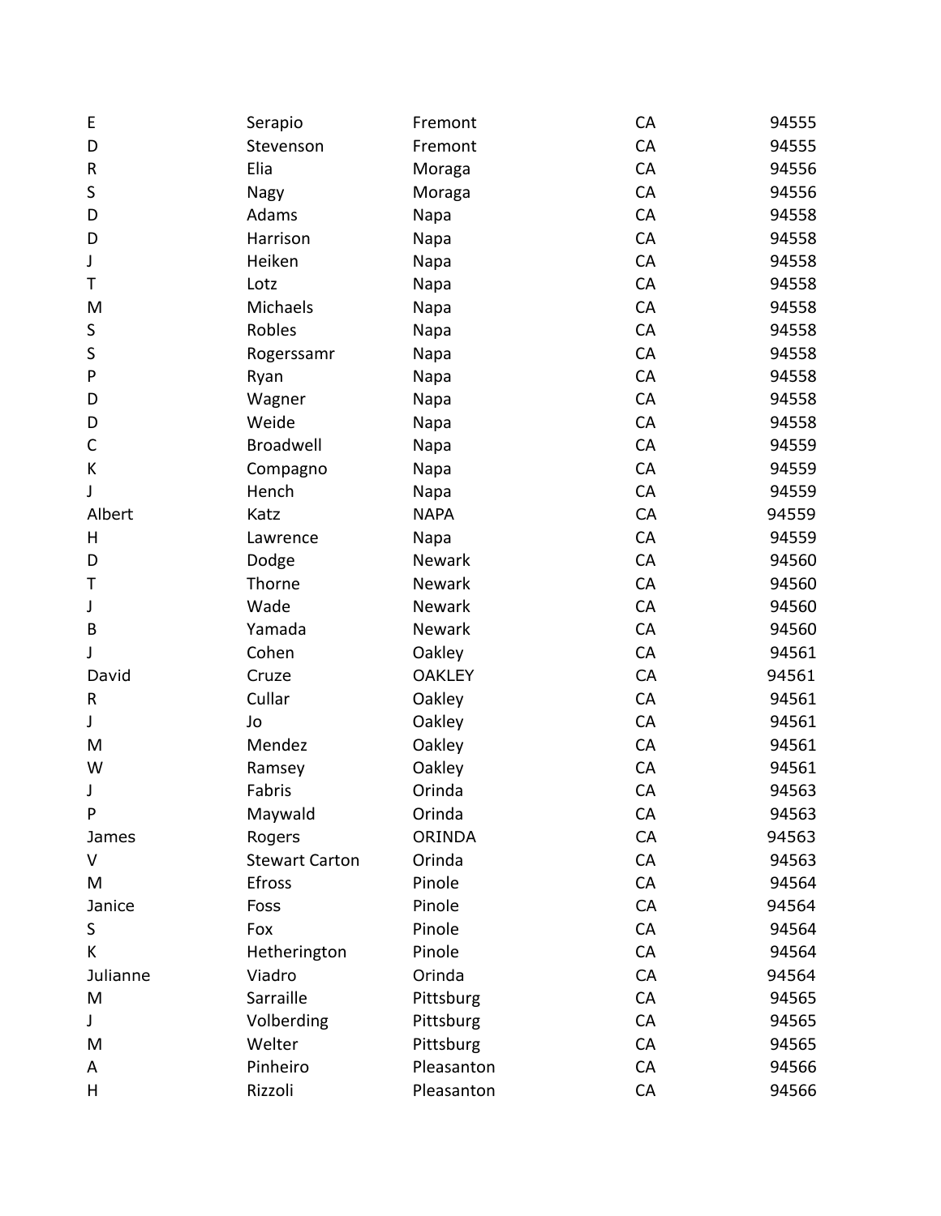| | | | | |
|---|---|---|---|---|
| E | Serapio | Fremont | CA | 94555 |
| D | Stevenson | Fremont | CA | 94555 |
| R | Elia | Moraga | CA | 94556 |
| S | Nagy | Moraga | CA | 94556 |
| D | Adams | Napa | CA | 94558 |
| D | Harrison | Napa | CA | 94558 |
| J | Heiken | Napa | CA | 94558 |
| T | Lotz | Napa | CA | 94558 |
| M | Michaels | Napa | CA | 94558 |
| S | Robles | Napa | CA | 94558 |
| S | Rogerssamr | Napa | CA | 94558 |
| P | Ryan | Napa | CA | 94558 |
| D | Wagner | Napa | CA | 94558 |
| D | Weide | Napa | CA | 94558 |
| C | Broadwell | Napa | CA | 94559 |
| K | Compagno | Napa | CA | 94559 |
| J | Hench | Napa | CA | 94559 |
| Albert | Katz | NAPA | CA | 94559 |
| H | Lawrence | Napa | CA | 94559 |
| D | Dodge | Newark | CA | 94560 |
| T | Thorne | Newark | CA | 94560 |
| J | Wade | Newark | CA | 94560 |
| B | Yamada | Newark | CA | 94560 |
| J | Cohen | Oakley | CA | 94561 |
| David | Cruze | OAKLEY | CA | 94561 |
| R | Cullar | Oakley | CA | 94561 |
| J | Jo | Oakley | CA | 94561 |
| M | Mendez | Oakley | CA | 94561 |
| W | Ramsey | Oakley | CA | 94561 |
| J | Fabris | Orinda | CA | 94563 |
| P | Maywald | Orinda | CA | 94563 |
| James | Rogers | ORINDA | CA | 94563 |
| V | Stewart Carton | Orinda | CA | 94563 |
| M | Efross | Pinole | CA | 94564 |
| Janice | Foss | Pinole | CA | 94564 |
| S | Fox | Pinole | CA | 94564 |
| K | Hetherington | Pinole | CA | 94564 |
| Julianne | Viadro | Orinda | CA | 94564 |
| M | Sarraille | Pittsburg | CA | 94565 |
| J | Volberding | Pittsburg | CA | 94565 |
| M | Welter | Pittsburg | CA | 94565 |
| A | Pinheiro | Pleasanton | CA | 94566 |
| H | Rizzoli | Pleasanton | CA | 94566 |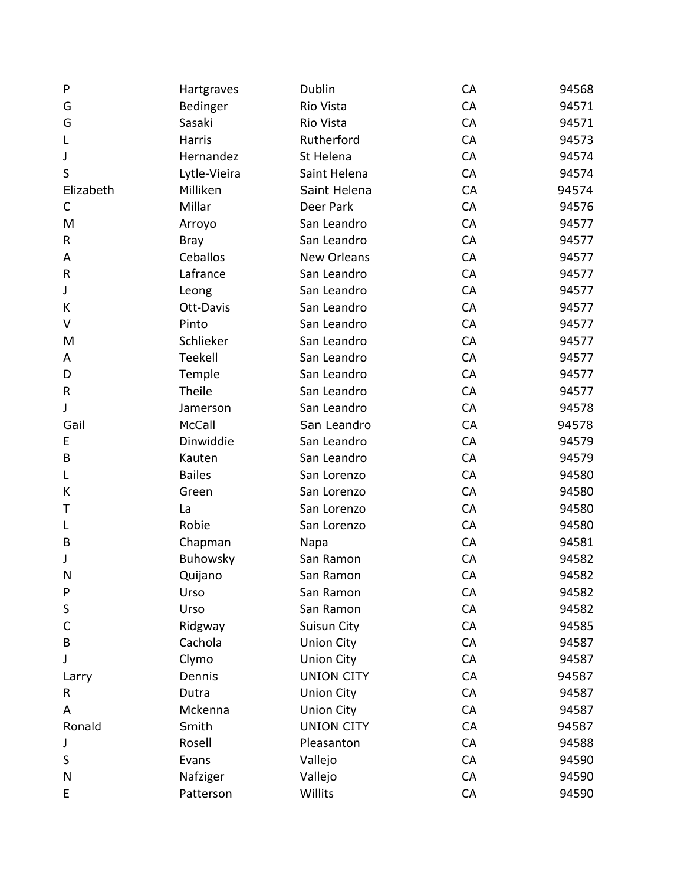| | | | | |
|---|---|---|---|---|
| P | Hartgraves | Dublin | CA | 94568 |
| G | Bedinger | Rio Vista | CA | 94571 |
| G | Sasaki | Rio Vista | CA | 94571 |
| L | Harris | Rutherford | CA | 94573 |
| J | Hernandez | St Helena | CA | 94574 |
| S | Lytle-Vieira | Saint Helena | CA | 94574 |
| Elizabeth | Milliken | Saint Helena | CA | 94574 |
| C | Millar | Deer Park | CA | 94576 |
| M | Arroyo | San Leandro | CA | 94577 |
| R | Bray | San Leandro | CA | 94577 |
| A | Ceballos | New Orleans | CA | 94577 |
| R | Lafrance | San Leandro | CA | 94577 |
| J | Leong | San Leandro | CA | 94577 |
| K | Ott-Davis | San Leandro | CA | 94577 |
| V | Pinto | San Leandro | CA | 94577 |
| M | Schlieker | San Leandro | CA | 94577 |
| A | Teekell | San Leandro | CA | 94577 |
| D | Temple | San Leandro | CA | 94577 |
| R | Theile | San Leandro | CA | 94577 |
| J | Jamerson | San Leandro | CA | 94578 |
| Gail | McCall | San Leandro | CA | 94578 |
| E | Dinwiddie | San Leandro | CA | 94579 |
| B | Kauten | San Leandro | CA | 94579 |
| L | Bailes | San Lorenzo | CA | 94580 |
| K | Green | San Lorenzo | CA | 94580 |
| T | La | San Lorenzo | CA | 94580 |
| L | Robie | San Lorenzo | CA | 94580 |
| B | Chapman | Napa | CA | 94581 |
| J | Buhowsky | San Ramon | CA | 94582 |
| N | Quijano | San Ramon | CA | 94582 |
| P | Urso | San Ramon | CA | 94582 |
| S | Urso | San Ramon | CA | 94582 |
| C | Ridgway | Suisun City | CA | 94585 |
| B | Cachola | Union City | CA | 94587 |
| J | Clymo | Union City | CA | 94587 |
| Larry | Dennis | UNION CITY | CA | 94587 |
| R | Dutra | Union City | CA | 94587 |
| A | Mckenna | Union City | CA | 94587 |
| Ronald | Smith | UNION CITY | CA | 94587 |
| J | Rosell | Pleasanton | CA | 94588 |
| S | Evans | Vallejo | CA | 94590 |
| N | Nafziger | Vallejo | CA | 94590 |
| E | Patterson | Willits | CA | 94590 |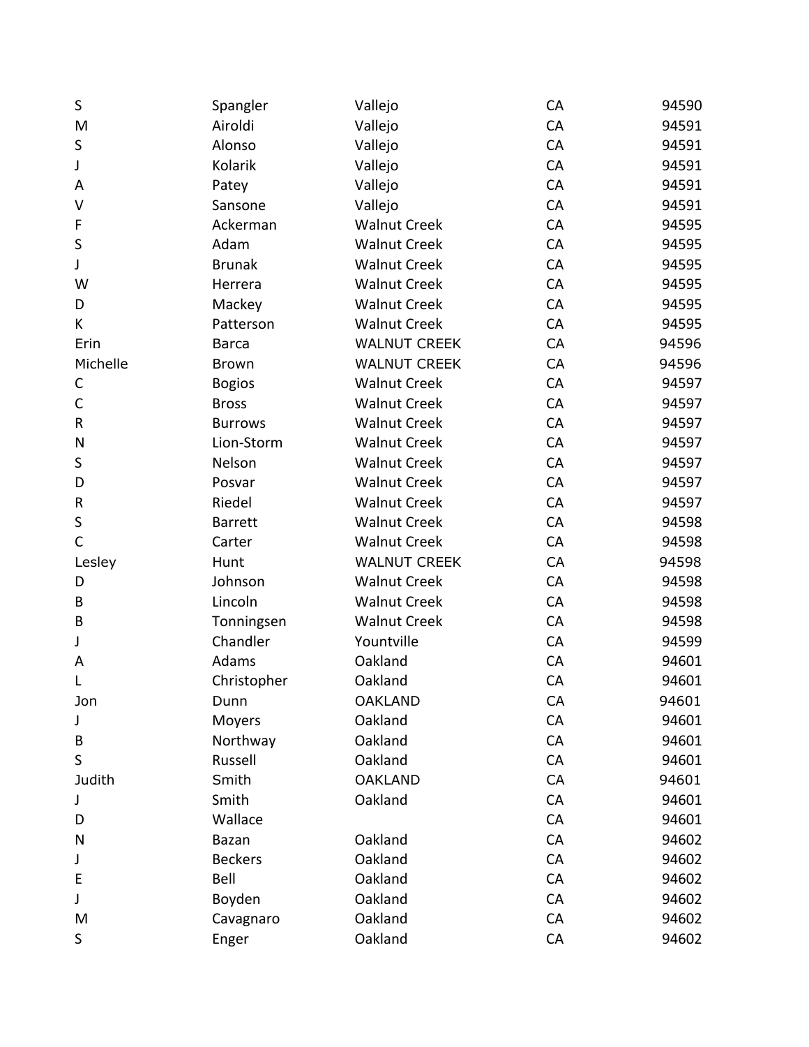| | | | | |
|---|---|---|---|---|
| S | Spangler | Vallejo | CA | 94590 |
| M | Airoldi | Vallejo | CA | 94591 |
| S | Alonso | Vallejo | CA | 94591 |
| J | Kolarik | Vallejo | CA | 94591 |
| A | Patey | Vallejo | CA | 94591 |
| V | Sansone | Vallejo | CA | 94591 |
| F | Ackerman | Walnut Creek | CA | 94595 |
| S | Adam | Walnut Creek | CA | 94595 |
| J | Brunak | Walnut Creek | CA | 94595 |
| W | Herrera | Walnut Creek | CA | 94595 |
| D | Mackey | Walnut Creek | CA | 94595 |
| K | Patterson | Walnut Creek | CA | 94595 |
| Erin | Barca | WALNUT CREEK | CA | 94596 |
| Michelle | Brown | WALNUT CREEK | CA | 94596 |
| C | Bogios | Walnut Creek | CA | 94597 |
| C | Bross | Walnut Creek | CA | 94597 |
| R | Burrows | Walnut Creek | CA | 94597 |
| N | Lion-Storm | Walnut Creek | CA | 94597 |
| S | Nelson | Walnut Creek | CA | 94597 |
| D | Posvar | Walnut Creek | CA | 94597 |
| R | Riedel | Walnut Creek | CA | 94597 |
| S | Barrett | Walnut Creek | CA | 94598 |
| C | Carter | Walnut Creek | CA | 94598 |
| Lesley | Hunt | WALNUT CREEK | CA | 94598 |
| D | Johnson | Walnut Creek | CA | 94598 |
| B | Lincoln | Walnut Creek | CA | 94598 |
| B | Tonningsen | Walnut Creek | CA | 94598 |
| J | Chandler | Yountville | CA | 94599 |
| A | Adams | Oakland | CA | 94601 |
| L | Christopher | Oakland | CA | 94601 |
| Jon | Dunn | OAKLAND | CA | 94601 |
| J | Moyers | Oakland | CA | 94601 |
| B | Northway | Oakland | CA | 94601 |
| S | Russell | Oakland | CA | 94601 |
| Judith | Smith | OAKLAND | CA | 94601 |
| J | Smith | Oakland | CA | 94601 |
| D | Wallace | | CA | 94601 |
| N | Bazan | Oakland | CA | 94602 |
| J | Beckers | Oakland | CA | 94602 |
| E | Bell | Oakland | CA | 94602 |
| J | Boyden | Oakland | CA | 94602 |
| M | Cavagnaro | Oakland | CA | 94602 |
| S | Enger | Oakland | CA | 94602 |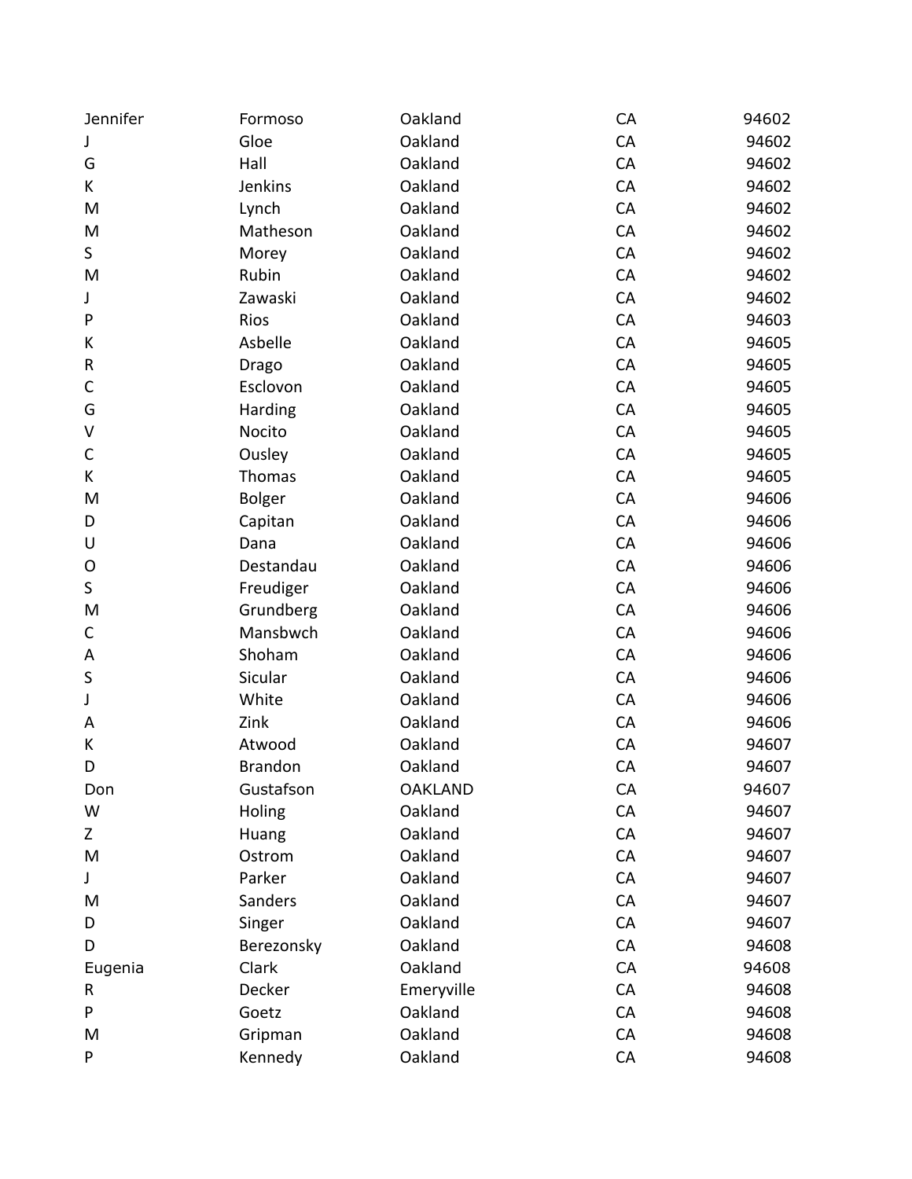| | | | | |
|---|---|---|---|---|
| Jennifer | Formoso | Oakland | CA | 94602 |
| J | Gloe | Oakland | CA | 94602 |
| G | Hall | Oakland | CA | 94602 |
| K | Jenkins | Oakland | CA | 94602 |
| M | Lynch | Oakland | CA | 94602 |
| M | Matheson | Oakland | CA | 94602 |
| S | Morey | Oakland | CA | 94602 |
| M | Rubin | Oakland | CA | 94602 |
| J | Zawaski | Oakland | CA | 94602 |
| P | Rios | Oakland | CA | 94603 |
| K | Asbelle | Oakland | CA | 94605 |
| R | Drago | Oakland | CA | 94605 |
| C | Esclovon | Oakland | CA | 94605 |
| G | Harding | Oakland | CA | 94605 |
| V | Nocito | Oakland | CA | 94605 |
| C | Ousley | Oakland | CA | 94605 |
| K | Thomas | Oakland | CA | 94605 |
| M | Bolger | Oakland | CA | 94606 |
| D | Capitan | Oakland | CA | 94606 |
| U | Dana | Oakland | CA | 94606 |
| O | Destandau | Oakland | CA | 94606 |
| S | Freudiger | Oakland | CA | 94606 |
| M | Grundberg | Oakland | CA | 94606 |
| C | Mansbwch | Oakland | CA | 94606 |
| A | Shoham | Oakland | CA | 94606 |
| S | Sicular | Oakland | CA | 94606 |
| J | White | Oakland | CA | 94606 |
| A | Zink | Oakland | CA | 94606 |
| K | Atwood | Oakland | CA | 94607 |
| D | Brandon | Oakland | CA | 94607 |
| Don | Gustafson | OAKLAND | CA | 94607 |
| W | Holing | Oakland | CA | 94607 |
| Z | Huang | Oakland | CA | 94607 |
| M | Ostrom | Oakland | CA | 94607 |
| J | Parker | Oakland | CA | 94607 |
| M | Sanders | Oakland | CA | 94607 |
| D | Singer | Oakland | CA | 94607 |
| D | Berezonsky | Oakland | CA | 94608 |
| Eugenia | Clark | Oakland | CA | 94608 |
| R | Decker | Emeryville | CA | 94608 |
| P | Goetz | Oakland | CA | 94608 |
| M | Gripman | Oakland | CA | 94608 |
| P | Kennedy | Oakland | CA | 94608 |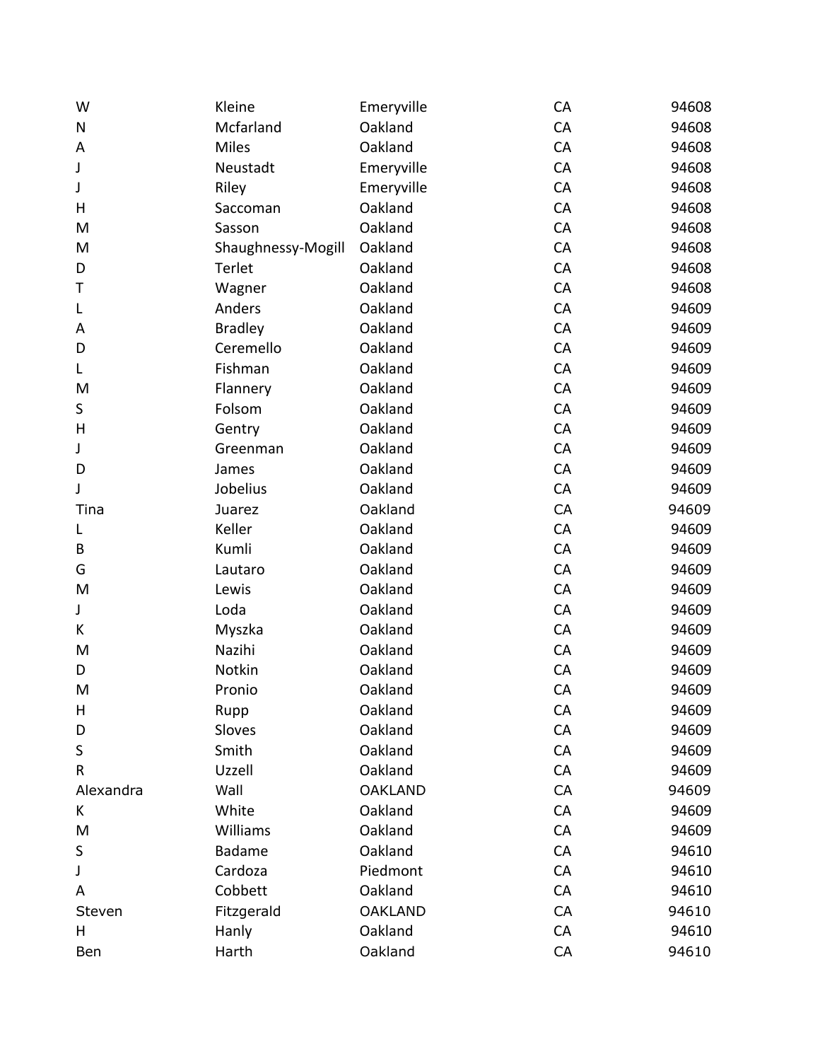| | | | | |
|---|---|---|---|---|
| W | Kleine | Emeryville | CA | 94608 |
| N | Mcfarland | Oakland | CA | 94608 |
| A | Miles | Oakland | CA | 94608 |
| J | Neustadt | Emeryville | CA | 94608 |
| J | Riley | Emeryville | CA | 94608 |
| H | Saccoman | Oakland | CA | 94608 |
| M | Sasson | Oakland | CA | 94608 |
| M | Shaughnessy-Mogill | Oakland | CA | 94608 |
| D | Terlet | Oakland | CA | 94608 |
| T | Wagner | Oakland | CA | 94608 |
| L | Anders | Oakland | CA | 94609 |
| A | Bradley | Oakland | CA | 94609 |
| D | Ceremello | Oakland | CA | 94609 |
| L | Fishman | Oakland | CA | 94609 |
| M | Flannery | Oakland | CA | 94609 |
| S | Folsom | Oakland | CA | 94609 |
| H | Gentry | Oakland | CA | 94609 |
| J | Greenman | Oakland | CA | 94609 |
| D | James | Oakland | CA | 94609 |
| J | Jobelius | Oakland | CA | 94609 |
| Tina | Juarez | Oakland | CA | 94609 |
| L | Keller | Oakland | CA | 94609 |
| B | Kumli | Oakland | CA | 94609 |
| G | Lautaro | Oakland | CA | 94609 |
| M | Lewis | Oakland | CA | 94609 |
| J | Loda | Oakland | CA | 94609 |
| K | Myszka | Oakland | CA | 94609 |
| M | Nazihi | Oakland | CA | 94609 |
| D | Notkin | Oakland | CA | 94609 |
| M | Pronio | Oakland | CA | 94609 |
| H | Rupp | Oakland | CA | 94609 |
| D | Sloves | Oakland | CA | 94609 |
| S | Smith | Oakland | CA | 94609 |
| R | Uzzell | Oakland | CA | 94609 |
| Alexandra | Wall | OAKLAND | CA | 94609 |
| K | White | Oakland | CA | 94609 |
| M | Williams | Oakland | CA | 94609 |
| S | Badame | Oakland | CA | 94610 |
| J | Cardoza | Piedmont | CA | 94610 |
| A | Cobbett | Oakland | CA | 94610 |
| Steven | Fitzgerald | OAKLAND | CA | 94610 |
| H | Hanly | Oakland | CA | 94610 |
| Ben | Harth | Oakland | CA | 94610 |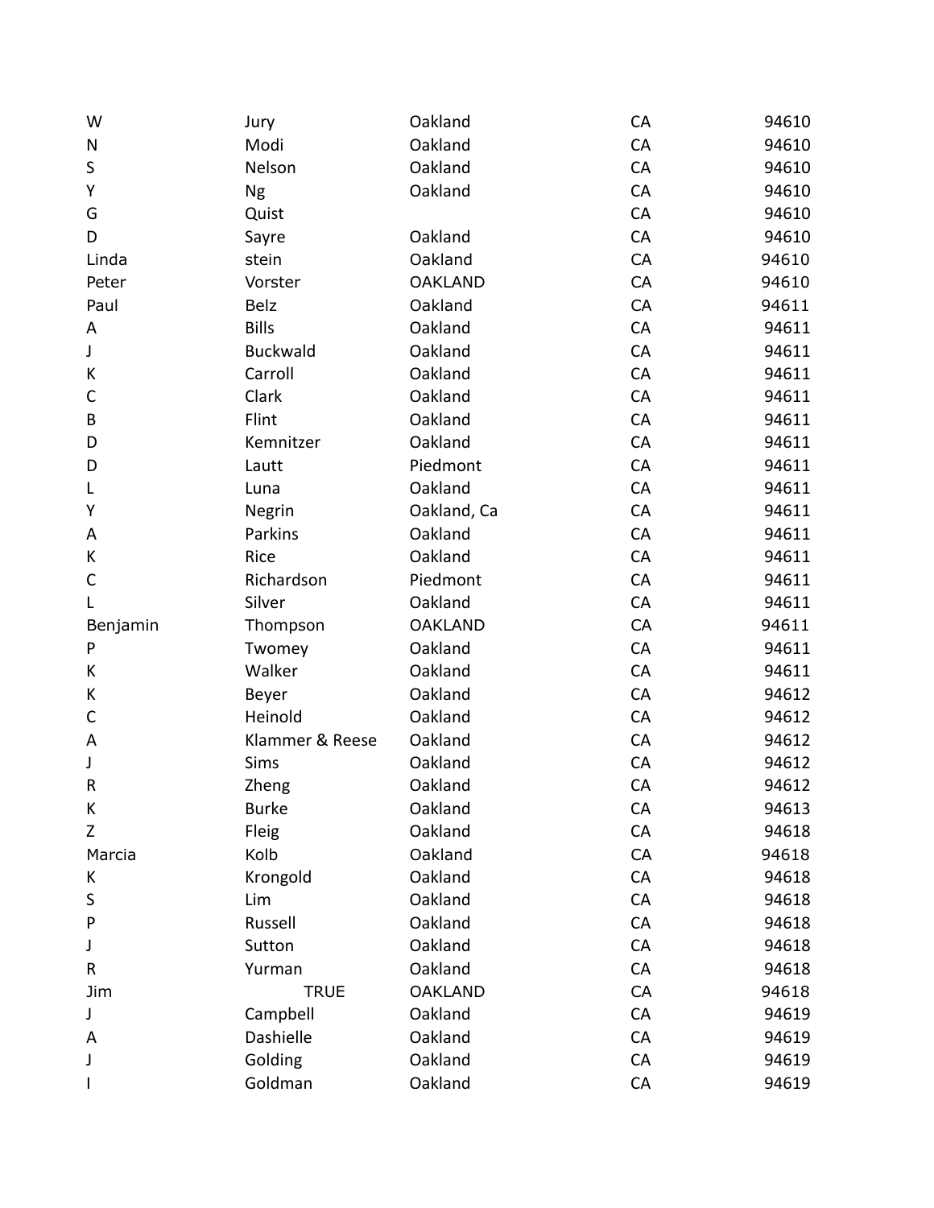| | | | | |
|---|---|---|---|---|
| W | Jury | Oakland | CA | 94610 |
| N | Modi | Oakland | CA | 94610 |
| S | Nelson | Oakland | CA | 94610 |
| Y | Ng | Oakland | CA | 94610 |
| G | Quist | | CA | 94610 |
| D | Sayre | Oakland | CA | 94610 |
| Linda | stein | Oakland | CA | 94610 |
| Peter | Vorster | OAKLAND | CA | 94610 |
| Paul | Belz | Oakland | CA | 94611 |
| A | Bills | Oakland | CA | 94611 |
| J | Buckwald | Oakland | CA | 94611 |
| K | Carroll | Oakland | CA | 94611 |
| C | Clark | Oakland | CA | 94611 |
| B | Flint | Oakland | CA | 94611 |
| D | Kemnitzer | Oakland | CA | 94611 |
| D | Lautt | Piedmont | CA | 94611 |
| L | Luna | Oakland | CA | 94611 |
| Y | Negrin | Oakland, Ca | CA | 94611 |
| A | Parkins | Oakland | CA | 94611 |
| K | Rice | Oakland | CA | 94611 |
| C | Richardson | Piedmont | CA | 94611 |
| L | Silver | Oakland | CA | 94611 |
| Benjamin | Thompson | OAKLAND | CA | 94611 |
| P | Twomey | Oakland | CA | 94611 |
| K | Walker | Oakland | CA | 94611 |
| K | Beyer | Oakland | CA | 94612 |
| C | Heinold | Oakland | CA | 94612 |
| A | Klammer & Reese | Oakland | CA | 94612 |
| J | Sims | Oakland | CA | 94612 |
| R | Zheng | Oakland | CA | 94612 |
| K | Burke | Oakland | CA | 94613 |
| Z | Fleig | Oakland | CA | 94618 |
| Marcia | Kolb | Oakland | CA | 94618 |
| K | Krongold | Oakland | CA | 94618 |
| S | Lim | Oakland | CA | 94618 |
| P | Russell | Oakland | CA | 94618 |
| J | Sutton | Oakland | CA | 94618 |
| R | Yurman | Oakland | CA | 94618 |
| Jim | TRUE | OAKLAND | CA | 94618 |
| J | Campbell | Oakland | CA | 94619 |
| A | Dashielle | Oakland | CA | 94619 |
| J | Golding | Oakland | CA | 94619 |
| I | Goldman | Oakland | CA | 94619 |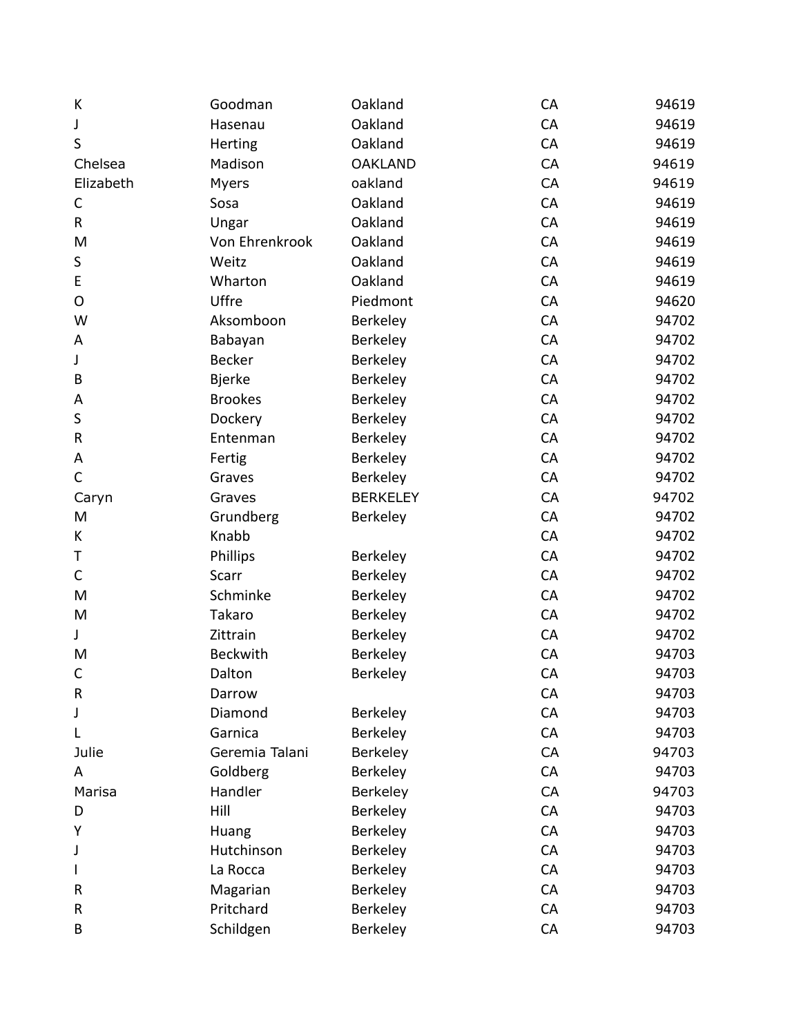| | | | | |
|---|---|---|---|---|
| K | Goodman | Oakland | CA | 94619 |
| J | Hasenau | Oakland | CA | 94619 |
| S | Herting | Oakland | CA | 94619 |
| Chelsea | Madison | OAKLAND | CA | 94619 |
| Elizabeth | Myers | oakland | CA | 94619 |
| C | Sosa | Oakland | CA | 94619 |
| R | Ungar | Oakland | CA | 94619 |
| M | Von Ehrenkrook | Oakland | CA | 94619 |
| S | Weitz | Oakland | CA | 94619 |
| E | Wharton | Oakland | CA | 94619 |
| O | Uffre | Piedmont | CA | 94620 |
| W | Aksomboon | Berkeley | CA | 94702 |
| A | Babayan | Berkeley | CA | 94702 |
| J | Becker | Berkeley | CA | 94702 |
| B | Bjerke | Berkeley | CA | 94702 |
| A | Brookes | Berkeley | CA | 94702 |
| S | Dockery | Berkeley | CA | 94702 |
| R | Entenman | Berkeley | CA | 94702 |
| A | Fertig | Berkeley | CA | 94702 |
| C | Graves | Berkeley | CA | 94702 |
| Caryn | Graves | BERKELEY | CA | 94702 |
| M | Grundberg | Berkeley | CA | 94702 |
| K | Knabb | | CA | 94702 |
| T | Phillips | Berkeley | CA | 94702 |
| C | Scarr | Berkeley | CA | 94702 |
| M | Schminke | Berkeley | CA | 94702 |
| M | Takaro | Berkeley | CA | 94702 |
| J | Zittrain | Berkeley | CA | 94702 |
| M | Beckwith | Berkeley | CA | 94703 |
| C | Dalton | Berkeley | CA | 94703 |
| R | Darrow | | CA | 94703 |
| J | Diamond | Berkeley | CA | 94703 |
| L | Garnica | Berkeley | CA | 94703 |
| Julie | Geremia Talani | Berkeley | CA | 94703 |
| A | Goldberg | Berkeley | CA | 94703 |
| Marisa | Handler | Berkeley | CA | 94703 |
| D | Hill | Berkeley | CA | 94703 |
| Y | Huang | Berkeley | CA | 94703 |
| J | Hutchinson | Berkeley | CA | 94703 |
| I | La Rocca | Berkeley | CA | 94703 |
| R | Magarian | Berkeley | CA | 94703 |
| R | Pritchard | Berkeley | CA | 94703 |
| B | Schildgen | Berkeley | CA | 94703 |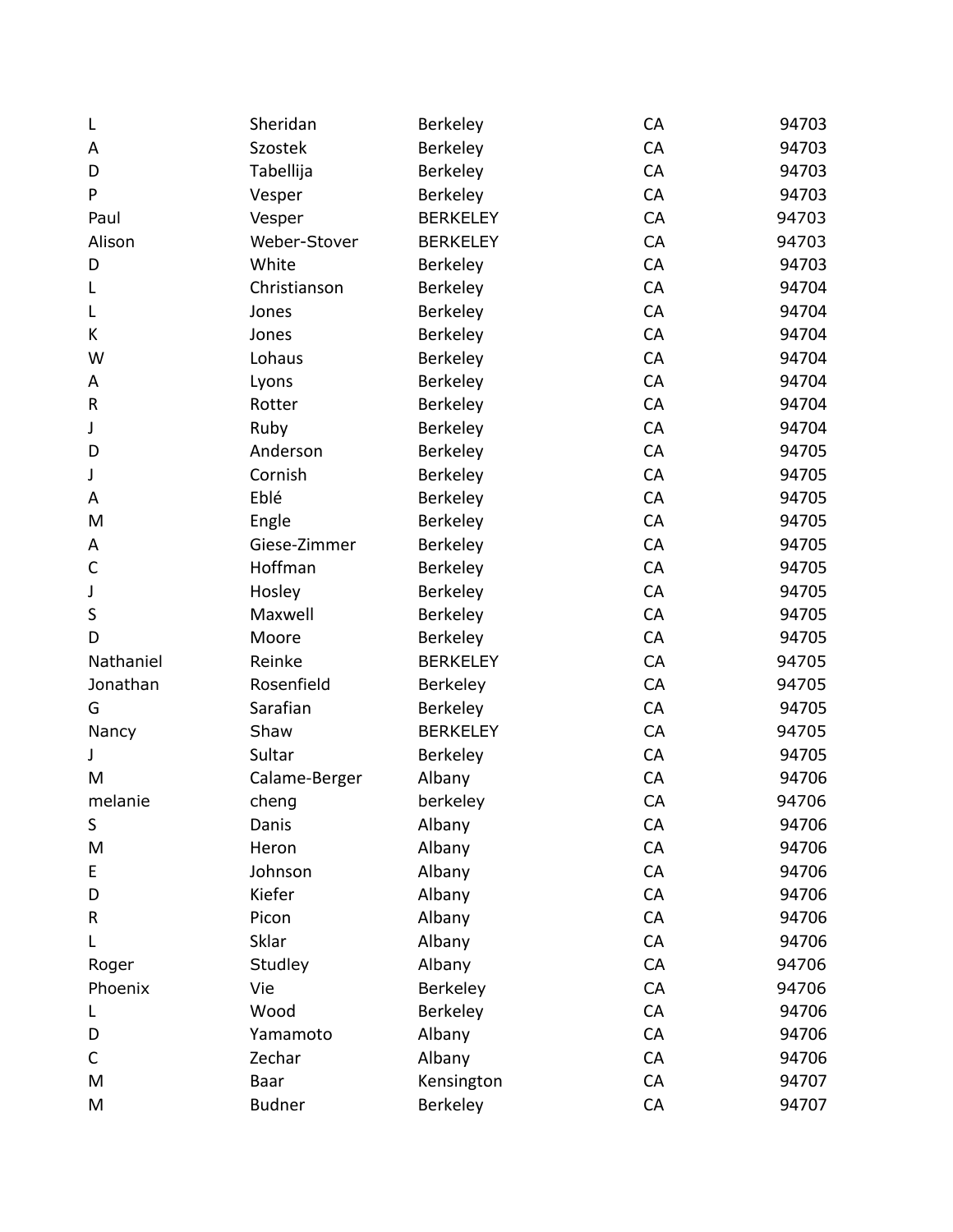| | | | | |
|---|---|---|---|---|
| L | Sheridan | Berkeley | CA | 94703 |
| A | Szostek | Berkeley | CA | 94703 |
| D | Tabellija | Berkeley | CA | 94703 |
| P | Vesper | Berkeley | CA | 94703 |
| Paul | Vesper | BERKELEY | CA | 94703 |
| Alison | Weber-Stover | BERKELEY | CA | 94703 |
| D | White | Berkeley | CA | 94703 |
| L | Christianson | Berkeley | CA | 94704 |
| L | Jones | Berkeley | CA | 94704 |
| K | Jones | Berkeley | CA | 94704 |
| W | Lohaus | Berkeley | CA | 94704 |
| A | Lyons | Berkeley | CA | 94704 |
| R | Rotter | Berkeley | CA | 94704 |
| J | Ruby | Berkeley | CA | 94704 |
| D | Anderson | Berkeley | CA | 94705 |
| J | Cornish | Berkeley | CA | 94705 |
| A | Eblé | Berkeley | CA | 94705 |
| M | Engle | Berkeley | CA | 94705 |
| A | Giese-Zimmer | Berkeley | CA | 94705 |
| C | Hoffman | Berkeley | CA | 94705 |
| J | Hosley | Berkeley | CA | 94705 |
| S | Maxwell | Berkeley | CA | 94705 |
| D | Moore | Berkeley | CA | 94705 |
| Nathaniel | Reinke | BERKELEY | CA | 94705 |
| Jonathan | Rosenfield | Berkeley | CA | 94705 |
| G | Sarafian | Berkeley | CA | 94705 |
| Nancy | Shaw | BERKELEY | CA | 94705 |
| J | Sultar | Berkeley | CA | 94705 |
| M | Calame-Berger | Albany | CA | 94706 |
| melanie | cheng | berkeley | CA | 94706 |
| S | Danis | Albany | CA | 94706 |
| M | Heron | Albany | CA | 94706 |
| E | Johnson | Albany | CA | 94706 |
| D | Kiefer | Albany | CA | 94706 |
| R | Picon | Albany | CA | 94706 |
| L | Sklar | Albany | CA | 94706 |
| Roger | Studley | Albany | CA | 94706 |
| Phoenix | Vie | Berkeley | CA | 94706 |
| L | Wood | Berkeley | CA | 94706 |
| D | Yamamoto | Albany | CA | 94706 |
| C | Zechar | Albany | CA | 94706 |
| M | Baar | Kensington | CA | 94707 |
| M | Budner | Berkeley | CA | 94707 |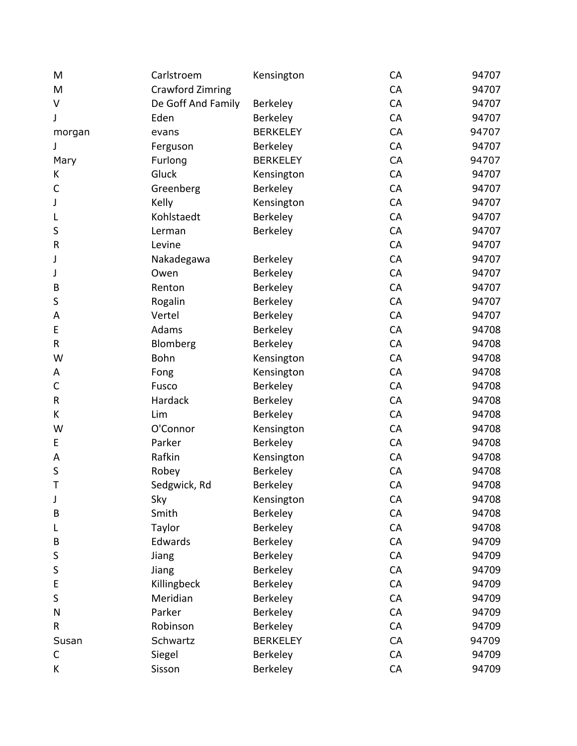| | | | | |
|---|---|---|---|---|
| M | Carlstroem | Kensington | CA | 94707 |
| M | Crawford Zimring | | CA | 94707 |
| V | De Goff And Family | Berkeley | CA | 94707 |
| J | Eden | Berkeley | CA | 94707 |
| morgan | evans | BERKELEY | CA | 94707 |
| J | Ferguson | Berkeley | CA | 94707 |
| Mary | Furlong | BERKELEY | CA | 94707 |
| K | Gluck | Kensington | CA | 94707 |
| C | Greenberg | Berkeley | CA | 94707 |
| J | Kelly | Kensington | CA | 94707 |
| L | Kohlstaedt | Berkeley | CA | 94707 |
| S | Lerman | Berkeley | CA | 94707 |
| R | Levine | | CA | 94707 |
| J | Nakadegawa | Berkeley | CA | 94707 |
| J | Owen | Berkeley | CA | 94707 |
| B | Renton | Berkeley | CA | 94707 |
| S | Rogalin | Berkeley | CA | 94707 |
| A | Vertel | Berkeley | CA | 94707 |
| E | Adams | Berkeley | CA | 94708 |
| R | Blomberg | Berkeley | CA | 94708 |
| W | Bohn | Kensington | CA | 94708 |
| A | Fong | Kensington | CA | 94708 |
| C | Fusco | Berkeley | CA | 94708 |
| R | Hardack | Berkeley | CA | 94708 |
| K | Lim | Berkeley | CA | 94708 |
| W | O'Connor | Kensington | CA | 94708 |
| E | Parker | Berkeley | CA | 94708 |
| A | Rafkin | Kensington | CA | 94708 |
| S | Robey | Berkeley | CA | 94708 |
| T | Sedgwick, Rd | Berkeley | CA | 94708 |
| J | Sky | Kensington | CA | 94708 |
| B | Smith | Berkeley | CA | 94708 |
| L | Taylor | Berkeley | CA | 94708 |
| B | Edwards | Berkeley | CA | 94709 |
| S | Jiang | Berkeley | CA | 94709 |
| S | Jiang | Berkeley | CA | 94709 |
| E | Killingbeck | Berkeley | CA | 94709 |
| S | Meridian | Berkeley | CA | 94709 |
| N | Parker | Berkeley | CA | 94709 |
| R | Robinson | Berkeley | CA | 94709 |
| Susan | Schwartz | BERKELEY | CA | 94709 |
| C | Siegel | Berkeley | CA | 94709 |
| K | Sisson | Berkeley | CA | 94709 |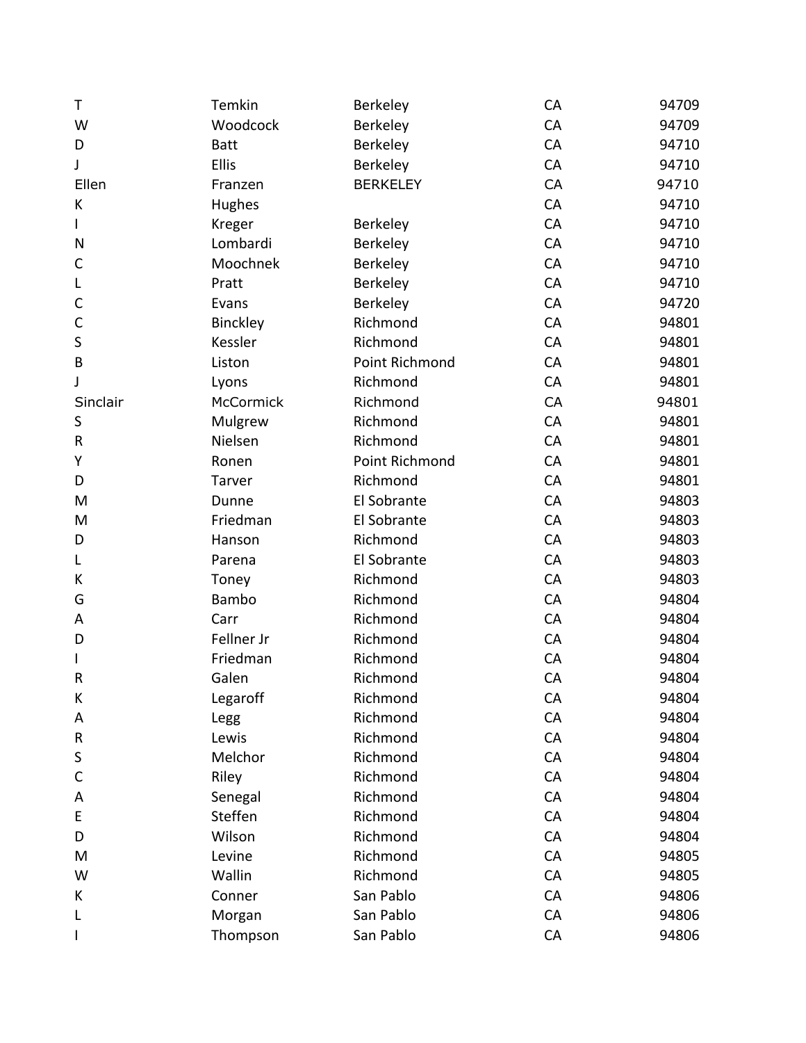| | | | | |
|---|---|---|---|---|
| T | Temkin | Berkeley | CA | 94709 |
| W | Woodcock | Berkeley | CA | 94709 |
| D | Batt | Berkeley | CA | 94710 |
| J | Ellis | Berkeley | CA | 94710 |
| Ellen | Franzen | BERKELEY | CA | 94710 |
| K | Hughes | | CA | 94710 |
| I | Kreger | Berkeley | CA | 94710 |
| N | Lombardi | Berkeley | CA | 94710 |
| C | Moochnek | Berkeley | CA | 94710 |
| L | Pratt | Berkeley | CA | 94710 |
| C | Evans | Berkeley | CA | 94720 |
| C | Binckley | Richmond | CA | 94801 |
| S | Kessler | Richmond | CA | 94801 |
| B | Liston | Point Richmond | CA | 94801 |
| J | Lyons | Richmond | CA | 94801 |
| Sinclair | McCormick | Richmond | CA | 94801 |
| S | Mulgrew | Richmond | CA | 94801 |
| R | Nielsen | Richmond | CA | 94801 |
| Y | Ronen | Point Richmond | CA | 94801 |
| D | Tarver | Richmond | CA | 94801 |
| M | Dunne | El Sobrante | CA | 94803 |
| M | Friedman | El Sobrante | CA | 94803 |
| D | Hanson | Richmond | CA | 94803 |
| L | Parena | El Sobrante | CA | 94803 |
| K | Toney | Richmond | CA | 94803 |
| G | Bambo | Richmond | CA | 94804 |
| A | Carr | Richmond | CA | 94804 |
| D | Fellner Jr | Richmond | CA | 94804 |
| I | Friedman | Richmond | CA | 94804 |
| R | Galen | Richmond | CA | 94804 |
| K | Legaroff | Richmond | CA | 94804 |
| A | Legg | Richmond | CA | 94804 |
| R | Lewis | Richmond | CA | 94804 |
| S | Melchor | Richmond | CA | 94804 |
| C | Riley | Richmond | CA | 94804 |
| A | Senegal | Richmond | CA | 94804 |
| E | Steffen | Richmond | CA | 94804 |
| D | Wilson | Richmond | CA | 94804 |
| M | Levine | Richmond | CA | 94805 |
| W | Wallin | Richmond | CA | 94805 |
| K | Conner | San Pablo | CA | 94806 |
| L | Morgan | San Pablo | CA | 94806 |
| I | Thompson | San Pablo | CA | 94806 |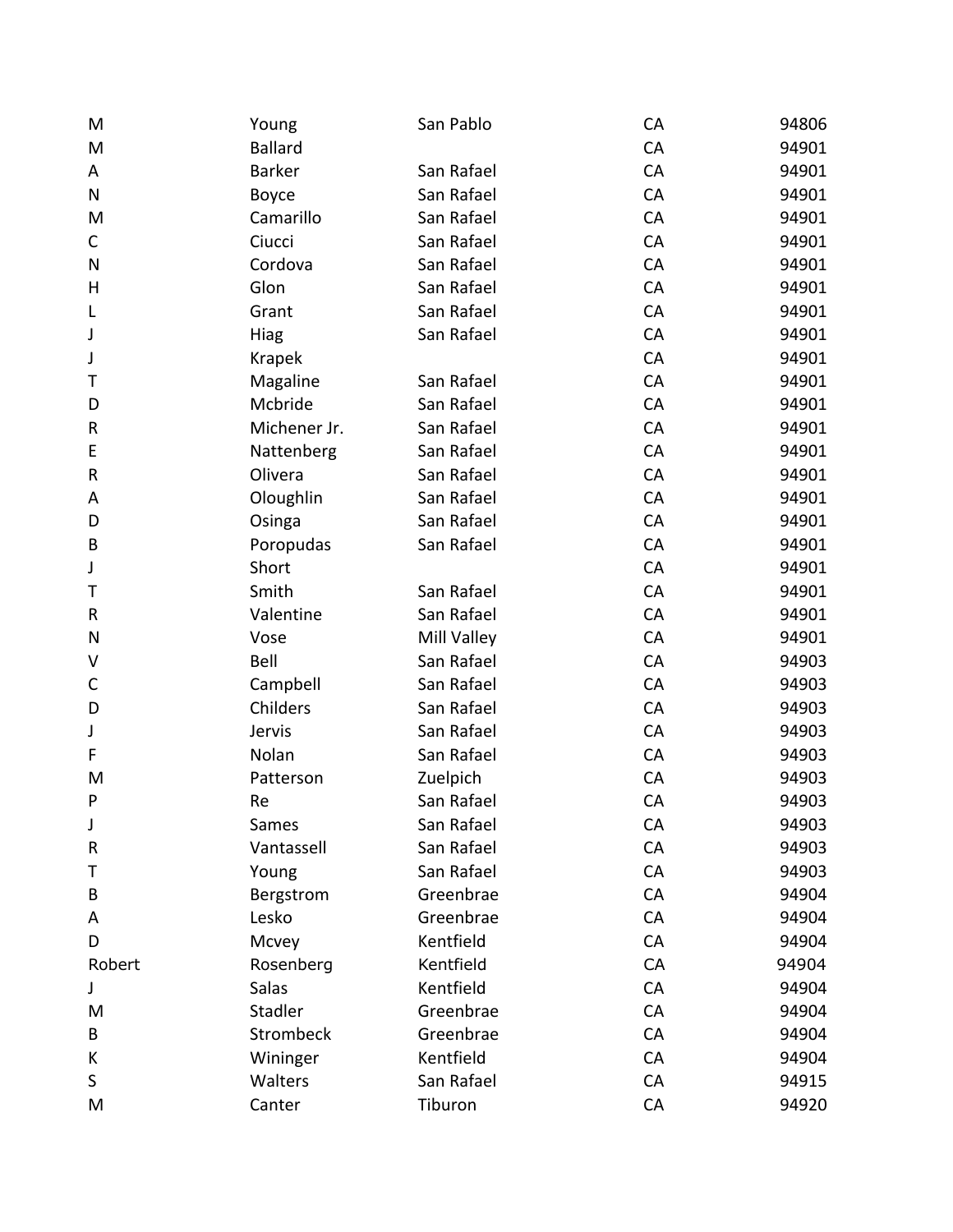| | | | | |
|---|---|---|---|---|
| M | Young | San Pablo | CA | 94806 |
| M | Ballard | | CA | 94901 |
| A | Barker | San Rafael | CA | 94901 |
| N | Boyce | San Rafael | CA | 94901 |
| M | Camarillo | San Rafael | CA | 94901 |
| C | Ciucci | San Rafael | CA | 94901 |
| N | Cordova | San Rafael | CA | 94901 |
| H | Glon | San Rafael | CA | 94901 |
| L | Grant | San Rafael | CA | 94901 |
| J | Hiag | San Rafael | CA | 94901 |
| J | Krapek | | CA | 94901 |
| T | Magaline | San Rafael | CA | 94901 |
| D | Mcbride | San Rafael | CA | 94901 |
| R | Michener Jr. | San Rafael | CA | 94901 |
| E | Nattenberg | San Rafael | CA | 94901 |
| R | Olivera | San Rafael | CA | 94901 |
| A | Oloughlin | San Rafael | CA | 94901 |
| D | Osinga | San Rafael | CA | 94901 |
| B | Poropudas | San Rafael | CA | 94901 |
| J | Short | | CA | 94901 |
| T | Smith | San Rafael | CA | 94901 |
| R | Valentine | San Rafael | CA | 94901 |
| N | Vose | Mill Valley | CA | 94901 |
| V | Bell | San Rafael | CA | 94903 |
| C | Campbell | San Rafael | CA | 94903 |
| D | Childers | San Rafael | CA | 94903 |
| J | Jervis | San Rafael | CA | 94903 |
| F | Nolan | San Rafael | CA | 94903 |
| M | Patterson | Zuelpich | CA | 94903 |
| P | Re | San Rafael | CA | 94903 |
| J | Sames | San Rafael | CA | 94903 |
| R | Vantassell | San Rafael | CA | 94903 |
| T | Young | San Rafael | CA | 94903 |
| B | Bergstrom | Greenbrae | CA | 94904 |
| A | Lesko | Greenbrae | CA | 94904 |
| D | Mcvey | Kentfield | CA | 94904 |
| Robert | Rosenberg | Kentfield | CA | 94904 |
| J | Salas | Kentfield | CA | 94904 |
| M | Stadler | Greenbrae | CA | 94904 |
| B | Strombeck | Greenbrae | CA | 94904 |
| K | Wininger | Kentfield | CA | 94904 |
| S | Walters | San Rafael | CA | 94915 |
| M | Canter | Tiburon | CA | 94920 |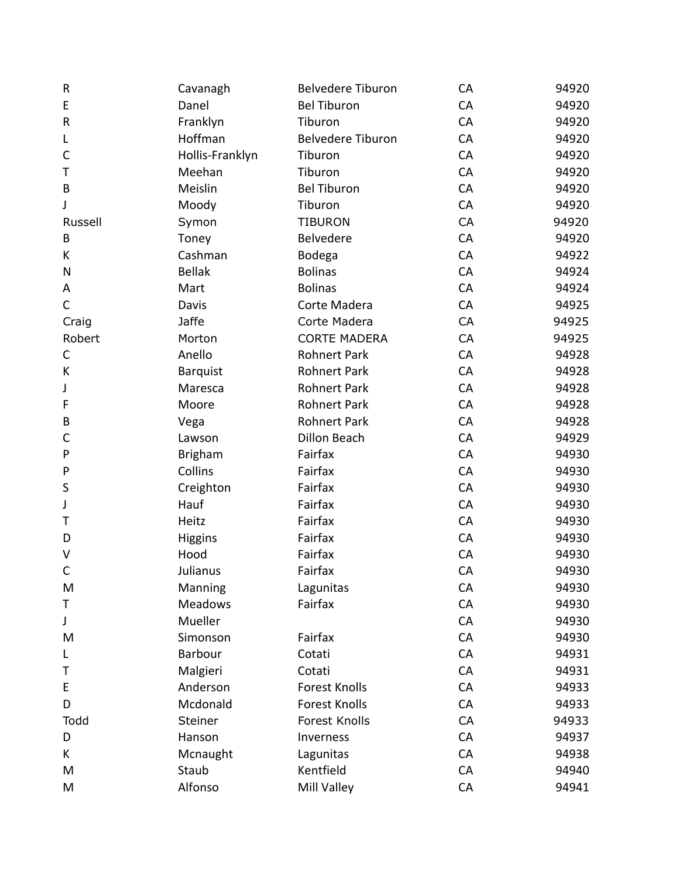| | | | | |
|---|---|---|---|---|
| R | Cavanagh | Belvedere Tiburon | CA | 94920 |
| E | Danel | Bel Tiburon | CA | 94920 |
| R | Franklyn | Tiburon | CA | 94920 |
| L | Hoffman | Belvedere Tiburon | CA | 94920 |
| C | Hollis-Franklyn | Tiburon | CA | 94920 |
| T | Meehan | Tiburon | CA | 94920 |
| B | Meislin | Bel Tiburon | CA | 94920 |
| J | Moody | Tiburon | CA | 94920 |
| Russell | Symon | TIBURON | CA | 94920 |
| B | Toney | Belvedere | CA | 94920 |
| K | Cashman | Bodega | CA | 94922 |
| N | Bellak | Bolinas | CA | 94924 |
| A | Mart | Bolinas | CA | 94924 |
| C | Davis | Corte Madera | CA | 94925 |
| Craig | Jaffe | Corte Madera | CA | 94925 |
| Robert | Morton | CORTE MADERA | CA | 94925 |
| C | Anello | Rohnert Park | CA | 94928 |
| K | Barquist | Rohnert Park | CA | 94928 |
| J | Maresca | Rohnert Park | CA | 94928 |
| F | Moore | Rohnert Park | CA | 94928 |
| B | Vega | Rohnert Park | CA | 94928 |
| C | Lawson | Dillon Beach | CA | 94929 |
| P | Brigham | Fairfax | CA | 94930 |
| P | Collins | Fairfax | CA | 94930 |
| S | Creighton | Fairfax | CA | 94930 |
| J | Hauf | Fairfax | CA | 94930 |
| T | Heitz | Fairfax | CA | 94930 |
| D | Higgins | Fairfax | CA | 94930 |
| V | Hood | Fairfax | CA | 94930 |
| C | Julianus | Fairfax | CA | 94930 |
| M | Manning | Lagunitas | CA | 94930 |
| T | Meadows | Fairfax | CA | 94930 |
| J | Mueller | | CA | 94930 |
| M | Simonson | Fairfax | CA | 94930 |
| L | Barbour | Cotati | CA | 94931 |
| T | Malgieri | Cotati | CA | 94931 |
| E | Anderson | Forest Knolls | CA | 94933 |
| D | Mcdonald | Forest Knolls | CA | 94933 |
| Todd | Steiner | Forest Knolls | CA | 94933 |
| D | Hanson | Inverness | CA | 94937 |
| K | Mcnaught | Lagunitas | CA | 94938 |
| M | Staub | Kentfield | CA | 94940 |
| M | Alfonso | Mill Valley | CA | 94941 |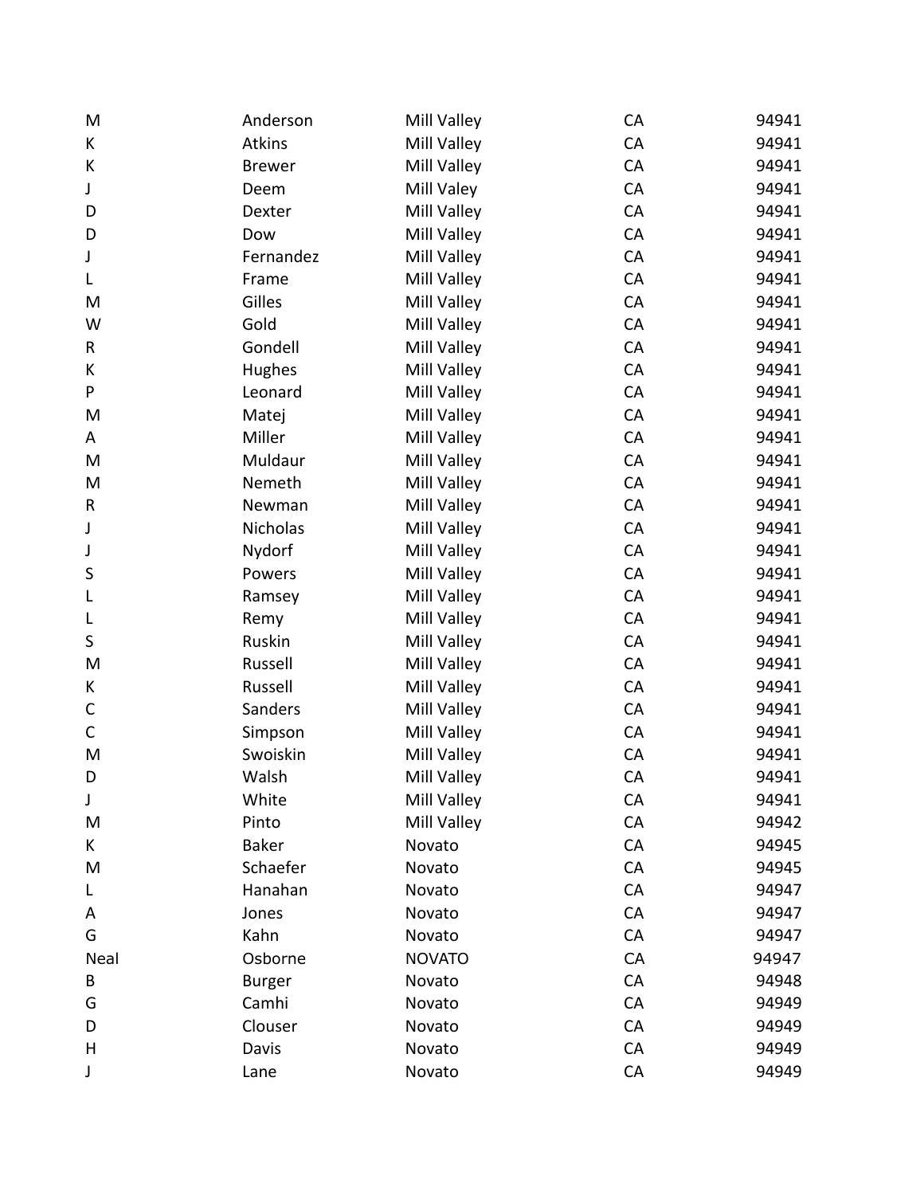| | | | | |
|---|---|---|---|---|
| M | Anderson | Mill Valley | CA | 94941 |
| K | Atkins | Mill Valley | CA | 94941 |
| K | Brewer | Mill Valley | CA | 94941 |
| J | Deem | Mill Valey | CA | 94941 |
| D | Dexter | Mill Valley | CA | 94941 |
| D | Dow | Mill Valley | CA | 94941 |
| J | Fernandez | Mill Valley | CA | 94941 |
| L | Frame | Mill Valley | CA | 94941 |
| M | Gilles | Mill Valley | CA | 94941 |
| W | Gold | Mill Valley | CA | 94941 |
| R | Gondell | Mill Valley | CA | 94941 |
| K | Hughes | Mill Valley | CA | 94941 |
| P | Leonard | Mill Valley | CA | 94941 |
| M | Matej | Mill Valley | CA | 94941 |
| A | Miller | Mill Valley | CA | 94941 |
| M | Muldaur | Mill Valley | CA | 94941 |
| M | Nemeth | Mill Valley | CA | 94941 |
| R | Newman | Mill Valley | CA | 94941 |
| J | Nicholas | Mill Valley | CA | 94941 |
| J | Nydorf | Mill Valley | CA | 94941 |
| S | Powers | Mill Valley | CA | 94941 |
| L | Ramsey | Mill Valley | CA | 94941 |
| L | Remy | Mill Valley | CA | 94941 |
| S | Ruskin | Mill Valley | CA | 94941 |
| M | Russell | Mill Valley | CA | 94941 |
| K | Russell | Mill Valley | CA | 94941 |
| C | Sanders | Mill Valley | CA | 94941 |
| C | Simpson | Mill Valley | CA | 94941 |
| M | Swoiskin | Mill Valley | CA | 94941 |
| D | Walsh | Mill Valley | CA | 94941 |
| J | White | Mill Valley | CA | 94941 |
| M | Pinto | Mill Valley | CA | 94942 |
| K | Baker | Novato | CA | 94945 |
| M | Schaefer | Novato | CA | 94945 |
| L | Hanahan | Novato | CA | 94947 |
| A | Jones | Novato | CA | 94947 |
| G | Kahn | Novato | CA | 94947 |
| Neal | Osborne | NOVATO | CA | 94947 |
| B | Burger | Novato | CA | 94948 |
| G | Camhi | Novato | CA | 94949 |
| D | Clouser | Novato | CA | 94949 |
| H | Davis | Novato | CA | 94949 |
| J | Lane | Novato | CA | 94949 |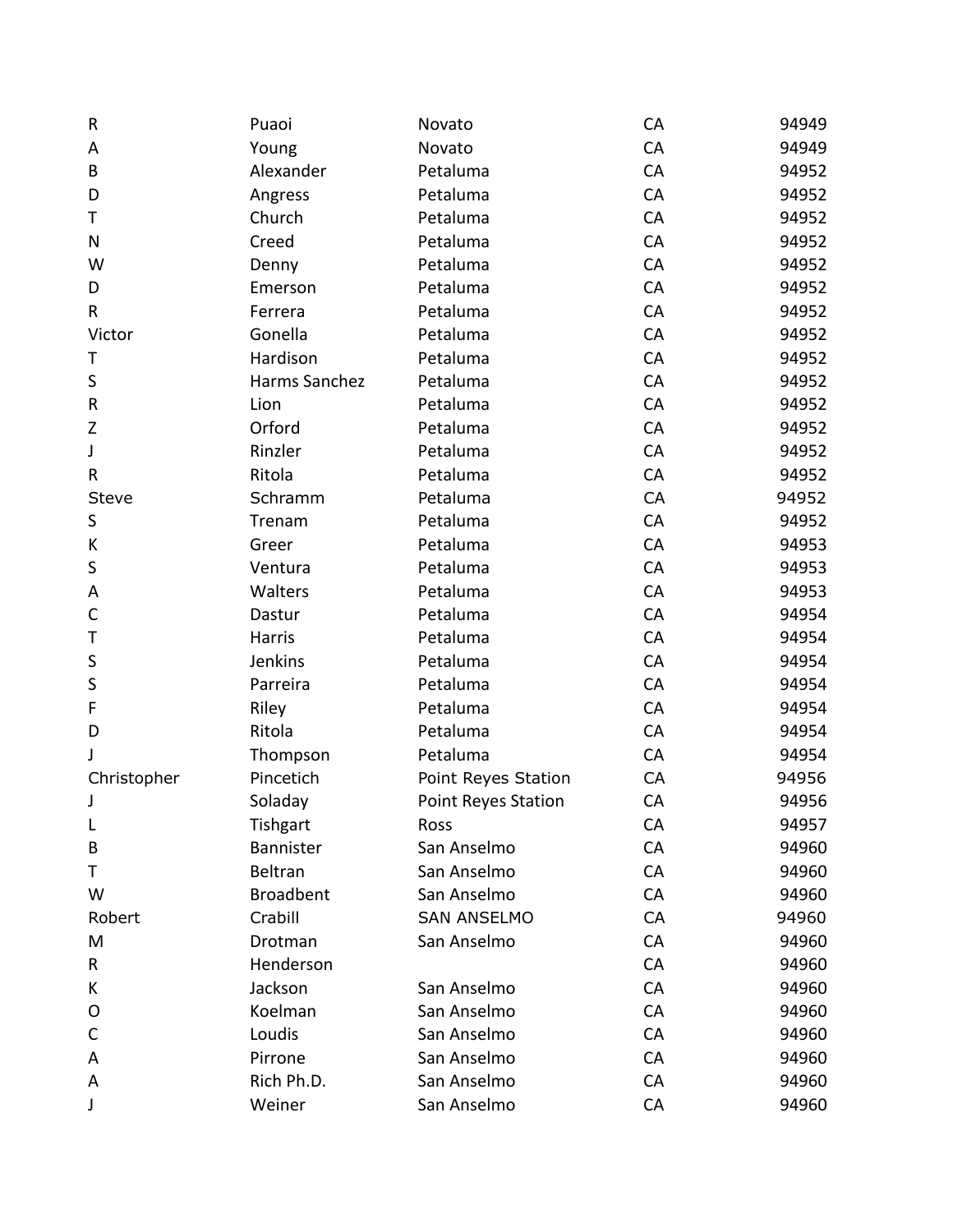| | | | | |
|---|---|---|---|---|
| R | Puaoi | Novato | CA | 94949 |
| A | Young | Novato | CA | 94949 |
| B | Alexander | Petaluma | CA | 94952 |
| D | Angress | Petaluma | CA | 94952 |
| T | Church | Petaluma | CA | 94952 |
| N | Creed | Petaluma | CA | 94952 |
| W | Denny | Petaluma | CA | 94952 |
| D | Emerson | Petaluma | CA | 94952 |
| R | Ferrera | Petaluma | CA | 94952 |
| Victor | Gonella | Petaluma | CA | 94952 |
| T | Hardison | Petaluma | CA | 94952 |
| S | Harms Sanchez | Petaluma | CA | 94952 |
| R | Lion | Petaluma | CA | 94952 |
| Z | Orford | Petaluma | CA | 94952 |
| J | Rinzler | Petaluma | CA | 94952 |
| R | Ritola | Petaluma | CA | 94952 |
| Steve | Schramm | Petaluma | CA | 94952 |
| S | Trenam | Petaluma | CA | 94952 |
| K | Greer | Petaluma | CA | 94953 |
| S | Ventura | Petaluma | CA | 94953 |
| A | Walters | Petaluma | CA | 94953 |
| C | Dastur | Petaluma | CA | 94954 |
| T | Harris | Petaluma | CA | 94954 |
| S | Jenkins | Petaluma | CA | 94954 |
| S | Parreira | Petaluma | CA | 94954 |
| F | Riley | Petaluma | CA | 94954 |
| D | Ritola | Petaluma | CA | 94954 |
| J | Thompson | Petaluma | CA | 94954 |
| Christopher | Pincetich | Point Reyes Station | CA | 94956 |
| J | Soladay | Point Reyes Station | CA | 94956 |
| L | Tishgart | Ross | CA | 94957 |
| B | Bannister | San Anselmo | CA | 94960 |
| T | Beltran | San Anselmo | CA | 94960 |
| W | Broadbent | San Anselmo | CA | 94960 |
| Robert | Crabill | SAN ANSELMO | CA | 94960 |
| M | Drotman | San Anselmo | CA | 94960 |
| R | Henderson | | CA | 94960 |
| K | Jackson | San Anselmo | CA | 94960 |
| O | Koelman | San Anselmo | CA | 94960 |
| C | Loudis | San Anselmo | CA | 94960 |
| A | Pirrone | San Anselmo | CA | 94960 |
| A | Rich Ph.D. | San Anselmo | CA | 94960 |
| J | Weiner | San Anselmo | CA | 94960 |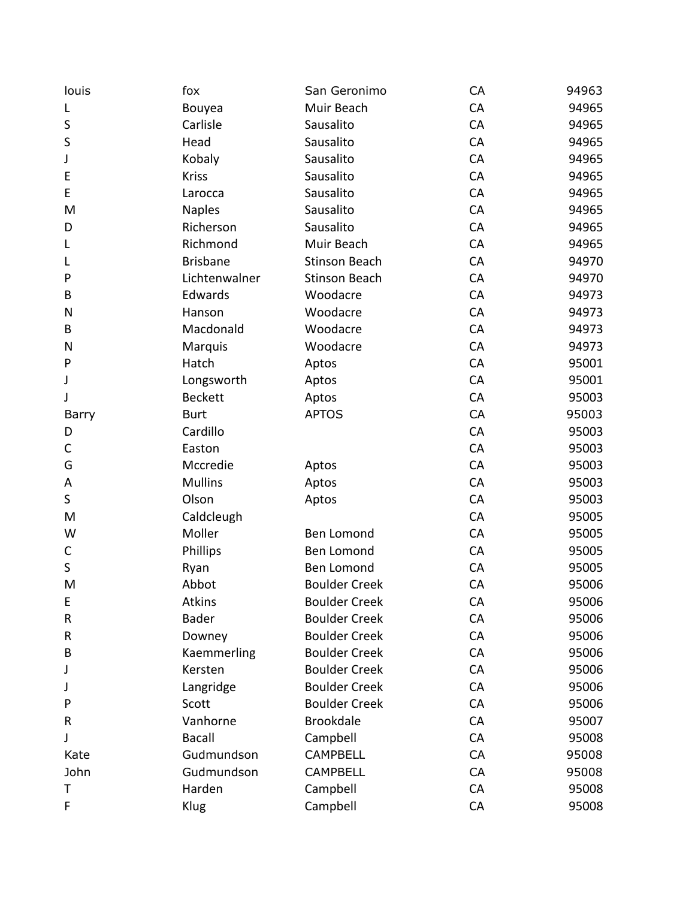| | | | | |
|---|---|---|---|---|
| louis | fox | San Geronimo | CA | 94963 |
| L | Bouyea | Muir Beach | CA | 94965 |
| S | Carlisle | Sausalito | CA | 94965 |
| S | Head | Sausalito | CA | 94965 |
| J | Kobaly | Sausalito | CA | 94965 |
| E | Kriss | Sausalito | CA | 94965 |
| E | Larocca | Sausalito | CA | 94965 |
| M | Naples | Sausalito | CA | 94965 |
| D | Richerson | Sausalito | CA | 94965 |
| L | Richmond | Muir Beach | CA | 94965 |
| L | Brisbane | Stinson Beach | CA | 94970 |
| P | Lichtenwalner | Stinson Beach | CA | 94970 |
| B | Edwards | Woodacre | CA | 94973 |
| N | Hanson | Woodacre | CA | 94973 |
| B | Macdonald | Woodacre | CA | 94973 |
| N | Marquis | Woodacre | CA | 94973 |
| P | Hatch | Aptos | CA | 95001 |
| J | Longsworth | Aptos | CA | 95001 |
| J | Beckett | Aptos | CA | 95003 |
| Barry | Burt | APTOS | CA | 95003 |
| D | Cardillo | | CA | 95003 |
| C | Easton | | CA | 95003 |
| G | Mccredie | Aptos | CA | 95003 |
| A | Mullins | Aptos | CA | 95003 |
| S | Olson | Aptos | CA | 95003 |
| M | Caldcleugh | | CA | 95005 |
| W | Moller | Ben Lomond | CA | 95005 |
| C | Phillips | Ben Lomond | CA | 95005 |
| S | Ryan | Ben Lomond | CA | 95005 |
| M | Abbot | Boulder Creek | CA | 95006 |
| E | Atkins | Boulder Creek | CA | 95006 |
| R | Bader | Boulder Creek | CA | 95006 |
| R | Downey | Boulder Creek | CA | 95006 |
| B | Kaemmerling | Boulder Creek | CA | 95006 |
| J | Kersten | Boulder Creek | CA | 95006 |
| J | Langridge | Boulder Creek | CA | 95006 |
| P | Scott | Boulder Creek | CA | 95006 |
| R | Vanhorne | Brookdale | CA | 95007 |
| J | Bacall | Campbell | CA | 95008 |
| Kate | Gudmundson | CAMPBELL | CA | 95008 |
| John | Gudmundson | CAMPBELL | CA | 95008 |
| T | Harden | Campbell | CA | 95008 |
| F | Klug | Campbell | CA | 95008 |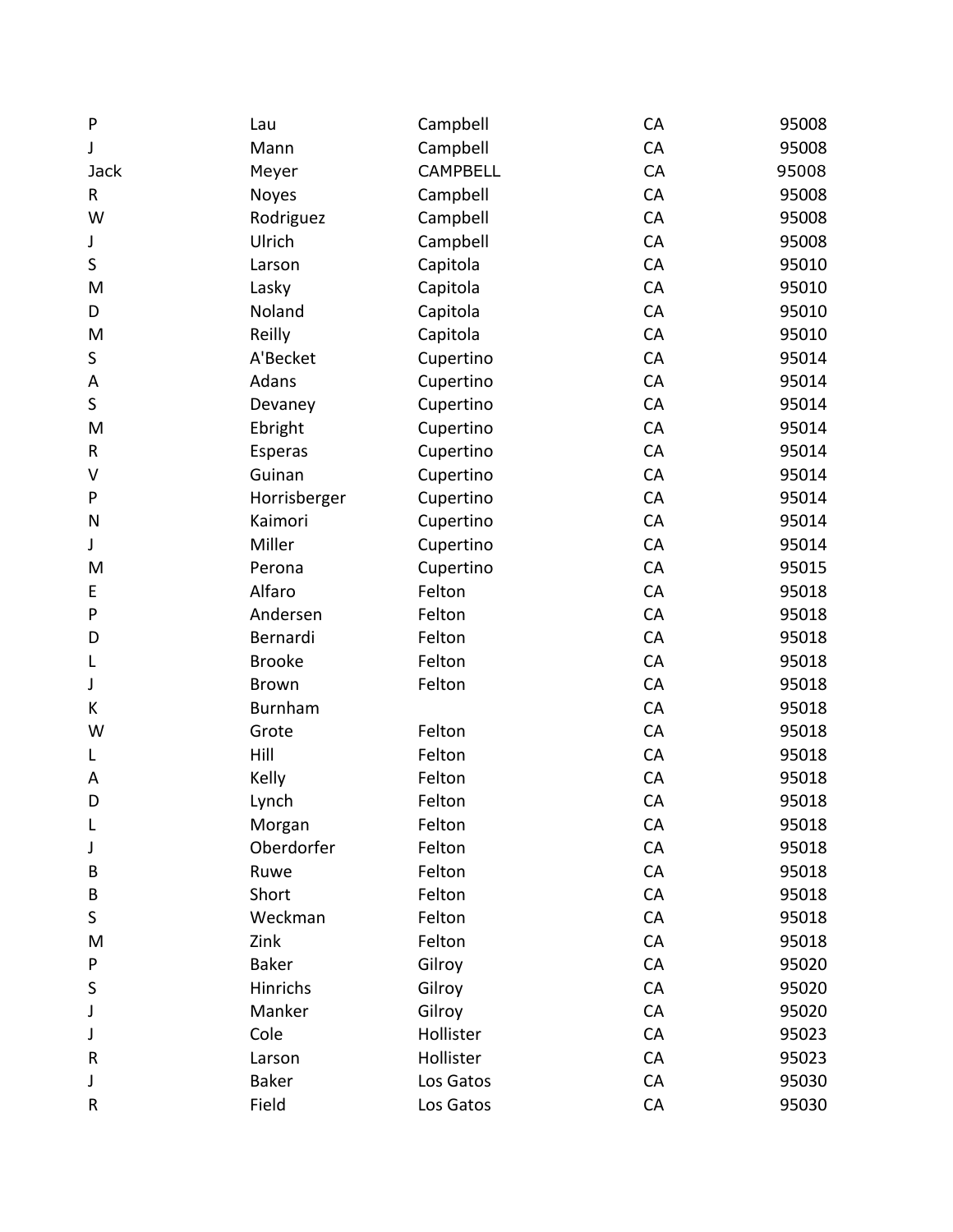| | | | | |
|---|---|---|---|---|
| P | Lau | Campbell | CA | 95008 |
| J | Mann | Campbell | CA | 95008 |
| Jack | Meyer | CAMPBELL | CA | 95008 |
| R | Noyes | Campbell | CA | 95008 |
| W | Rodriguez | Campbell | CA | 95008 |
| J | Ulrich | Campbell | CA | 95008 |
| S | Larson | Capitola | CA | 95010 |
| M | Lasky | Capitola | CA | 95010 |
| D | Noland | Capitola | CA | 95010 |
| M | Reilly | Capitola | CA | 95010 |
| S | A'Becket | Cupertino | CA | 95014 |
| A | Adans | Cupertino | CA | 95014 |
| S | Devaney | Cupertino | CA | 95014 |
| M | Ebright | Cupertino | CA | 95014 |
| R | Esperas | Cupertino | CA | 95014 |
| V | Guinan | Cupertino | CA | 95014 |
| P | Horrisberger | Cupertino | CA | 95014 |
| N | Kaimori | Cupertino | CA | 95014 |
| J | Miller | Cupertino | CA | 95014 |
| M | Perona | Cupertino | CA | 95015 |
| E | Alfaro | Felton | CA | 95018 |
| P | Andersen | Felton | CA | 95018 |
| D | Bernardi | Felton | CA | 95018 |
| L | Brooke | Felton | CA | 95018 |
| J | Brown | Felton | CA | 95018 |
| K | Burnham | | CA | 95018 |
| W | Grote | Felton | CA | 95018 |
| L | Hill | Felton | CA | 95018 |
| A | Kelly | Felton | CA | 95018 |
| D | Lynch | Felton | CA | 95018 |
| L | Morgan | Felton | CA | 95018 |
| J | Oberdorfer | Felton | CA | 95018 |
| B | Ruwe | Felton | CA | 95018 |
| B | Short | Felton | CA | 95018 |
| S | Weckman | Felton | CA | 95018 |
| M | Zink | Felton | CA | 95018 |
| P | Baker | Gilroy | CA | 95020 |
| S | Hinrichs | Gilroy | CA | 95020 |
| J | Manker | Gilroy | CA | 95020 |
| J | Cole | Hollister | CA | 95023 |
| R | Larson | Hollister | CA | 95023 |
| J | Baker | Los Gatos | CA | 95030 |
| R | Field | Los Gatos | CA | 95030 |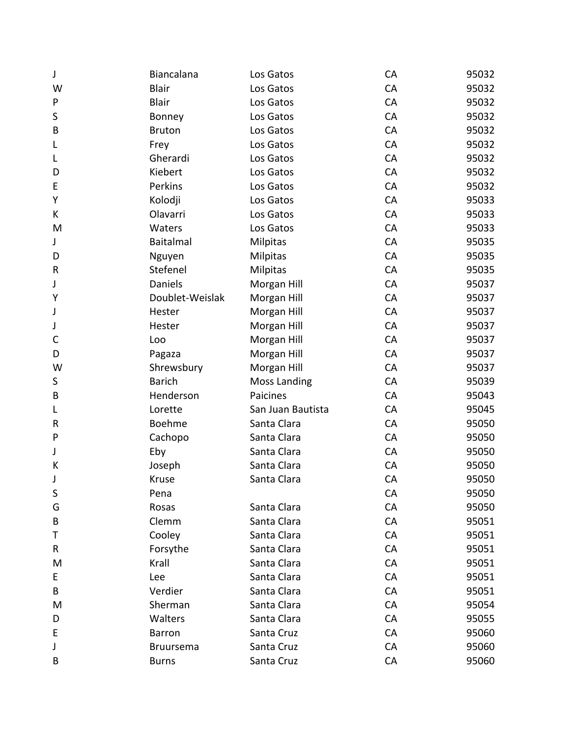| | | | | |
|---|---|---|---|---|
| J | Biancalana | Los Gatos | CA | 95032 |
| W | Blair | Los Gatos | CA | 95032 |
| P | Blair | Los Gatos | CA | 95032 |
| S | Bonney | Los Gatos | CA | 95032 |
| B | Bruton | Los Gatos | CA | 95032 |
| L | Frey | Los Gatos | CA | 95032 |
| L | Gherardi | Los Gatos | CA | 95032 |
| D | Kiebert | Los Gatos | CA | 95032 |
| E | Perkins | Los Gatos | CA | 95032 |
| Y | Kolodji | Los Gatos | CA | 95033 |
| K | Olavarri | Los Gatos | CA | 95033 |
| M | Waters | Los Gatos | CA | 95033 |
| J | Baitalmal | Milpitas | CA | 95035 |
| D | Nguyen | Milpitas | CA | 95035 |
| R | Stefenel | Milpitas | CA | 95035 |
| J | Daniels | Morgan Hill | CA | 95037 |
| Y | Doublet-Weislak | Morgan Hill | CA | 95037 |
| J | Hester | Morgan Hill | CA | 95037 |
| J | Hester | Morgan Hill | CA | 95037 |
| C | Loo | Morgan Hill | CA | 95037 |
| D | Pagaza | Morgan Hill | CA | 95037 |
| W | Shrewsbury | Morgan Hill | CA | 95037 |
| S | Barich | Moss Landing | CA | 95039 |
| B | Henderson | Paicines | CA | 95043 |
| L | Lorette | San Juan Bautista | CA | 95045 |
| R | Boehme | Santa Clara | CA | 95050 |
| P | Cachopo | Santa Clara | CA | 95050 |
| J | Eby | Santa Clara | CA | 95050 |
| K | Joseph | Santa Clara | CA | 95050 |
| J | Kruse | Santa Clara | CA | 95050 |
| S | Pena | | CA | 95050 |
| G | Rosas | Santa Clara | CA | 95050 |
| B | Clemm | Santa Clara | CA | 95051 |
| T | Cooley | Santa Clara | CA | 95051 |
| R | Forsythe | Santa Clara | CA | 95051 |
| M | Krall | Santa Clara | CA | 95051 |
| E | Lee | Santa Clara | CA | 95051 |
| B | Verdier | Santa Clara | CA | 95051 |
| M | Sherman | Santa Clara | CA | 95054 |
| D | Walters | Santa Clara | CA | 95055 |
| E | Barron | Santa Cruz | CA | 95060 |
| J | Bruursema | Santa Cruz | CA | 95060 |
| B | Burns | Santa Cruz | CA | 95060 |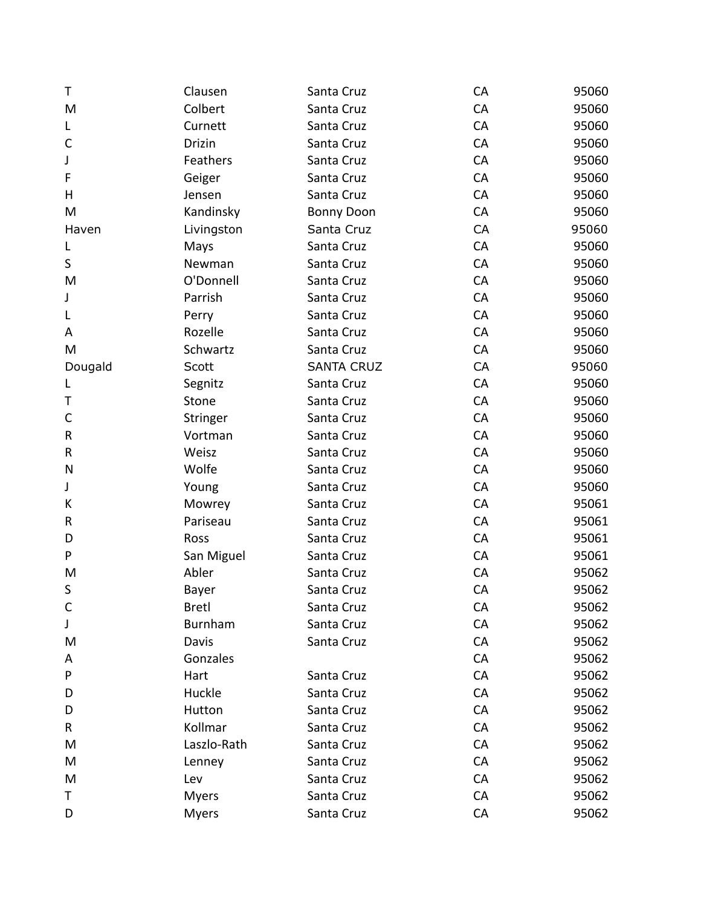| | | | | |
|---|---|---|---|---|
| T | Clausen | Santa Cruz | CA | 95060 |
| M | Colbert | Santa Cruz | CA | 95060 |
| L | Curnett | Santa Cruz | CA | 95060 |
| C | Drizin | Santa Cruz | CA | 95060 |
| J | Feathers | Santa Cruz | CA | 95060 |
| F | Geiger | Santa Cruz | CA | 95060 |
| H | Jensen | Santa Cruz | CA | 95060 |
| M | Kandinsky | Bonny Doon | CA | 95060 |
| Haven | Livingston | Santa Cruz | CA | 95060 |
| L | Mays | Santa Cruz | CA | 95060 |
| S | Newman | Santa Cruz | CA | 95060 |
| M | O'Donnell | Santa Cruz | CA | 95060 |
| J | Parrish | Santa Cruz | CA | 95060 |
| L | Perry | Santa Cruz | CA | 95060 |
| A | Rozelle | Santa Cruz | CA | 95060 |
| M | Schwartz | Santa Cruz | CA | 95060 |
| Dougald | Scott | SANTA CRUZ | CA | 95060 |
| L | Segnitz | Santa Cruz | CA | 95060 |
| T | Stone | Santa Cruz | CA | 95060 |
| C | Stringer | Santa Cruz | CA | 95060 |
| R | Vortman | Santa Cruz | CA | 95060 |
| R | Weisz | Santa Cruz | CA | 95060 |
| N | Wolfe | Santa Cruz | CA | 95060 |
| J | Young | Santa Cruz | CA | 95060 |
| K | Mowrey | Santa Cruz | CA | 95061 |
| R | Pariseau | Santa Cruz | CA | 95061 |
| D | Ross | Santa Cruz | CA | 95061 |
| P | San Miguel | Santa Cruz | CA | 95061 |
| M | Abler | Santa Cruz | CA | 95062 |
| S | Bayer | Santa Cruz | CA | 95062 |
| C | Bretl | Santa Cruz | CA | 95062 |
| J | Burnham | Santa Cruz | CA | 95062 |
| M | Davis | Santa Cruz | CA | 95062 |
| A | Gonzales | | CA | 95062 |
| P | Hart | Santa Cruz | CA | 95062 |
| D | Huckle | Santa Cruz | CA | 95062 |
| D | Hutton | Santa Cruz | CA | 95062 |
| R | Kollmar | Santa Cruz | CA | 95062 |
| M | Laszlo-Rath | Santa Cruz | CA | 95062 |
| M | Lenney | Santa Cruz | CA | 95062 |
| M | Lev | Santa Cruz | CA | 95062 |
| T | Myers | Santa Cruz | CA | 95062 |
| D | Myers | Santa Cruz | CA | 95062 |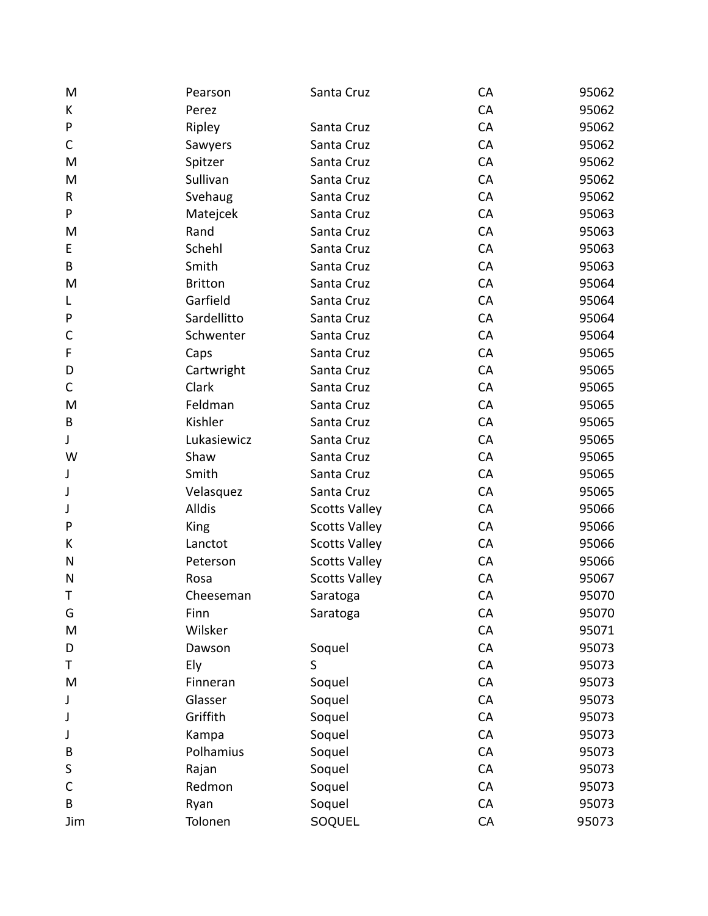| | | | | |
|---|---|---|---|---|
| M | Pearson | Santa Cruz | CA | 95062 |
| K | Perez | | CA | 95062 |
| P | Ripley | Santa Cruz | CA | 95062 |
| C | Sawyers | Santa Cruz | CA | 95062 |
| M | Spitzer | Santa Cruz | CA | 95062 |
| M | Sullivan | Santa Cruz | CA | 95062 |
| R | Svehaug | Santa Cruz | CA | 95062 |
| P | Matejcek | Santa Cruz | CA | 95063 |
| M | Rand | Santa Cruz | CA | 95063 |
| E | Schehl | Santa Cruz | CA | 95063 |
| B | Smith | Santa Cruz | CA | 95063 |
| M | Britton | Santa Cruz | CA | 95064 |
| L | Garfield | Santa Cruz | CA | 95064 |
| P | Sardellitto | Santa Cruz | CA | 95064 |
| C | Schwenter | Santa Cruz | CA | 95064 |
| F | Caps | Santa Cruz | CA | 95065 |
| D | Cartwright | Santa Cruz | CA | 95065 |
| C | Clark | Santa Cruz | CA | 95065 |
| M | Feldman | Santa Cruz | CA | 95065 |
| B | Kishler | Santa Cruz | CA | 95065 |
| J | Lukasiewicz | Santa Cruz | CA | 95065 |
| W | Shaw | Santa Cruz | CA | 95065 |
| J | Smith | Santa Cruz | CA | 95065 |
| J | Velasquez | Santa Cruz | CA | 95065 |
| J | Alldis | Scotts Valley | CA | 95066 |
| P | King | Scotts Valley | CA | 95066 |
| K | Lanctot | Scotts Valley | CA | 95066 |
| N | Peterson | Scotts Valley | CA | 95066 |
| N | Rosa | Scotts Valley | CA | 95067 |
| T | Cheeseman | Saratoga | CA | 95070 |
| G | Finn | Saratoga | CA | 95070 |
| M | Wilsker | | CA | 95071 |
| D | Dawson | Soquel | CA | 95073 |
| T | Ely | S | CA | 95073 |
| M | Finneran | Soquel | CA | 95073 |
| J | Glasser | Soquel | CA | 95073 |
| J | Griffith | Soquel | CA | 95073 |
| J | Kampa | Soquel | CA | 95073 |
| B | Polhamius | Soquel | CA | 95073 |
| S | Rajan | Soquel | CA | 95073 |
| C | Redmon | Soquel | CA | 95073 |
| B | Ryan | Soquel | CA | 95073 |
| Jim | Tolonen | SOQUEL | CA | 95073 |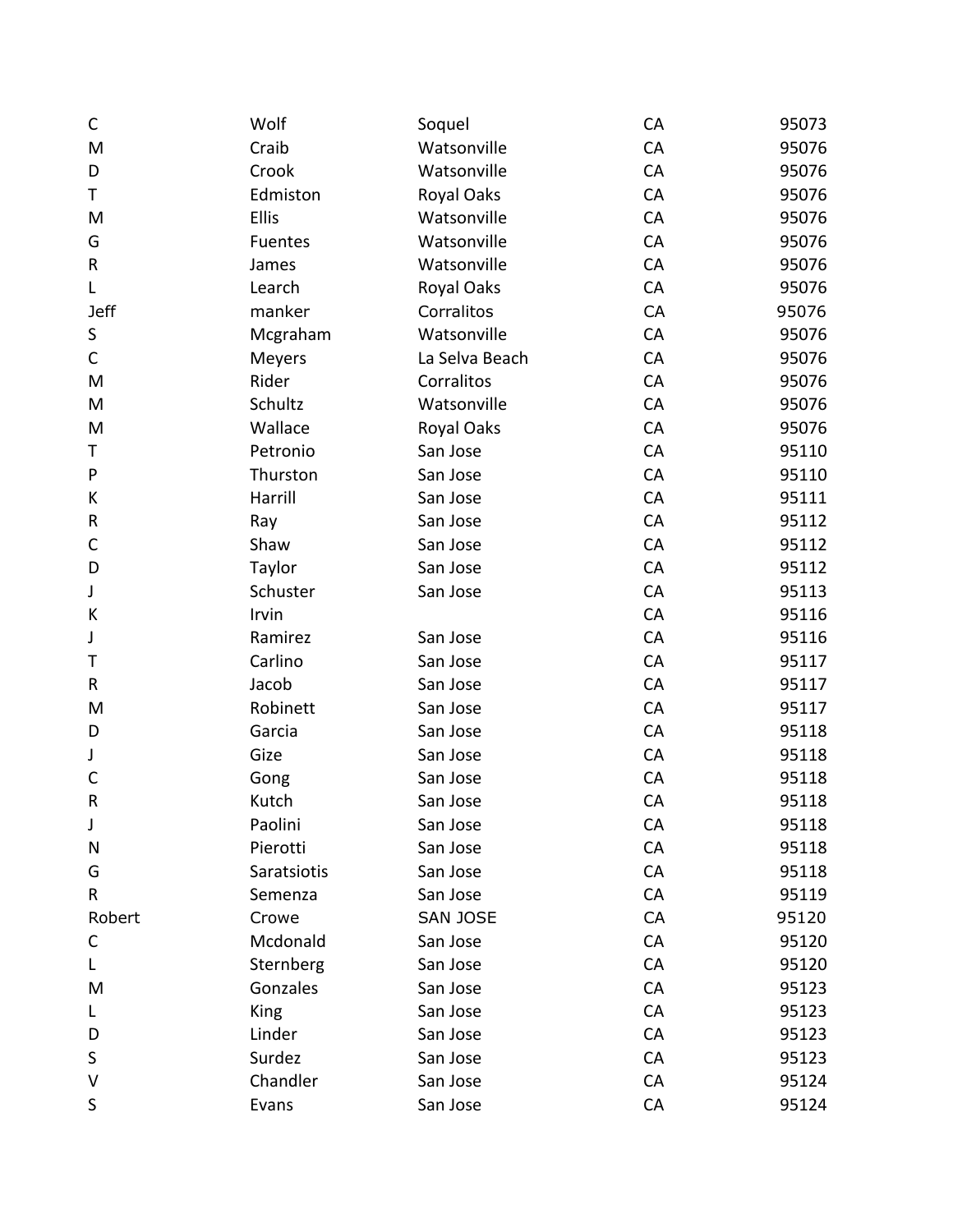| | | | | |
|---|---|---|---|---|
| C | Wolf | Soquel | CA | 95073 |
| M | Craib | Watsonville | CA | 95076 |
| D | Crook | Watsonville | CA | 95076 |
| T | Edmiston | Royal Oaks | CA | 95076 |
| M | Ellis | Watsonville | CA | 95076 |
| G | Fuentes | Watsonville | CA | 95076 |
| R | James | Watsonville | CA | 95076 |
| L | Learch | Royal Oaks | CA | 95076 |
| Jeff | manker | Corralitos | CA | 95076 |
| S | Mcgraham | Watsonville | CA | 95076 |
| C | Meyers | La Selva Beach | CA | 95076 |
| M | Rider | Corralitos | CA | 95076 |
| M | Schultz | Watsonville | CA | 95076 |
| M | Wallace | Royal Oaks | CA | 95076 |
| T | Petronio | San Jose | CA | 95110 |
| P | Thurston | San Jose | CA | 95110 |
| K | Harrill | San Jose | CA | 95111 |
| R | Ray | San Jose | CA | 95112 |
| C | Shaw | San Jose | CA | 95112 |
| D | Taylor | San Jose | CA | 95112 |
| J | Schuster | San Jose | CA | 95113 |
| K | Irvin | | CA | 95116 |
| J | Ramirez | San Jose | CA | 95116 |
| T | Carlino | San Jose | CA | 95117 |
| R | Jacob | San Jose | CA | 95117 |
| M | Robinett | San Jose | CA | 95117 |
| D | Garcia | San Jose | CA | 95118 |
| J | Gize | San Jose | CA | 95118 |
| C | Gong | San Jose | CA | 95118 |
| R | Kutch | San Jose | CA | 95118 |
| J | Paolini | San Jose | CA | 95118 |
| N | Pierotti | San Jose | CA | 95118 |
| G | Saratsiotis | San Jose | CA | 95118 |
| R | Semenza | San Jose | CA | 95119 |
| Robert | Crowe | SAN JOSE | CA | 95120 |
| C | Mcdonald | San Jose | CA | 95120 |
| L | Sternberg | San Jose | CA | 95120 |
| M | Gonzales | San Jose | CA | 95123 |
| L | King | San Jose | CA | 95123 |
| D | Linder | San Jose | CA | 95123 |
| S | Surdez | San Jose | CA | 95123 |
| V | Chandler | San Jose | CA | 95124 |
| S | Evans | San Jose | CA | 95124 |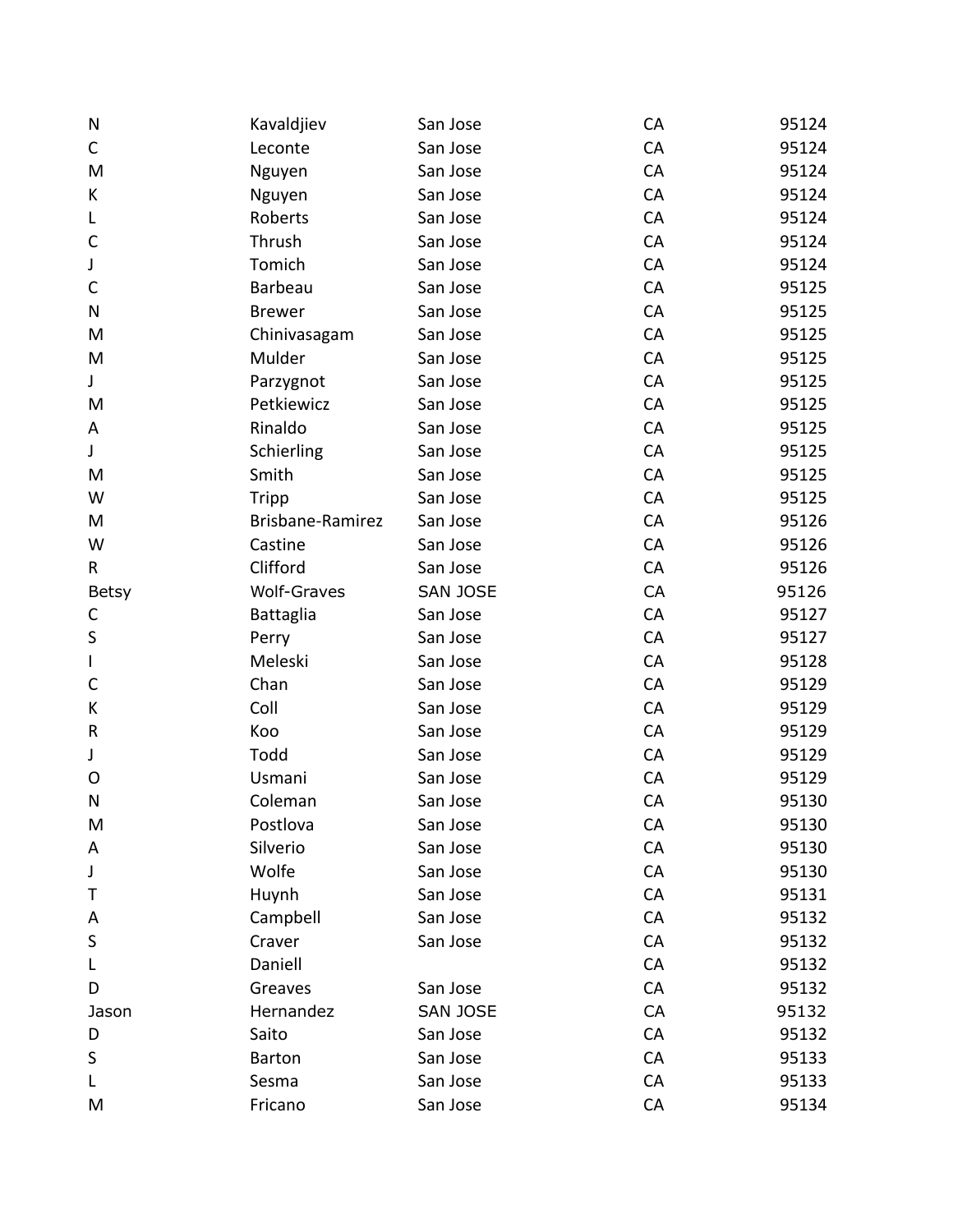| | | | | |
|---|---|---|---|---|
| N | Kavaldjiev | San Jose | CA | 95124 |
| C | Leconte | San Jose | CA | 95124 |
| M | Nguyen | San Jose | CA | 95124 |
| K | Nguyen | San Jose | CA | 95124 |
| L | Roberts | San Jose | CA | 95124 |
| C | Thrush | San Jose | CA | 95124 |
| J | Tomich | San Jose | CA | 95124 |
| C | Barbeau | San Jose | CA | 95125 |
| N | Brewer | San Jose | CA | 95125 |
| M | Chinivasagam | San Jose | CA | 95125 |
| M | Mulder | San Jose | CA | 95125 |
| J | Parzygnot | San Jose | CA | 95125 |
| M | Petkiewicz | San Jose | CA | 95125 |
| A | Rinaldo | San Jose | CA | 95125 |
| J | Schierling | San Jose | CA | 95125 |
| M | Smith | San Jose | CA | 95125 |
| W | Tripp | San Jose | CA | 95125 |
| M | Brisbane-Ramirez | San Jose | CA | 95126 |
| W | Castine | San Jose | CA | 95126 |
| R | Clifford | San Jose | CA | 95126 |
| Betsy | Wolf-Graves | SAN JOSE | CA | 95126 |
| C | Battaglia | San Jose | CA | 95127 |
| S | Perry | San Jose | CA | 95127 |
| I | Meleski | San Jose | CA | 95128 |
| C | Chan | San Jose | CA | 95129 |
| K | Coll | San Jose | CA | 95129 |
| R | Koo | San Jose | CA | 95129 |
| J | Todd | San Jose | CA | 95129 |
| O | Usmani | San Jose | CA | 95129 |
| N | Coleman | San Jose | CA | 95130 |
| M | Postlova | San Jose | CA | 95130 |
| A | Silverio | San Jose | CA | 95130 |
| J | Wolfe | San Jose | CA | 95130 |
| T | Huynh | San Jose | CA | 95131 |
| A | Campbell | San Jose | CA | 95132 |
| S | Craver | San Jose | CA | 95132 |
| L | Daniell | | CA | 95132 |
| D | Greaves | San Jose | CA | 95132 |
| Jason | Hernandez | SAN JOSE | CA | 95132 |
| D | Saito | San Jose | CA | 95132 |
| S | Barton | San Jose | CA | 95133 |
| L | Sesma | San Jose | CA | 95133 |
| M | Fricano | San Jose | CA | 95134 |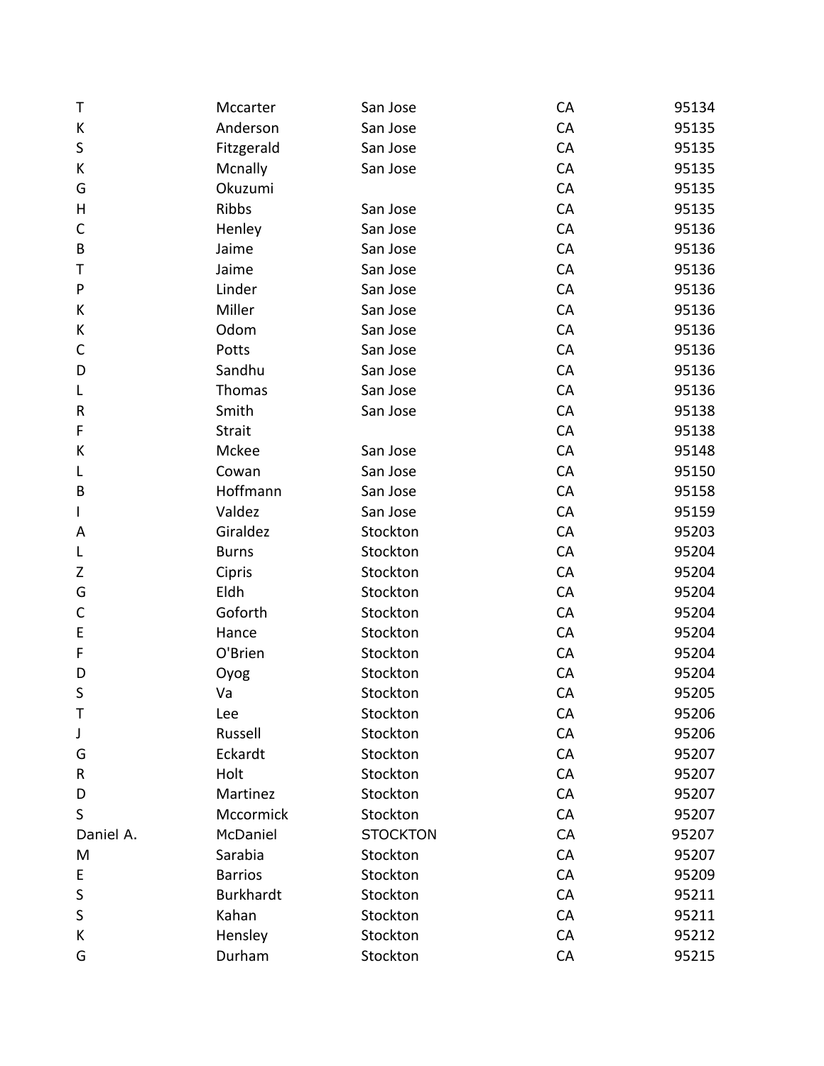| | | | | |
|---|---|---|---|---|
| T | Mccarter | San Jose | CA | 95134 |
| K | Anderson | San Jose | CA | 95135 |
| S | Fitzgerald | San Jose | CA | 95135 |
| K | Mcnally | San Jose | CA | 95135 |
| G | Okuzumi | | CA | 95135 |
| H | Ribbs | San Jose | CA | 95135 |
| C | Henley | San Jose | CA | 95136 |
| B | Jaime | San Jose | CA | 95136 |
| T | Jaime | San Jose | CA | 95136 |
| P | Linder | San Jose | CA | 95136 |
| K | Miller | San Jose | CA | 95136 |
| K | Odom | San Jose | CA | 95136 |
| C | Potts | San Jose | CA | 95136 |
| D | Sandhu | San Jose | CA | 95136 |
| L | Thomas | San Jose | CA | 95136 |
| R | Smith | San Jose | CA | 95138 |
| F | Strait | | CA | 95138 |
| K | Mckee | San Jose | CA | 95148 |
| L | Cowan | San Jose | CA | 95150 |
| B | Hoffmann | San Jose | CA | 95158 |
| I | Valdez | San Jose | CA | 95159 |
| A | Giraldez | Stockton | CA | 95203 |
| L | Burns | Stockton | CA | 95204 |
| Z | Cipris | Stockton | CA | 95204 |
| G | Eldh | Stockton | CA | 95204 |
| C | Goforth | Stockton | CA | 95204 |
| E | Hance | Stockton | CA | 95204 |
| F | O'Brien | Stockton | CA | 95204 |
| D | Oyog | Stockton | CA | 95204 |
| S | Va | Stockton | CA | 95205 |
| T | Lee | Stockton | CA | 95206 |
| J | Russell | Stockton | CA | 95206 |
| G | Eckardt | Stockton | CA | 95207 |
| R | Holt | Stockton | CA | 95207 |
| D | Martinez | Stockton | CA | 95207 |
| S | Mccormick | Stockton | CA | 95207 |
| Daniel A. | McDaniel | STOCKTON | CA | 95207 |
| M | Sarabia | Stockton | CA | 95207 |
| E | Barrios | Stockton | CA | 95209 |
| S | Burkhardt | Stockton | CA | 95211 |
| S | Kahan | Stockton | CA | 95211 |
| K | Hensley | Stockton | CA | 95212 |
| G | Durham | Stockton | CA | 95215 |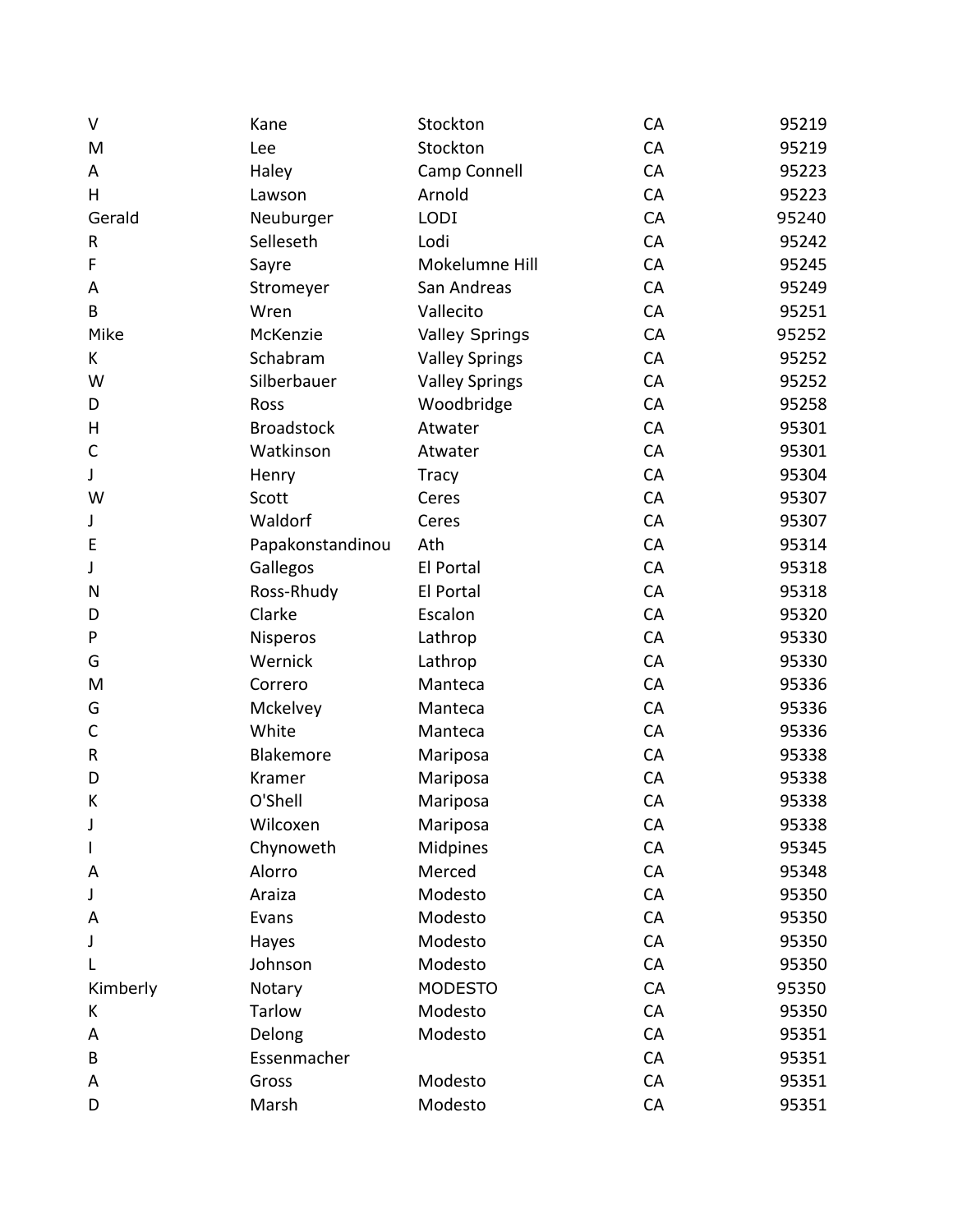| | | | | |
|---|---|---|---|---|
| V | Kane | Stockton | CA | 95219 |
| M | Lee | Stockton | CA | 95219 |
| A | Haley | Camp Connell | CA | 95223 |
| H | Lawson | Arnold | CA | 95223 |
| Gerald | Neuburger | LODI | CA | 95240 |
| R | Selleseth | Lodi | CA | 95242 |
| F | Sayre | Mokelumne Hill | CA | 95245 |
| A | Stromeyer | San Andreas | CA | 95249 |
| B | Wren | Vallecito | CA | 95251 |
| Mike | McKenzie | Valley Springs | CA | 95252 |
| K | Schabram | Valley Springs | CA | 95252 |
| W | Silberbauer | Valley Springs | CA | 95252 |
| D | Ross | Woodbridge | CA | 95258 |
| H | Broadstock | Atwater | CA | 95301 |
| C | Watkinson | Atwater | CA | 95301 |
| J | Henry | Tracy | CA | 95304 |
| W | Scott | Ceres | CA | 95307 |
| J | Waldorf | Ceres | CA | 95307 |
| E | Papakonstandinou | Ath | CA | 95314 |
| J | Gallegos | El Portal | CA | 95318 |
| N | Ross-Rhudy | El Portal | CA | 95318 |
| D | Clarke | Escalon | CA | 95320 |
| P | Nisperos | Lathrop | CA | 95330 |
| G | Wernick | Lathrop | CA | 95330 |
| M | Correro | Manteca | CA | 95336 |
| G | Mckelvey | Manteca | CA | 95336 |
| C | White | Manteca | CA | 95336 |
| R | Blakemore | Mariposa | CA | 95338 |
| D | Kramer | Mariposa | CA | 95338 |
| K | O'Shell | Mariposa | CA | 95338 |
| J | Wilcoxen | Mariposa | CA | 95338 |
| I | Chynoweth | Midpines | CA | 95345 |
| A | Alorro | Merced | CA | 95348 |
| J | Araiza | Modesto | CA | 95350 |
| A | Evans | Modesto | CA | 95350 |
| J | Hayes | Modesto | CA | 95350 |
| L | Johnson | Modesto | CA | 95350 |
| Kimberly | Notary | MODESTO | CA | 95350 |
| K | Tarlow | Modesto | CA | 95350 |
| A | Delong | Modesto | CA | 95351 |
| B | Essenmacher | | CA | 95351 |
| A | Gross | Modesto | CA | 95351 |
| D | Marsh | Modesto | CA | 95351 |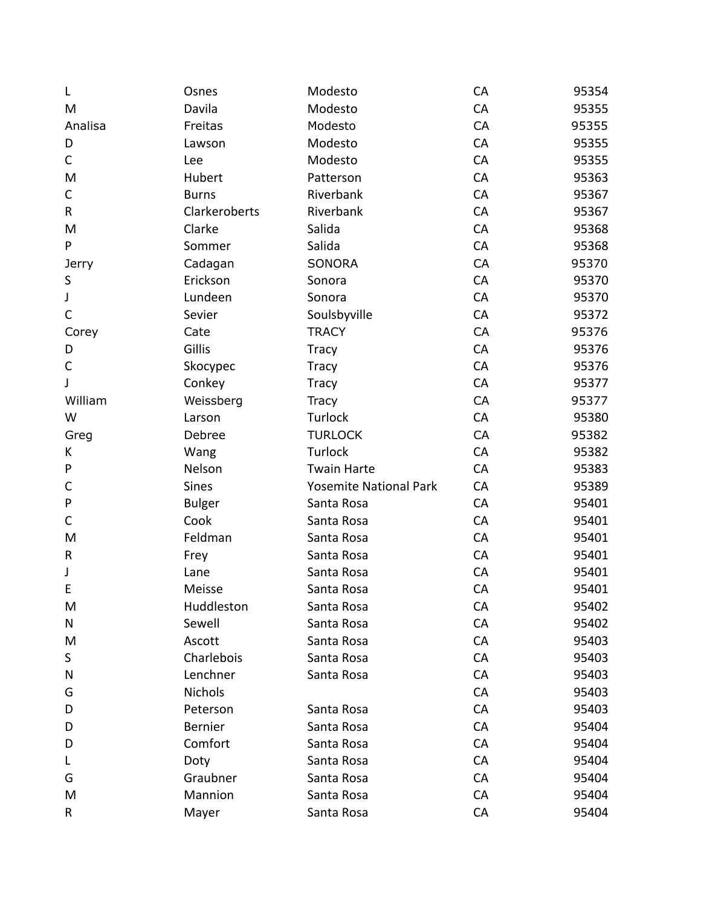| | | | | |
|---|---|---|---|---|
| L | Osnes | Modesto | CA | 95354 |
| M | Davila | Modesto | CA | 95355 |
| Analisa | Freitas | Modesto | CA | 95355 |
| D | Lawson | Modesto | CA | 95355 |
| C | Lee | Modesto | CA | 95355 |
| M | Hubert | Patterson | CA | 95363 |
| C | Burns | Riverbank | CA | 95367 |
| R | Clarkeroberts | Riverbank | CA | 95367 |
| M | Clarke | Salida | CA | 95368 |
| P | Sommer | Salida | CA | 95368 |
| Jerry | Cadagan | SONORA | CA | 95370 |
| S | Erickson | Sonora | CA | 95370 |
| J | Lundeen | Sonora | CA | 95370 |
| C | Sevier | Soulsbyville | CA | 95372 |
| Corey | Cate | TRACY | CA | 95376 |
| D | Gillis | Tracy | CA | 95376 |
| C | Skocypec | Tracy | CA | 95376 |
| J | Conkey | Tracy | CA | 95377 |
| William | Weissberg | Tracy | CA | 95377 |
| W | Larson | Turlock | CA | 95380 |
| Greg | Debree | TURLOCK | CA | 95382 |
| K | Wang | Turlock | CA | 95382 |
| P | Nelson | Twain Harte | CA | 95383 |
| C | Sines | Yosemite National Park | CA | 95389 |
| P | Bulger | Santa Rosa | CA | 95401 |
| C | Cook | Santa Rosa | CA | 95401 |
| M | Feldman | Santa Rosa | CA | 95401 |
| R | Frey | Santa Rosa | CA | 95401 |
| J | Lane | Santa Rosa | CA | 95401 |
| E | Meisse | Santa Rosa | CA | 95401 |
| M | Huddleston | Santa Rosa | CA | 95402 |
| N | Sewell | Santa Rosa | CA | 95402 |
| M | Ascott | Santa Rosa | CA | 95403 |
| S | Charlebois | Santa Rosa | CA | 95403 |
| N | Lenchner | Santa Rosa | CA | 95403 |
| G | Nichols | | CA | 95403 |
| D | Peterson | Santa Rosa | CA | 95403 |
| D | Bernier | Santa Rosa | CA | 95404 |
| D | Comfort | Santa Rosa | CA | 95404 |
| L | Doty | Santa Rosa | CA | 95404 |
| G | Graubner | Santa Rosa | CA | 95404 |
| M | Mannion | Santa Rosa | CA | 95404 |
| R | Mayer | Santa Rosa | CA | 95404 |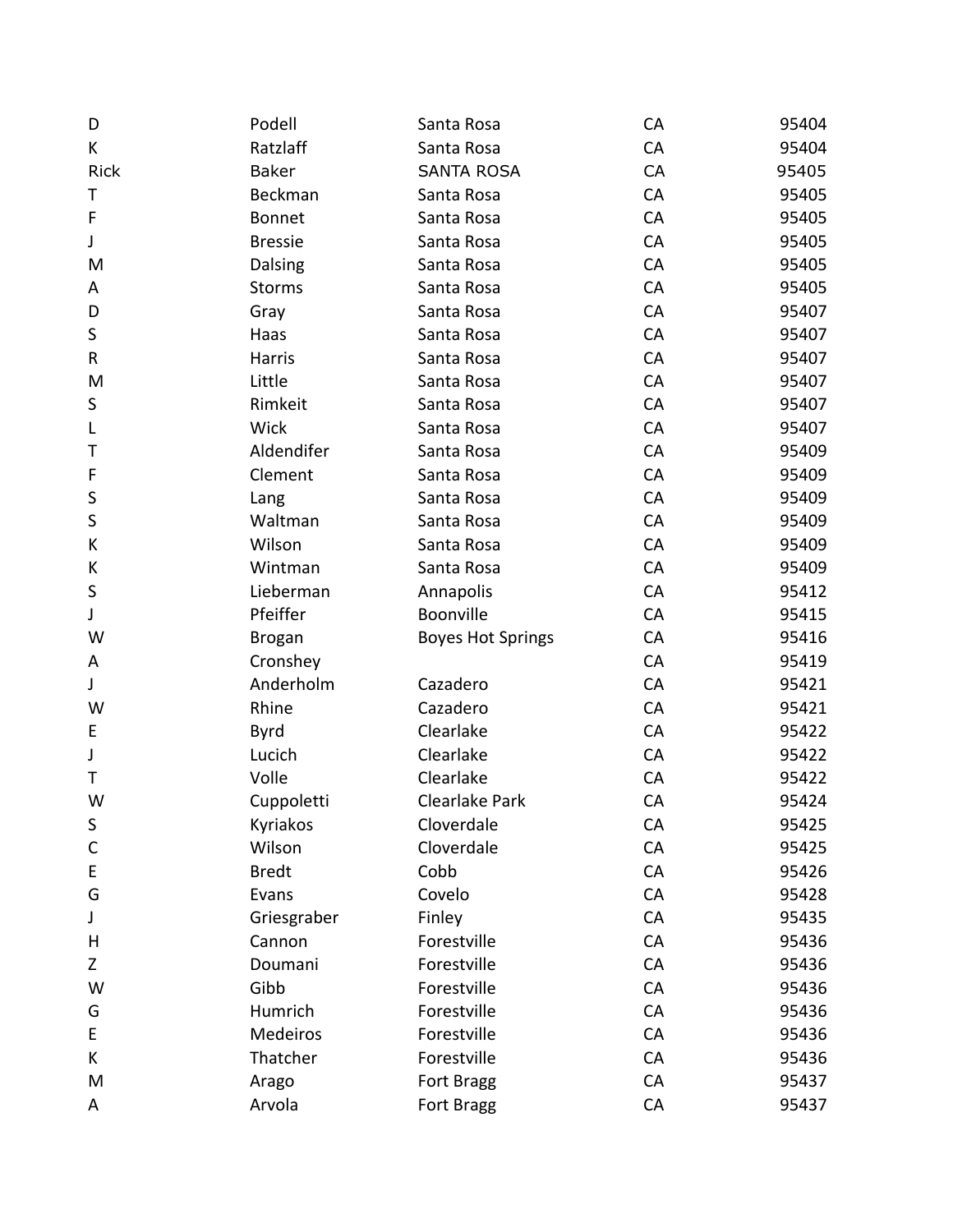| | | | | |
|---|---|---|---|---|
| D | Podell | Santa Rosa | CA | 95404 |
| K | Ratzlaff | Santa Rosa | CA | 95404 |
| Rick | Baker | SANTA ROSA | CA | 95405 |
| T | Beckman | Santa Rosa | CA | 95405 |
| F | Bonnet | Santa Rosa | CA | 95405 |
| J | Bressie | Santa Rosa | CA | 95405 |
| M | Dalsing | Santa Rosa | CA | 95405 |
| A | Storms | Santa Rosa | CA | 95405 |
| D | Gray | Santa Rosa | CA | 95407 |
| S | Haas | Santa Rosa | CA | 95407 |
| R | Harris | Santa Rosa | CA | 95407 |
| M | Little | Santa Rosa | CA | 95407 |
| S | Rimkeit | Santa Rosa | CA | 95407 |
| L | Wick | Santa Rosa | CA | 95407 |
| T | Aldendifer | Santa Rosa | CA | 95409 |
| F | Clement | Santa Rosa | CA | 95409 |
| S | Lang | Santa Rosa | CA | 95409 |
| S | Waltman | Santa Rosa | CA | 95409 |
| K | Wilson | Santa Rosa | CA | 95409 |
| K | Wintman | Santa Rosa | CA | 95409 |
| S | Lieberman | Annapolis | CA | 95412 |
| J | Pfeiffer | Boonville | CA | 95415 |
| W | Brogan | Boyes Hot Springs | CA | 95416 |
| A | Cronshey | | CA | 95419 |
| J | Anderholm | Cazadero | CA | 95421 |
| W | Rhine | Cazadero | CA | 95421 |
| E | Byrd | Clearlake | CA | 95422 |
| J | Lucich | Clearlake | CA | 95422 |
| T | Volle | Clearlake | CA | 95422 |
| W | Cuppoletti | Clearlake Park | CA | 95424 |
| S | Kyriakos | Cloverdale | CA | 95425 |
| C | Wilson | Cloverdale | CA | 95425 |
| E | Bredt | Cobb | CA | 95426 |
| G | Evans | Covelo | CA | 95428 |
| J | Griesgraber | Finley | CA | 95435 |
| H | Cannon | Forestville | CA | 95436 |
| Z | Doumani | Forestville | CA | 95436 |
| W | Gibb | Forestville | CA | 95436 |
| G | Humrich | Forestville | CA | 95436 |
| E | Medeiros | Forestville | CA | 95436 |
| K | Thatcher | Forestville | CA | 95436 |
| M | Arago | Fort Bragg | CA | 95437 |
| A | Arvola | Fort Bragg | CA | 95437 |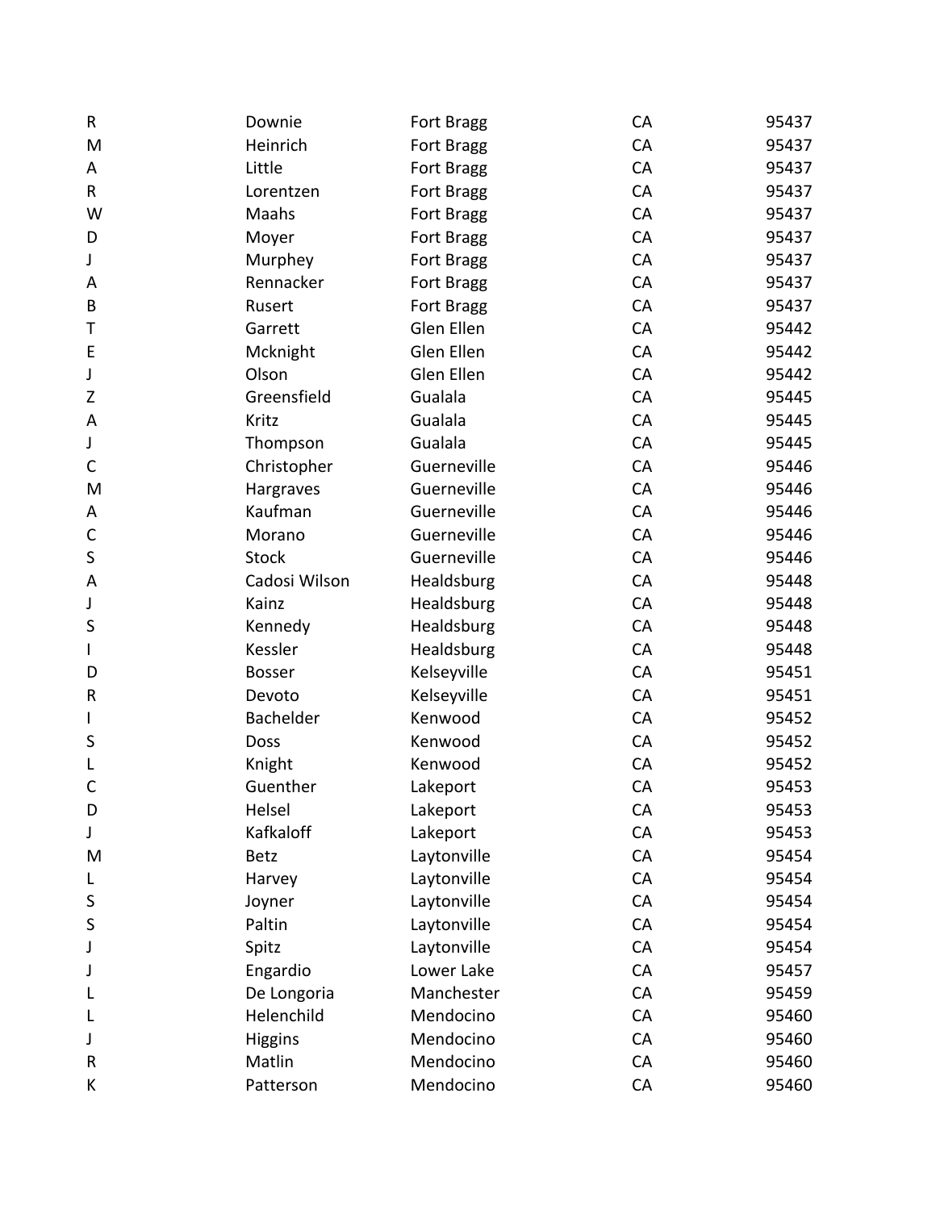| | | | | |
|---|---|---|---|---|
| R | Downie | Fort Bragg | CA | 95437 |
| M | Heinrich | Fort Bragg | CA | 95437 |
| A | Little | Fort Bragg | CA | 95437 |
| R | Lorentzen | Fort Bragg | CA | 95437 |
| W | Maahs | Fort Bragg | CA | 95437 |
| D | Moyer | Fort Bragg | CA | 95437 |
| J | Murphey | Fort Bragg | CA | 95437 |
| A | Rennacker | Fort Bragg | CA | 95437 |
| B | Rusert | Fort Bragg | CA | 95437 |
| T | Garrett | Glen Ellen | CA | 95442 |
| E | Mcknight | Glen Ellen | CA | 95442 |
| J | Olson | Glen Ellen | CA | 95442 |
| Z | Greensfield | Gualala | CA | 95445 |
| A | Kritz | Gualala | CA | 95445 |
| J | Thompson | Gualala | CA | 95445 |
| C | Christopher | Guerneville | CA | 95446 |
| M | Hargraves | Guerneville | CA | 95446 |
| A | Kaufman | Guerneville | CA | 95446 |
| C | Morano | Guerneville | CA | 95446 |
| S | Stock | Guerneville | CA | 95446 |
| A | Cadosi Wilson | Healdsburg | CA | 95448 |
| J | Kainz | Healdsburg | CA | 95448 |
| S | Kennedy | Healdsburg | CA | 95448 |
| I | Kessler | Healdsburg | CA | 95448 |
| D | Bosser | Kelseyville | CA | 95451 |
| R | Devoto | Kelseyville | CA | 95451 |
| I | Bachelder | Kenwood | CA | 95452 |
| S | Doss | Kenwood | CA | 95452 |
| L | Knight | Kenwood | CA | 95452 |
| C | Guenther | Lakeport | CA | 95453 |
| D | Helsel | Lakeport | CA | 95453 |
| J | Kafkaloff | Lakeport | CA | 95453 |
| M | Betz | Laytonville | CA | 95454 |
| L | Harvey | Laytonville | CA | 95454 |
| S | Joyner | Laytonville | CA | 95454 |
| S | Paltin | Laytonville | CA | 95454 |
| J | Spitz | Laytonville | CA | 95454 |
| J | Engardio | Lower Lake | CA | 95457 |
| L | De Longoria | Manchester | CA | 95459 |
| L | Helenchild | Mendocino | CA | 95460 |
| J | Higgins | Mendocino | CA | 95460 |
| R | Matlin | Mendocino | CA | 95460 |
| K | Patterson | Mendocino | CA | 95460 |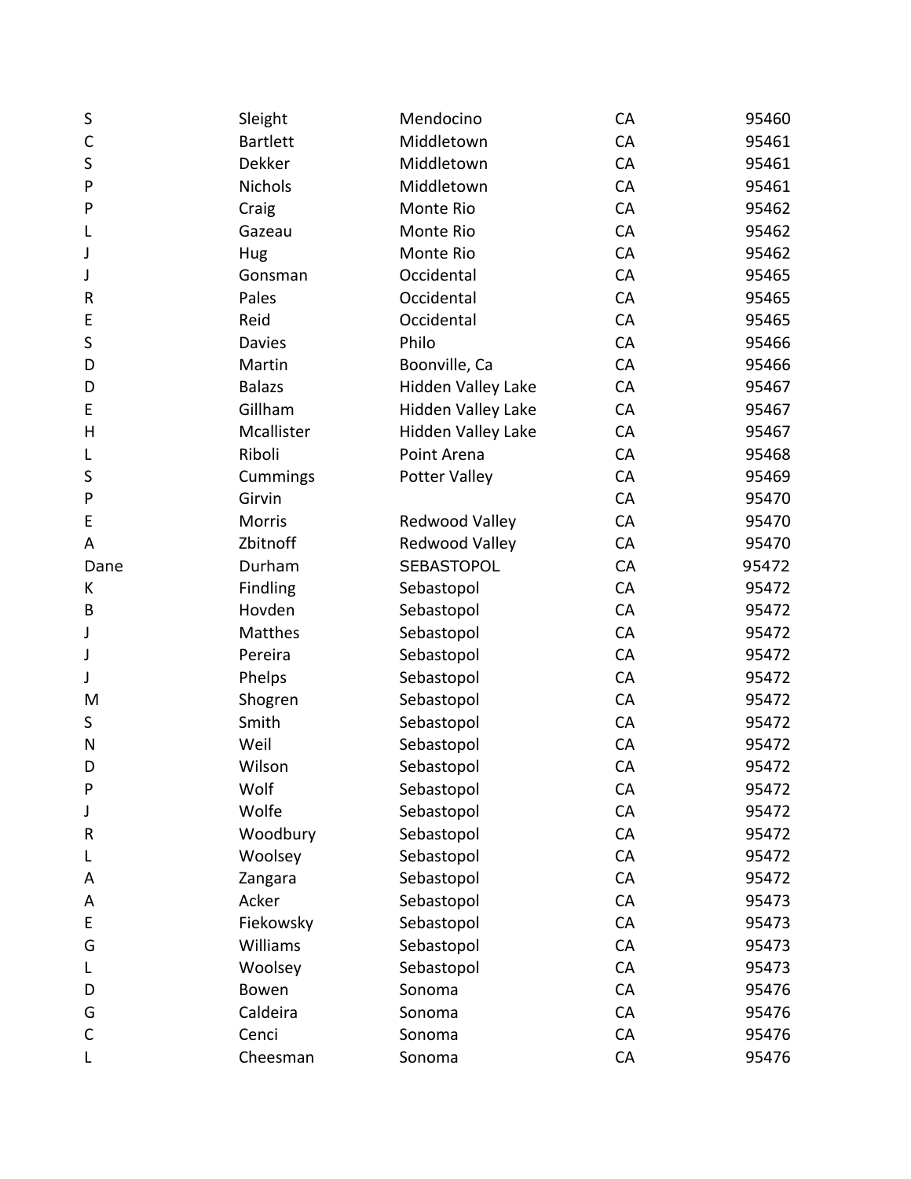| | | | | |
|---|---|---|---|---|
| S | Sleight | Mendocino | CA | 95460 |
| C | Bartlett | Middletown | CA | 95461 |
| S | Dekker | Middletown | CA | 95461 |
| P | Nichols | Middletown | CA | 95461 |
| P | Craig | Monte Rio | CA | 95462 |
| L | Gazeau | Monte Rio | CA | 95462 |
| J | Hug | Monte Rio | CA | 95462 |
| J | Gonsman | Occidental | CA | 95465 |
| R | Pales | Occidental | CA | 95465 |
| E | Reid | Occidental | CA | 95465 |
| S | Davies | Philo | CA | 95466 |
| D | Martin | Boonville, Ca | CA | 95466 |
| D | Balazs | Hidden Valley Lake | CA | 95467 |
| E | Gillham | Hidden Valley Lake | CA | 95467 |
| H | Mcallister | Hidden Valley Lake | CA | 95467 |
| L | Riboli | Point Arena | CA | 95468 |
| S | Cummings | Potter Valley | CA | 95469 |
| P | Girvin | | CA | 95470 |
| E | Morris | Redwood Valley | CA | 95470 |
| A | Zbitnoff | Redwood Valley | CA | 95470 |
| Dane | Durham | SEBASTOPOL | CA | 95472 |
| K | Findling | Sebastopol | CA | 95472 |
| B | Hovden | Sebastopol | CA | 95472 |
| J | Matthes | Sebastopol | CA | 95472 |
| J | Pereira | Sebastopol | CA | 95472 |
| J | Phelps | Sebastopol | CA | 95472 |
| M | Shogren | Sebastopol | CA | 95472 |
| S | Smith | Sebastopol | CA | 95472 |
| N | Weil | Sebastopol | CA | 95472 |
| D | Wilson | Sebastopol | CA | 95472 |
| P | Wolf | Sebastopol | CA | 95472 |
| J | Wolfe | Sebastopol | CA | 95472 |
| R | Woodbury | Sebastopol | CA | 95472 |
| L | Woolsey | Sebastopol | CA | 95472 |
| A | Zangara | Sebastopol | CA | 95472 |
| A | Acker | Sebastopol | CA | 95473 |
| E | Fiekowsky | Sebastopol | CA | 95473 |
| G | Williams | Sebastopol | CA | 95473 |
| L | Woolsey | Sebastopol | CA | 95473 |
| D | Bowen | Sonoma | CA | 95476 |
| G | Caldeira | Sonoma | CA | 95476 |
| C | Cenci | Sonoma | CA | 95476 |
| L | Cheesman | Sonoma | CA | 95476 |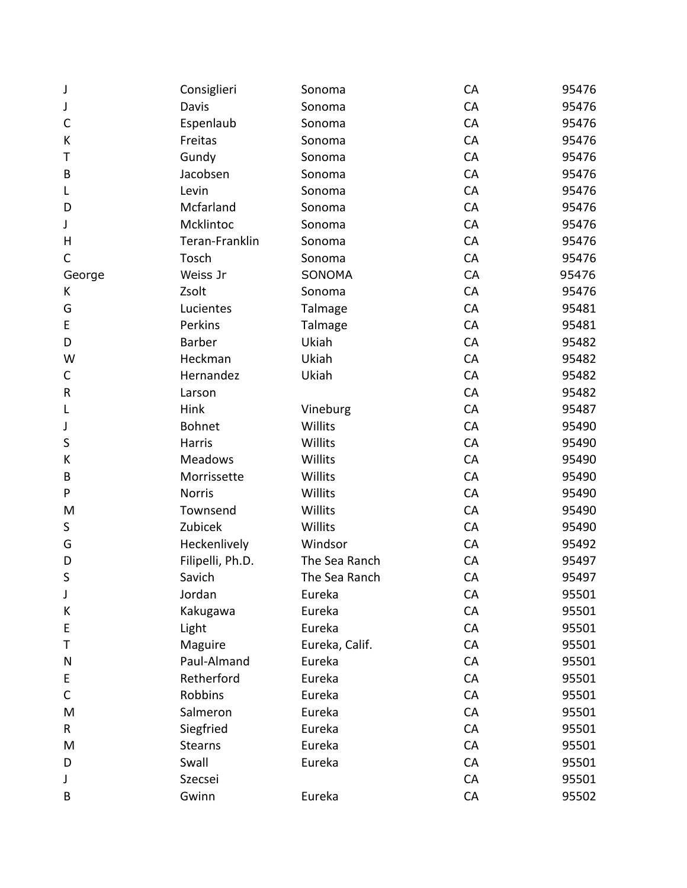| | | | | |
|---|---|---|---|---|
| J | Consiglieri | Sonoma | CA | 95476 |
| J | Davis | Sonoma | CA | 95476 |
| C | Espenlaub | Sonoma | CA | 95476 |
| K | Freitas | Sonoma | CA | 95476 |
| T | Gundy | Sonoma | CA | 95476 |
| B | Jacobsen | Sonoma | CA | 95476 |
| L | Levin | Sonoma | CA | 95476 |
| D | Mcfarland | Sonoma | CA | 95476 |
| J | Mcklintoc | Sonoma | CA | 95476 |
| H | Teran-Franklin | Sonoma | CA | 95476 |
| C | Tosch | Sonoma | CA | 95476 |
| George | Weiss Jr | SONOMA | CA | 95476 |
| K | Zsolt | Sonoma | CA | 95476 |
| G | Lucientes | Talmage | CA | 95481 |
| E | Perkins | Talmage | CA | 95481 |
| D | Barber | Ukiah | CA | 95482 |
| W | Heckman | Ukiah | CA | 95482 |
| C | Hernandez | Ukiah | CA | 95482 |
| R | Larson | | CA | 95482 |
| L | Hink | Vineburg | CA | 95487 |
| J | Bohnet | Willits | CA | 95490 |
| S | Harris | Willits | CA | 95490 |
| K | Meadows | Willits | CA | 95490 |
| B | Morrissette | Willits | CA | 95490 |
| P | Norris | Willits | CA | 95490 |
| M | Townsend | Willits | CA | 95490 |
| S | Zubicek | Willits | CA | 95490 |
| G | Heckenlively | Windsor | CA | 95492 |
| D | Filipelli, Ph.D. | The Sea Ranch | CA | 95497 |
| S | Savich | The Sea Ranch | CA | 95497 |
| J | Jordan | Eureka | CA | 95501 |
| K | Kakugawa | Eureka | CA | 95501 |
| E | Light | Eureka | CA | 95501 |
| T | Maguire | Eureka, Calif. | CA | 95501 |
| N | Paul-Almand | Eureka | CA | 95501 |
| E | Retherford | Eureka | CA | 95501 |
| C | Robbins | Eureka | CA | 95501 |
| M | Salmeron | Eureka | CA | 95501 |
| R | Siegfried | Eureka | CA | 95501 |
| M | Stearns | Eureka | CA | 95501 |
| D | Swall | Eureka | CA | 95501 |
| J | Szecsei | | CA | 95501 |
| B | Gwinn | Eureka | CA | 95502 |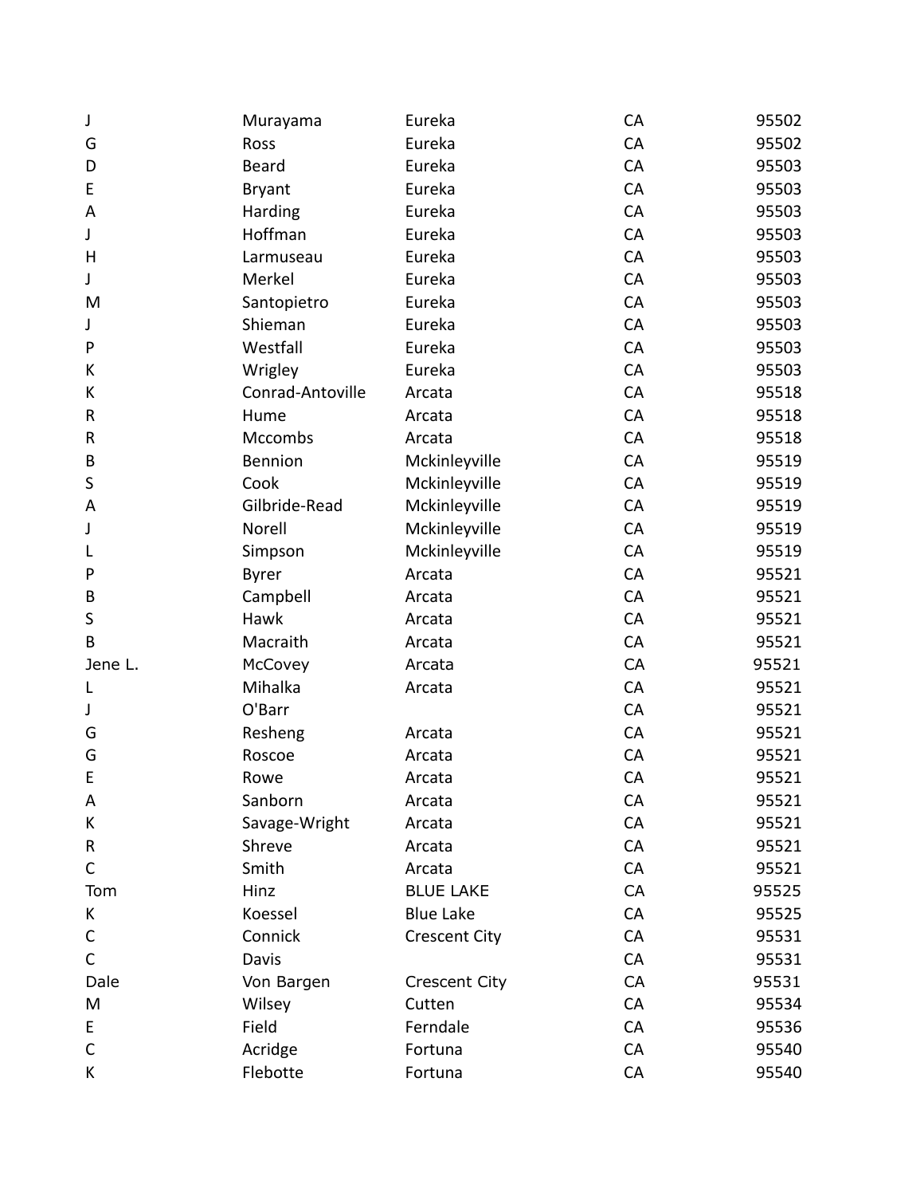| | | | | |
|---|---|---|---|---|
| J | Murayama | Eureka | CA | 95502 |
| G | Ross | Eureka | CA | 95502 |
| D | Beard | Eureka | CA | 95503 |
| E | Bryant | Eureka | CA | 95503 |
| A | Harding | Eureka | CA | 95503 |
| J | Hoffman | Eureka | CA | 95503 |
| H | Larmuseau | Eureka | CA | 95503 |
| J | Merkel | Eureka | CA | 95503 |
| M | Santopietro | Eureka | CA | 95503 |
| J | Shieman | Eureka | CA | 95503 |
| P | Westfall | Eureka | CA | 95503 |
| K | Wrigley | Eureka | CA | 95503 |
| K | Conrad-Antoville | Arcata | CA | 95518 |
| R | Hume | Arcata | CA | 95518 |
| R | Mccombs | Arcata | CA | 95518 |
| B | Bennion | Mckinleyville | CA | 95519 |
| S | Cook | Mckinleyville | CA | 95519 |
| A | Gilbride-Read | Mckinleyville | CA | 95519 |
| J | Norell | Mckinleyville | CA | 95519 |
| L | Simpson | Mckinleyville | CA | 95519 |
| P | Byrer | Arcata | CA | 95521 |
| B | Campbell | Arcata | CA | 95521 |
| S | Hawk | Arcata | CA | 95521 |
| B | Macraith | Arcata | CA | 95521 |
| Jene L. | McCovey | Arcata | CA | 95521 |
| L | Mihalka | Arcata | CA | 95521 |
| J | O'Barr | | CA | 95521 |
| G | Resheng | Arcata | CA | 95521 |
| G | Roscoe | Arcata | CA | 95521 |
| E | Rowe | Arcata | CA | 95521 |
| A | Sanborn | Arcata | CA | 95521 |
| K | Savage-Wright | Arcata | CA | 95521 |
| R | Shreve | Arcata | CA | 95521 |
| C | Smith | Arcata | CA | 95521 |
| Tom | Hinz | BLUE LAKE | CA | 95525 |
| K | Koessel | Blue Lake | CA | 95525 |
| C | Connick | Crescent City | CA | 95531 |
| C | Davis | | CA | 95531 |
| Dale | Von Bargen | Crescent City | CA | 95531 |
| M | Wilsey | Cutten | CA | 95534 |
| E | Field | Ferndale | CA | 95536 |
| C | Acridge | Fortuna | CA | 95540 |
| K | Flebotte | Fortuna | CA | 95540 |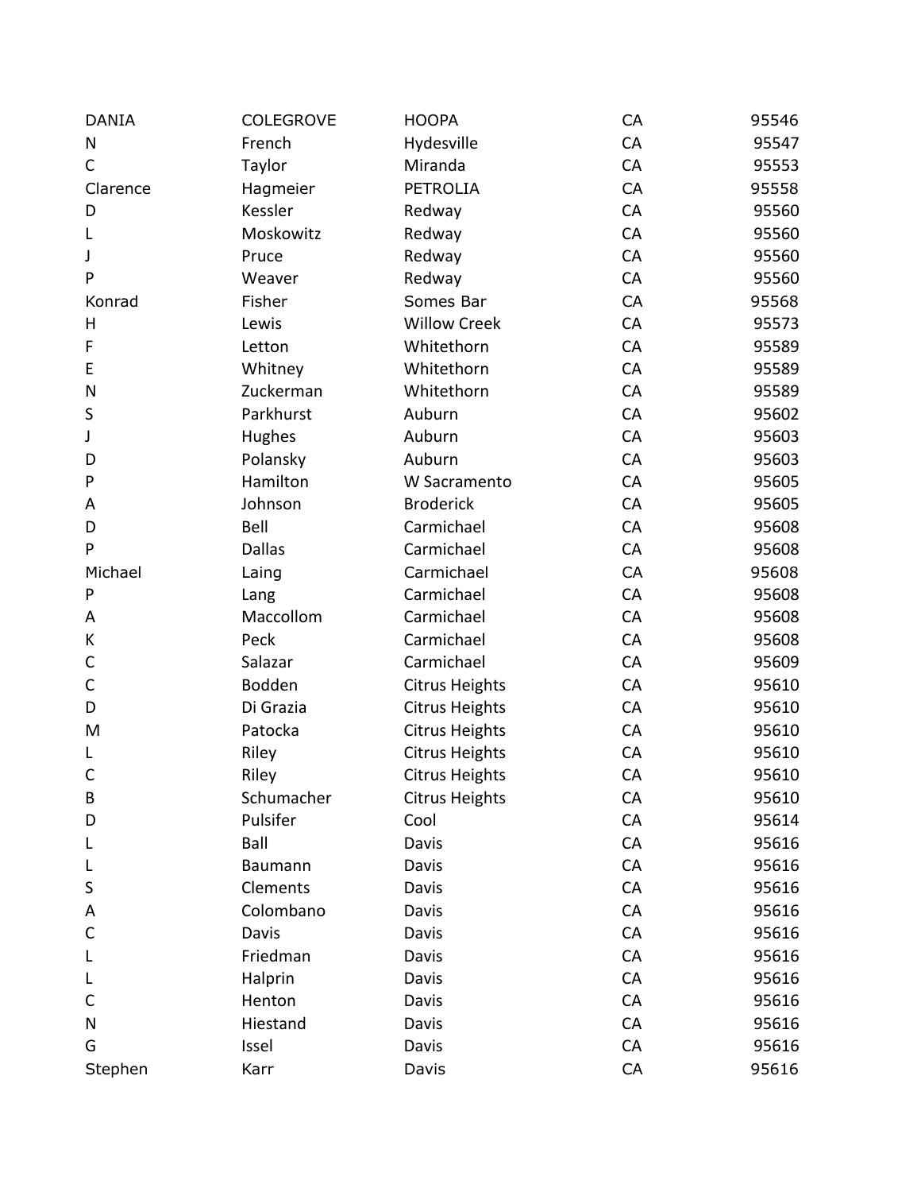| DANIA | COLEGROVE | HOOPA | CA | 95546 |
|---|---|---|---|---|
| N | French | Hydesville | CA | 95547 |
| C | Taylor | Miranda | CA | 95553 |
| Clarence | Hagmeier | PETROLIA | CA | 95558 |
| D | Kessler | Redway | CA | 95560 |
| L | Moskowitz | Redway | CA | 95560 |
| J | Pruce | Redway | CA | 95560 |
| P | Weaver | Redway | CA | 95560 |
| Konrad | Fisher | Somes Bar | CA | 95568 |
| H | Lewis | Willow Creek | CA | 95573 |
| F | Letton | Whitethorn | CA | 95589 |
| E | Whitney | Whitethorn | CA | 95589 |
| N | Zuckerman | Whitethorn | CA | 95589 |
| S | Parkhurst | Auburn | CA | 95602 |
| J | Hughes | Auburn | CA | 95603 |
| D | Polansky | Auburn | CA | 95603 |
| P | Hamilton | W Sacramento | CA | 95605 |
| A | Johnson | Broderick | CA | 95605 |
| D | Bell | Carmichael | CA | 95608 |
| P | Dallas | Carmichael | CA | 95608 |
| Michael | Laing | Carmichael | CA | 95608 |
| P | Lang | Carmichael | CA | 95608 |
| A | Maccollom | Carmichael | CA | 95608 |
| K | Peck | Carmichael | CA | 95608 |
| C | Salazar | Carmichael | CA | 95609 |
| C | Bodden | Citrus Heights | CA | 95610 |
| D | Di Grazia | Citrus Heights | CA | 95610 |
| M | Patocka | Citrus Heights | CA | 95610 |
| L | Riley | Citrus Heights | CA | 95610 |
| C | Riley | Citrus Heights | CA | 95610 |
| B | Schumacher | Citrus Heights | CA | 95610 |
| D | Pulsifer | Cool | CA | 95614 |
| L | Ball | Davis | CA | 95616 |
| L | Baumann | Davis | CA | 95616 |
| S | Clements | Davis | CA | 95616 |
| A | Colombano | Davis | CA | 95616 |
| C | Davis | Davis | CA | 95616 |
| L | Friedman | Davis | CA | 95616 |
| L | Halprin | Davis | CA | 95616 |
| C | Henton | Davis | CA | 95616 |
| N | Hiestand | Davis | CA | 95616 |
| G | Issel | Davis | CA | 95616 |
| Stephen | Karr | Davis | CA | 95616 |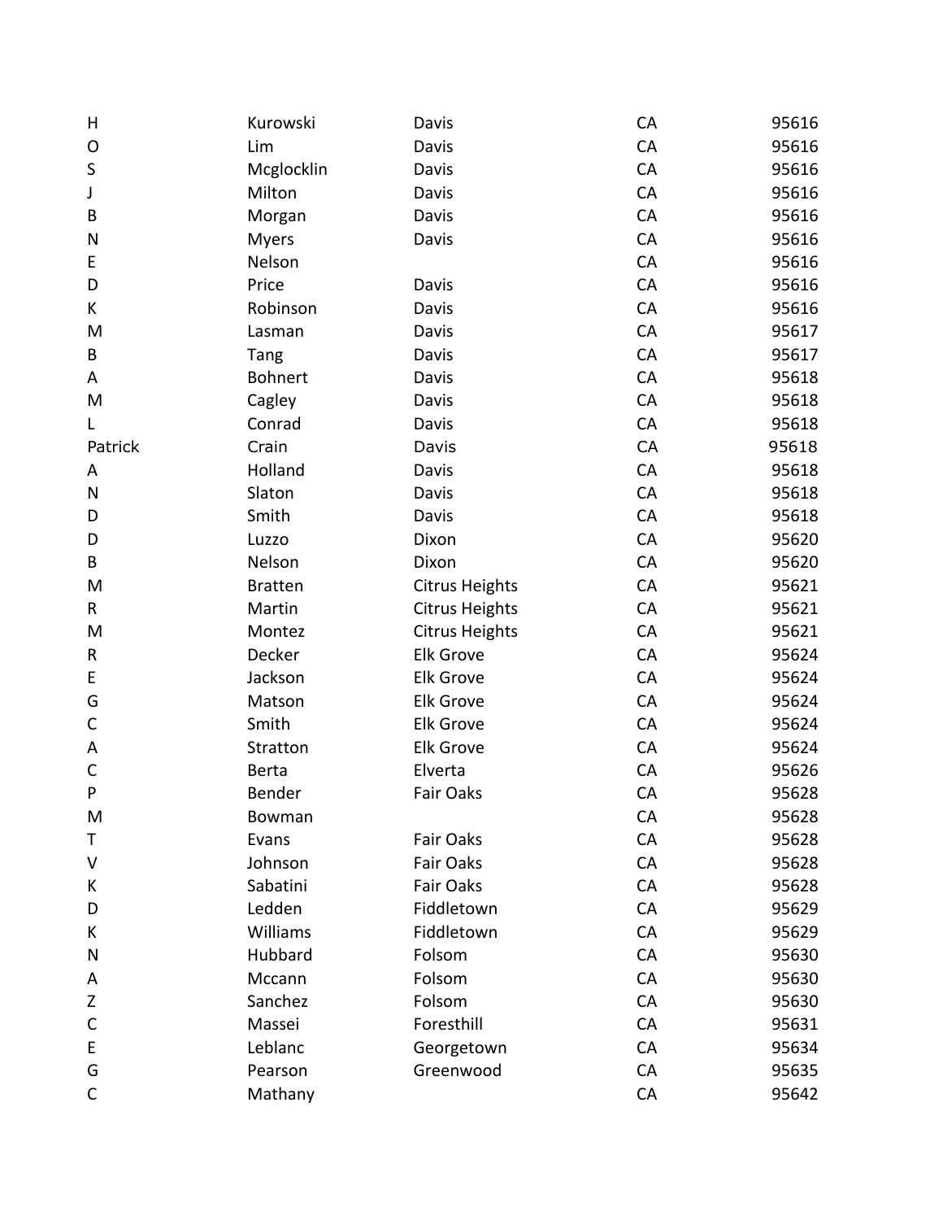| | | | | |
|---|---|---|---|---|
| H | Kurowski | Davis | CA | 95616 |
| O | Lim | Davis | CA | 95616 |
| S | Mcglocklin | Davis | CA | 95616 |
| J | Milton | Davis | CA | 95616 |
| B | Morgan | Davis | CA | 95616 |
| N | Myers | Davis | CA | 95616 |
| E | Nelson | | CA | 95616 |
| D | Price | Davis | CA | 95616 |
| K | Robinson | Davis | CA | 95616 |
| M | Lasman | Davis | CA | 95617 |
| B | Tang | Davis | CA | 95617 |
| A | Bohnert | Davis | CA | 95618 |
| M | Cagley | Davis | CA | 95618 |
| L | Conrad | Davis | CA | 95618 |
| Patrick | Crain | Davis | CA | 95618 |
| A | Holland | Davis | CA | 95618 |
| N | Slaton | Davis | CA | 95618 |
| D | Smith | Davis | CA | 95618 |
| D | Luzzo | Dixon | CA | 95620 |
| B | Nelson | Dixon | CA | 95620 |
| M | Bratten | Citrus Heights | CA | 95621 |
| R | Martin | Citrus Heights | CA | 95621 |
| M | Montez | Citrus Heights | CA | 95621 |
| R | Decker | Elk Grove | CA | 95624 |
| E | Jackson | Elk Grove | CA | 95624 |
| G | Matson | Elk Grove | CA | 95624 |
| C | Smith | Elk Grove | CA | 95624 |
| A | Stratton | Elk Grove | CA | 95624 |
| C | Berta | Elverta | CA | 95626 |
| P | Bender | Fair Oaks | CA | 95628 |
| M | Bowman | | CA | 95628 |
| T | Evans | Fair Oaks | CA | 95628 |
| V | Johnson | Fair Oaks | CA | 95628 |
| K | Sabatini | Fair Oaks | CA | 95628 |
| D | Ledden | Fiddletown | CA | 95629 |
| K | Williams | Fiddletown | CA | 95629 |
| N | Hubbard | Folsom | CA | 95630 |
| A | Mccann | Folsom | CA | 95630 |
| Z | Sanchez | Folsom | CA | 95630 |
| C | Massei | Foresthill | CA | 95631 |
| E | Leblanc | Georgetown | CA | 95634 |
| G | Pearson | Greenwood | CA | 95635 |
| C | Mathany | | CA | 95642 |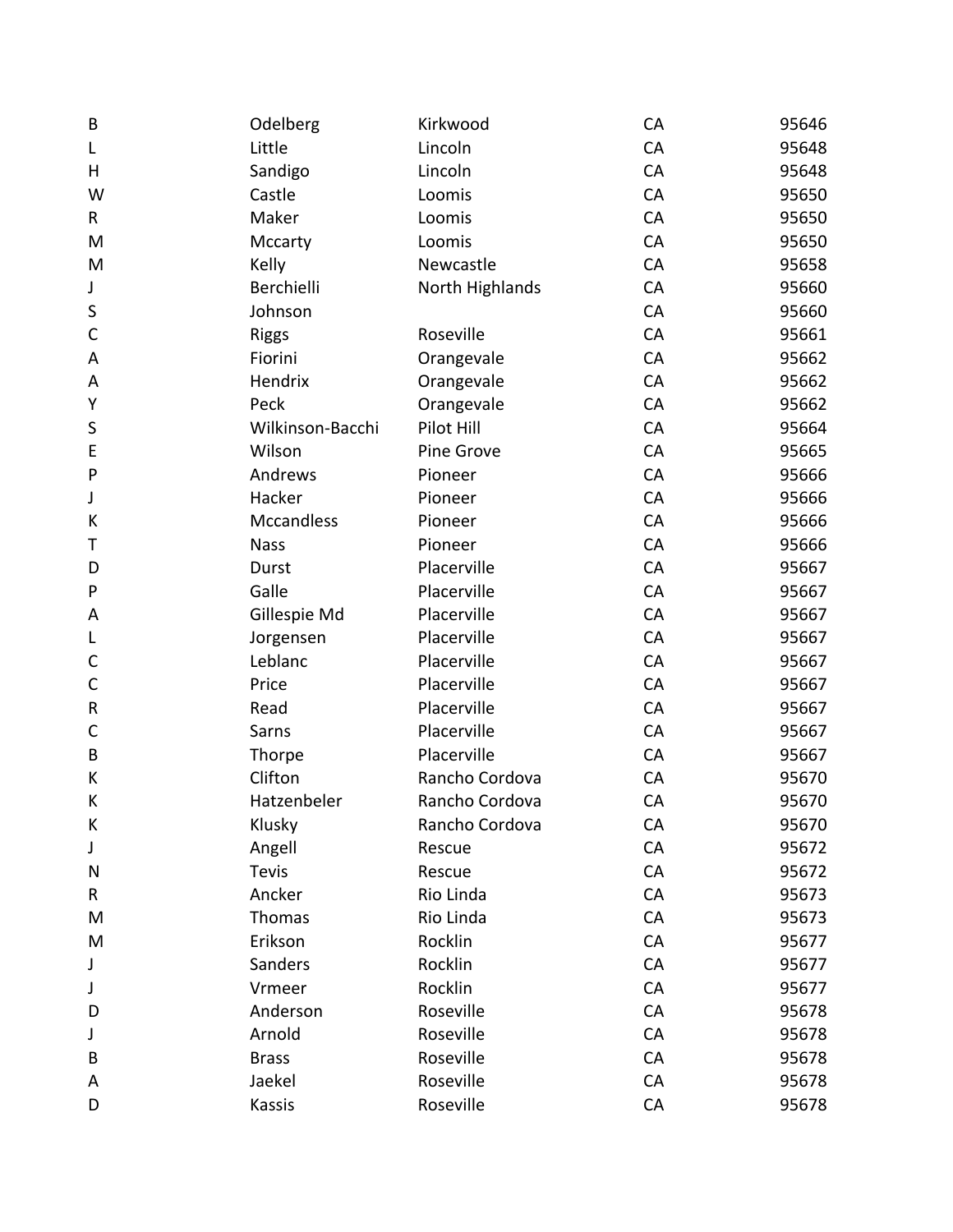| | | | | |
|---|---|---|---|---|
| B | Odelberg | Kirkwood | CA | 95646 |
| L | Little | Lincoln | CA | 95648 |
| H | Sandigo | Lincoln | CA | 95648 |
| W | Castle | Loomis | CA | 95650 |
| R | Maker | Loomis | CA | 95650 |
| M | Mccarty | Loomis | CA | 95650 |
| M | Kelly | Newcastle | CA | 95658 |
| J | Berchielli | North Highlands | CA | 95660 |
| S | Johnson | | CA | 95660 |
| C | Riggs | Roseville | CA | 95661 |
| A | Fiorini | Orangevale | CA | 95662 |
| A | Hendrix | Orangevale | CA | 95662 |
| Y | Peck | Orangevale | CA | 95662 |
| S | Wilkinson-Bacchi | Pilot Hill | CA | 95664 |
| E | Wilson | Pine Grove | CA | 95665 |
| P | Andrews | Pioneer | CA | 95666 |
| J | Hacker | Pioneer | CA | 95666 |
| K | Mccandless | Pioneer | CA | 95666 |
| T | Nass | Pioneer | CA | 95666 |
| D | Durst | Placerville | CA | 95667 |
| P | Galle | Placerville | CA | 95667 |
| A | Gillespie Md | Placerville | CA | 95667 |
| L | Jorgensen | Placerville | CA | 95667 |
| C | Leblanc | Placerville | CA | 95667 |
| C | Price | Placerville | CA | 95667 |
| R | Read | Placerville | CA | 95667 |
| C | Sarns | Placerville | CA | 95667 |
| B | Thorpe | Placerville | CA | 95667 |
| K | Clifton | Rancho Cordova | CA | 95670 |
| K | Hatzenbeler | Rancho Cordova | CA | 95670 |
| K | Klusky | Rancho Cordova | CA | 95670 |
| J | Angell | Rescue | CA | 95672 |
| N | Tevis | Rescue | CA | 95672 |
| R | Ancker | Rio Linda | CA | 95673 |
| M | Thomas | Rio Linda | CA | 95673 |
| M | Erikson | Rocklin | CA | 95677 |
| J | Sanders | Rocklin | CA | 95677 |
| J | Vrmeer | Rocklin | CA | 95677 |
| D | Anderson | Roseville | CA | 95678 |
| J | Arnold | Roseville | CA | 95678 |
| B | Brass | Roseville | CA | 95678 |
| A | Jaekel | Roseville | CA | 95678 |
| D | Kassis | Roseville | CA | 95678 |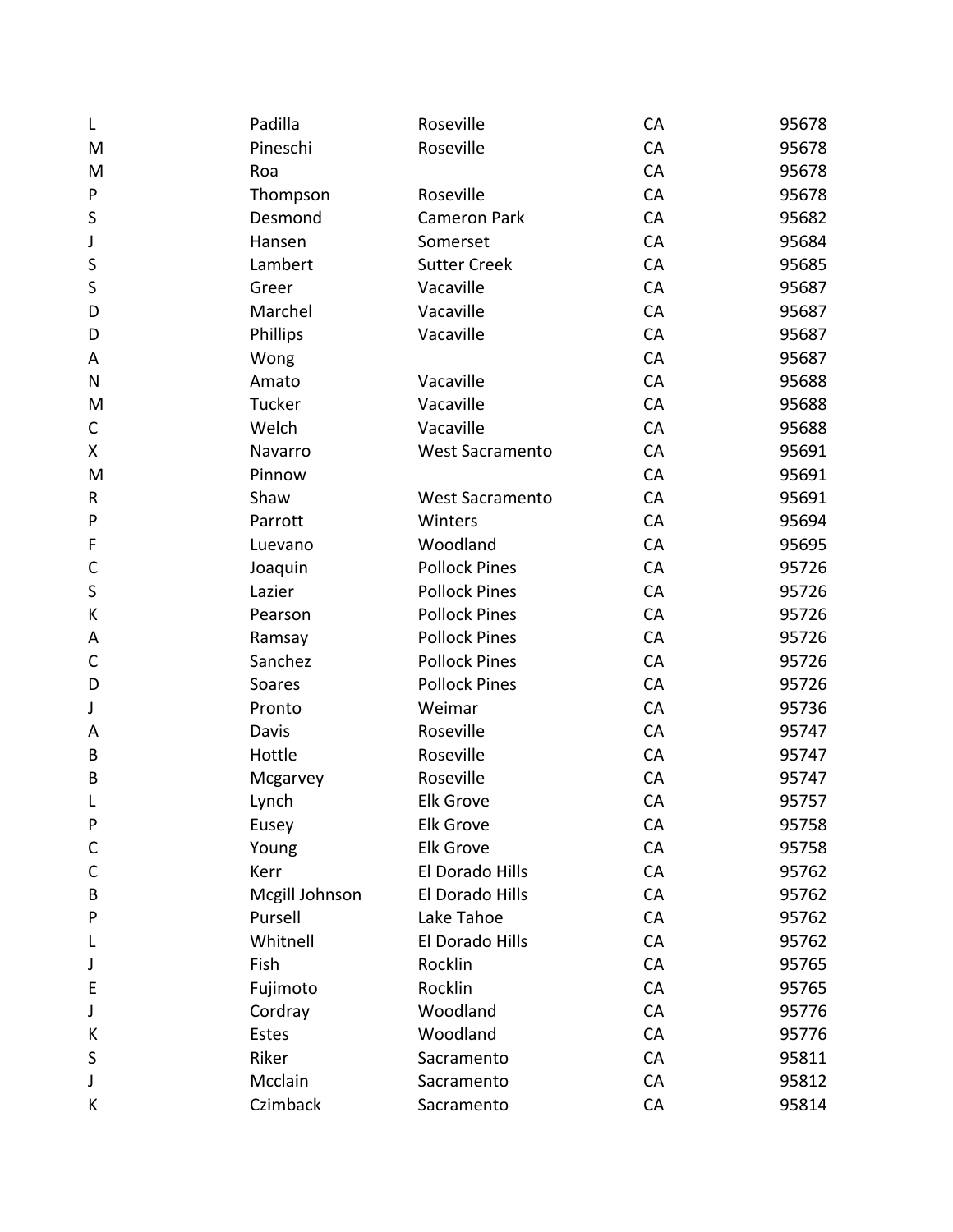| | | | | |
|---|---|---|---|---|
| L | Padilla | Roseville | CA | 95678 |
| M | Pineschi | Roseville | CA | 95678 |
| M | Roa | | CA | 95678 |
| P | Thompson | Roseville | CA | 95678 |
| S | Desmond | Cameron Park | CA | 95682 |
| J | Hansen | Somerset | CA | 95684 |
| S | Lambert | Sutter Creek | CA | 95685 |
| S | Greer | Vacaville | CA | 95687 |
| D | Marchel | Vacaville | CA | 95687 |
| D | Phillips | Vacaville | CA | 95687 |
| A | Wong | | CA | 95687 |
| N | Amato | Vacaville | CA | 95688 |
| M | Tucker | Vacaville | CA | 95688 |
| C | Welch | Vacaville | CA | 95688 |
| X | Navarro | West Sacramento | CA | 95691 |
| M | Pinnow | | CA | 95691 |
| R | Shaw | West Sacramento | CA | 95691 |
| P | Parrott | Winters | CA | 95694 |
| F | Luevano | Woodland | CA | 95695 |
| C | Joaquin | Pollock Pines | CA | 95726 |
| S | Lazier | Pollock Pines | CA | 95726 |
| K | Pearson | Pollock Pines | CA | 95726 |
| A | Ramsay | Pollock Pines | CA | 95726 |
| C | Sanchez | Pollock Pines | CA | 95726 |
| D | Soares | Pollock Pines | CA | 95726 |
| J | Pronto | Weimar | CA | 95736 |
| A | Davis | Roseville | CA | 95747 |
| B | Hottle | Roseville | CA | 95747 |
| B | Mcgarvey | Roseville | CA | 95747 |
| L | Lynch | Elk Grove | CA | 95757 |
| P | Eusey | Elk Grove | CA | 95758 |
| C | Young | Elk Grove | CA | 95758 |
| C | Kerr | El Dorado Hills | CA | 95762 |
| B | Mcgill Johnson | El Dorado Hills | CA | 95762 |
| P | Pursell | Lake Tahoe | CA | 95762 |
| L | Whitnell | El Dorado Hills | CA | 95762 |
| J | Fish | Rocklin | CA | 95765 |
| E | Fujimoto | Rocklin | CA | 95765 |
| J | Cordray | Woodland | CA | 95776 |
| K | Estes | Woodland | CA | 95776 |
| S | Riker | Sacramento | CA | 95811 |
| J | Mcclain | Sacramento | CA | 95812 |
| K | Czimback | Sacramento | CA | 95814 |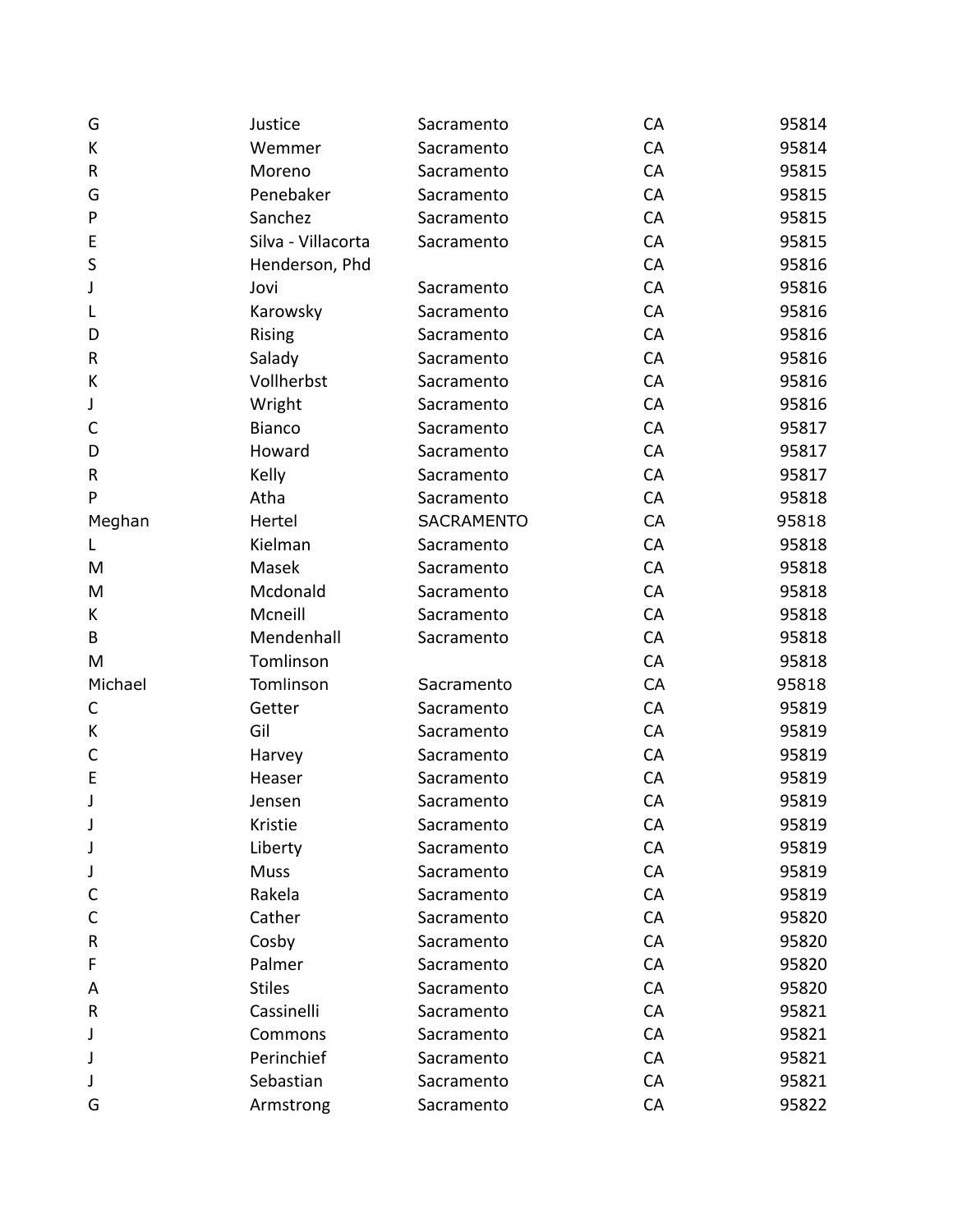| | | | | |
|---|---|---|---|---|
| G | Justice | Sacramento | CA | 95814 |
| K | Wemmer | Sacramento | CA | 95814 |
| R | Moreno | Sacramento | CA | 95815 |
| G | Penebaker | Sacramento | CA | 95815 |
| P | Sanchez | Sacramento | CA | 95815 |
| E | Silva - Villacorta | Sacramento | CA | 95815 |
| S | Henderson, Phd | | CA | 95816 |
| J | Jovi | Sacramento | CA | 95816 |
| L | Karowsky | Sacramento | CA | 95816 |
| D | Rising | Sacramento | CA | 95816 |
| R | Salady | Sacramento | CA | 95816 |
| K | Vollherbst | Sacramento | CA | 95816 |
| J | Wright | Sacramento | CA | 95816 |
| C | Bianco | Sacramento | CA | 95817 |
| D | Howard | Sacramento | CA | 95817 |
| R | Kelly | Sacramento | CA | 95817 |
| P | Atha | Sacramento | CA | 95818 |
| Meghan | Hertel | SACRAMENTO | CA | 95818 |
| L | Kielman | Sacramento | CA | 95818 |
| M | Masek | Sacramento | CA | 95818 |
| M | Mcdonald | Sacramento | CA | 95818 |
| K | Mcneill | Sacramento | CA | 95818 |
| B | Mendenhall | Sacramento | CA | 95818 |
| M | Tomlinson | | CA | 95818 |
| Michael | Tomlinson | Sacramento | CA | 95818 |
| C | Getter | Sacramento | CA | 95819 |
| K | Gil | Sacramento | CA | 95819 |
| C | Harvey | Sacramento | CA | 95819 |
| E | Heaser | Sacramento | CA | 95819 |
| J | Jensen | Sacramento | CA | 95819 |
| J | Kristie | Sacramento | CA | 95819 |
| J | Liberty | Sacramento | CA | 95819 |
| J | Muss | Sacramento | CA | 95819 |
| C | Rakela | Sacramento | CA | 95819 |
| C | Cather | Sacramento | CA | 95820 |
| R | Cosby | Sacramento | CA | 95820 |
| F | Palmer | Sacramento | CA | 95820 |
| A | Stiles | Sacramento | CA | 95820 |
| R | Cassinelli | Sacramento | CA | 95821 |
| J | Commons | Sacramento | CA | 95821 |
| J | Perinchief | Sacramento | CA | 95821 |
| J | Sebastian | Sacramento | CA | 95821 |
| G | Armstrong | Sacramento | CA | 95822 |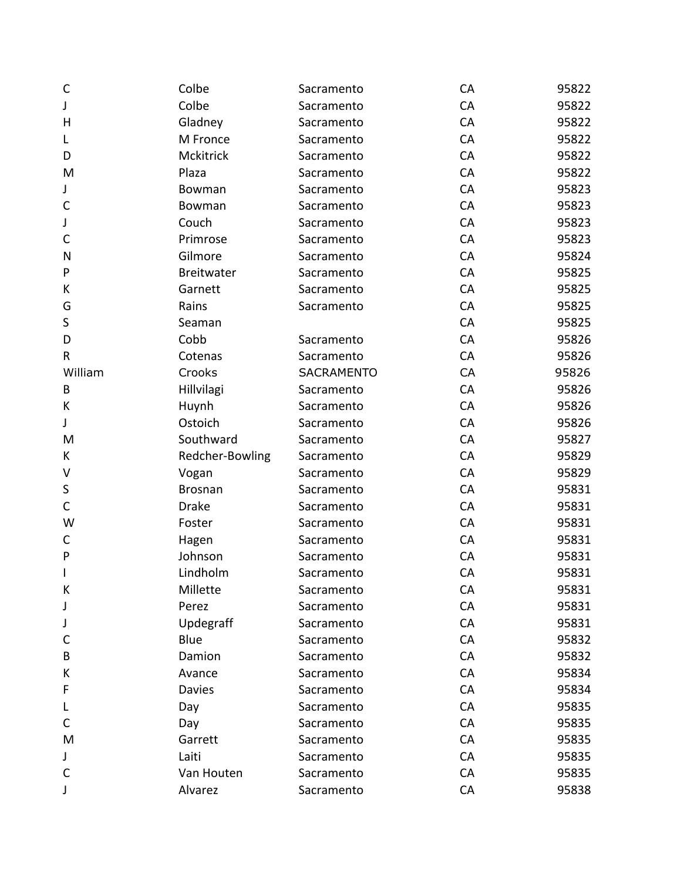| | | | | |
|---|---|---|---|---|
| C | Colbe | Sacramento | CA | 95822 |
| J | Colbe | Sacramento | CA | 95822 |
| H | Gladney | Sacramento | CA | 95822 |
| L | M Fronce | Sacramento | CA | 95822 |
| D | Mckitrick | Sacramento | CA | 95822 |
| M | Plaza | Sacramento | CA | 95822 |
| J | Bowman | Sacramento | CA | 95823 |
| C | Bowman | Sacramento | CA | 95823 |
| J | Couch | Sacramento | CA | 95823 |
| C | Primrose | Sacramento | CA | 95823 |
| N | Gilmore | Sacramento | CA | 95824 |
| P | Breitwater | Sacramento | CA | 95825 |
| K | Garnett | Sacramento | CA | 95825 |
| G | Rains | Sacramento | CA | 95825 |
| S | Seaman | | CA | 95825 |
| D | Cobb | Sacramento | CA | 95826 |
| R | Cotenas | Sacramento | CA | 95826 |
| William | Crooks | SACRAMENTO | CA | 95826 |
| B | Hillvilagi | Sacramento | CA | 95826 |
| K | Huynh | Sacramento | CA | 95826 |
| J | Ostoich | Sacramento | CA | 95826 |
| M | Southward | Sacramento | CA | 95827 |
| K | Redcher-Bowling | Sacramento | CA | 95829 |
| V | Vogan | Sacramento | CA | 95829 |
| S | Brosnan | Sacramento | CA | 95831 |
| C | Drake | Sacramento | CA | 95831 |
| W | Foster | Sacramento | CA | 95831 |
| C | Hagen | Sacramento | CA | 95831 |
| P | Johnson | Sacramento | CA | 95831 |
| I | Lindholm | Sacramento | CA | 95831 |
| K | Millette | Sacramento | CA | 95831 |
| J | Perez | Sacramento | CA | 95831 |
| J | Updegraff | Sacramento | CA | 95831 |
| C | Blue | Sacramento | CA | 95832 |
| B | Damion | Sacramento | CA | 95832 |
| K | Avance | Sacramento | CA | 95834 |
| F | Davies | Sacramento | CA | 95834 |
| L | Day | Sacramento | CA | 95835 |
| C | Day | Sacramento | CA | 95835 |
| M | Garrett | Sacramento | CA | 95835 |
| J | Laiti | Sacramento | CA | 95835 |
| C | Van Houten | Sacramento | CA | 95835 |
| J | Alvarez | Sacramento | CA | 95838 |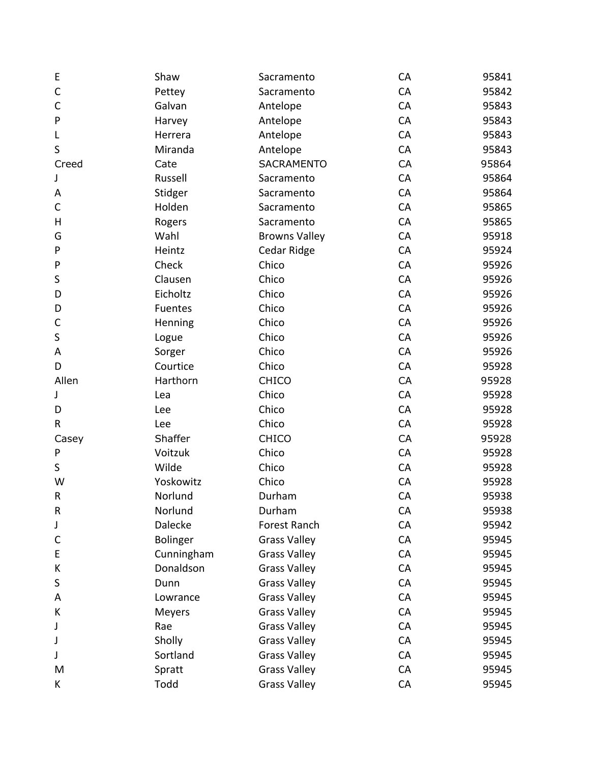| | | | | |
|---|---|---|---|---|
| E | Shaw | Sacramento | CA | 95841 |
| C | Pettey | Sacramento | CA | 95842 |
| C | Galvan | Antelope | CA | 95843 |
| P | Harvey | Antelope | CA | 95843 |
| L | Herrera | Antelope | CA | 95843 |
| S | Miranda | Antelope | CA | 95843 |
| Creed | Cate | SACRAMENTO | CA | 95864 |
| J | Russell | Sacramento | CA | 95864 |
| A | Stidger | Sacramento | CA | 95864 |
| C | Holden | Sacramento | CA | 95865 |
| H | Rogers | Sacramento | CA | 95865 |
| G | Wahl | Browns Valley | CA | 95918 |
| P | Heintz | Cedar Ridge | CA | 95924 |
| P | Check | Chico | CA | 95926 |
| S | Clausen | Chico | CA | 95926 |
| D | Eicholtz | Chico | CA | 95926 |
| D | Fuentes | Chico | CA | 95926 |
| C | Henning | Chico | CA | 95926 |
| S | Logue | Chico | CA | 95926 |
| A | Sorger | Chico | CA | 95926 |
| D | Courtice | Chico | CA | 95928 |
| Allen | Harthorn | CHICO | CA | 95928 |
| J | Lea | Chico | CA | 95928 |
| D | Lee | Chico | CA | 95928 |
| R | Lee | Chico | CA | 95928 |
| Casey | Shaffer | CHICO | CA | 95928 |
| P | Voitzuk | Chico | CA | 95928 |
| S | Wilde | Chico | CA | 95928 |
| W | Yoskowitz | Chico | CA | 95928 |
| R | Norlund | Durham | CA | 95938 |
| R | Norlund | Durham | CA | 95938 |
| J | Dalecke | Forest Ranch | CA | 95942 |
| C | Bolinger | Grass Valley | CA | 95945 |
| E | Cunningham | Grass Valley | CA | 95945 |
| K | Donaldson | Grass Valley | CA | 95945 |
| S | Dunn | Grass Valley | CA | 95945 |
| A | Lowrance | Grass Valley | CA | 95945 |
| K | Meyers | Grass Valley | CA | 95945 |
| J | Rae | Grass Valley | CA | 95945 |
| J | Sholly | Grass Valley | CA | 95945 |
| J | Sortland | Grass Valley | CA | 95945 |
| M | Spratt | Grass Valley | CA | 95945 |
| K | Todd | Grass Valley | CA | 95945 |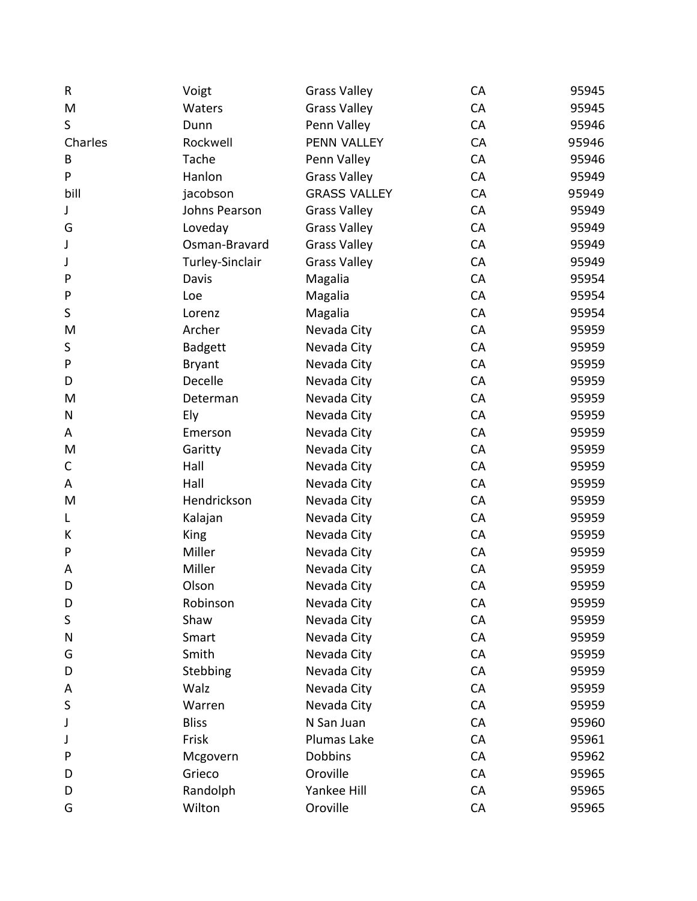| R | Voigt | Grass Valley | CA | 95945 |
|---|---|---|---|---|
| M | Waters | Grass Valley | CA | 95945 |
| S | Dunn | Penn Valley | CA | 95946 |
| Charles | Rockwell | PENN VALLEY | CA | 95946 |
| B | Tache | Penn Valley | CA | 95946 |
| P | Hanlon | Grass Valley | CA | 95949 |
| bill | jacobson | GRASS VALLEY | CA | 95949 |
| J | Johns Pearson | Grass Valley | CA | 95949 |
| G | Loveday | Grass Valley | CA | 95949 |
| J | Osman-Bravard | Grass Valley | CA | 95949 |
| J | Turley-Sinclair | Grass Valley | CA | 95949 |
| P | Davis | Magalia | CA | 95954 |
| P | Loe | Magalia | CA | 95954 |
| S | Lorenz | Magalia | CA | 95954 |
| M | Archer | Nevada City | CA | 95959 |
| S | Badgett | Nevada City | CA | 95959 |
| P | Bryant | Nevada City | CA | 95959 |
| D | Decelle | Nevada City | CA | 95959 |
| M | Determan | Nevada City | CA | 95959 |
| N | Ely | Nevada City | CA | 95959 |
| A | Emerson | Nevada City | CA | 95959 |
| M | Garitty | Nevada City | CA | 95959 |
| C | Hall | Nevada City | CA | 95959 |
| A | Hall | Nevada City | CA | 95959 |
| M | Hendrickson | Nevada City | CA | 95959 |
| L | Kalajan | Nevada City | CA | 95959 |
| K | King | Nevada City | CA | 95959 |
| P | Miller | Nevada City | CA | 95959 |
| A | Miller | Nevada City | CA | 95959 |
| D | Olson | Nevada City | CA | 95959 |
| D | Robinson | Nevada City | CA | 95959 |
| S | Shaw | Nevada City | CA | 95959 |
| N | Smart | Nevada City | CA | 95959 |
| G | Smith | Nevada City | CA | 95959 |
| D | Stebbing | Nevada City | CA | 95959 |
| A | Walz | Nevada City | CA | 95959 |
| S | Warren | Nevada City | CA | 95959 |
| J | Bliss | N San Juan | CA | 95960 |
| J | Frisk | Plumas Lake | CA | 95961 |
| P | Mcgovern | Dobbins | CA | 95962 |
| D | Grieco | Oroville | CA | 95965 |
| D | Randolph | Yankee Hill | CA | 95965 |
| G | Wilton | Oroville | CA | 95965 |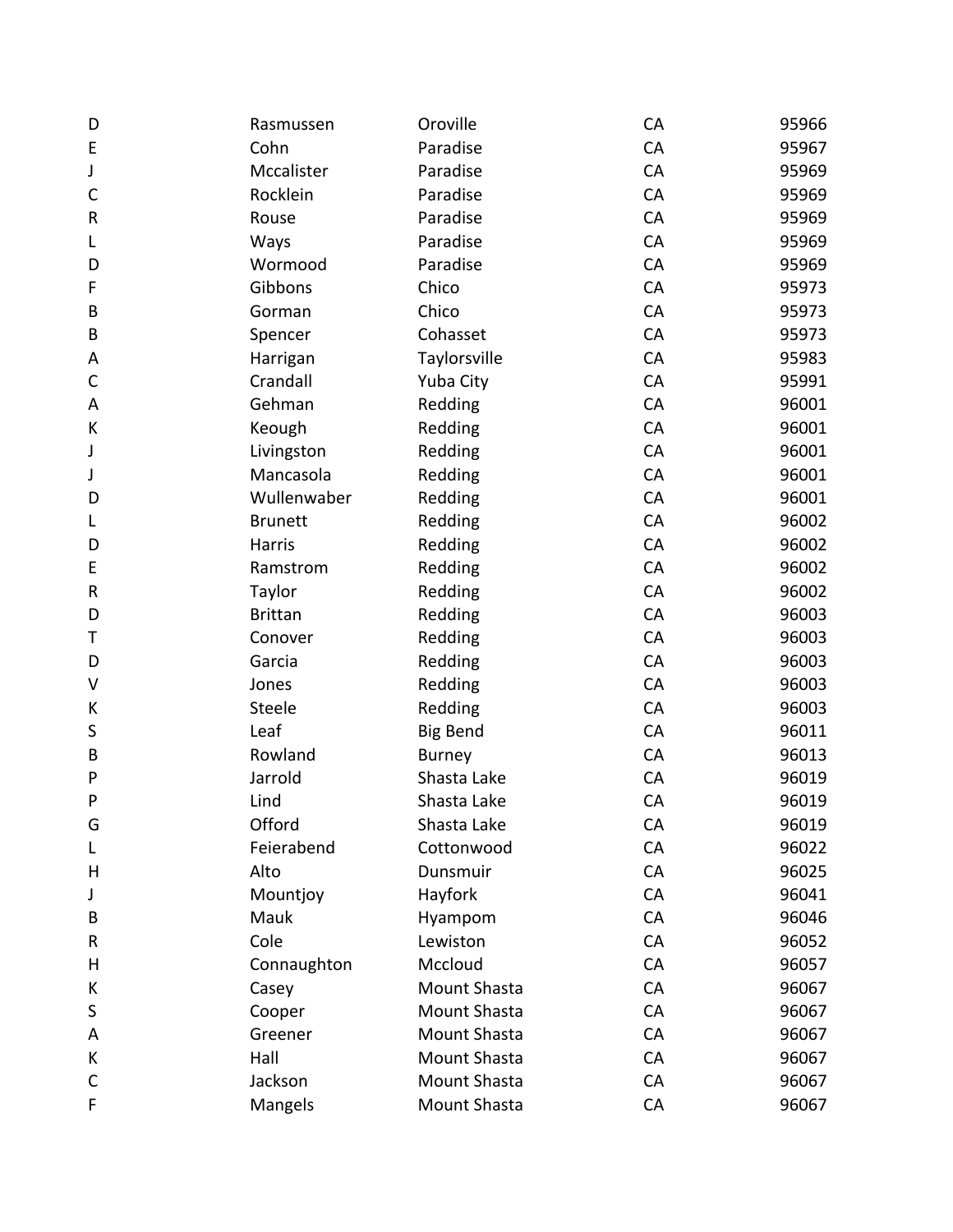| | | | | |
|---|---|---|---|---|
| D | Rasmussen | Oroville | CA | 95966 |
| E | Cohn | Paradise | CA | 95967 |
| J | Mccalister | Paradise | CA | 95969 |
| C | Rocklein | Paradise | CA | 95969 |
| R | Rouse | Paradise | CA | 95969 |
| L | Ways | Paradise | CA | 95969 |
| D | Wormood | Paradise | CA | 95969 |
| F | Gibbons | Chico | CA | 95973 |
| B | Gorman | Chico | CA | 95973 |
| B | Spencer | Cohasset | CA | 95973 |
| A | Harrigan | Taylorsville | CA | 95983 |
| C | Crandall | Yuba City | CA | 95991 |
| A | Gehman | Redding | CA | 96001 |
| K | Keough | Redding | CA | 96001 |
| J | Livingston | Redding | CA | 96001 |
| J | Mancasola | Redding | CA | 96001 |
| D | Wullenwaber | Redding | CA | 96001 |
| L | Brunett | Redding | CA | 96002 |
| D | Harris | Redding | CA | 96002 |
| E | Ramstrom | Redding | CA | 96002 |
| R | Taylor | Redding | CA | 96002 |
| D | Brittan | Redding | CA | 96003 |
| T | Conover | Redding | CA | 96003 |
| D | Garcia | Redding | CA | 96003 |
| V | Jones | Redding | CA | 96003 |
| K | Steele | Redding | CA | 96003 |
| S | Leaf | Big Bend | CA | 96011 |
| B | Rowland | Burney | CA | 96013 |
| P | Jarrold | Shasta Lake | CA | 96019 |
| P | Lind | Shasta Lake | CA | 96019 |
| G | Offord | Shasta Lake | CA | 96019 |
| L | Feierabend | Cottonwood | CA | 96022 |
| H | Alto | Dunsmuir | CA | 96025 |
| J | Mountjoy | Hayfork | CA | 96041 |
| B | Mauk | Hyampom | CA | 96046 |
| R | Cole | Lewiston | CA | 96052 |
| H | Connaughton | Mccloud | CA | 96057 |
| K | Casey | Mount Shasta | CA | 96067 |
| S | Cooper | Mount Shasta | CA | 96067 |
| A | Greener | Mount Shasta | CA | 96067 |
| K | Hall | Mount Shasta | CA | 96067 |
| C | Jackson | Mount Shasta | CA | 96067 |
| F | Mangels | Mount Shasta | CA | 96067 |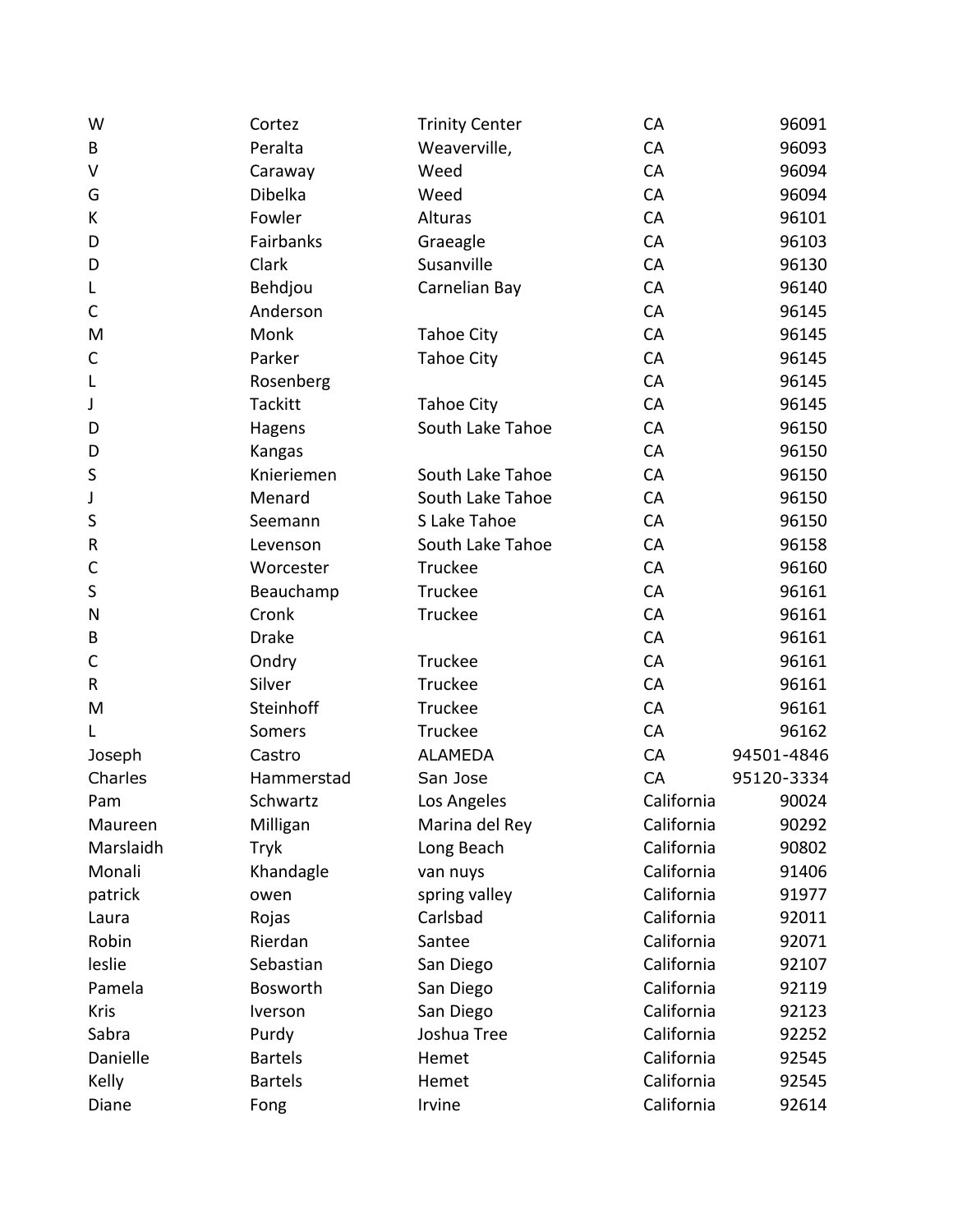| | | | | |
|---|---|---|---|---|
| W | Cortez | Trinity Center | CA | 96091 |
| B | Peralta | Weaverville, | CA | 96093 |
| V | Caraway | Weed | CA | 96094 |
| G | Dibelka | Weed | CA | 96094 |
| K | Fowler | Alturas | CA | 96101 |
| D | Fairbanks | Graeagle | CA | 96103 |
| D | Clark | Susanville | CA | 96130 |
| L | Behdjou | Carnelian Bay | CA | 96140 |
| C | Anderson | | CA | 96145 |
| M | Monk | Tahoe City | CA | 96145 |
| C | Parker | Tahoe City | CA | 96145 |
| L | Rosenberg | | CA | 96145 |
| J | Tackitt | Tahoe City | CA | 96145 |
| D | Hagens | South Lake Tahoe | CA | 96150 |
| D | Kangas | | CA | 96150 |
| S | Knieriemen | South Lake Tahoe | CA | 96150 |
| J | Menard | South Lake Tahoe | CA | 96150 |
| S | Seemann | S Lake Tahoe | CA | 96150 |
| R | Levenson | South Lake Tahoe | CA | 96158 |
| C | Worcester | Truckee | CA | 96160 |
| S | Beauchamp | Truckee | CA | 96161 |
| N | Cronk | Truckee | CA | 96161 |
| B | Drake | | CA | 96161 |
| C | Ondry | Truckee | CA | 96161 |
| R | Silver | Truckee | CA | 96161 |
| M | Steinhoff | Truckee | CA | 96161 |
| L | Somers | Truckee | CA | 96162 |
| Joseph | Castro | ALAMEDA | CA | 94501-4846 |
| Charles | Hammerstad | San Jose | CA | 95120-3334 |
| Pam | Schwartz | Los Angeles | California | 90024 |
| Maureen | Milligan | Marina del Rey | California | 90292 |
| Marslaidh | Tryk | Long Beach | California | 90802 |
| Monali | Khandagle | van nuys | California | 91406 |
| patrick | owen | spring valley | California | 91977 |
| Laura | Rojas | Carlsbad | California | 92011 |
| Robin | Rierdan | Santee | California | 92071 |
| leslie | Sebastian | San Diego | California | 92107 |
| Pamela | Bosworth | San Diego | California | 92119 |
| Kris | Iverson | San Diego | California | 92123 |
| Sabra | Purdy | Joshua Tree | California | 92252 |
| Danielle | Bartels | Hemet | California | 92545 |
| Kelly | Bartels | Hemet | California | 92545 |
| Diane | Fong | Irvine | California | 92614 |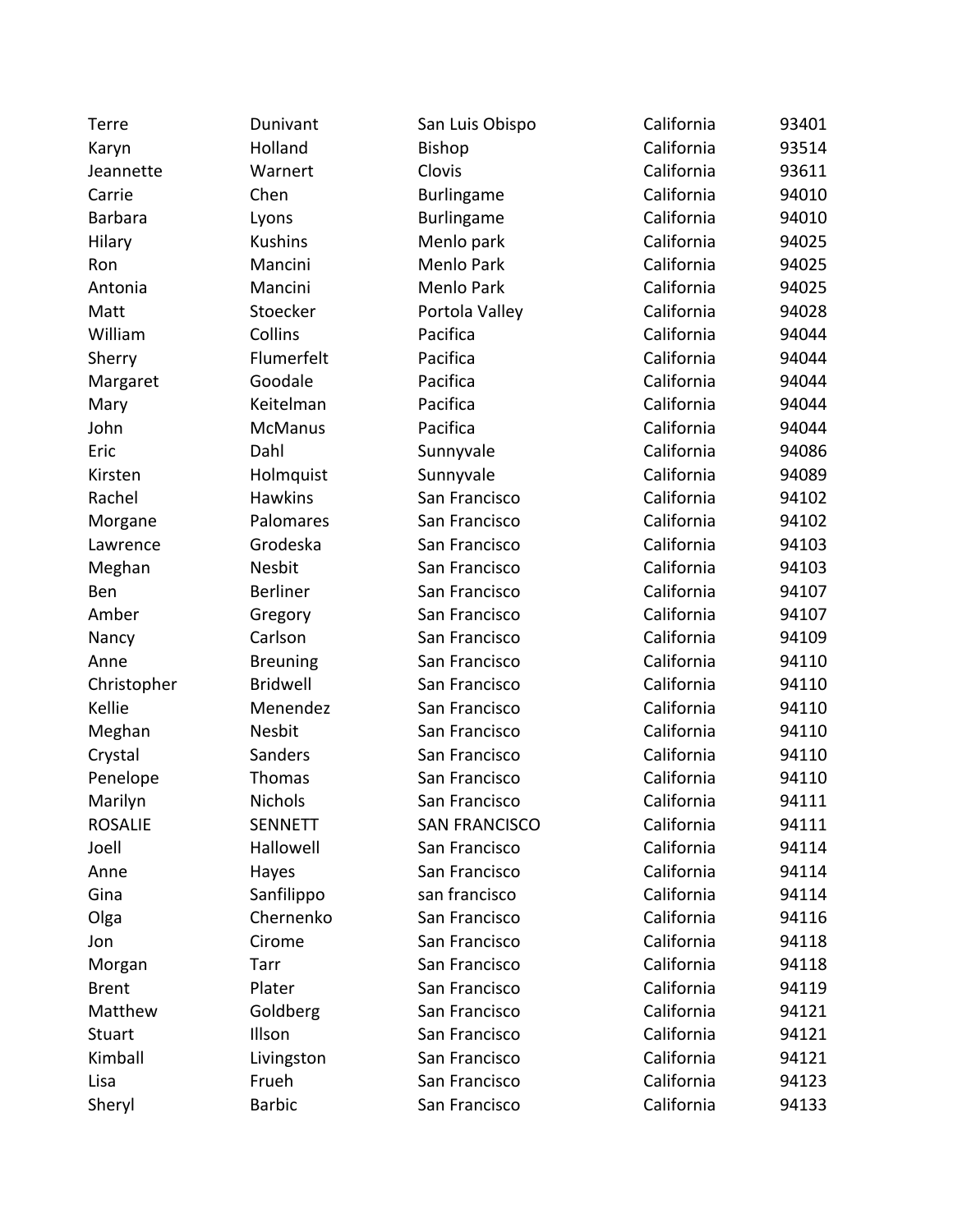| | | | | |
|---|---|---|---|---|
| Terre | Dunivant | San Luis Obispo | California | 93401 |
| Karyn | Holland | Bishop | California | 93514 |
| Jeannette | Warnert | Clovis | California | 93611 |
| Carrie | Chen | Burlingame | California | 94010 |
| Barbara | Lyons | Burlingame | California | 94010 |
| Hilary | Kushins | Menlo park | California | 94025 |
| Ron | Mancini | Menlo Park | California | 94025 |
| Antonia | Mancini | Menlo Park | California | 94025 |
| Matt | Stoecker | Portola Valley | California | 94028 |
| William | Collins | Pacifica | California | 94044 |
| Sherry | Flumerfelt | Pacifica | California | 94044 |
| Margaret | Goodale | Pacifica | California | 94044 |
| Mary | Keitelman | Pacifica | California | 94044 |
| John | McManus | Pacifica | California | 94044 |
| Eric | Dahl | Sunnyvale | California | 94086 |
| Kirsten | Holmquist | Sunnyvale | California | 94089 |
| Rachel | Hawkins | San Francisco | California | 94102 |
| Morgane | Palomares | San Francisco | California | 94102 |
| Lawrence | Grodeska | San Francisco | California | 94103 |
| Meghan | Nesbit | San Francisco | California | 94103 |
| Ben | Berliner | San Francisco | California | 94107 |
| Amber | Gregory | San Francisco | California | 94107 |
| Nancy | Carlson | San Francisco | California | 94109 |
| Anne | Breuning | San Francisco | California | 94110 |
| Christopher | Bridwell | San Francisco | California | 94110 |
| Kellie | Menendez | San Francisco | California | 94110 |
| Meghan | Nesbit | San Francisco | California | 94110 |
| Crystal | Sanders | San Francisco | California | 94110 |
| Penelope | Thomas | San Francisco | California | 94110 |
| Marilyn | Nichols | San Francisco | California | 94111 |
| ROSALIE | SENNETT | SAN FRANCISCO | California | 94111 |
| Joell | Hallowell | San Francisco | California | 94114 |
| Anne | Hayes | San Francisco | California | 94114 |
| Gina | Sanfilippo | san francisco | California | 94114 |
| Olga | Chernenko | San Francisco | California | 94116 |
| Jon | Cirome | San Francisco | California | 94118 |
| Morgan | Tarr | San Francisco | California | 94118 |
| Brent | Plater | San Francisco | California | 94119 |
| Matthew | Goldberg | San Francisco | California | 94121 |
| Stuart | Illson | San Francisco | California | 94121 |
| Kimball | Livingston | San Francisco | California | 94121 |
| Lisa | Frueh | San Francisco | California | 94123 |
| Sheryl | Barbic | San Francisco | California | 94133 |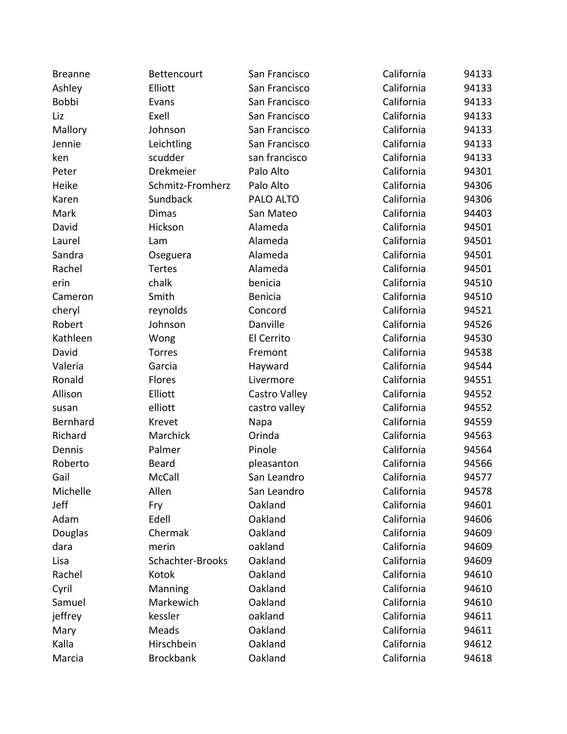| | | | | |
|---|---|---|---|---|
| Breanne | Bettencourt | San Francisco | California | 94133 |
| Ashley | Elliott | San Francisco | California | 94133 |
| Bobbi | Evans | San Francisco | California | 94133 |
| Liz | Exell | San Francisco | California | 94133 |
| Mallory | Johnson | San Francisco | California | 94133 |
| Jennie | Leichtling | San Francisco | California | 94133 |
| ken | scudder | san francisco | California | 94133 |
| Peter | Drekmeier | Palo Alto | California | 94301 |
| Heike | Schmitz-Fromherz | Palo Alto | California | 94306 |
| Karen | Sundback | PALO ALTO | California | 94306 |
| Mark | Dimas | San Mateo | California | 94403 |
| David | Hickson | Alameda | California | 94501 |
| Laurel | Lam | Alameda | California | 94501 |
| Sandra | Oseguera | Alameda | California | 94501 |
| Rachel | Tertes | Alameda | California | 94501 |
| erin | chalk | benicia | California | 94510 |
| Cameron | Smith | Benicia | California | 94510 |
| cheryl | reynolds | Concord | California | 94521 |
| Robert | Johnson | Danville | California | 94526 |
| Kathleen | Wong | El Cerrito | California | 94530 |
| David | Torres | Fremont | California | 94538 |
| Valeria | Garcia | Hayward | California | 94544 |
| Ronald | Flores | Livermore | California | 94551 |
| Allison | Elliott | Castro Valley | California | 94552 |
| susan | elliott | castro valley | California | 94552 |
| Bernhard | Krevet | Napa | California | 94559 |
| Richard | Marchick | Orinda | California | 94563 |
| Dennis | Palmer | Pinole | California | 94564 |
| Roberto | Beard | pleasanton | California | 94566 |
| Gail | McCall | San Leandro | California | 94577 |
| Michelle | Allen | San Leandro | California | 94578 |
| Jeff | Fry | Oakland | California | 94601 |
| Adam | Edell | Oakland | California | 94606 |
| Douglas | Chermak | Oakland | California | 94609 |
| dara | merin | oakland | California | 94609 |
| Lisa | Schachter-Brooks | Oakland | California | 94609 |
| Rachel | Kotok | Oakland | California | 94610 |
| Cyril | Manning | Oakland | California | 94610 |
| Samuel | Markewich | Oakland | California | 94610 |
| jeffrey | kessler | oakland | California | 94611 |
| Mary | Meads | Oakland | California | 94611 |
| Kalla | Hirschbein | Oakland | California | 94612 |
| Marcia | Brockbank | Oakland | California | 94618 |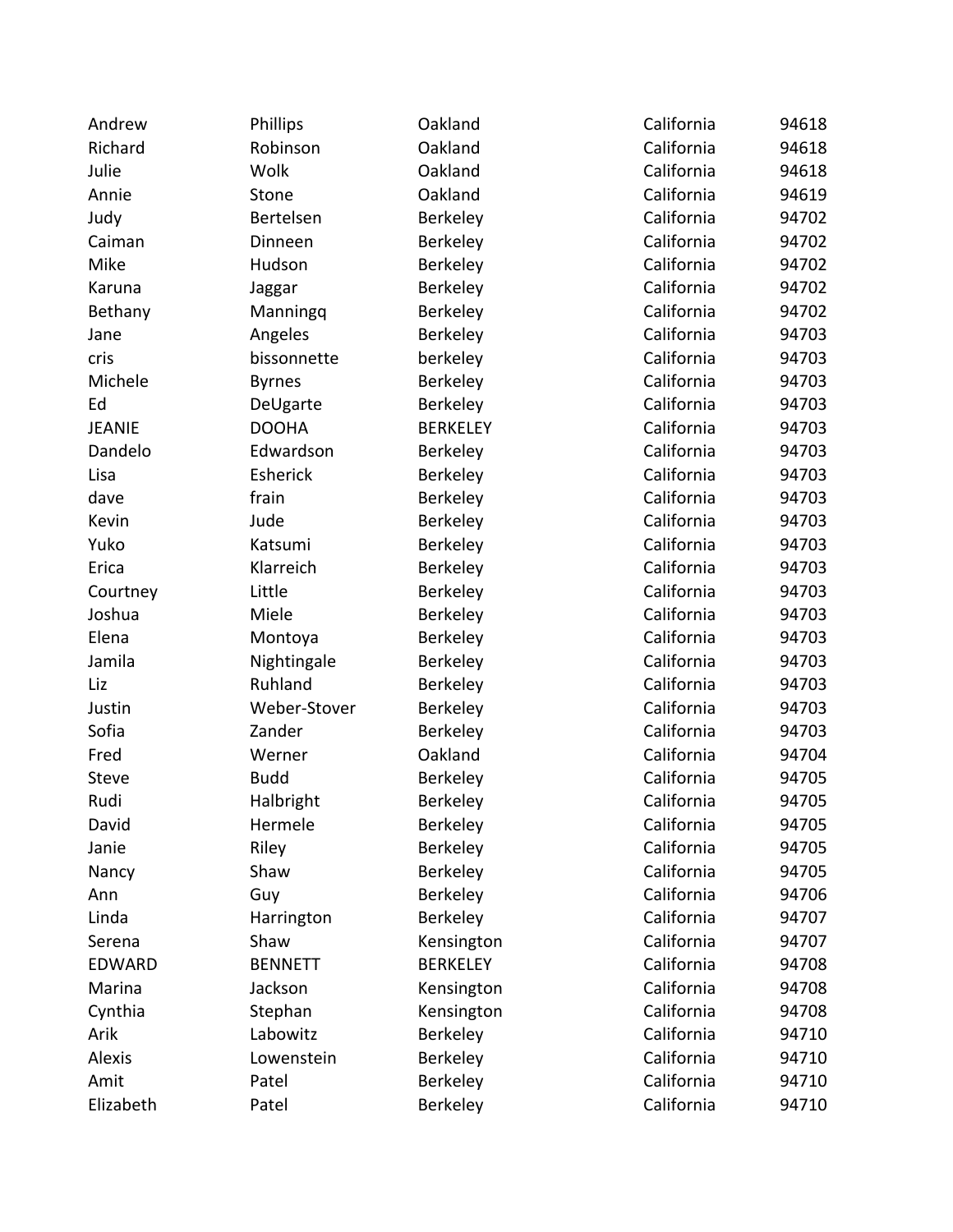| | | | | |
|---|---|---|---|---|
| Andrew | Phillips | Oakland | California | 94618 |
| Richard | Robinson | Oakland | California | 94618 |
| Julie | Wolk | Oakland | California | 94618 |
| Annie | Stone | Oakland | California | 94619 |
| Judy | Bertelsen | Berkeley | California | 94702 |
| Caiman | Dinneen | Berkeley | California | 94702 |
| Mike | Hudson | Berkeley | California | 94702 |
| Karuna | Jaggar | Berkeley | California | 94702 |
| Bethany | Manningq | Berkeley | California | 94702 |
| Jane | Angeles | Berkeley | California | 94703 |
| cris | bissonnette | berkeley | California | 94703 |
| Michele | Byrnes | Berkeley | California | 94703 |
| Ed | DeUgarte | Berkeley | California | 94703 |
| JEANIE | DOOHA | BERKELEY | California | 94703 |
| Dandelo | Edwardson | Berkeley | California | 94703 |
| Lisa | Esherick | Berkeley | California | 94703 |
| dave | frain | Berkeley | California | 94703 |
| Kevin | Jude | Berkeley | California | 94703 |
| Yuko | Katsumi | Berkeley | California | 94703 |
| Erica | Klarreich | Berkeley | California | 94703 |
| Courtney | Little | Berkeley | California | 94703 |
| Joshua | Miele | Berkeley | California | 94703 |
| Elena | Montoya | Berkeley | California | 94703 |
| Jamila | Nightingale | Berkeley | California | 94703 |
| Liz | Ruhland | Berkeley | California | 94703 |
| Justin | Weber-Stover | Berkeley | California | 94703 |
| Sofia | Zander | Berkeley | California | 94703 |
| Fred | Werner | Oakland | California | 94704 |
| Steve | Budd | Berkeley | California | 94705 |
| Rudi | Halbright | Berkeley | California | 94705 |
| David | Hermele | Berkeley | California | 94705 |
| Janie | Riley | Berkeley | California | 94705 |
| Nancy | Shaw | Berkeley | California | 94705 |
| Ann | Guy | Berkeley | California | 94706 |
| Linda | Harrington | Berkeley | California | 94707 |
| Serena | Shaw | Kensington | California | 94707 |
| EDWARD | BENNETT | BERKELEY | California | 94708 |
| Marina | Jackson | Kensington | California | 94708 |
| Cynthia | Stephan | Kensington | California | 94708 |
| Arik | Labowitz | Berkeley | California | 94710 |
| Alexis | Lowenstein | Berkeley | California | 94710 |
| Amit | Patel | Berkeley | California | 94710 |
| Elizabeth | Patel | Berkeley | California | 94710 |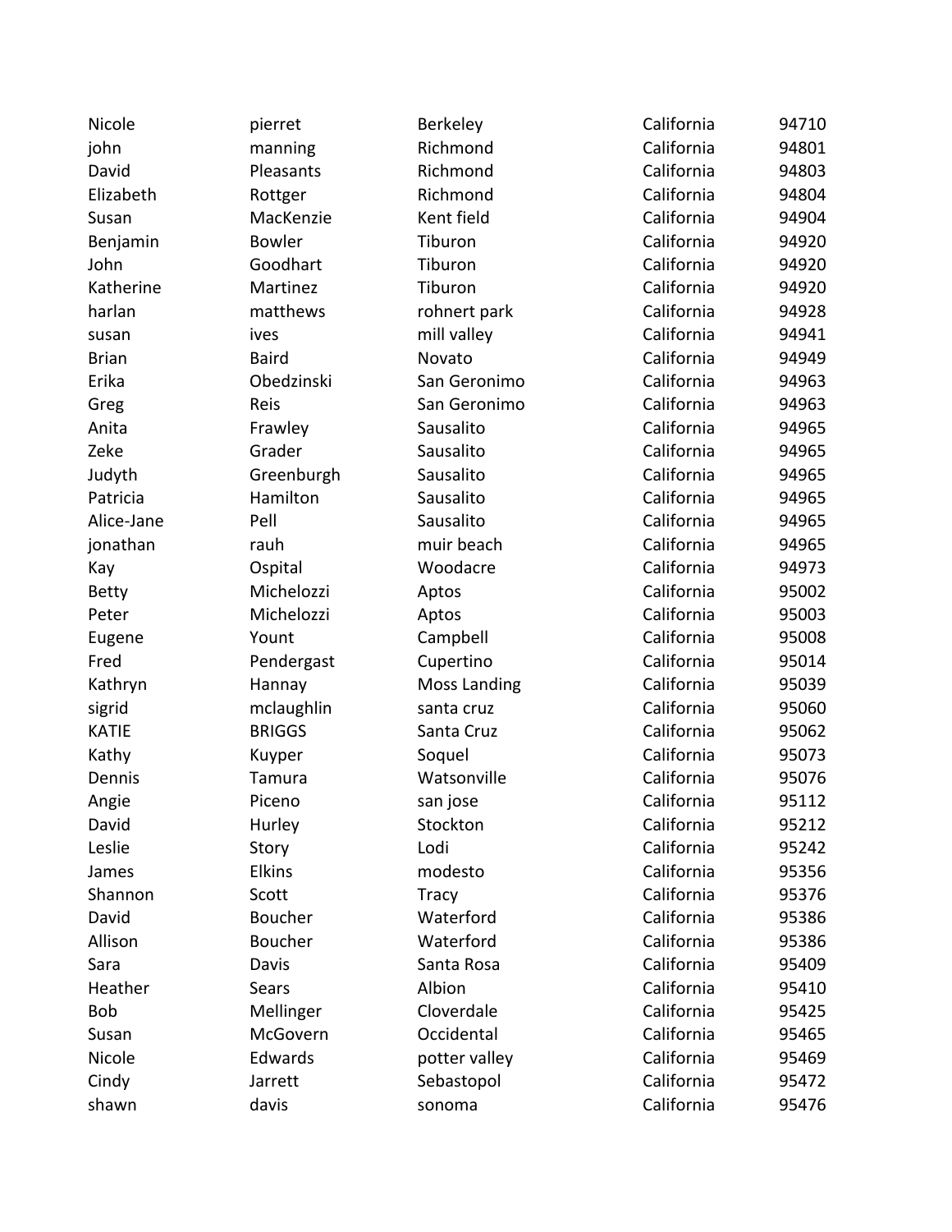| | | | | |
|---|---|---|---|---|
| Nicole | pierret | Berkeley | California | 94710 |
| john | manning | Richmond | California | 94801 |
| David | Pleasants | Richmond | California | 94803 |
| Elizabeth | Rottger | Richmond | California | 94804 |
| Susan | MacKenzie | Kent field | California | 94904 |
| Benjamin | Bowler | Tiburon | California | 94920 |
| John | Goodhart | Tiburon | California | 94920 |
| Katherine | Martinez | Tiburon | California | 94920 |
| harlan | matthews | rohnert park | California | 94928 |
| susan | ives | mill valley | California | 94941 |
| Brian | Baird | Novato | California | 94949 |
| Erika | Obedzinski | San Geronimo | California | 94963 |
| Greg | Reis | San Geronimo | California | 94963 |
| Anita | Frawley | Sausalito | California | 94965 |
| Zeke | Grader | Sausalito | California | 94965 |
| Judyth | Greenburgh | Sausalito | California | 94965 |
| Patricia | Hamilton | Sausalito | California | 94965 |
| Alice-Jane | Pell | Sausalito | California | 94965 |
| jonathan | rauh | muir beach | California | 94965 |
| Kay | Ospital | Woodacre | California | 94973 |
| Betty | Michelozzi | Aptos | California | 95002 |
| Peter | Michelozzi | Aptos | California | 95003 |
| Eugene | Yount | Campbell | California | 95008 |
| Fred | Pendergast | Cupertino | California | 95014 |
| Kathryn | Hannay | Moss Landing | California | 95039 |
| sigrid | mclaughlin | santa cruz | California | 95060 |
| KATIE | BRIGGS | Santa Cruz | California | 95062 |
| Kathy | Kuyper | Soquel | California | 95073 |
| Dennis | Tamura | Watsonville | California | 95076 |
| Angie | Piceno | san jose | California | 95112 |
| David | Hurley | Stockton | California | 95212 |
| Leslie | Story | Lodi | California | 95242 |
| James | Elkins | modesto | California | 95356 |
| Shannon | Scott | Tracy | California | 95376 |
| David | Boucher | Waterford | California | 95386 |
| Allison | Boucher | Waterford | California | 95386 |
| Sara | Davis | Santa Rosa | California | 95409 |
| Heather | Sears | Albion | California | 95410 |
| Bob | Mellinger | Cloverdale | California | 95425 |
| Susan | McGovern | Occidental | California | 95465 |
| Nicole | Edwards | potter valley | California | 95469 |
| Cindy | Jarrett | Sebastopol | California | 95472 |
| shawn | davis | sonoma | California | 95476 |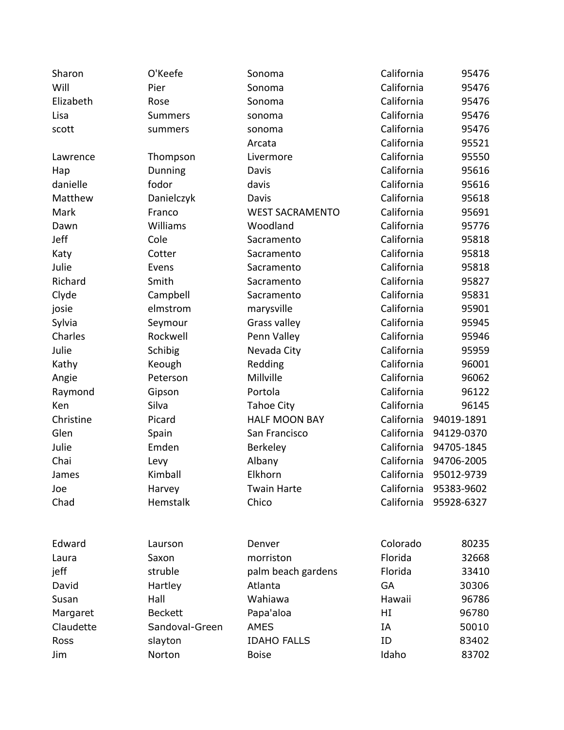| | | | | |
|---|---|---|---|---|
| Sharon | O'Keefe | Sonoma | California | 95476 |
| Will | Pier | Sonoma | California | 95476 |
| Elizabeth | Rose | Sonoma | California | 95476 |
| Lisa | Summers | sonoma | California | 95476 |
| scott | summers | sonoma | California | 95476 |
| | | Arcata | California | 95521 |
| Lawrence | Thompson | Livermore | California | 95550 |
| Hap | Dunning | Davis | California | 95616 |
| danielle | fodor | davis | California | 95616 |
| Matthew | Danielczyk | Davis | California | 95618 |
| Mark | Franco | WEST SACRAMENTO | California | 95691 |
| Dawn | Williams | Woodland | California | 95776 |
| Jeff | Cole | Sacramento | California | 95818 |
| Katy | Cotter | Sacramento | California | 95818 |
| Julie | Evens | Sacramento | California | 95818 |
| Richard | Smith | Sacramento | California | 95827 |
| Clyde | Campbell | Sacramento | California | 95831 |
| josie | elmstrom | marysville | California | 95901 |
| Sylvia | Seymour | Grass valley | California | 95945 |
| Charles | Rockwell | Penn Valley | California | 95946 |
| Julie | Schibig | Nevada City | California | 95959 |
| Kathy | Keough | Redding | California | 96001 |
| Angie | Peterson | Millville | California | 96062 |
| Raymond | Gipson | Portola | California | 96122 |
| Ken | Silva | Tahoe City | California | 96145 |
| Christine | Picard | HALF MOON BAY | California | 94019-1891 |
| Glen | Spain | San Francisco | California | 94129-0370 |
| Julie | Emden | Berkeley | California | 94705-1845 |
| Chai | Levy | Albany | California | 94706-2005 |
| James | Kimball | Elkhorn | California | 95012-9739 |
| Joe | Harvey | Twain Harte | California | 95383-9602 |
| Chad | Hemstalk | Chico | California | 95928-6327 |
| | | | | |
| Edward | Laurson | Denver | Colorado | 80235 |
| Laura | Saxon | morriston | Florida | 32668 |
| jeff | struble | palm beach gardens | Florida | 33410 |
| David | Hartley | Atlanta | GA | 30306 |
| Susan | Hall | Wahiawa | Hawaii | 96786 |
| Margaret | Beckett | Papa'aloa | HI | 96780 |
| Claudette | Sandoval-Green | AMES | IA | 50010 |
| Ross | slayton | IDAHO FALLS | ID | 83402 |
| Jim | Norton | Boise | Idaho | 83702 |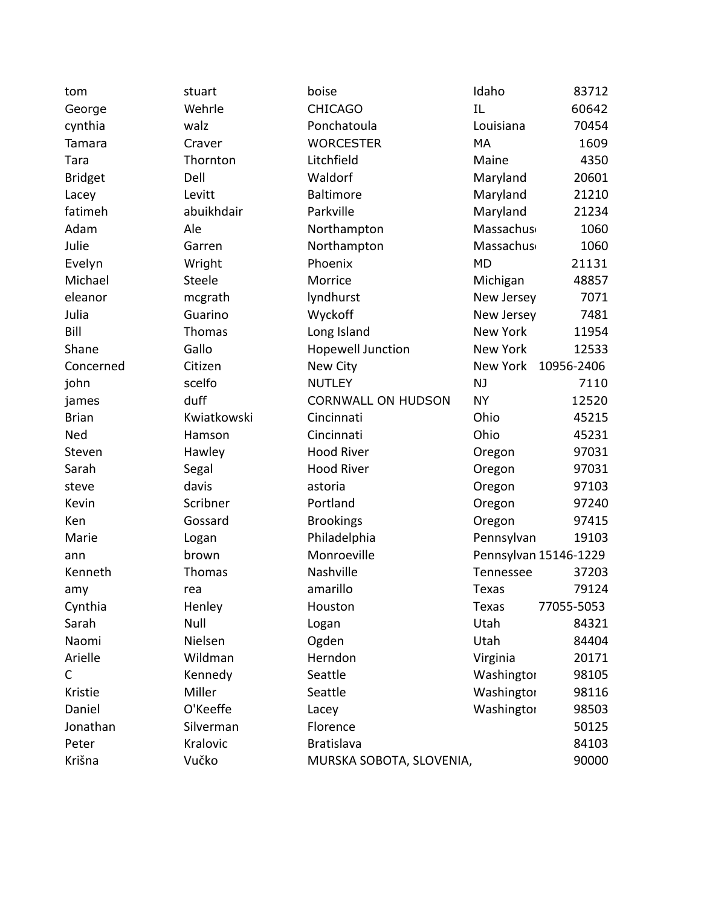| | | | | |
|---|---|---|---|---|
| tom | stuart | boise | Idaho | 83712 |
| George | Wehrle | CHICAGO | IL | 60642 |
| cynthia | walz | Ponchatoula | Louisiana | 70454 |
| Tamara | Craver | WORCESTER | MA | 1609 |
| Tara | Thornton | Litchfield | Maine | 4350 |
| Bridget | Dell | Waldorf | Maryland | 20601 |
| Lacey | Levitt | Baltimore | Maryland | 21210 |
| fatimeh | abuikhdair | Parkville | Maryland | 21234 |
| Adam | Ale | Northampton | Massachus | 1060 |
| Julie | Garren | Northampton | Massachus | 1060 |
| Evelyn | Wright | Phoenix | MD | 21131 |
| Michael | Steele | Morrice | Michigan | 48857 |
| eleanor | mcgrath | lyndhurst | New Jersey | 7071 |
| Julia | Guarino | Wyckoff | New Jersey | 7481 |
| Bill | Thomas | Long Island | New York | 11954 |
| Shane | Gallo | Hopewell Junction | New York | 12533 |
| Concerned | Citizen | New City | New York | 10956-2406 |
| john | scelfo | NUTLEY | NJ | 7110 |
| james | duff | CORNWALL ON HUDSON | NY | 12520 |
| Brian | Kwiatkowski | Cincinnati | Ohio | 45215 |
| Ned | Hamson | Cincinnati | Ohio | 45231 |
| Steven | Hawley | Hood River | Oregon | 97031 |
| Sarah | Segal | Hood River | Oregon | 97031 |
| steve | davis | astoria | Oregon | 97103 |
| Kevin | Scribner | Portland | Oregon | 97240 |
| Ken | Gossard | Brookings | Oregon | 97415 |
| Marie | Logan | Philadelphia | Pennsylvan | 19103 |
| ann | brown | Monroeville | Pennsylvan | 15146-1229 |
| Kenneth | Thomas | Nashville | Tennessee | 37203 |
| amy | rea | amarillo | Texas | 79124 |
| Cynthia | Henley | Houston | Texas | 77055-5053 |
| Sarah | Null | Logan | Utah | 84321 |
| Naomi | Nielsen | Ogden | Utah | 84404 |
| Arielle | Wildman | Herndon | Virginia | 20171 |
| C | Kennedy | Seattle | Washingtor | 98105 |
| Kristie | Miller | Seattle | Washingtor | 98116 |
| Daniel | O'Keeffe | Lacey | Washingtor | 98503 |
| Jonathan | Silverman | Florence | | 50125 |
| Peter | Kralovic | Bratislava | | 84103 |
| Krišna | Vučko | MURSKA SOBOTA, SLOVENIA, | | 90000 |